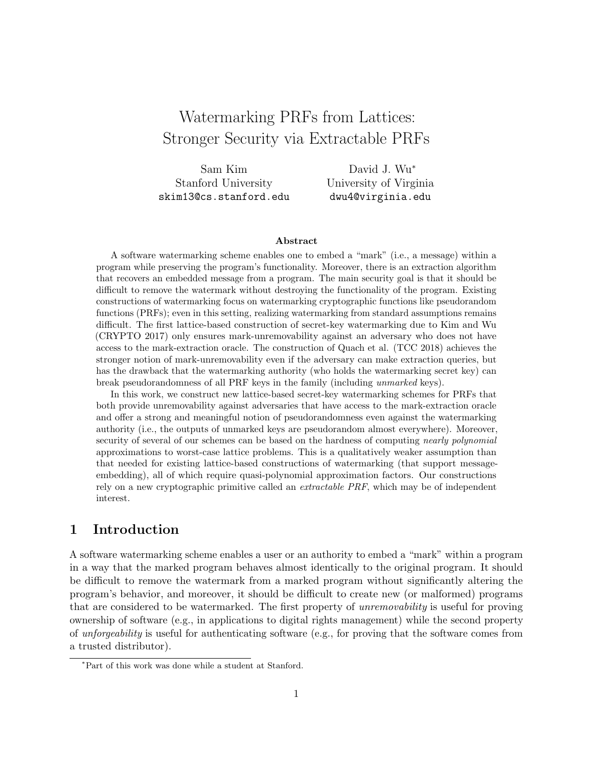# Watermarking PRFs from Lattices: Stronger Security via Extractable PRFs

Sam Kim
Stanford University
skim13@cs.stanford.edu

David J. Wu[*]
University of Virginia
dwu4@virginia.edu

### Abstract

A software watermarking scheme enables one to embed a "mark" (i.e., a message) within a program while preserving the program's functionality. Moreover, there is an extraction algorithm that recovers an embedded message from a program. The main security goal is that it should be difficult to remove the watermark without destroying the functionality of the program. Existing constructions of watermarking focus on watermarking cryptographic functions like pseudorandom functions (PRFs); even in this setting, realizing watermarking from standard assumptions remains difficult. The first lattice-based construction of secret-key watermarking due to Kim and Wu (CRYPTO 2017) only ensures mark-unremovability against an adversary who does not have access to the mark-extraction oracle. The construction of Quach et al. (TCC 2018) achieves the stronger notion of mark-unremovability even if the adversary can make extraction queries, but has the drawback that the watermarking authority (who holds the watermarking secret key) can break pseudorandomness of all PRF keys in the family (including *unmarked* keys).

In this work, we construct new lattice-based secret-key watermarking schemes for PRFs that both provide unremovability against adversaries that have access to the mark-extraction oracle and offer a strong and meaningful notion of pseudorandomness even against the watermarking authority (i.e., the outputs of unmarked keys are pseudorandom almost everywhere). Moreover, security of several of our schemes can be based on the hardness of computing *nearly polynomial* approximations to worst-case lattice problems. This is a qualitatively weaker assumption than that needed for existing lattice-based constructions of watermarking (that support message-embedding), all of which require quasi-polynomial approximation factors. Our constructions rely on a new cryptographic primitive called an *extractable PRF*, which may be of independent interest.

## 1 Introduction

A software watermarking scheme enables a user or an authority to embed a "mark" within a program in a way that the marked program behaves almost identically to the original program. It should be difficult to remove the watermark from a marked program without significantly altering the program's behavior, and moreover, it should be difficult to create new (or malformed) programs that are considered to be watermarked. The first property of *unremovability* is useful for proving ownership of software (e.g., in applications to digital rights management) while the second property of *unforgeability* is useful for authenticating software (e.g., for proving that the software comes from a trusted distributor).

[*]Part of this work was done while a student at Stanford.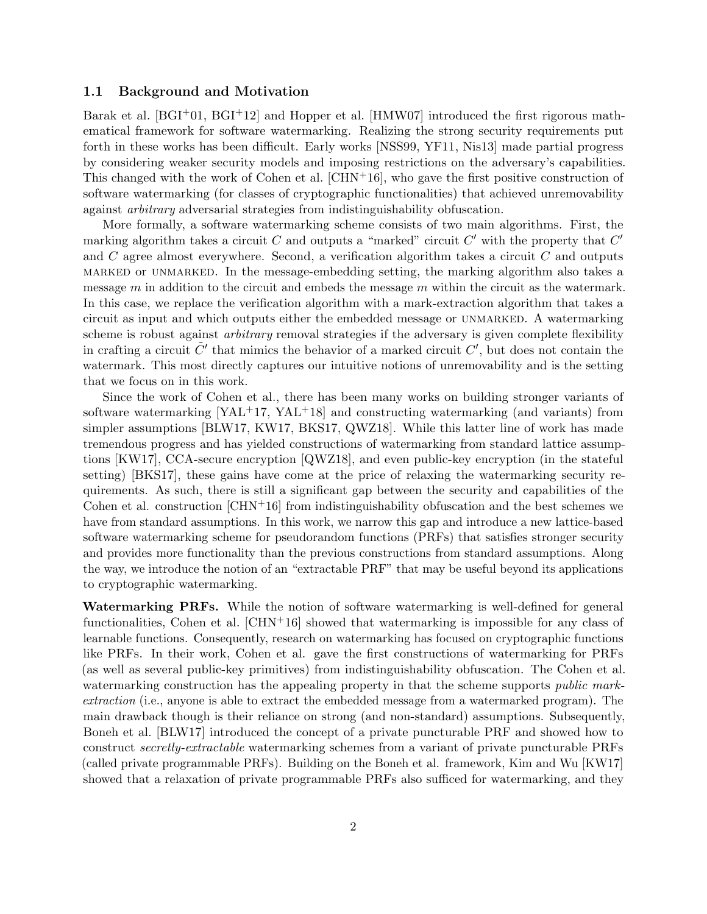### 1.1 Background and Motivation

Barak et al. [BGI+01, BGI+12] and Hopper et al. [HMW07] introduced the first rigorous mathematical framework for software watermarking. Realizing the strong security requirements put forth in these works has been difficult. Early works [NSS99, YF11, Nis13] made partial progress by considering weaker security models and imposing restrictions on the adversary's capabilities. This changed with the work of Cohen et al. [CHN+16], who gave the first positive construction of software watermarking (for classes of cryptographic functionalities) that achieved unremovability against *arbitrary* adversarial strategies from indistinguishability obfuscation.

More formally, a software watermarking scheme consists of two main algorithms. First, the marking algorithm takes a circuit $C$ and outputs a "marked" circuit $C'$ with the property that $C'$ and $C$ agree almost everywhere. Second, a verification algorithm takes a circuit $C$ and outputs MARKED or UNMARKED. In the message-embedding setting, the marking algorithm also takes a message $m$ in addition to the circuit and embeds the message $m$ within the circuit as the watermark. In this case, we replace the verification algorithm with a mark-extraction algorithm that takes a circuit as input and which outputs either the embedded message or UNMARKED. A watermarking scheme is robust against *arbitrary* removal strategies if the adversary is given complete flexibility in crafting a circuit $\tilde{C}'$ that mimics the behavior of a marked circuit $C'$, but does not contain the watermark. This most directly captures our intuitive notions of unremovability and is the setting that we focus on in this work.

Since the work of Cohen et al., there has been many works on building stronger variants of software watermarking [YAL+17, YAL+18] and constructing watermarking (and variants) from simpler assumptions [BLW17, KW17, BKS17, QWZ18]. While this latter line of work has made tremendous progress and has yielded constructions of watermarking from standard lattice assumptions [KW17], CCA-secure encryption [QWZ18], and even public-key encryption (in the stateful setting) [BKS17], these gains have come at the price of relaxing the watermarking security requirements. As such, there is still a significant gap between the security and capabilities of the Cohen et al. construction [CHN+16] from indistinguishability obfuscation and the best schemes we have from standard assumptions. In this work, we narrow this gap and introduce a new lattice-based software watermarking scheme for pseudorandom functions (PRFs) that satisfies stronger security and provides more functionality than the previous constructions from standard assumptions. Along the way, we introduce the notion of an "extractable PRF" that may be useful beyond its applications to cryptographic watermarking.

**Watermarking PRFs.** While the notion of software watermarking is well-defined for general functionalities, Cohen et al. [CHN+16] showed that watermarking is impossible for any class of learnable functions. Consequently, research on watermarking has focused on cryptographic functions like PRFs. In their work, Cohen et al. gave the first constructions of watermarking for PRFs (as well as several public-key primitives) from indistinguishability obfuscation. The Cohen et al. watermarking construction has the appealing property in that the scheme supports *public mark-extraction* (i.e., anyone is able to extract the embedded message from a watermarked program). The main drawback though is their reliance on strong (and non-standard) assumptions. Subsequently, Boneh et al. [BLW17] introduced the concept of a private puncturable PRF and showed how to construct *secretly-extractable* watermarking schemes from a variant of private puncturable PRFs (called private programmable PRFs). Building on the Boneh et al. framework, Kim and Wu [KW17] showed that a relaxation of private programmable PRFs also sufficed for watermarking, and they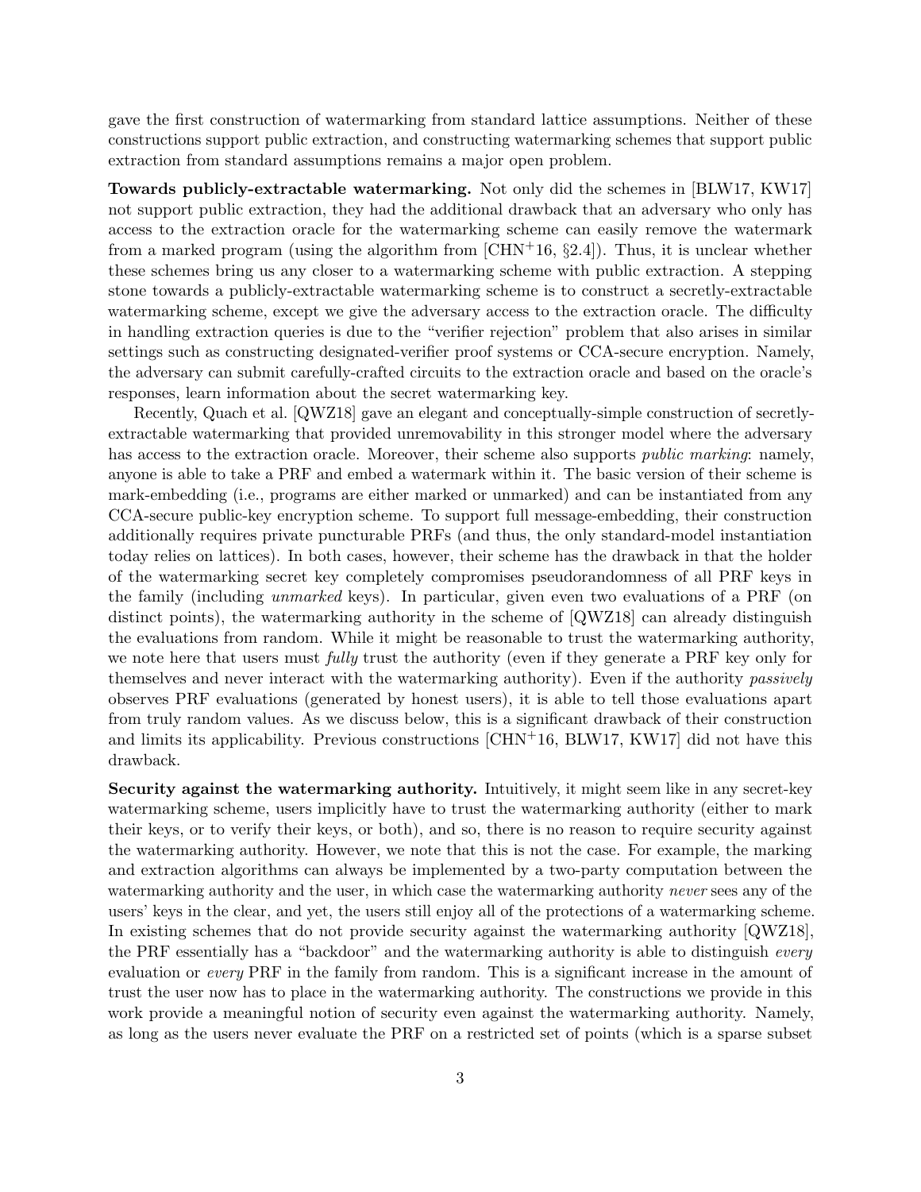gave the first construction of watermarking from standard lattice assumptions. Neither of these constructions support public extraction, and constructing watermarking schemes that support public extraction from standard assumptions remains a major open problem.

**Towards publicly-extractable watermarking.** Not only did the schemes in [BLW17, KW17] not support public extraction, they had the additional drawback that an adversary who only has access to the extraction oracle for the watermarking scheme can easily remove the watermark from a marked program (using the algorithm from [CHN+16, §2.4]). Thus, it is unclear whether these schemes bring us any closer to a watermarking scheme with public extraction. A stepping stone towards a publicly-extractable watermarking scheme is to construct a secretly-extractable watermarking scheme, except we give the adversary access to the extraction oracle. The difficulty in handling extraction queries is due to the "verifier rejection" problem that also arises in similar settings such as constructing designated-verifier proof systems or CCA-secure encryption. Namely, the adversary can submit carefully-crafted circuits to the extraction oracle and based on the oracle's responses, learn information about the secret watermarking key.

Recently, Quach et al. [QWZ18] gave an elegant and conceptually-simple construction of secretly-extractable watermarking that provided unremovability in this stronger model where the adversary has access to the extraction oracle. Moreover, their scheme also supports *public marking*: namely, anyone is able to take a PRF and embed a watermark within it. The basic version of their scheme is mark-embedding (i.e., programs are either marked or unmarked) and can be instantiated from any CCA-secure public-key encryption scheme. To support full message-embedding, their construction additionally requires private puncturable PRFs (and thus, the only standard-model instantiation today relies on lattices). In both cases, however, their scheme has the drawback in that the holder of the watermarking secret key completely compromises pseudorandomness of all PRF keys in the family (including *unmarked* keys). In particular, given even two evaluations of a PRF (on distinct points), the watermarking authority in the scheme of [QWZ18] can already distinguish the evaluations from random. While it might be reasonable to trust the watermarking authority, we note here that users must *fully* trust the authority (even if they generate a PRF key only for themselves and never interact with the watermarking authority). Even if the authority *passively* observes PRF evaluations (generated by honest users), it is able to tell those evaluations apart from truly random values. As we discuss below, this is a significant drawback of their construction and limits its applicability. Previous constructions [CHN+16, BLW17, KW17] did not have this drawback.

**Security against the watermarking authority.** Intuitively, it might seem like in any secret-key watermarking scheme, users implicitly have to trust the watermarking authority (either to mark their keys, or to verify their keys, or both), and so, there is no reason to require security against the watermarking authority. However, we note that this is not the case. For example, the marking and extraction algorithms can always be implemented by a two-party computation between the watermarking authority and the user, in which case the watermarking authority *never* sees any of the users' keys in the clear, and yet, the users still enjoy all of the protections of a watermarking scheme. In existing schemes that do not provide security against the watermarking authority [QWZ18], the PRF essentially has a "backdoor" and the watermarking authority is able to distinguish *every* evaluation or *every* PRF in the family from random. This is a significant increase in the amount of trust the user now has to place in the watermarking authority. The constructions we provide in this work provide a meaningful notion of security even against the watermarking authority. Namely, as long as the users never evaluate the PRF on a restricted set of points (which is a sparse subset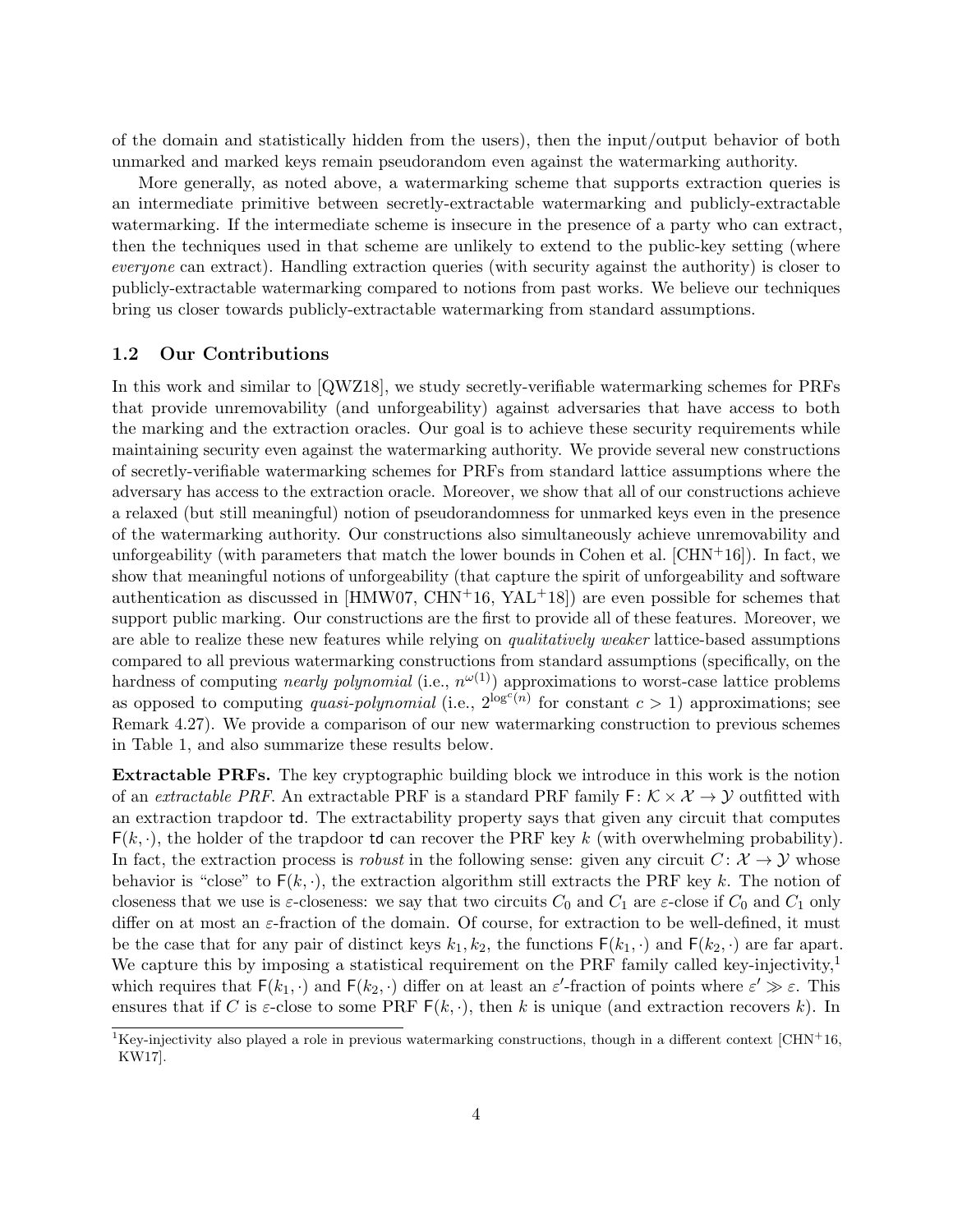of the domain and statistically hidden from the users), then the input/output behavior of both unmarked and marked keys remain pseudorandom even against the watermarking authority.

More generally, as noted above, a watermarking scheme that supports extraction queries is an intermediate primitive between secretly-extractable watermarking and publicly-extractable watermarking. If the intermediate scheme is insecure in the presence of a party who can extract, then the techniques used in that scheme are unlikely to extend to the public-key setting (where *everyone* can extract). Handling extraction queries (with security against the authority) is closer to publicly-extractable watermarking compared to notions from past works. We believe our techniques bring us closer towards publicly-extractable watermarking from standard assumptions.

### 1.2 Our Contributions

In this work and similar to [QWZ18], we study secretly-verifiable watermarking schemes for PRFs that provide unremovability (and unforgeability) against adversaries that have access to both the marking and the extraction oracles. Our goal is to achieve these security requirements while maintaining security even against the watermarking authority. We provide several new constructions of secretly-verifiable watermarking schemes for PRFs from standard lattice assumptions where the adversary has access to the extraction oracle. Moreover, we show that all of our constructions achieve a relaxed (but still meaningful) notion of pseudorandomness for unmarked keys even in the presence of the watermarking authority. Our constructions also simultaneously achieve unremovability and unforgeability (with parameters that match the lower bounds in Cohen et al. [CHN+16]). In fact, we show that meaningful notions of unforgeability (that capture the spirit of unforgeability and software authentication as discussed in [HMW07, CHN+16, YAL+18]) are even possible for schemes that support public marking. Our constructions are the first to provide all of these features. Moreover, we are able to realize these new features while relying on *qualitatively weaker* lattice-based assumptions compared to all previous watermarking constructions from standard assumptions (specifically, on the hardness of computing *nearly polynomial* (i.e., $n^{\omega(1)}$) approximations to worst-case lattice problems as opposed to computing *quasi-polynomial* (i.e., $2^{\log^c(n)}$ for constant $c > 1$) approximations; see Remark 4.27). We provide a comparison of our new watermarking construction to previous schemes in Table 1, and also summarize these results below.

**Extractable PRFs.** The key cryptographic building block we introduce in this work is the notion of an *extractable PRF*. An extractable PRF is a standard PRF family $\mathsf{F}\colon \mathcal{K} \times \mathcal{X} \to \mathcal{Y}$ outfitted with an extraction trapdoor $\mathsf{td}$. The extractability property says that given any circuit that computes $\mathsf{F}(k, \cdot)$, the holder of the trapdoor $\mathsf{td}$ can recover the PRF key $k$ (with overwhelming probability). In fact, the extraction process is *robust* in the following sense: given any circuit $C\colon \mathcal{X} \to \mathcal{Y}$ whose behavior is "close" to $\mathsf{F}(k, \cdot)$, the extraction algorithm still extracts the PRF key $k$. The notion of closeness that we use is $\varepsilon$-closeness: we say that two circuits $C_0$ and $C_1$ are $\varepsilon$-close if $C_0$ and $C_1$ only differ on at most an $\varepsilon$-fraction of the domain. Of course, for extraction to be well-defined, it must be the case that for any pair of distinct keys $k_1, k_2$, the functions $\mathsf{F}(k_1, \cdot)$ and $\mathsf{F}(k_2, \cdot)$ are far apart. We capture this by imposing a statistical requirement on the PRF family called key-injectivity,[1] which requires that $\mathsf{F}(k_1, \cdot)$ and $\mathsf{F}(k_2, \cdot)$ differ on at least an $\varepsilon'$-fraction of points where $\varepsilon' \gg \varepsilon$. This ensures that if $C$ is $\varepsilon$-close to some PRF $\mathsf{F}(k, \cdot)$, then $k$ is unique (and extraction recovers $k$). In

[1] Key-injectivity also played a role in previous watermarking constructions, though in a different context [CHN+16, KW17].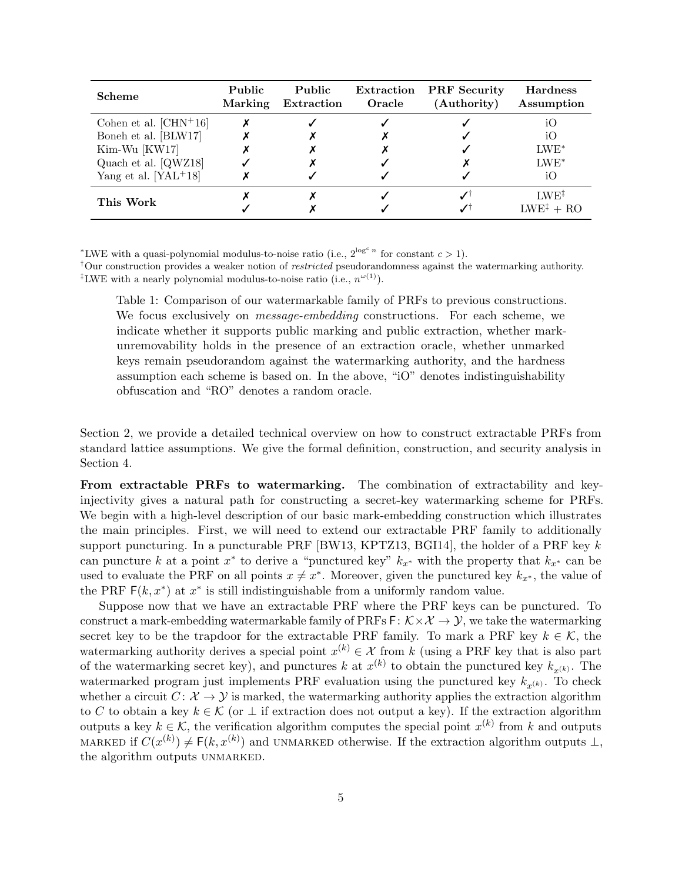| Scheme | Public Marking | Public Extraction | Extraction Oracle | PRF Security (Authority) | Hardness Assumption |
|---|---|---|---|---|---|
| Cohen et al. [CHN+16] | ✗ | ✓ | ✓ | ✓ | iO |
| Boneh et al. [BLW17] | ✗ | ✗ | ✗ | ✓ | iO |
| Kim-Wu [KW17] | ✗ | ✗ | ✗ | ✓ | LWE* |
| Quach et al. [QWZ18] | ✓ | ✗ | ✓ | ✗ | LWE* |
| Yang et al. [YAL+18] | ✗ | ✓ | ✓ | ✓ | iO |
| **This Work** | ✗ | ✗ | ✓ | ✓† | LWE‡ |
| | ✓ | ✗ | ✓ | ✓† | LWE‡ + RO |

*LWE with a quasi-polynomial modulus-to-noise ratio (i.e., $2^{\log^c n}$ for constant $c > 1$).
†Our construction provides a weaker notion of *restricted* pseudorandomness against the watermarking authority.
‡LWE with a nearly polynomial modulus-to-noise ratio (i.e., $n^{\omega(1)}$).

Table 1: Comparison of our watermarkable family of PRFs to previous constructions. We focus exclusively on *message-embedding* constructions. For each scheme, we indicate whether it supports public marking and public extraction, whether mark-unremovability holds in the presence of an extraction oracle, whether unmarked keys remain pseudorandom against the watermarking authority, and the hardness assumption each scheme is based on. In the above, "iO" denotes indistinguishability obfuscation and "RO" denotes a random oracle.

Section 2, we provide a detailed technical overview on how to construct extractable PRFs from standard lattice assumptions. We give the formal definition, construction, and security analysis in Section 4.

**From extractable PRFs to watermarking.** The combination of extractability and key-injectivity gives a natural path for constructing a secret-key watermarking scheme for PRFs. We begin with a high-level description of our basic mark-embedding construction which illustrates the main principles. First, we will need to extend our extractable PRF family to additionally support puncturing. In a puncturable PRF [BW13, KPTZ13, BGI14], the holder of a PRF key $k$ can puncture $k$ at a point $x^*$ to derive a "punctured key" $k_{x^*}$ with the property that $k_{x^*}$ can be used to evaluate the PRF on all points $x \neq x^*$. Moreover, given the punctured key $k_{x^*}$, the value of the PRF $\mathsf{F}(k, x^*)$ at $x^*$ is still indistinguishable from a uniformly random value.

Suppose now that we have an extractable PRF where the PRF keys can be punctured. To construct a mark-embedding watermarkable family of PRFs $\mathsf{F}\colon \mathcal{K} \times \mathcal{X} \to \mathcal{Y}$, we take the watermarking secret key to be the trapdoor for the extractable PRF family. To mark a PRF key $k \in \mathcal{K}$, the watermarking authority derives a special point $x^{(k)} \in \mathcal{X}$ from $k$ (using a PRF key that is also part of the watermarking secret key), and punctures $k$ at $x^{(k)}$ to obtain the punctured key $k_{x^{(k)}}$. The watermarked program just implements PRF evaluation using the punctured key $k_{x^{(k)}}$. To check whether a circuit $C\colon \mathcal{X} \to \mathcal{Y}$ is marked, the watermarking authority applies the extraction algorithm to $C$ to obtain a key $k \in \mathcal{K}$ (or $\perp$ if extraction does not output a key). If the extraction algorithm outputs a key $k \in \mathcal{K}$, the verification algorithm computes the special point $x^{(k)}$ from $k$ and outputs MARKED if $C(x^{(k)}) \neq \mathsf{F}(k, x^{(k)})$ and UNMARKED otherwise. If the extraction algorithm outputs $\perp$, the algorithm outputs UNMARKED.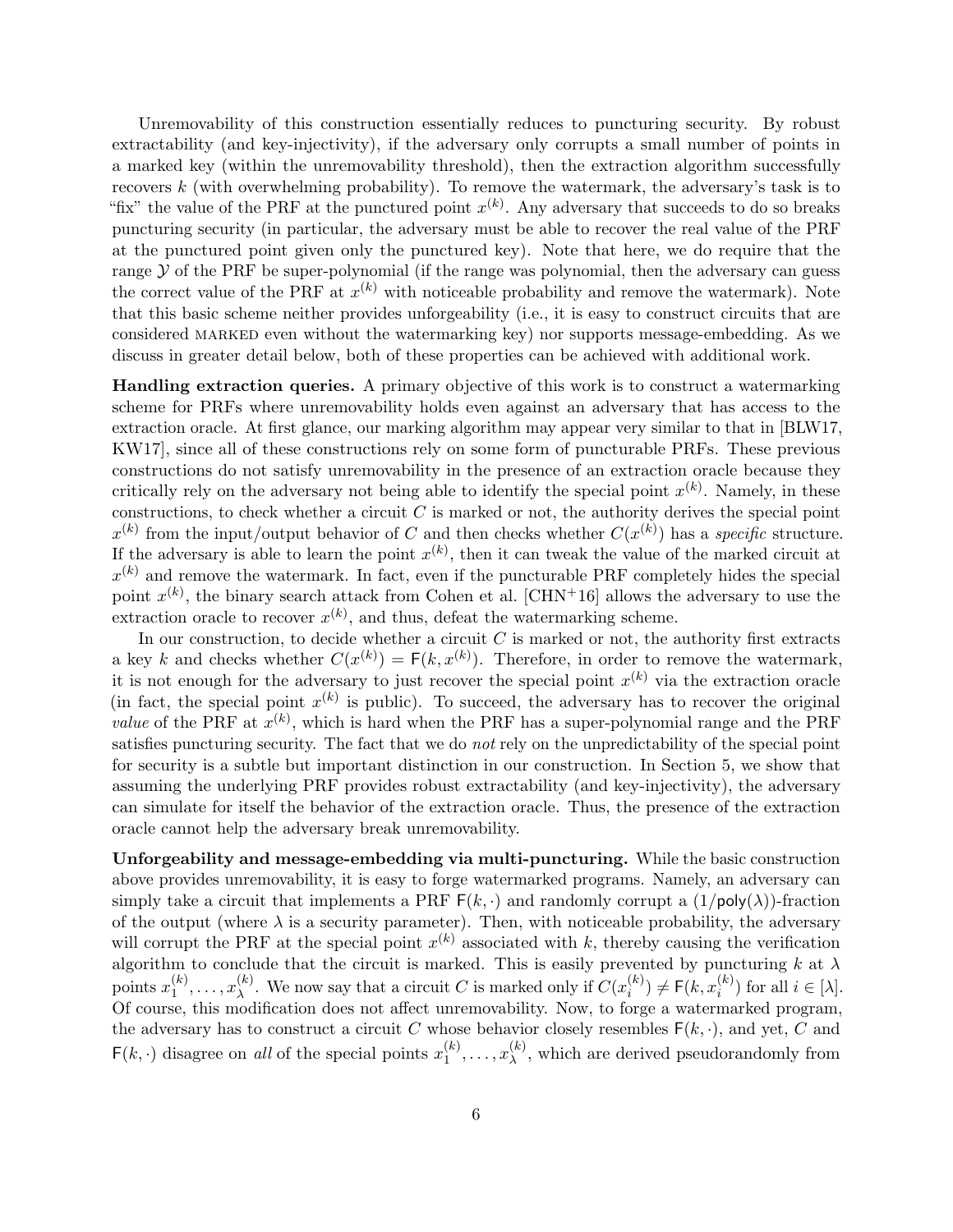Unremovability of this construction essentially reduces to puncturing security. By robust extractability (and key-injectivity), if the adversary only corrupts a small number of points in a marked key (within the unremovability threshold), then the extraction algorithm successfully recovers $k$ (with overwhelming probability). To remove the watermark, the adversary's task is to "fix" the value of the PRF at the punctured point $x^{(k)}$. Any adversary that succeeds to do so breaks puncturing security (in particular, the adversary must be able to recover the real value of the PRF at the punctured point given only the punctured key). Note that here, we do require that the range $\mathcal{Y}$ of the PRF be super-polynomial (if the range was polynomial, then the adversary can guess the correct value of the PRF at $x^{(k)}$ with noticeable probability and remove the watermark). Note that this basic scheme neither provides unforgeability (i.e., it is easy to construct circuits that are considered MARKED even without the watermarking key) nor supports message-embedding. As we discuss in greater detail below, both of these properties can be achieved with additional work.

**Handling extraction queries.** A primary objective of this work is to construct a watermarking scheme for PRFs where unremovability holds even against an adversary that has access to the extraction oracle. At first glance, our marking algorithm may appear very similar to that in [BLW17, KW17], since all of these constructions rely on some form of puncturable PRFs. These previous constructions do not satisfy unremovability in the presence of an extraction oracle because they critically rely on the adversary not being able to identify the special point $x^{(k)}$. Namely, in these constructions, to check whether a circuit $C$ is marked or not, the authority derives the special point $x^{(k)}$ from the input/output behavior of $C$ and then checks whether $C(x^{(k)})$ has a *specific* structure. If the adversary is able to learn the point $x^{(k)}$, then it can tweak the value of the marked circuit at $x^{(k)}$ and remove the watermark. In fact, even if the puncturable PRF completely hides the special point $x^{(k)}$, the binary search attack from Cohen et al. [CHN+16] allows the adversary to use the extraction oracle to recover $x^{(k)}$, and thus, defeat the watermarking scheme.

In our construction, to decide whether a circuit $C$ is marked or not, the authority first extracts a key $k$ and checks whether $C(x^{(k)}) = \mathsf{F}(k, x^{(k)})$. Therefore, in order to remove the watermark, it is not enough for the adversary to just recover the special point $x^{(k)}$ via the extraction oracle (in fact, the special point $x^{(k)}$ is public). To succeed, the adversary has to recover the original *value* of the PRF at $x^{(k)}$, which is hard when the PRF has a super-polynomial range and the PRF satisfies puncturing security. The fact that we do *not* rely on the unpredictability of the special point for security is a subtle but important distinction in our construction. In Section 5, we show that assuming the underlying PRF provides robust extractability (and key-injectivity), the adversary can simulate for itself the behavior of the extraction oracle. Thus, the presence of the extraction oracle cannot help the adversary break unremovability.

**Unforgeability and message-embedding via multi-puncturing.** While the basic construction above provides unremovability, it is easy to forge watermarked programs. Namely, an adversary can simply take a circuit that implements a PRF $\mathsf{F}(k, \cdot)$ and randomly corrupt a $(1/\mathsf{poly}(\lambda))$-fraction of the output (where $\lambda$ is a security parameter). Then, with noticeable probability, the adversary will corrupt the PRF at the special point $x^{(k)}$ associated with $k$, thereby causing the verification algorithm to conclude that the circuit is marked. This is easily prevented by puncturing $k$ at $\lambda$ points $x_1^{(k)}, \ldots, x_\lambda^{(k)}$. We now say that a circuit $C$ is marked only if $C(x_i^{(k)}) \neq \mathsf{F}(k, x_i^{(k)})$ for all $i \in [\lambda]$. Of course, this modification does not affect unremovability. Now, to forge a watermarked program, the adversary has to construct a circuit $C$ whose behavior closely resembles $\mathsf{F}(k, \cdot)$, and yet, $C$ and $\mathsf{F}(k, \cdot)$ disagree on *all* of the special points $x_1^{(k)}, \ldots, x_\lambda^{(k)}$, which are derived pseudorandomly from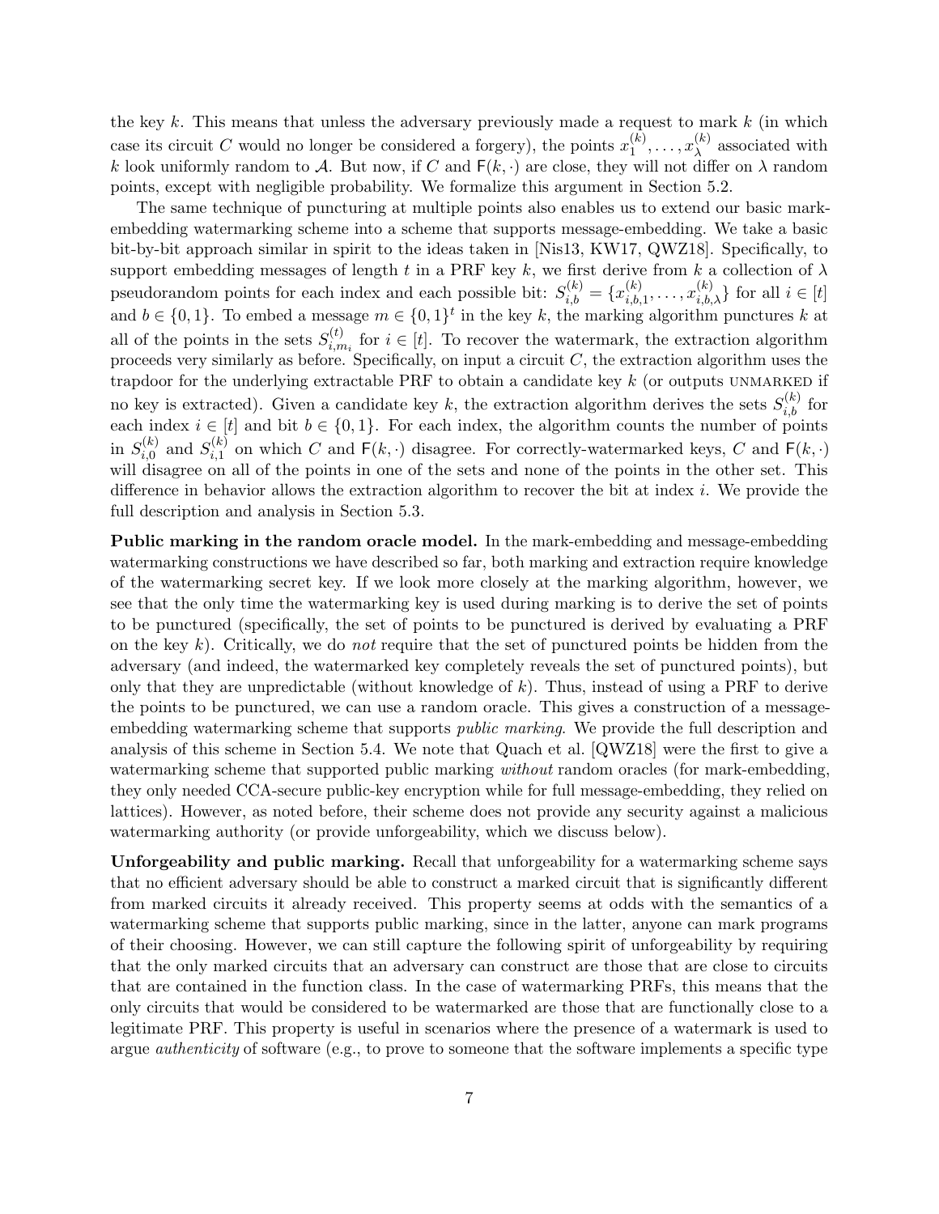the key $k$. This means that unless the adversary previously made a request to mark $k$ (in which case its circuit $C$ would no longer be considered a forgery), the points $x_1^{(k)}, \ldots, x_\lambda^{(k)}$ associated with $k$ look uniformly random to $\mathcal{A}$. But now, if $C$ and $\mathsf{F}(k, \cdot)$ are close, they will not differ on $\lambda$ random points, except with negligible probability. We formalize this argument in Section 5.2.

The same technique of puncturing at multiple points also enables us to extend our basic mark-embedding watermarking scheme into a scheme that supports message-embedding. We take a basic bit-by-bit approach similar in spirit to the ideas taken in [Nis13, KW17, QWZ18]. Specifically, to support embedding messages of length $t$ in a PRF key $k$, we first derive from $k$ a collection of $\lambda$ pseudorandom points for each index and each possible bit: $S_{i,b}^{(k)} = \{x_{i,b,1}^{(k)}, \ldots, x_{i,b,\lambda}^{(k)}\}$ for all $i \in [t]$ and $b \in \{0, 1\}$. To embed a message $m \in \{0,1\}^t$ in the key $k$, the marking algorithm punctures $k$ at all of the points in the sets $S_{i,m_i}^{(t)}$ for $i \in [t]$. To recover the watermark, the extraction algorithm proceeds very similarly as before. Specifically, on input a circuit $C$, the extraction algorithm uses the trapdoor for the underlying extractable PRF to obtain a candidate key $k$ (or outputs UNMARKED if no key is extracted). Given a candidate key $k$, the extraction algorithm derives the sets $S_{i,b}^{(k)}$ for each index $i \in [t]$ and bit $b \in \{0, 1\}$. For each index, the algorithm counts the number of points in $S_{i,0}^{(k)}$ and $S_{i,1}^{(k)}$ on which $C$ and $\mathsf{F}(k, \cdot)$ disagree. For correctly-watermarked keys, $C$ and $\mathsf{F}(k, \cdot)$ will disagree on all of the points in one of the sets and none of the points in the other set. This difference in behavior allows the extraction algorithm to recover the bit at index $i$. We provide the full description and analysis in Section 5.3.

**Public marking in the random oracle model.** In the mark-embedding and message-embedding watermarking constructions we have described so far, both marking and extraction require knowledge of the watermarking secret key. If we look more closely at the marking algorithm, however, we see that the only time the watermarking key is used during marking is to derive the set of points to be punctured (specifically, the set of points to be punctured is derived by evaluating a PRF on the key $k$). Critically, we do *not* require that the set of punctured points be hidden from the adversary (and indeed, the watermarked key completely reveals the set of punctured points), but only that they are unpredictable (without knowledge of $k$). Thus, instead of using a PRF to derive the points to be punctured, we can use a random oracle. This gives a construction of a message-embedding watermarking scheme that supports *public marking*. We provide the full description and analysis of this scheme in Section 5.4. We note that Quach et al. [QWZ18] were the first to give a watermarking scheme that supported public marking *without* random oracles (for mark-embedding, they only needed CCA-secure public-key encryption while for full message-embedding, they relied on lattices). However, as noted before, their scheme does not provide any security against a malicious watermarking authority (or provide unforgeability, which we discuss below).

**Unforgeability and public marking.** Recall that unforgeability for a watermarking scheme says that no efficient adversary should be able to construct a marked circuit that is significantly different from marked circuits it already received. This property seems at odds with the semantics of a watermarking scheme that supports public marking, since in the latter, anyone can mark programs of their choosing. However, we can still capture the following spirit of unforgeability by requiring that the only marked circuits that an adversary can construct are those that are close to circuits that are contained in the function class. In the case of watermarking PRFs, this means that the only circuits that would be considered to be watermarked are those that are functionally close to a legitimate PRF. This property is useful in scenarios where the presence of a watermark is used to argue *authenticity* of software (e.g., to prove to someone that the software implements a specific type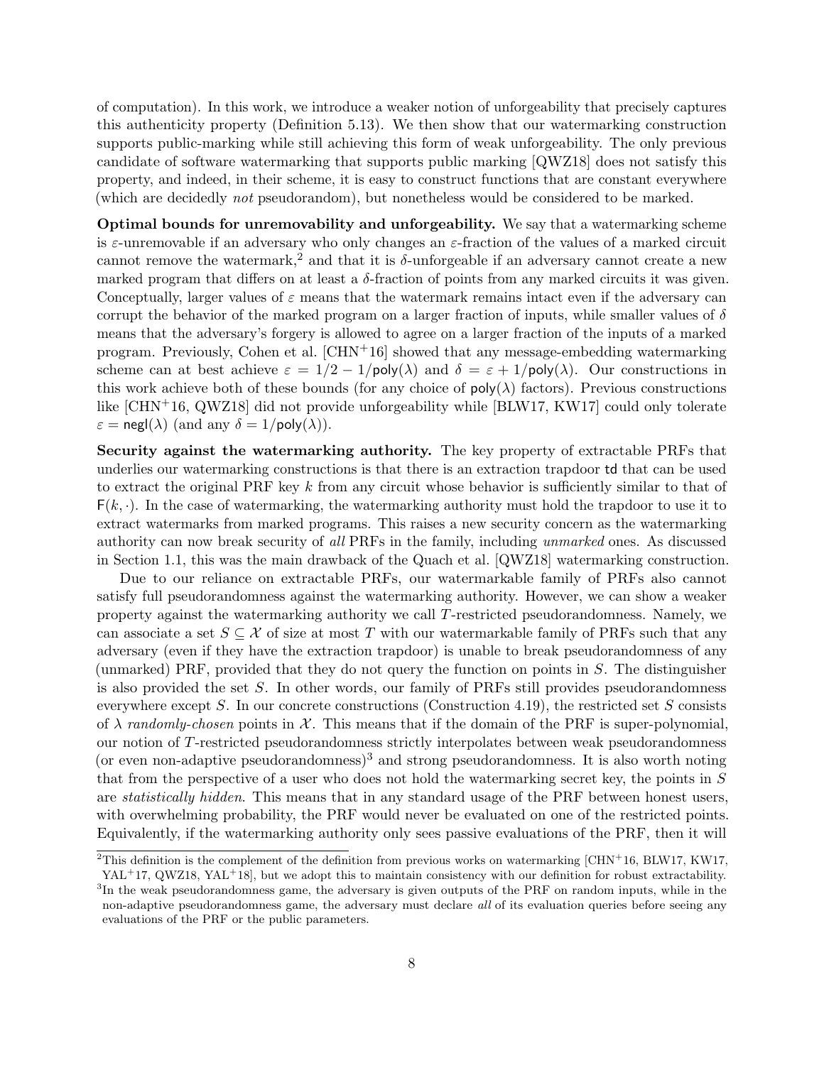of computation). In this work, we introduce a weaker notion of unforgeability that precisely captures this authenticity property (Definition 5.13). We then show that our watermarking construction supports public-marking while still achieving this form of weak unforgeability. The only previous candidate of software watermarking that supports public marking [QWZ18] does not satisfy this property, and indeed, in their scheme, it is easy to construct functions that are constant everywhere (which are decidedly *not* pseudorandom), but nonetheless would be considered to be marked.

**Optimal bounds for unremovability and unforgeability.** We say that a watermarking scheme is $\varepsilon$-unremovable if an adversary who only changes an $\varepsilon$-fraction of the values of a marked circuit cannot remove the watermark,[2] and that it is $\delta$-unforgeable if an adversary cannot create a new marked program that differs on at least a $\delta$-fraction of points from any marked circuits it was given. Conceptually, larger values of $\varepsilon$ means that the watermark remains intact even if the adversary can corrupt the behavior of the marked program on a larger fraction of inputs, while smaller values of $\delta$ means that the adversary's forgery is allowed to agree on a larger fraction of the inputs of a marked program. Previously, Cohen et al. [CHN+16] showed that any message-embedding watermarking scheme can at best achieve $\varepsilon = 1/2 - 1/\mathsf{poly}(\lambda)$ and $\delta = \varepsilon + 1/\mathsf{poly}(\lambda)$. Our constructions in this work achieve both of these bounds (for any choice of $\mathsf{poly}(\lambda)$ factors). Previous constructions like [CHN+16, QWZ18] did not provide unforgeability while [BLW17, KW17] could only tolerate $\varepsilon = \mathsf{negl}(\lambda)$ (and any $\delta = 1/\mathsf{poly}(\lambda)$).

**Security against the watermarking authority.** The key property of extractable PRFs that underlies our watermarking constructions is that there is an extraction trapdoor $\mathsf{td}$ that can be used to extract the original PRF key $k$ from any circuit whose behavior is sufficiently similar to that of $\mathsf{F}(k, \cdot)$. In the case of watermarking, the watermarking authority must hold the trapdoor to use it to extract watermarks from marked programs. This raises a new security concern as the watermarking authority can now break security of *all* PRFs in the family, including *unmarked* ones. As discussed in Section 1.1, this was the main drawback of the Quach et al. [QWZ18] watermarking construction.

Due to our reliance on extractable PRFs, our watermarkable family of PRFs also cannot satisfy full pseudorandomness against the watermarking authority. However, we can show a weaker property against the watermarking authority we call $T$-restricted pseudorandomness. Namely, we can associate a set $S \subseteq \mathcal{X}$ of size at most $T$ with our watermarkable family of PRFs such that any adversary (even if they have the extraction trapdoor) is unable to break pseudorandomness of any (unmarked) PRF, provided that they do not query the function on points in $S$. The distinguisher is also provided the set $S$. In other words, our family of PRFs still provides pseudorandomness everywhere except $S$. In our concrete constructions (Construction 4.19), the restricted set $S$ consists of $\lambda$ *randomly-chosen* points in $\mathcal{X}$. This means that if the domain of the PRF is super-polynomial, our notion of $T$-restricted pseudorandomness strictly interpolates between weak pseudorandomness (or even non-adaptive pseudorandomness)[3] and strong pseudorandomness. It is also worth noting that from the perspective of a user who does not hold the watermarking secret key, the points in $S$ are *statistically hidden*. This means that in any standard usage of the PRF between honest users, with overwhelming probability, the PRF would never be evaluated on one of the restricted points. Equivalently, if the watermarking authority only sees passive evaluations of the PRF, then it will

[2] This definition is the complement of the definition from previous works on watermarking [CHN+16, BLW17, KW17, YAL+17, QWZ18, YAL+18], but we adopt this to maintain consistency with our definition for robust extractability.

[3] In the weak pseudorandomness game, the adversary is given outputs of the PRF on random inputs, while in the non-adaptive pseudorandomness game, the adversary must declare *all* of its evaluation queries before seeing any evaluations of the PRF or the public parameters.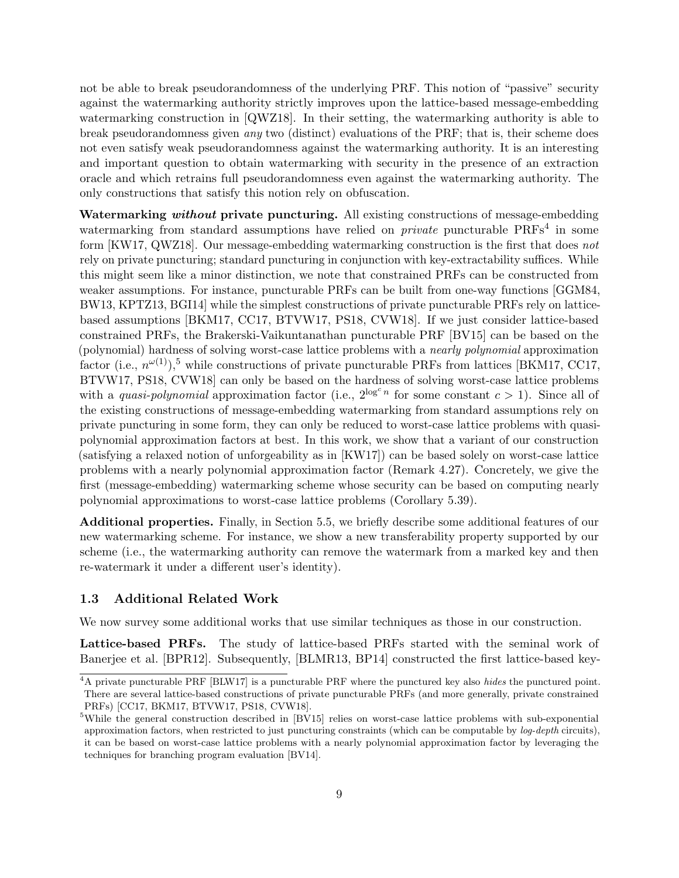not be able to break pseudorandomness of the underlying PRF. This notion of "passive" security against the watermarking authority strictly improves upon the lattice-based message-embedding watermarking construction in [QWZ18]. In their setting, the watermarking authority is able to break pseudorandomness given *any* two (distinct) evaluations of the PRF; that is, their scheme does not even satisfy weak pseudorandomness against the watermarking authority. It is an interesting and important question to obtain watermarking with security in the presence of an extraction oracle and which retrains full pseudorandomness even against the watermarking authority. The only constructions that satisfy this notion rely on obfuscation.

**Watermarking *without* private puncturing.** All existing constructions of message-embedding watermarking from standard assumptions have relied on *private* puncturable PRFs[4] in some form [KW17, QWZ18]. Our message-embedding watermarking construction is the first that does *not* rely on private puncturing; standard puncturing in conjunction with key-extractability suffices. While this might seem like a minor distinction, we note that constrained PRFs can be constructed from weaker assumptions. For instance, puncturable PRFs can be built from one-way functions [GGM84, BW13, KPTZ13, BGI14] while the simplest constructions of private puncturable PRFs rely on lattice-based assumptions [BKM17, CC17, BTVW17, PS18, CVW18]. If we just consider lattice-based constrained PRFs, the Brakerski-Vaikuntanathan puncturable PRF [BV15] can be based on the (polynomial) hardness of solving worst-case lattice problems with a *nearly polynomial* approximation factor (i.e., $n^{\omega(1)}$),[5] while constructions of private puncturable PRFs from lattices [BKM17, CC17, BTVW17, PS18, CVW18] can only be based on the hardness of solving worst-case lattice problems with a *quasi-polynomial* approximation factor (i.e., $2^{\log^c n}$ for some constant $c > 1$). Since all of the existing constructions of message-embedding watermarking from standard assumptions rely on private puncturing in some form, they can only be reduced to worst-case lattice problems with quasi-polynomial approximation factors at best. In this work, we show that a variant of our construction (satisfying a relaxed notion of unforgeability as in [KW17]) can be based solely on worst-case lattice problems with a nearly polynomial approximation factor (Remark 4.27). Concretely, we give the first (message-embedding) watermarking scheme whose security can be based on computing nearly polynomial approximations to worst-case lattice problems (Corollary 5.39).

**Additional properties.** Finally, in Section 5.5, we briefly describe some additional features of our new watermarking scheme. For instance, we show a new transferability property supported by our scheme (i.e., the watermarking authority can remove the watermark from a marked key and then re-watermark it under a different user's identity).

### 1.3 Additional Related Work

We now survey some additional works that use similar techniques as those in our construction.

**Lattice-based PRFs.** The study of lattice-based PRFs started with the seminal work of Banerjee et al. [BPR12]. Subsequently, [BLMR13, BP14] constructed the first lattice-based key-

[4] A private puncturable PRF [BLW17] is a puncturable PRF where the punctured key also *hides* the punctured point. There are several lattice-based constructions of private puncturable PRFs (and more generally, private constrained PRFs) [CC17, BKM17, BTVW17, PS18, CVW18].

[5] While the general construction described in [BV15] relies on worst-case lattice problems with sub-exponential approximation factors, when restricted to just puncturing constraints (which can be computable by *log-depth* circuits), it can be based on worst-case lattice problems with a nearly polynomial approximation factor by leveraging the techniques for branching program evaluation [BV14].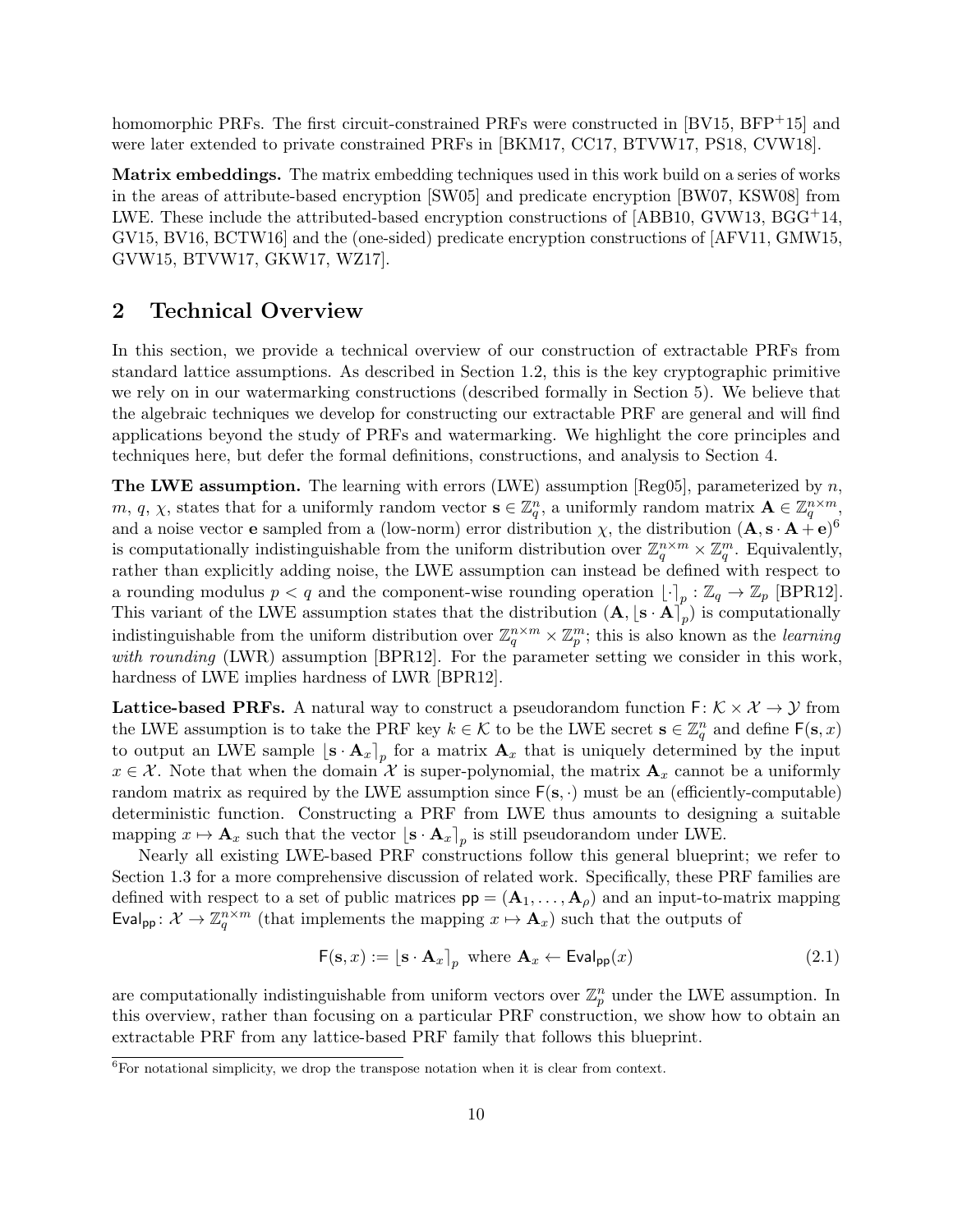homomorphic PRFs. The first circuit-constrained PRFs were constructed in [BV15, BFP+15] and were later extended to private constrained PRFs in [BKM17, CC17, BTVW17, PS18, CVW18].

**Matrix embeddings.** The matrix embedding techniques used in this work build on a series of works in the areas of attribute-based encryption [SW05] and predicate encryption [BW07, KSW08] from LWE. These include the attributed-based encryption constructions of [ABB10, GVW13, BGG+14, GV15, BV16, BCTW16] and the (one-sided) predicate encryption constructions of [AFV11, GMW15, GVW15, BTVW17, GKW17, WZ17].

## 2 Technical Overview

In this section, we provide a technical overview of our construction of extractable PRFs from standard lattice assumptions. As described in Section 1.2, this is the key cryptographic primitive we rely on in our watermarking constructions (described formally in Section 5). We believe that the algebraic techniques we develop for constructing our extractable PRF are general and will find applications beyond the study of PRFs and watermarking. We highlight the core principles and techniques here, but defer the formal definitions, constructions, and analysis to Section 4.

**The LWE assumption.** The learning with errors (LWE) assumption [Reg05], parameterized by $n$, $m$, $q$, $\chi$, states that for a uniformly random vector $\mathbf{s} \in \mathbb{Z}_q^n$, a uniformly random matrix $\mathbf{A} \in \mathbb{Z}_q^{n \times m}$, and a noise vector $\mathbf{e}$ sampled from a (low-norm) error distribution $\chi$, the distribution $(\mathbf{A}, \mathbf{s} \cdot \mathbf{A} + \mathbf{e})$[6] is computationally indistinguishable from the uniform distribution over $\mathbb{Z}_q^{n \times m} \times \mathbb{Z}_q^m$. Equivalently, rather than explicitly adding noise, the LWE assumption can instead be defined with respect to a rounding modulus $p < q$ and the component-wise rounding operation $\lfloor \cdot \rceil_p : \mathbb{Z}_q \to \mathbb{Z}_p$ [BPR12]. This variant of the LWE assumption states that the distribution $(\mathbf{A}, \lfloor \mathbf{s} \cdot \mathbf{A} \rceil_p)$ is computationally indistinguishable from the uniform distribution over $\mathbb{Z}_q^{n \times m} \times \mathbb{Z}_p^m$; this is also known as the *learning with rounding* (LWR) assumption [BPR12]. For the parameter setting we consider in this work, hardness of LWE implies hardness of LWR [BPR12].

**Lattice-based PRFs.** A natural way to construct a pseudorandom function $\mathsf{F} \colon \mathcal{K} \times \mathcal{X} \to \mathcal{Y}$ from the LWE assumption is to take the PRF key $k \in \mathcal{K}$ to be the LWE secret $\mathbf{s} \in \mathbb{Z}_q^n$ and define $\mathsf{F}(\mathbf{s}, x)$ to output an LWE sample $\lfloor \mathbf{s} \cdot \mathbf{A}_x \rceil_p$ for a matrix $\mathbf{A}_x$ that is uniquely determined by the input $x \in \mathcal{X}$. Note that when the domain $\mathcal{X}$ is super-polynomial, the matrix $\mathbf{A}_x$ cannot be a uniformly random matrix as required by the LWE assumption since $\mathsf{F}(\mathbf{s}, \cdot)$ must be an (efficiently-computable) deterministic function. Constructing a PRF from LWE thus amounts to designing a suitable mapping $x \mapsto \mathbf{A}_x$ such that the vector $\lfloor \mathbf{s} \cdot \mathbf{A}_x \rceil_p$ is still pseudorandom under LWE.

Nearly all existing LWE-based PRF constructions follow this general blueprint; we refer to Section 1.3 for a more comprehensive discussion of related work. Specifically, these PRF families are defined with respect to a set of public matrices $\mathsf{pp} = (\mathbf{A}_1, \ldots, \mathbf{A}_\rho)$ and an input-to-matrix mapping $\mathsf{Eval}_{\mathsf{pp}} \colon \mathcal{X} \to \mathbb{Z}_q^{n \times m}$ (that implements the mapping $x \mapsto \mathbf{A}_x$) such that the outputs of

$$\mathsf{F}(\mathbf{s}, x) := \lfloor \mathbf{s} \cdot \mathbf{A}_x \rceil_p \text{ where } \mathbf{A}_x \leftarrow \mathsf{Eval}_{\mathsf{pp}}(x) \tag{2.1}$$

are computationally indistinguishable from uniform vectors over $\mathbb{Z}_p^n$ under the LWE assumption. In this overview, rather than focusing on a particular PRF construction, we show how to obtain an extractable PRF from any lattice-based PRF family that follows this blueprint.

[6]For notational simplicity, we drop the transpose notation when it is clear from context.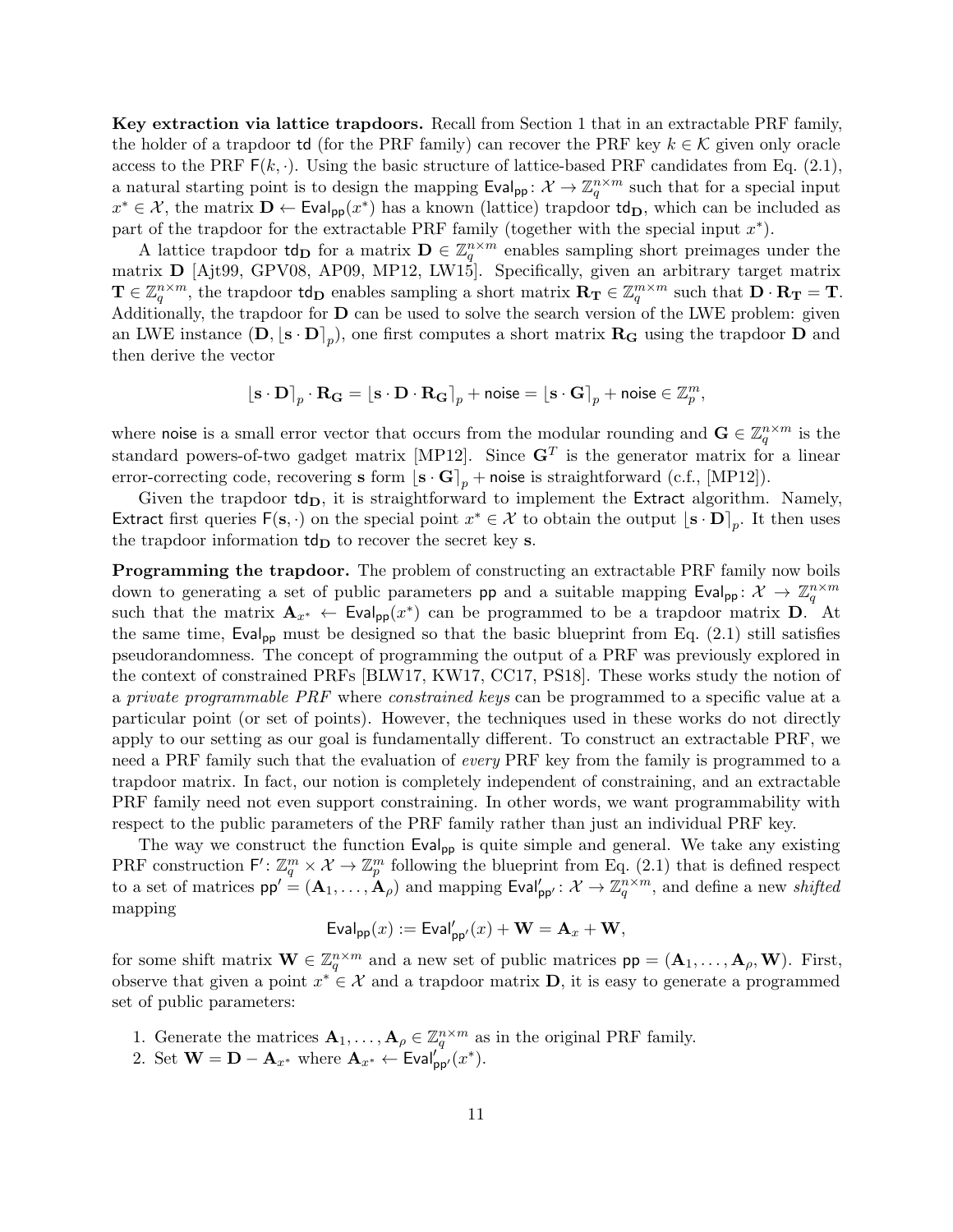**Key extraction via lattice trapdoors.** Recall from Section 1 that in an extractable PRF family, the holder of a trapdoor $\mathsf{td}$ (for the PRF family) can recover the PRF key $k \in \mathcal{K}$ given only oracle access to the PRF $\mathsf{F}(k, \cdot)$. Using the basic structure of lattice-based PRF candidates from Eq. (2.1), a natural starting point is to design the mapping $\mathsf{Eval}_{\mathsf{pp}} \colon \mathcal{X} \to \mathbb{Z}_q^{n \times m}$ such that for a special input $x^* \in \mathcal{X}$, the matrix $\mathbf{D} \leftarrow \mathsf{Eval}_{\mathsf{pp}}(x^*)$ has a known (lattice) trapdoor $\mathsf{td}_{\mathbf{D}}$, which can be included as part of the trapdoor for the extractable PRF family (together with the special input $x^*$).

A lattice trapdoor $\mathsf{td}_{\mathbf{D}}$ for a matrix $\mathbf{D} \in \mathbb{Z}_q^{n \times m}$ enables sampling short preimages under the matrix $\mathbf{D}$ [Ajt99, GPV08, AP09, MP12, LW15]. Specifically, given an arbitrary target matrix $\mathbf{T} \in \mathbb{Z}_q^{n \times m}$, the trapdoor $\mathsf{td}_{\mathbf{D}}$ enables sampling a short matrix $\mathbf{R}_{\mathbf{T}} \in \mathbb{Z}_q^{m \times m}$ such that $\mathbf{D} \cdot \mathbf{R}_{\mathbf{T}} = \mathbf{T}$. Additionally, the trapdoor for $\mathbf{D}$ can be used to solve the search version of the LWE problem: given an LWE instance $(\mathbf{D}, \lfloor \mathbf{s} \cdot \mathbf{D} \rceil_p)$, one first computes a short matrix $\mathbf{R}_{\mathbf{G}}$ using the trapdoor $\mathbf{D}$ and then derive the vector

$$\lfloor \mathbf{s} \cdot \mathbf{D} \rceil_p \cdot \mathbf{R}_{\mathbf{G}} = \lfloor \mathbf{s} \cdot \mathbf{D} \cdot \mathbf{R}_{\mathbf{G}} \rceil_p + \mathsf{noise} = \lfloor \mathbf{s} \cdot \mathbf{G} \rceil_p + \mathsf{noise} \in \mathbb{Z}_p^m,$$

where $\mathsf{noise}$ is a small error vector that occurs from the modular rounding and $\mathbf{G} \in \mathbb{Z}_q^{n \times m}$ is the standard powers-of-two gadget matrix [MP12]. Since $\mathbf{G}^T$ is the generator matrix for a linear error-correcting code, recovering $\mathbf{s}$ form $\lfloor \mathbf{s} \cdot \mathbf{G} \rceil_p + \mathsf{noise}$ is straightforward (c.f., [MP12]).

Given the trapdoor $\mathsf{td}_{\mathbf{D}}$, it is straightforward to implement the $\mathsf{Extract}$ algorithm. Namely, $\mathsf{Extract}$ first queries $\mathsf{F}(\mathbf{s}, \cdot)$ on the special point $x^* \in \mathcal{X}$ to obtain the output $\lfloor \mathbf{s} \cdot \mathbf{D} \rceil_p$. It then uses the trapdoor information $\mathsf{td}_{\mathbf{D}}$ to recover the secret key $\mathbf{s}$.

**Programming the trapdoor.** The problem of constructing an extractable PRF family now boils down to generating a set of public parameters $\mathsf{pp}$ and a suitable mapping $\mathsf{Eval}_{\mathsf{pp}} \colon \mathcal{X} \to \mathbb{Z}_q^{n \times m}$ such that the matrix $\mathbf{A}_{x^*} \leftarrow \mathsf{Eval}_{\mathsf{pp}}(x^*)$ can be programmed to be a trapdoor matrix $\mathbf{D}$. At the same time, $\mathsf{Eval}_{\mathsf{pp}}$ must be designed so that the basic blueprint from Eq. (2.1) still satisfies pseudorandomness. The concept of programming the output of a PRF was previously explored in the context of constrained PRFs [BLW17, KW17, CC17, PS18]. These works study the notion of a *private programmable PRF* where *constrained keys* can be programmed to a specific value at a particular point (or set of points). However, the techniques used in these works do not directly apply to our setting as our goal is fundamentally different. To construct an extractable PRF, we need a PRF family such that the evaluation of *every* PRF key from the family is programmed to a trapdoor matrix. In fact, our notion is completely independent of constraining, and an extractable PRF family need not even support constraining. In other words, we want programmability with respect to the public parameters of the PRF family rather than just an individual PRF key.

The way we construct the function $\mathsf{Eval}_{\mathsf{pp}}$ is quite simple and general. We take any existing PRF construction $\mathsf{F}' \colon \mathbb{Z}_q^m \times \mathcal{X} \to \mathbb{Z}_p^m$ following the blueprint from Eq. (2.1) that is defined respect to a set of matrices $\mathsf{pp}' = (\mathbf{A}_1, \ldots, \mathbf{A}_\rho)$ and mapping $\mathsf{Eval}'_{\mathsf{pp}'} \colon \mathcal{X} \to \mathbb{Z}_q^{n \times m}$, and define a new *shifted* mapping

$$\mathsf{Eval}_{\mathsf{pp}}(x) := \mathsf{Eval}'_{\mathsf{pp}'}(x) + \mathbf{W} = \mathbf{A}_x + \mathbf{W},$$

for some shift matrix $\mathbf{W} \in \mathbb{Z}_q^{n \times m}$ and a new set of public matrices $\mathsf{pp} = (\mathbf{A}_1, \ldots, \mathbf{A}_\rho, \mathbf{W})$. First, observe that given a point $x^* \in \mathcal{X}$ and a trapdoor matrix $\mathbf{D}$, it is easy to generate a programmed set of public parameters:

1. Generate the matrices $\mathbf{A}_1, \ldots, \mathbf{A}_\rho \in \mathbb{Z}_q^{n \times m}$ as in the original PRF family.
2. Set $\mathbf{W} = \mathbf{D} - \mathbf{A}_{x^*}$ where $\mathbf{A}_{x^*} \leftarrow \mathsf{Eval}'_{\mathsf{pp}'}(x^*)$.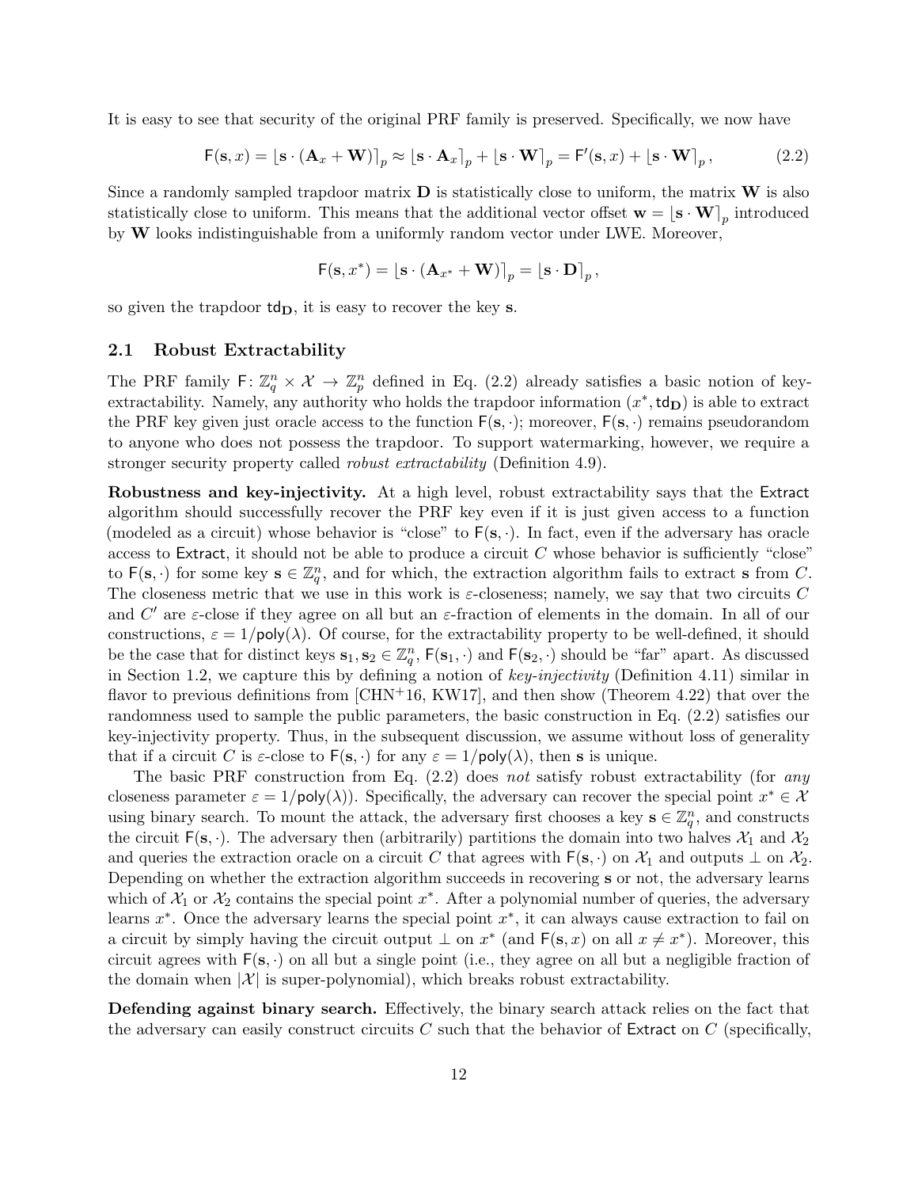It is easy to see that security of the original PRF family is preserved. Specifically, we now have

$$\mathsf{F}(\mathbf{s}, x) = \lfloor \mathbf{s} \cdot (\mathbf{A}_x + \mathbf{W}) \rceil_p \approx \lfloor \mathbf{s} \cdot \mathbf{A}_x \rceil_p + \lfloor \mathbf{s} \cdot \mathbf{W} \rceil_p = \mathsf{F}'(\mathbf{s}, x) + \lfloor \mathbf{s} \cdot \mathbf{W} \rceil_p, \tag{2.2}$$

Since a randomly sampled trapdoor matrix $\mathbf{D}$ is statistically close to uniform, the matrix $\mathbf{W}$ is also statistically close to uniform. This means that the additional vector offset $\mathbf{w} = \lfloor \mathbf{s} \cdot \mathbf{W} \rceil_p$ introduced by $\mathbf{W}$ looks indistinguishable from a uniformly random vector under LWE. Moreover,

$$\mathsf{F}(\mathbf{s}, x^*) = \lfloor \mathbf{s} \cdot (\mathbf{A}_{x^*} + \mathbf{W}) \rceil_p = \lfloor \mathbf{s} \cdot \mathbf{D} \rceil_p,$$

so given the trapdoor $\mathsf{td}_{\mathbf{D}}$, it is easy to recover the key $\mathbf{s}$.

## 2.1 Robust Extractability

The PRF family $\mathsf{F} \colon \mathbb{Z}_q^n \times \mathcal{X} \to \mathbb{Z}_p^n$ defined in Eq. (2.2) already satisfies a basic notion of key-extractability. Namely, any authority who holds the trapdoor information $(x^*, \mathsf{td}_{\mathbf{D}})$ is able to extract the PRF key given just oracle access to the function $\mathsf{F}(\mathbf{s}, \cdot)$; moreover, $\mathsf{F}(\mathbf{s}, \cdot)$ remains pseudorandom to anyone who does not possess the trapdoor. To support watermarking, however, we require a stronger security property called *robust extractability* (Definition 4.9).

**Robustness and key-injectivity.** At a high level, robust extractability says that the Extract algorithm should successfully recover the PRF key even if it is just given access to a function (modeled as a circuit) whose behavior is "close" to $\mathsf{F}(\mathbf{s}, \cdot)$. In fact, even if the adversary has oracle access to Extract, it should not be able to produce a circuit $C$ whose behavior is sufficiently "close" to $\mathsf{F}(\mathbf{s}, \cdot)$ for some key $\mathbf{s} \in \mathbb{Z}_q^n$, and for which, the extraction algorithm fails to extract $\mathbf{s}$ from $C$. The closeness metric that we use in this work is $\varepsilon$-closeness; namely, we say that two circuits $C$ and $C'$ are $\varepsilon$-close if they agree on all but an $\varepsilon$-fraction of elements in the domain. In all of our constructions, $\varepsilon = 1/\mathsf{poly}(\lambda)$. Of course, for the extractability property to be well-defined, it should be the case that for distinct keys $\mathbf{s}_1, \mathbf{s}_2 \in \mathbb{Z}_q^n$, $\mathsf{F}(\mathbf{s}_1, \cdot)$ and $\mathsf{F}(\mathbf{s}_2, \cdot)$ should be "far" apart. As discussed in Section 1.2, we capture this by defining a notion of *key-injectivity* (Definition 4.11) similar in flavor to previous definitions from [CHN+16, KW17], and then show (Theorem 4.22) that over the randomness used to sample the public parameters, the basic construction in Eq. (2.2) satisfies our key-injectivity property. Thus, in the subsequent discussion, we assume without loss of generality that if a circuit $C$ is $\varepsilon$-close to $\mathsf{F}(\mathbf{s}, \cdot)$ for any $\varepsilon = 1/\mathsf{poly}(\lambda)$, then $\mathbf{s}$ is unique.

The basic PRF construction from Eq. (2.2) does *not* satisfy robust extractability (for *any* closeness parameter $\varepsilon = 1/\mathsf{poly}(\lambda)$). Specifically, the adversary can recover the special point $x^* \in \mathcal{X}$ using binary search. To mount the attack, the adversary first chooses a key $\mathbf{s} \in \mathbb{Z}_q^n$, and constructs the circuit $\mathsf{F}(\mathbf{s}, \cdot)$. The adversary then (arbitrarily) partitions the domain into two halves $\mathcal{X}_1$ and $\mathcal{X}_2$ and queries the extraction oracle on a circuit $C$ that agrees with $\mathsf{F}(\mathbf{s}, \cdot)$ on $\mathcal{X}_1$ and outputs $\perp$ on $\mathcal{X}_2$. Depending on whether the extraction algorithm succeeds in recovering $\mathbf{s}$ or not, the adversary learns which of $\mathcal{X}_1$ or $\mathcal{X}_2$ contains the special point $x^*$. After a polynomial number of queries, the adversary learns $x^*$. Once the adversary learns the special point $x^*$, it can always cause extraction to fail on a circuit by simply having the circuit output $\perp$ on $x^*$ (and $\mathsf{F}(\mathbf{s}, x)$ on all $x \neq x^*$). Moreover, this circuit agrees with $\mathsf{F}(\mathbf{s}, \cdot)$ on all but a single point (i.e., they agree on all but a negligible fraction of the domain when $|\mathcal{X}|$ is super-polynomial), which breaks robust extractability.

**Defending against binary search.** Effectively, the binary search attack relies on the fact that the adversary can easily construct circuits $C$ such that the behavior of Extract on $C$ (specifically,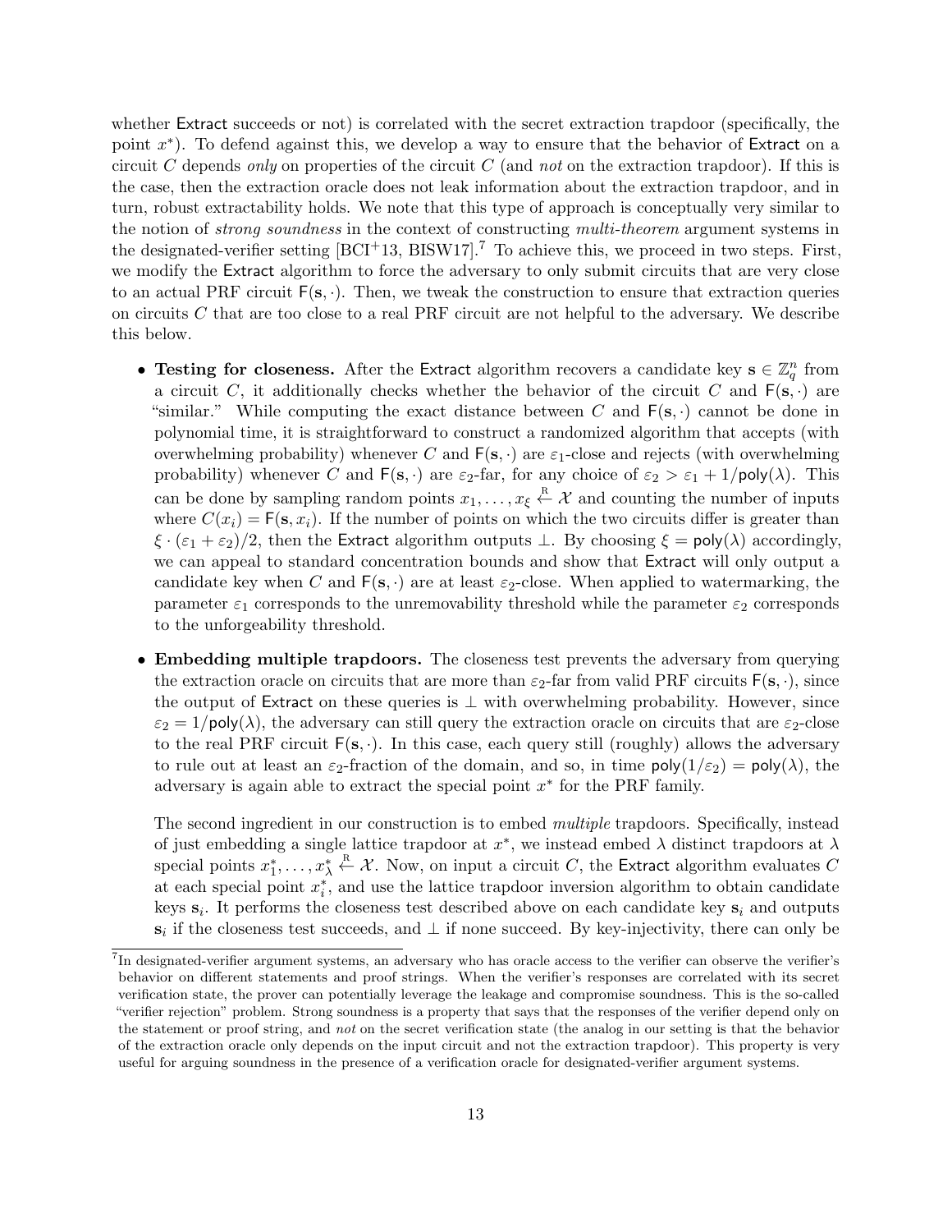whether Extract succeeds or not) is correlated with the secret extraction trapdoor (specifically, the point $x^*$). To defend against this, we develop a way to ensure that the behavior of Extract on a circuit $C$ depends *only* on properties of the circuit $C$ (and *not* on the extraction trapdoor). If this is the case, then the extraction oracle does not leak information about the extraction trapdoor, and in turn, robust extractability holds. We note that this type of approach is conceptually very similar to the notion of *strong soundness* in the context of constructing *multi-theorem* argument systems in the designated-verifier setting [BCI+13, BISW17].[7] To achieve this, we proceed in two steps. First, we modify the Extract algorithm to force the adversary to only submit circuits that are very close to an actual PRF circuit $\mathsf{F}(\mathbf{s}, \cdot)$. Then, we tweak the construction to ensure that extraction queries on circuits $C$ that are too close to a real PRF circuit are not helpful to the adversary. We describe this below.

- **Testing for closeness.** After the Extract algorithm recovers a candidate key $\mathbf{s} \in \mathbb{Z}_q^n$ from a circuit $C$, it additionally checks whether the behavior of the circuit $C$ and $\mathsf{F}(\mathbf{s}, \cdot)$ are "similar." While computing the exact distance between $C$ and $\mathsf{F}(\mathbf{s}, \cdot)$ cannot be done in polynomial time, it is straightforward to construct a randomized algorithm that accepts (with overwhelming probability) whenever $C$ and $\mathsf{F}(\mathbf{s}, \cdot)$ are $\varepsilon_1$-close and rejects (with overwhelming probability) whenever $C$ and $\mathsf{F}(\mathbf{s}, \cdot)$ are $\varepsilon_2$-far, for any choice of $\varepsilon_2 > \varepsilon_1 + 1/\mathsf{poly}(\lambda)$. This can be done by sampling random points $x_1, \ldots, x_\xi \xleftarrow{\text{R}} \mathcal{X}$ and counting the number of inputs where $C(x_i) = \mathsf{F}(\mathbf{s}, x_i)$. If the number of points on which the two circuits differ is greater than $\xi \cdot (\varepsilon_1 + \varepsilon_2)/2$, then the Extract algorithm outputs $\perp$. By choosing $\xi = \mathsf{poly}(\lambda)$ accordingly, we can appeal to standard concentration bounds and show that Extract will only output a candidate key when $C$ and $\mathsf{F}(\mathbf{s}, \cdot)$ are at least $\varepsilon_2$-close. When applied to watermarking, the parameter $\varepsilon_1$ corresponds to the unremovability threshold while the parameter $\varepsilon_2$ corresponds to the unforgeability threshold.

- **Embedding multiple trapdoors.** The closeness test prevents the adversary from querying the extraction oracle on circuits that are more than $\varepsilon_2$-far from valid PRF circuits $\mathsf{F}(\mathbf{s}, \cdot)$, since the output of Extract on these queries is $\perp$ with overwhelming probability. However, since $\varepsilon_2 = 1/\mathsf{poly}(\lambda)$, the adversary can still query the extraction oracle on circuits that are $\varepsilon_2$-close to the real PRF circuit $\mathsf{F}(\mathbf{s}, \cdot)$. In this case, each query still (roughly) allows the adversary to rule out at least an $\varepsilon_2$-fraction of the domain, and so, in time $\mathsf{poly}(1/\varepsilon_2) = \mathsf{poly}(\lambda)$, the adversary is again able to extract the special point $x^*$ for the PRF family.

  The second ingredient in our construction is to embed *multiple* trapdoors. Specifically, instead of just embedding a single lattice trapdoor at $x^*$, we instead embed $\lambda$ distinct trapdoors at $\lambda$ special points $x_1^*, \ldots, x_\lambda^* \xleftarrow{\text{R}} \mathcal{X}$. Now, on input a circuit $C$, the Extract algorithm evaluates $C$ at each special point $x_i^*$, and use the lattice trapdoor inversion algorithm to obtain candidate keys $\mathbf{s}_i$. It performs the closeness test described above on each candidate key $\mathbf{s}_i$ and outputs $\mathbf{s}_i$ if the closeness test succeeds, and $\perp$ if none succeed. By key-injectivity, there can only be

[7] In designated-verifier argument systems, an adversary who has oracle access to the verifier can observe the verifier's behavior on different statements and proof strings. When the verifier's responses are correlated with its secret verification state, the prover can potentially leverage the leakage and compromise soundness. This is the so-called "verifier rejection" problem. Strong soundness is a property that says that the responses of the verifier depend only on the statement or proof string, and *not* on the secret verification state (the analog in our setting is that the behavior of the extraction oracle only depends on the input circuit and not the extraction trapdoor). This property is very useful for arguing soundness in the presence of a verification oracle for designated-verifier argument systems.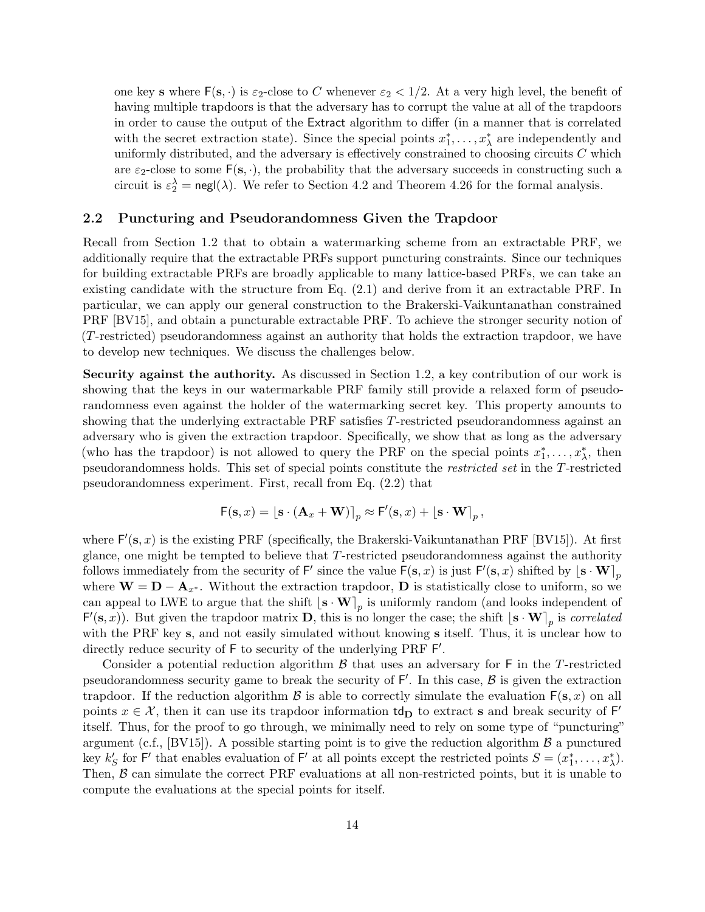one key $\mathbf{s}$ where $\mathsf{F}(\mathbf{s}, \cdot)$ is $\varepsilon_2$-close to $C$ whenever $\varepsilon_2 < 1/2$. At a very high level, the benefit of having multiple trapdoors is that the adversary has to corrupt the value at all of the trapdoors in order to cause the output of the $\mathsf{Extract}$ algorithm to differ (in a manner that is correlated with the secret extraction state). Since the special points $x_1^*, \ldots, x_\lambda^*$ are independently and uniformly distributed, and the adversary is effectively constrained to choosing circuits $C$ which are $\varepsilon_2$-close to some $\mathsf{F}(\mathbf{s}, \cdot)$, the probability that the adversary succeeds in constructing such a circuit is $\varepsilon_2^\lambda = \mathsf{negl}(\lambda)$. We refer to Section 4.2 and Theorem 4.26 for the formal analysis.

## 2.2 Puncturing and Pseudorandomness Given the Trapdoor

Recall from Section 1.2 that to obtain a watermarking scheme from an extractable PRF, we additionally require that the extractable PRFs support puncturing constraints. Since our techniques for building extractable PRFs are broadly applicable to many lattice-based PRFs, we can take an existing candidate with the structure from Eq. (2.1) and derive from it an extractable PRF. In particular, we can apply our general construction to the Brakerski-Vaikuntanathan constrained PRF [BV15], and obtain a puncturable extractable PRF. To achieve the stronger security notion of ($T$-restricted) pseudorandomness against an authority that holds the extraction trapdoor, we have to develop new techniques. We discuss the challenges below.

**Security against the authority.** As discussed in Section 1.2, a key contribution of our work is showing that the keys in our watermarkable PRF family still provide a relaxed form of pseudorandomness even against the holder of the watermarking secret key. This property amounts to showing that the underlying extractable PRF satisfies $T$-restricted pseudorandomness against an adversary who is given the extraction trapdoor. Specifically, we show that as long as the adversary (who has the trapdoor) is not allowed to query the PRF on the special points $x_1^*, \ldots, x_\lambda^*$, then pseudorandomness holds. This set of special points constitute the *restricted set* in the $T$-restricted pseudorandomness experiment. First, recall from Eq. (2.2) that

$$\mathsf{F}(\mathbf{s}, x) = \lfloor \mathbf{s} \cdot (\mathbf{A}_x + \mathbf{W}) \rceil_p \approx \mathsf{F}'(\mathbf{s}, x) + \lfloor \mathbf{s} \cdot \mathbf{W} \rceil_p \,,$$

where $\mathsf{F}'(\mathbf{s}, x)$ is the existing PRF (specifically, the Brakerski-Vaikuntanathan PRF [BV15]). At first glance, one might be tempted to believe that $T$-restricted pseudorandomness against the authority follows immediately from the security of $\mathsf{F}'$ since the value $\mathsf{F}(\mathbf{s}, x)$ is just $\mathsf{F}'(\mathbf{s}, x)$ shifted by $\lfloor \mathbf{s} \cdot \mathbf{W} \rceil_p$ where $\mathbf{W} = \mathbf{D} - \mathbf{A}_{x^*}$. Without the extraction trapdoor, $\mathbf{D}$ is statistically close to uniform, so we can appeal to LWE to argue that the shift $\lfloor \mathbf{s} \cdot \mathbf{W} \rceil_p$ is uniformly random (and looks independent of $\mathsf{F}'(\mathbf{s}, x)$). But given the trapdoor matrix $\mathbf{D}$, this is no longer the case; the shift $\lfloor \mathbf{s} \cdot \mathbf{W} \rceil_p$ is *correlated* with the PRF key $\mathbf{s}$, and not easily simulated without knowing $\mathbf{s}$ itself. Thus, it is unclear how to directly reduce security of $\mathsf{F}$ to security of the underlying PRF $\mathsf{F}'$.

Consider a potential reduction algorithm $\mathcal{B}$ that uses an adversary for $\mathsf{F}$ in the $T$-restricted pseudorandomness security game to break the security of $\mathsf{F}'$. In this case, $\mathcal{B}$ is given the extraction trapdoor. If the reduction algorithm $\mathcal{B}$ is able to correctly simulate the evaluation $\mathsf{F}(\mathbf{s}, x)$ on all points $x \in \mathcal{X}$, then it can use its trapdoor information $\mathsf{td}_{\mathbf{D}}$ to extract $\mathbf{s}$ and break security of $\mathsf{F}'$ itself. Thus, for the proof to go through, we minimally need to rely on some type of "puncturing" argument (c.f., [BV15]). A possible starting point is to give the reduction algorithm $\mathcal{B}$ a punctured key $k'_S$ for $\mathsf{F}'$ that enables evaluation of $\mathsf{F}'$ at all points except the restricted points $S = (x_1^*, \ldots, x_\lambda^*)$. Then, $\mathcal{B}$ can simulate the correct PRF evaluations at all non-restricted points, but it is unable to compute the evaluations at the special points for itself.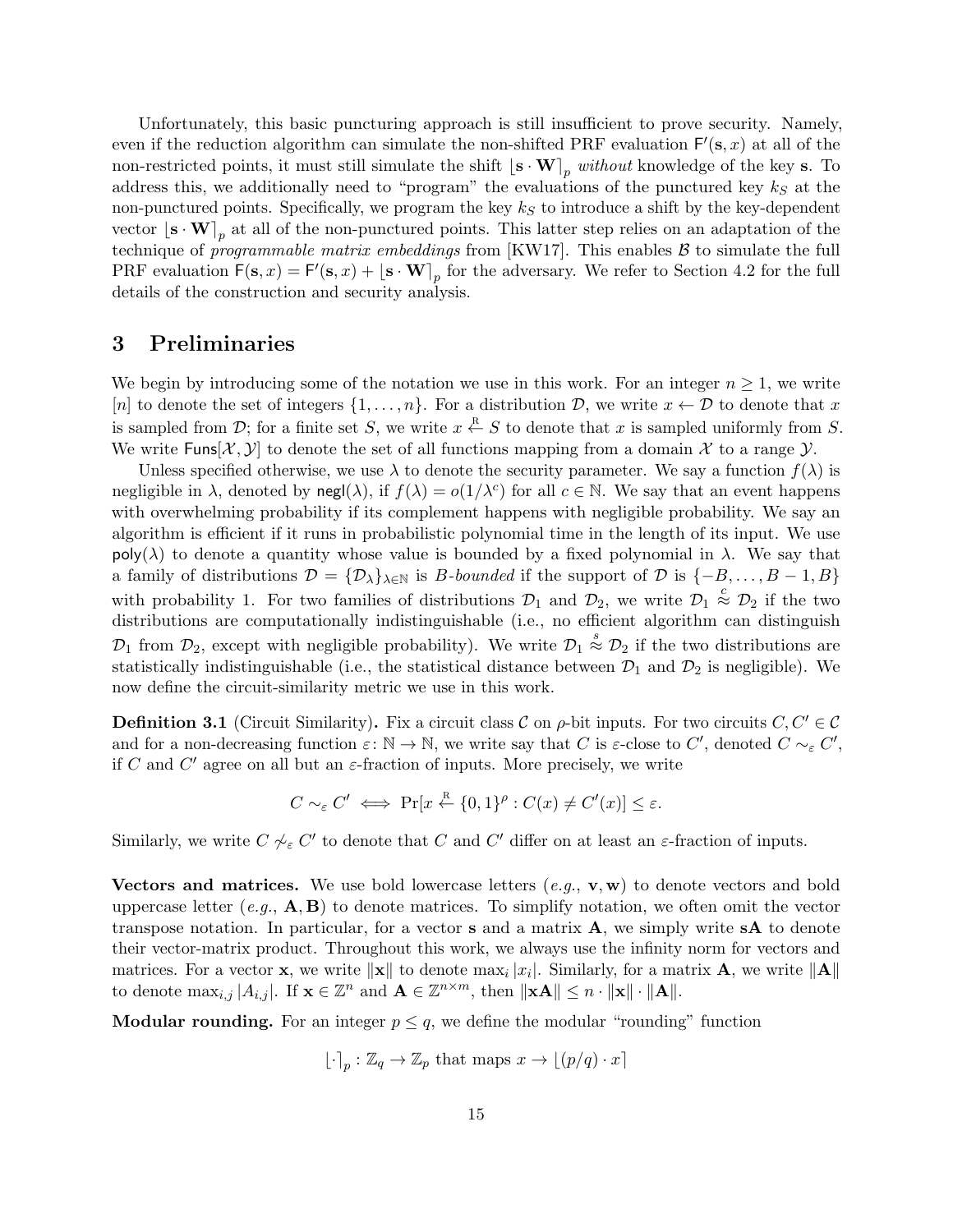Unfortunately, this basic puncturing approach is still insufficient to prove security. Namely, even if the reduction algorithm can simulate the non-shifted PRF evaluation $\mathsf{F}'(\mathbf{s}, x)$ at all of the non-restricted points, it must still simulate the shift $\lfloor \mathbf{s} \cdot \mathbf{W} \rceil_p$ *without* knowledge of the key $\mathbf{s}$. To address this, we additionally need to "program" the evaluations of the punctured key $k_S$ at the non-punctured points. Specifically, we program the key $k_S$ to introduce a shift by the key-dependent vector $\lfloor \mathbf{s} \cdot \mathbf{W} \rceil_p$ at all of the non-punctured points. This latter step relies on an adaptation of the technique of *programmable matrix embeddings* from [KW17]. This enables $\mathcal{B}$ to simulate the full PRF evaluation $\mathsf{F}(\mathbf{s}, x) = \mathsf{F}'(\mathbf{s}, x) + \lfloor \mathbf{s} \cdot \mathbf{W} \rceil_p$ for the adversary. We refer to Section 4.2 for the full details of the construction and security analysis.

# 3 Preliminaries

We begin by introducing some of the notation we use in this work. For an integer $n \geq 1$, we write $[n]$ to denote the set of integers $\{1, \ldots, n\}$. For a distribution $\mathcal{D}$, we write $x \leftarrow \mathcal{D}$ to denote that $x$ is sampled from $\mathcal{D}$; for a finite set $S$, we write $x \xleftarrow{\text{R}} S$ to denote that $x$ is sampled uniformly from $S$. We write $\mathsf{Funs}[\mathcal{X}, \mathcal{Y}]$ to denote the set of all functions mapping from a domain $\mathcal{X}$ to a range $\mathcal{Y}$.

Unless specified otherwise, we use $\lambda$ to denote the security parameter. We say a function $f(\lambda)$ is negligible in $\lambda$, denoted by $\mathsf{negl}(\lambda)$, if $f(\lambda) = o(1/\lambda^c)$ for all $c \in \mathbb{N}$. We say that an event happens with overwhelming probability if its complement happens with negligible probability. We say an algorithm is efficient if it runs in probabilistic polynomial time in the length of its input. We use $\mathsf{poly}(\lambda)$ to denote a quantity whose value is bounded by a fixed polynomial in $\lambda$. We say that a family of distributions $\mathcal{D} = \{\mathcal{D}_\lambda\}_{\lambda \in \mathbb{N}}$ is *$B$-bounded* if the support of $\mathcal{D}$ is $\{-B, \ldots, B-1, B\}$ with probability 1. For two families of distributions $\mathcal{D}_1$ and $\mathcal{D}_2$, we write $\mathcal{D}_1 \overset{c}{\approx} \mathcal{D}_2$ if the two distributions are computationally indistinguishable (i.e., no efficient algorithm can distinguish $\mathcal{D}_1$ from $\mathcal{D}_2$, except with negligible probability). We write $\mathcal{D}_1 \overset{s}{\approx} \mathcal{D}_2$ if the two distributions are statistically indistinguishable (i.e., the statistical distance between $\mathcal{D}_1$ and $\mathcal{D}_2$ is negligible). We now define the circuit-similarity metric we use in this work.

**Definition 3.1** (Circuit Similarity)**.** Fix a circuit class $\mathcal{C}$ on $\rho$-bit inputs. For two circuits $C, C' \in \mathcal{C}$ and for a non-decreasing function $\varepsilon \colon \mathbb{N} \to \mathbb{N}$, we write say that $C$ is $\varepsilon$-close to $C'$, denoted $C \sim_\varepsilon C'$, if $C$ and $C'$ agree on all but an $\varepsilon$-fraction of inputs. More precisely, we write

$$C \sim_\varepsilon C' \iff \Pr[x \xleftarrow{\text{R}} \{0,1\}^\rho : C(x) \neq C'(x)] \leq \varepsilon.$$

Similarly, we write $C \not\sim_\varepsilon C'$ to denote that $C$ and $C'$ differ on at least an $\varepsilon$-fraction of inputs.

**Vectors and matrices.** We use bold lowercase letters (*e.g.*, $\mathbf{v}, \mathbf{w}$) to denote vectors and bold uppercase letter (*e.g.*, $\mathbf{A}, \mathbf{B}$) to denote matrices. To simplify notation, we often omit the vector transpose notation. In particular, for a vector $\mathbf{s}$ and a matrix $\mathbf{A}$, we simply write $\mathbf{sA}$ to denote their vector-matrix product. Throughout this work, we always use the infinity norm for vectors and matrices. For a vector $\mathbf{x}$, we write $\|\mathbf{x}\|$ to denote $\max_i |x_i|$. Similarly, for a matrix $\mathbf{A}$, we write $\|\mathbf{A}\|$ to denote $\max_{i,j} |A_{i,j}|$. If $\mathbf{x} \in \mathbb{Z}^n$ and $\mathbf{A} \in \mathbb{Z}^{n \times m}$, then $\|\mathbf{xA}\| \leq n \cdot \|\mathbf{x}\| \cdot \|\mathbf{A}\|$.

**Modular rounding.** For an integer $p \leq q$, we define the modular "rounding" function

$$\lfloor \cdot \rceil_p : \mathbb{Z}_q \to \mathbb{Z}_p \text{ that maps } x \to \lfloor (p/q) \cdot x \rceil$$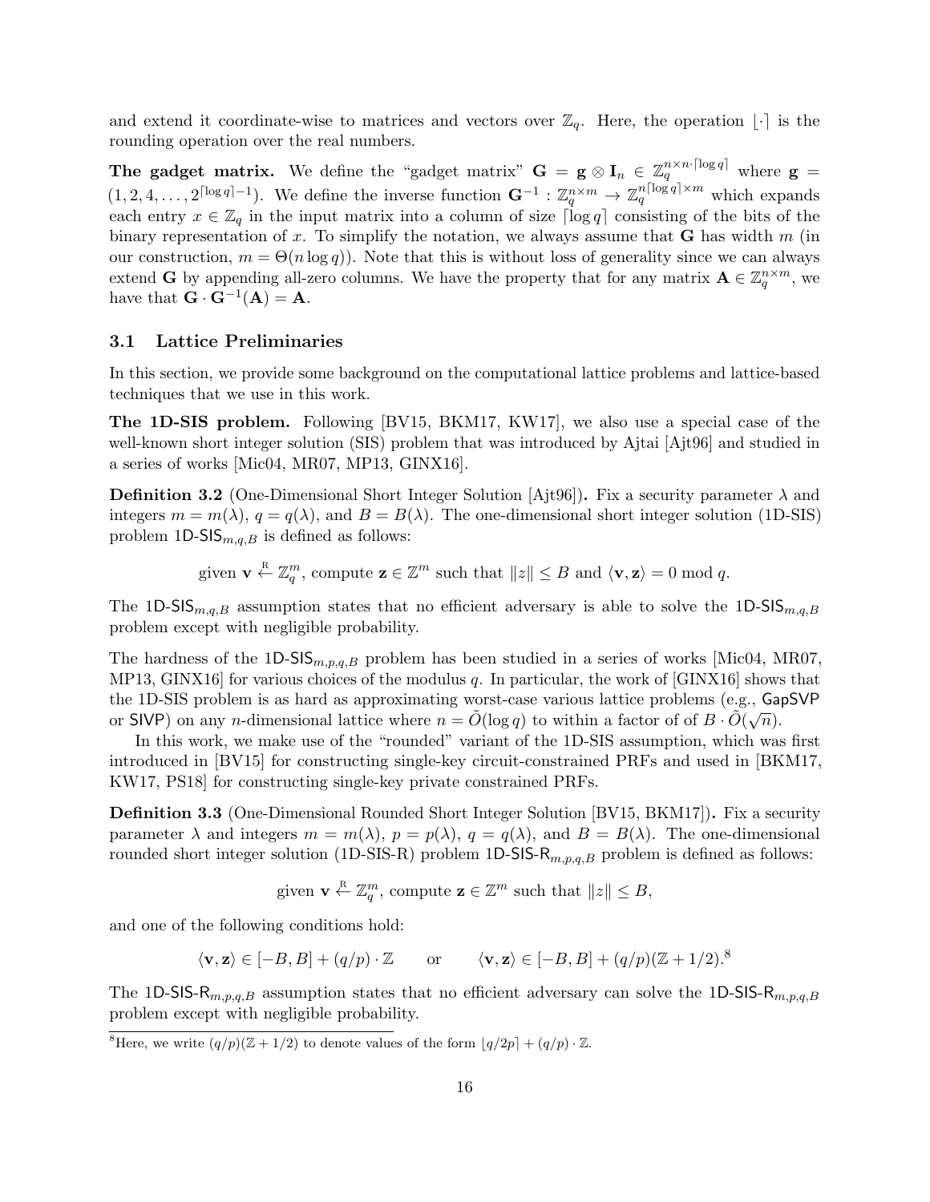and extend it coordinate-wise to matrices and vectors over $\mathbb{Z}_q$. Here, the operation $\lfloor \cdot \rceil$ is the rounding operation over the real numbers.

**The gadget matrix.** We define the "gadget matrix" $\mathbf{G} = \mathbf{g} \otimes \mathbf{I}_n \in \mathbb{Z}_q^{n \times n \cdot \lceil \log q \rceil}$ where $\mathbf{g} = (1, 2, 4, \ldots, 2^{\lceil \log q \rceil - 1})$. We define the inverse function $\mathbf{G}^{-1} : \mathbb{Z}_q^{n \times m} \to \mathbb{Z}_q^{n \lceil \log q \rceil \times m}$ which expands each entry $x \in \mathbb{Z}_q$ in the input matrix into a column of size $\lceil \log q \rceil$ consisting of the bits of the binary representation of $x$. To simplify the notation, we always assume that $\mathbf{G}$ has width $m$ (in our construction, $m = \Theta(n \log q)$). Note that this is without loss of generality since we can always extend $\mathbf{G}$ by appending all-zero columns. We have the property that for any matrix $\mathbf{A} \in \mathbb{Z}_q^{n \times m}$, we have that $\mathbf{G} \cdot \mathbf{G}^{-1}(\mathbf{A}) = \mathbf{A}$.

### 3.1 Lattice Preliminaries

In this section, we provide some background on the computational lattice problems and lattice-based techniques that we use in this work.

**The 1D-SIS problem.** Following [BV15, BKM17, KW17], we also use a special case of the well-known short integer solution (SIS) problem that was introduced by Ajtai [Ajt96] and studied in a series of works [Mic04, MR07, MP13, GINX16].

**Definition 3.2** (One-Dimensional Short Integer Solution [Ajt96])**.** Fix a security parameter $\lambda$ and integers $m = m(\lambda)$, $q = q(\lambda)$, and $B = B(\lambda)$. The one-dimensional short integer solution (1D-SIS) problem $\mathsf{1D\text{-}SIS}_{m,q,B}$ is defined as follows:

$$\text{given } \mathbf{v} \xleftarrow{\text{R}} \mathbb{Z}_q^m, \text{ compute } \mathbf{z} \in \mathbb{Z}^m \text{ such that } \|z\| \leq B \text{ and } \langle \mathbf{v}, \mathbf{z} \rangle = 0 \bmod q.$$

The $\mathsf{1D\text{-}SIS}_{m,q,B}$ assumption states that no efficient adversary is able to solve the $\mathsf{1D\text{-}SIS}_{m,q,B}$ problem except with negligible probability.

The hardness of the $\mathsf{1D\text{-}SIS}_{m,p,q,B}$ problem has been studied in a series of works [Mic04, MR07, MP13, GINX16] for various choices of the modulus $q$. In particular, the work of [GINX16] shows that the 1D-SIS problem is as hard as approximating worst-case various lattice problems (e.g., $\mathsf{GapSVP}$ or $\mathsf{SIVP}$) on any $n$-dimensional lattice where $n = \tilde{O}(\log q)$ to within a factor of of $B \cdot \tilde{O}(\sqrt{n})$.

In this work, we make use of the "rounded" variant of the 1D-SIS assumption, which was first introduced in [BV15] for constructing single-key circuit-constrained PRFs and used in [BKM17, KW17, PS18] for constructing single-key private constrained PRFs.

**Definition 3.3** (One-Dimensional Rounded Short Integer Solution [BV15, BKM17])**.** Fix a security parameter $\lambda$ and integers $m = m(\lambda)$, $p = p(\lambda)$, $q = q(\lambda)$, and $B = B(\lambda)$. The one-dimensional rounded short integer solution (1D-SIS-R) problem $\mathsf{1D\text{-}SIS\text{-}R}_{m,p,q,B}$ problem is defined as follows:

$$\text{given } \mathbf{v} \xleftarrow{\text{R}} \mathbb{Z}_q^m, \text{ compute } \mathbf{z} \in \mathbb{Z}^m \text{ such that } \|z\| \leq B,$$

and one of the following conditions hold:

$$\langle \mathbf{v}, \mathbf{z} \rangle \in [-B, B] + (q/p) \cdot \mathbb{Z} \qquad \text{or} \qquad \langle \mathbf{v}, \mathbf{z} \rangle \in [-B, B] + (q/p)(\mathbb{Z} + 1/2).^{8}$$

The $\mathsf{1D\text{-}SIS\text{-}R}_{m,p,q,B}$ assumption states that no efficient adversary can solve the $\mathsf{1D\text{-}SIS\text{-}R}_{m,p,q,B}$ problem except with negligible probability.

[8] Here, we write $(q/p)(\mathbb{Z} + 1/2)$ to denote values of the form $\lfloor q/2p \rceil + (q/p) \cdot \mathbb{Z}$.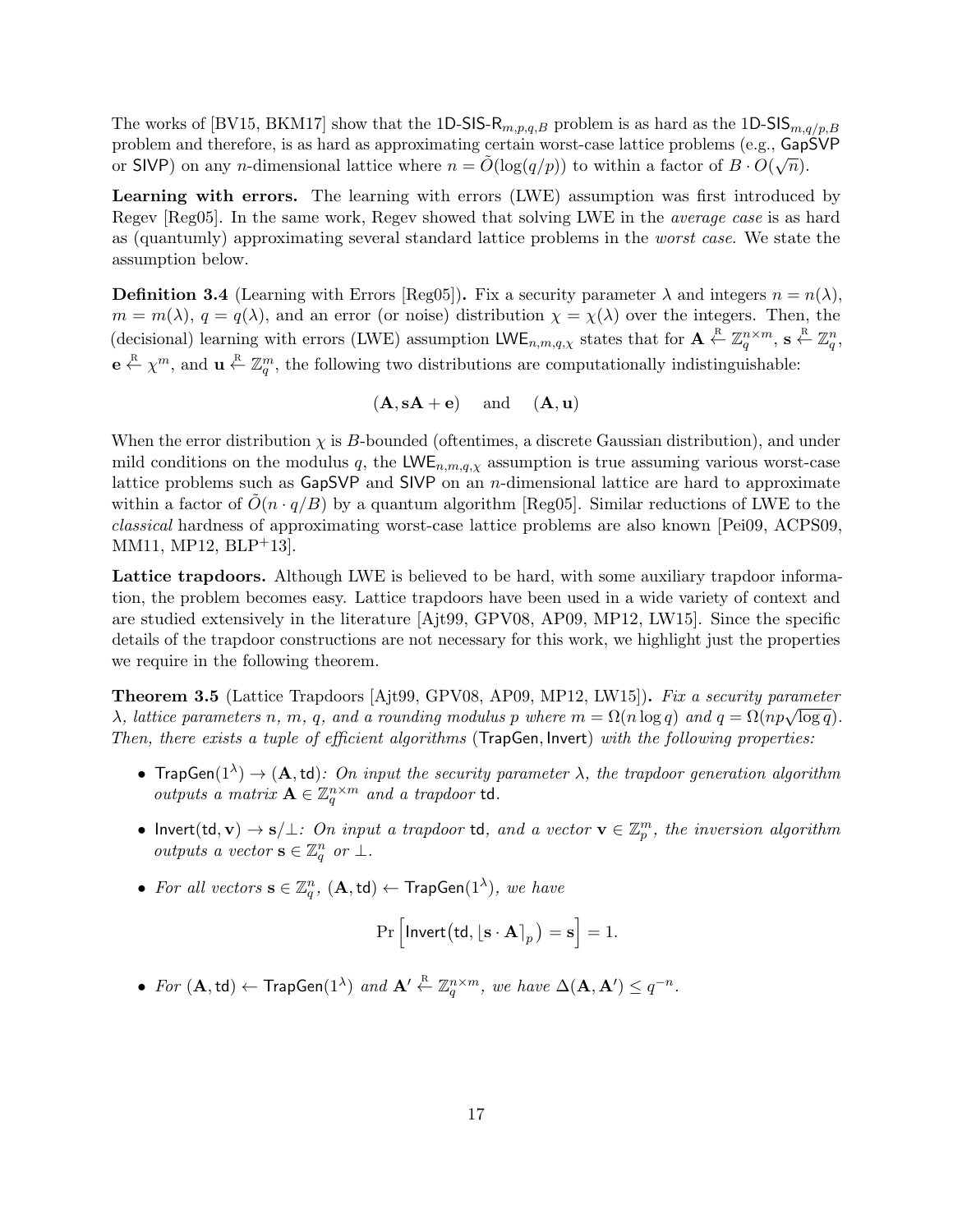The works of [BV15, BKM17] show that the $\mathsf{1D\text{-}SIS\text{-}R}_{m,p,q,B}$ problem is as hard as the $\mathsf{1D\text{-}SIS}_{m,q/p,B}$ problem and therefore, is as hard as approximating certain worst-case lattice problems (e.g., $\mathsf{GapSVP}$ or $\mathsf{SIVP}$) on any $n$-dimensional lattice where $n = \tilde{O}(\log(q/p))$ to within a factor of $B \cdot O(\sqrt{n})$.

**Learning with errors.** The learning with errors (LWE) assumption was first introduced by Regev [Reg05]. In the same work, Regev showed that solving LWE in the *average case* is as hard as (quantumly) approximating several standard lattice problems in the *worst case*. We state the assumption below.

**Definition 3.4** (Learning with Errors [Reg05])**.** Fix a security parameter $\lambda$ and integers $n = n(\lambda)$, $m = m(\lambda)$, $q = q(\lambda)$, and an error (or noise) distribution $\chi = \chi(\lambda)$ over the integers. Then, the (decisional) learning with errors (LWE) assumption $\mathsf{LWE}_{n,m,q,\chi}$ states that for $\mathbf{A} \xleftarrow{\text{R}} \mathbb{Z}_q^{n \times m}$, $\mathbf{s} \xleftarrow{\text{R}} \mathbb{Z}_q^n$, $\mathbf{e} \xleftarrow{\text{R}} \chi^m$, and $\mathbf{u} \xleftarrow{\text{R}} \mathbb{Z}_q^m$, the following two distributions are computationally indistinguishable:

$$(\mathbf{A}, \mathbf{s}\mathbf{A} + \mathbf{e}) \quad \text{and} \quad (\mathbf{A}, \mathbf{u})$$

When the error distribution $\chi$ is $B$-bounded (oftentimes, a discrete Gaussian distribution), and under mild conditions on the modulus $q$, the $\mathsf{LWE}_{n,m,q,\chi}$ assumption is true assuming various worst-case lattice problems such as $\mathsf{GapSVP}$ and $\mathsf{SIVP}$ on an $n$-dimensional lattice are hard to approximate within a factor of $\tilde{O}(n \cdot q/B)$ by a quantum algorithm [Reg05]. Similar reductions of LWE to the *classical* hardness of approximating worst-case lattice problems are also known [Pei09, ACPS09, MM11, MP12, BLP+13].

**Lattice trapdoors.** Although LWE is believed to be hard, with some auxiliary trapdoor information, the problem becomes easy. Lattice trapdoors have been used in a wide variety of context and are studied extensively in the literature [Ajt99, GPV08, AP09, MP12, LW15]. Since the specific details of the trapdoor constructions are not necessary for this work, we highlight just the properties we require in the following theorem.

**Theorem 3.5** (Lattice Trapdoors [Ajt99, GPV08, AP09, MP12, LW15])**.** *Fix a security parameter $\lambda$, lattice parameters $n$, $m$, $q$, and a rounding modulus $p$ where $m = \Omega(n \log q)$ and $q = \Omega(np\sqrt{\log q})$. Then, there exists a tuple of efficient algorithms $(\mathsf{TrapGen}, \mathsf{Invert})$ with the following properties:*

- $\mathsf{TrapGen}(1^\lambda) \to (\mathbf{A}, \mathsf{td})$*: On input the security parameter $\lambda$, the trapdoor generation algorithm outputs a matrix $\mathbf{A} \in \mathbb{Z}_q^{n \times m}$ and a trapdoor $\mathsf{td}$.*
- $\mathsf{Invert}(\mathsf{td}, \mathbf{v}) \to \mathbf{s}/\bot$*: On input a trapdoor $\mathsf{td}$, and a vector $\mathbf{v} \in \mathbb{Z}_p^m$, the inversion algorithm outputs a vector $\mathbf{s} \in \mathbb{Z}_q^n$ or $\bot$.*
- *For all vectors $\mathbf{s} \in \mathbb{Z}_q^n$, $(\mathbf{A}, \mathsf{td}) \leftarrow \mathsf{TrapGen}(1^\lambda)$, we have*

$$\Pr\left[\mathsf{Invert}\big(\mathsf{td}, \lfloor \mathbf{s} \cdot \mathbf{A} \rceil_p\big) = \mathbf{s}\right] = 1.$$

- *For $(\mathbf{A}, \mathsf{td}) \leftarrow \mathsf{TrapGen}(1^\lambda)$ and $\mathbf{A}' \xleftarrow{\text{R}} \mathbb{Z}_q^{n \times m}$, we have $\Delta(\mathbf{A}, \mathbf{A}') \leq q^{-n}$.*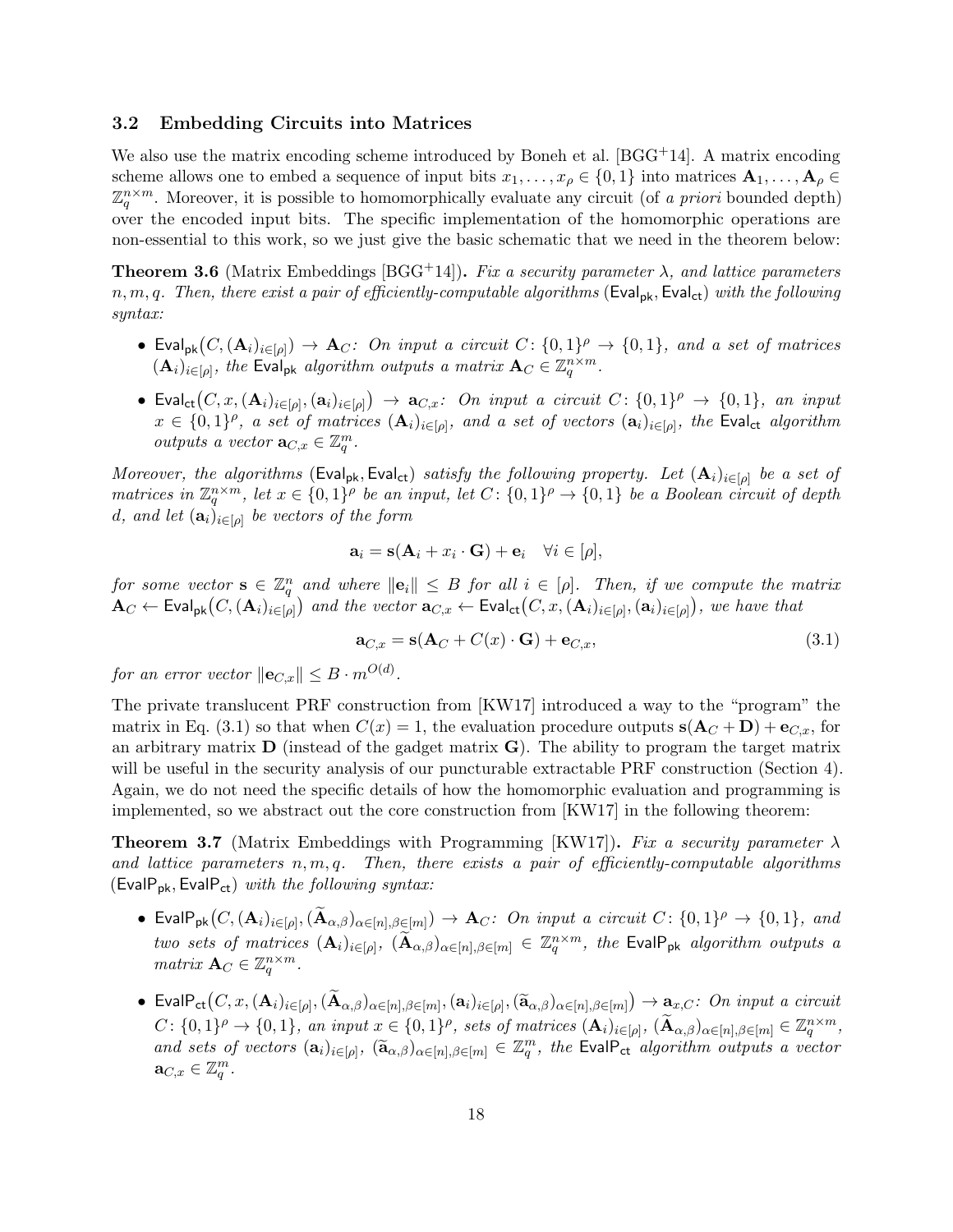### 3.2 Embedding Circuits into Matrices

We also use the matrix encoding scheme introduced by Boneh et al. [BGG+14]. A matrix encoding scheme allows one to embed a sequence of input bits $x_1, \ldots, x_\rho \in \{0,1\}$ into matrices $\mathbf{A}_1, \ldots, \mathbf{A}_\rho \in \mathbb{Z}_q^{n \times m}$. Moreover, it is possible to homomorphically evaluate any circuit (of *a priori* bounded depth) over the encoded input bits. The specific implementation of the homomorphic operations are non-essential to this work, so we just give the basic schematic that we need in the theorem below:

**Theorem 3.6** (Matrix Embeddings [BGG+14])**.** *Fix a security parameter $\lambda$, and lattice parameters $n, m, q$. Then, there exist a pair of efficiently-computable algorithms $(\mathsf{Eval}_{\mathsf{pk}}, \mathsf{Eval}_{\mathsf{ct}})$ with the following syntax:*

- $\mathsf{Eval}_{\mathsf{pk}}\big(C, (\mathbf{A}_i)_{i \in [\rho]}\big) \to \mathbf{A}_C$*: On input a circuit $C \colon \{0,1\}^\rho \to \{0,1\}$, and a set of matrices $(\mathbf{A}_i)_{i \in [\rho]}$, the $\mathsf{Eval}_{\mathsf{pk}}$ algorithm outputs a matrix $\mathbf{A}_C \in \mathbb{Z}_q^{n \times m}$.*
- $\mathsf{Eval}_{\mathsf{ct}}\big(C, x, (\mathbf{A}_i)_{i \in [\rho]}, (\mathbf{a}_i)_{i \in [\rho]}\big) \to \mathbf{a}_{C,x}$*: On input a circuit $C \colon \{0,1\}^\rho \to \{0,1\}$, an input $x \in \{0,1\}^\rho$, a set of matrices $(\mathbf{A}_i)_{i \in [\rho]}$, and a set of vectors $(\mathbf{a}_i)_{i \in [\rho]}$, the $\mathsf{Eval}_{\mathsf{ct}}$ algorithm outputs a vector $\mathbf{a}_{C,x} \in \mathbb{Z}_q^m$.*

*Moreover, the algorithms $(\mathsf{Eval}_{\mathsf{pk}}, \mathsf{Eval}_{\mathsf{ct}})$ satisfy the following property. Let $(\mathbf{A}_i)_{i \in [\rho]}$ be a set of matrices in $\mathbb{Z}_q^{n \times m}$, let $x \in \{0,1\}^\rho$ be an input, let $C \colon \{0,1\}^\rho \to \{0,1\}$ be a Boolean circuit of depth $d$, and let $(\mathbf{a}_i)_{i \in [\rho]}$ be vectors of the form*

$$\mathbf{a}_i = \mathbf{s}(\mathbf{A}_i + x_i \cdot \mathbf{G}) + \mathbf{e}_i \quad \forall i \in [\rho],$$

*for some vector $\mathbf{s} \in \mathbb{Z}_q^n$ and where $\|\mathbf{e}_i\| \leq B$ for all $i \in [\rho]$. Then, if we compute the matrix $\mathbf{A}_C \leftarrow \mathsf{Eval}_{\mathsf{pk}}\big(C, (\mathbf{A}_i)_{i \in [\rho]}\big)$ and the vector $\mathbf{a}_{C,x} \leftarrow \mathsf{Eval}_{\mathsf{ct}}\big(C, x, (\mathbf{A}_i)_{i \in [\rho]}, (\mathbf{a}_i)_{i \in [\rho]}\big)$, we have that*

$$\mathbf{a}_{C,x} = \mathbf{s}(\mathbf{A}_C + C(x) \cdot \mathbf{G}) + \mathbf{e}_{C,x}, \tag{3.1}$$

*for an error vector $\|\mathbf{e}_{C,x}\| \leq B \cdot m^{O(d)}$.*

The private translucent PRF construction from [KW17] introduced a way to the "program" the matrix in Eq. (3.1) so that when $C(x) = 1$, the evaluation procedure outputs $\mathbf{s}(\mathbf{A}_C + \mathbf{D}) + \mathbf{e}_{C,x}$, for an arbitrary matrix $\mathbf{D}$ (instead of the gadget matrix $\mathbf{G}$). The ability to program the target matrix will be useful in the security analysis of our puncturable extractable PRF construction (Section 4). Again, we do not need the specific details of how the homomorphic evaluation and programming is implemented, so we abstract out the core construction from [KW17] in the following theorem:

**Theorem 3.7** (Matrix Embeddings with Programming [KW17])**.** *Fix a security parameter $\lambda$ and lattice parameters $n, m, q$. Then, there exists a pair of efficiently-computable algorithms $(\mathsf{EvalP}_{\mathsf{pk}}, \mathsf{EvalP}_{\mathsf{ct}})$ with the following syntax:*

- $\mathsf{EvalP}_{\mathsf{pk}}\big(C, (\mathbf{A}_i)_{i \in [\rho]}, (\widetilde{\mathbf{A}}_{\alpha,\beta})_{\alpha \in [n], \beta \in [m]}\big) \to \mathbf{A}_C$*: On input a circuit $C \colon \{0,1\}^\rho \to \{0,1\}$, and two sets of matrices $(\mathbf{A}_i)_{i \in [\rho]}$, $(\widetilde{\mathbf{A}}_{\alpha,\beta})_{\alpha \in [n], \beta \in [m]} \in \mathbb{Z}_q^{n \times m}$, the $\mathsf{EvalP}_{\mathsf{pk}}$ algorithm outputs a matrix $\mathbf{A}_C \in \mathbb{Z}_q^{n \times m}$.*
- $\mathsf{EvalP}_{\mathsf{ct}}\big(C, x, (\mathbf{A}_i)_{i \in [\rho]}, (\widetilde{\mathbf{A}}_{\alpha,\beta})_{\alpha \in [n], \beta \in [m]}, (\mathbf{a}_i)_{i \in [\rho]}, (\widetilde{\mathbf{a}}_{\alpha,\beta})_{\alpha \in [n], \beta \in [m]}\big) \to \mathbf{a}_{x,C}$*: On input a circuit $C \colon \{0,1\}^\rho \to \{0,1\}$, an input $x \in \{0,1\}^\rho$, sets of matrices $(\mathbf{A}_i)_{i \in [\rho]}$, $(\widetilde{\mathbf{A}}_{\alpha,\beta})_{\alpha \in [n], \beta \in [m]} \in \mathbb{Z}_q^{n \times m}$, and sets of vectors $(\mathbf{a}_i)_{i \in [\rho]}$, $(\widetilde{\mathbf{a}}_{\alpha,\beta})_{\alpha \in [n], \beta \in [m]} \in \mathbb{Z}_q^m$, the $\mathsf{EvalP}_{\mathsf{ct}}$ algorithm outputs a vector $\mathbf{a}_{C,x} \in \mathbb{Z}_q^m$.*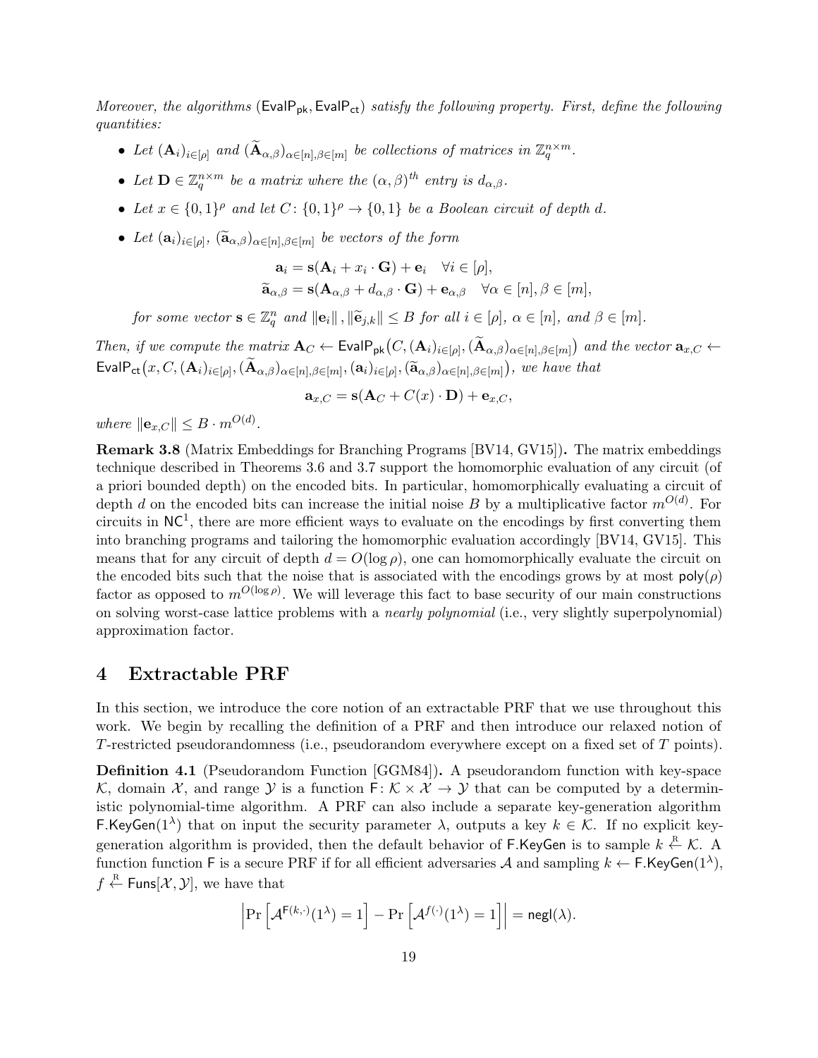*Moreover, the algorithms* $(\mathsf{EvalP_{pk}}, \mathsf{EvalP_{ct}})$ *satisfy the following property. First, define the following quantities:*

- *Let* $(\mathbf{A}_i)_{i\in[\rho]}$ *and* $(\widetilde{\mathbf{A}}_{\alpha,\beta})_{\alpha\in[n],\beta\in[m]}$ *be collections of matrices in* $\mathbb{Z}_q^{n\times m}$.
- *Let* $\mathbf{D} \in \mathbb{Z}_q^{n\times m}$ *be a matrix where the* $(\alpha, \beta)^{th}$ *entry is* $d_{\alpha,\beta}$.
- *Let* $x \in \{0,1\}^\rho$ *and let* $C \colon \{0,1\}^\rho \to \{0,1\}$ *be a Boolean circuit of depth* $d$.
- *Let* $(\mathbf{a}_i)_{i\in[\rho]}$, $(\widetilde{\mathbf{a}}_{\alpha,\beta})_{\alpha\in[n],\beta\in[m]}$ *be vectors of the form*

$$\mathbf{a}_i = \mathbf{s}(\mathbf{A}_i + x_i \cdot \mathbf{G}) + \mathbf{e}_i \quad \forall i \in [\rho],$$
$$\widetilde{\mathbf{a}}_{\alpha,\beta} = \mathbf{s}(\mathbf{A}_{\alpha,\beta} + d_{\alpha,\beta} \cdot \mathbf{G}) + \mathbf{e}_{\alpha,\beta} \quad \forall \alpha \in [n], \beta \in [m],$$

*for some vector* $\mathbf{s} \in \mathbb{Z}_q^n$ *and* $\|\mathbf{e}_i\|, \|\widetilde{\mathbf{e}}_{j,k}\| \le B$ *for all* $i \in [\rho]$, $\alpha \in [n]$, *and* $\beta \in [m]$.

*Then, if we compute the matrix* $\mathbf{A}_C \leftarrow \mathsf{EvalP_{pk}}\big(C, (\mathbf{A}_i)_{i\in[\rho]}, (\widetilde{\mathbf{A}}_{\alpha,\beta})_{\alpha\in[n],\beta\in[m]}\big)$ *and the vector* $\mathbf{a}_{x,C} \leftarrow \mathsf{EvalP_{ct}}\big(x, C, (\mathbf{A}_i)_{i\in[\rho]}, (\widetilde{\mathbf{A}}_{\alpha,\beta})_{\alpha\in[n],\beta\in[m]}, (\mathbf{a}_i)_{i\in[\rho]}, (\widetilde{\mathbf{a}}_{\alpha,\beta})_{\alpha\in[n],\beta\in[m]}\big)$, *we have that*

$$\mathbf{a}_{x,C} = \mathbf{s}(\mathbf{A}_C + C(x) \cdot \mathbf{D}) + \mathbf{e}_{x,C},$$

*where* $\|\mathbf{e}_{x,C}\| \le B \cdot m^{O(d)}$.

**Remark 3.8** (Matrix Embeddings for Branching Programs [BV14, GV15])**.** The matrix embeddings technique described in Theorems 3.6 and 3.7 support the homomorphic evaluation of any circuit (of a priori bounded depth) on the encoded bits. In particular, homomorphically evaluating a circuit of depth $d$ on the encoded bits can increase the initial noise $B$ by a multiplicative factor $m^{O(d)}$. For circuits in $\mathsf{NC}^1$, there are more efficient ways to evaluate on the encodings by first converting them into branching programs and tailoring the homomorphic evaluation accordingly [BV14, GV15]. This means that for any circuit of depth $d = O(\log \rho)$, one can homomorphically evaluate the circuit on the encoded bits such that the noise that is associated with the encodings grows by at most $\mathsf{poly}(\rho)$ factor as opposed to $m^{O(\log \rho)}$. We will leverage this fact to base security of our main constructions on solving worst-case lattice problems with a *nearly polynomial* (i.e., very slightly superpolynomial) approximation factor.

# 4 Extractable PRF

In this section, we introduce the core notion of an extractable PRF that we use throughout this work. We begin by recalling the definition of a PRF and then introduce our relaxed notion of $T$-restricted pseudorandomness (i.e., pseudorandom everywhere except on a fixed set of $T$ points).

**Definition 4.1** (Pseudorandom Function [GGM84])**.** A pseudorandom function with key-space $\mathcal{K}$, domain $\mathcal{X}$, and range $\mathcal{Y}$ is a function $\mathsf{F} \colon \mathcal{K} \times \mathcal{X} \to \mathcal{Y}$ that can be computed by a deterministic polynomial-time algorithm. A PRF can also include a separate key-generation algorithm $\mathsf{F.KeyGen}(1^\lambda)$ that on input the security parameter $\lambda$, outputs a key $k \in \mathcal{K}$. If no explicit key-generation algorithm is provided, then the default behavior of $\mathsf{F.KeyGen}$ is to sample $k \xleftarrow{\text{R}} \mathcal{K}$. A function function $\mathsf{F}$ is a secure PRF if for all efficient adversaries $\mathcal{A}$ and sampling $k \leftarrow \mathsf{F.KeyGen}(1^\lambda)$, $f \xleftarrow{\text{R}} \mathsf{Funs}[\mathcal{X}, \mathcal{Y}]$, we have that

$$\left| \Pr\left[\mathcal{A}^{\mathsf{F}(k,\cdot)}(1^\lambda) = 1\right] - \Pr\left[\mathcal{A}^{f(\cdot)}(1^\lambda) = 1\right] \right| = \mathsf{negl}(\lambda).$$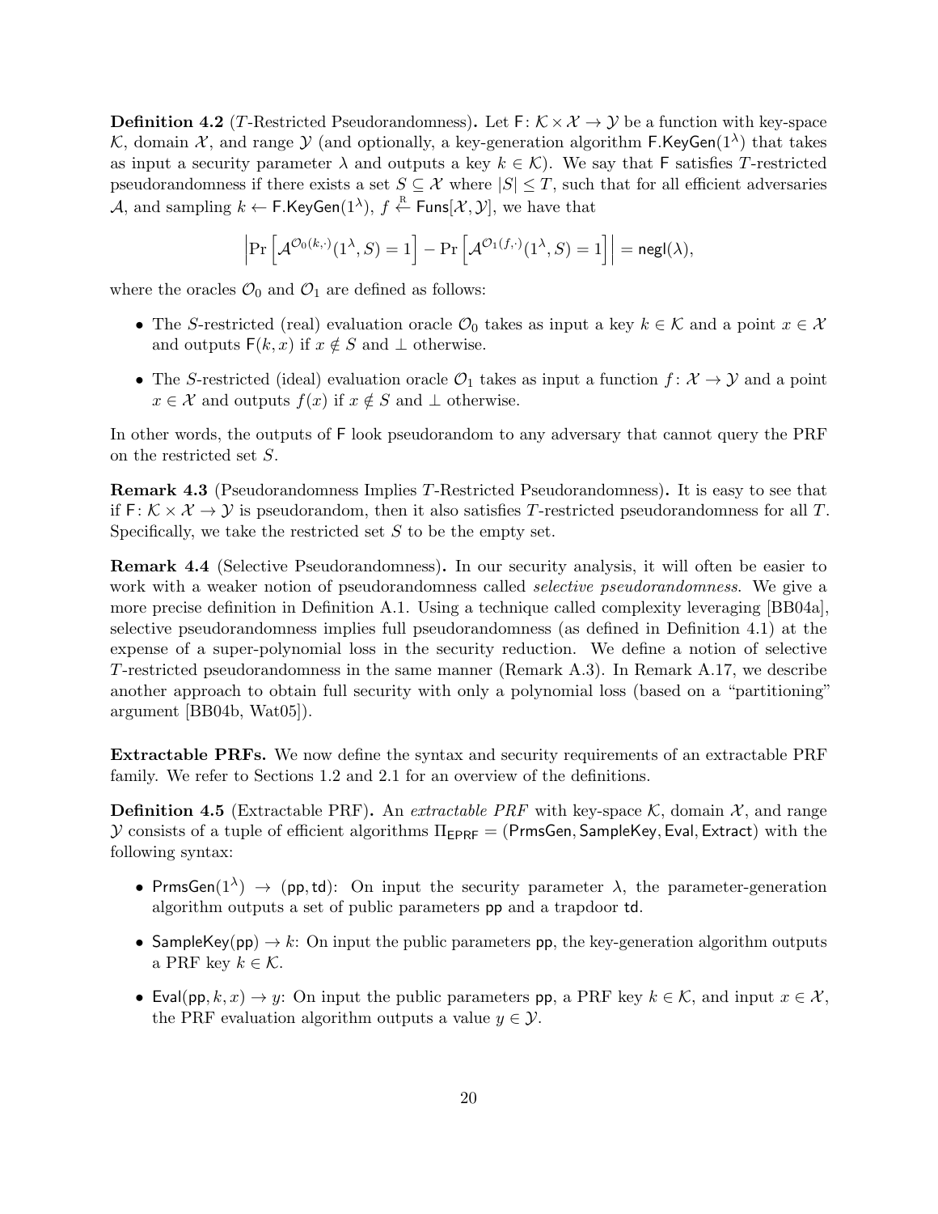**Definition 4.2** ($T$-Restricted Pseudorandomness)**.** Let $\mathsf{F}\colon \mathcal{K} \times \mathcal{X} \to \mathcal{Y}$ be a function with key-space $\mathcal{K}$, domain $\mathcal{X}$, and range $\mathcal{Y}$ (and optionally, a key-generation algorithm $\mathsf{F.KeyGen}(1^\lambda)$ that takes as input a security parameter $\lambda$ and outputs a key $k \in \mathcal{K}$). We say that $\mathsf{F}$ satisfies $T$-restricted pseudorandomness if there exists a set $S \subseteq \mathcal{X}$ where $|S| \leq T$, such that for all efficient adversaries $\mathcal{A}$, and sampling $k \leftarrow \mathsf{F.KeyGen}(1^\lambda)$, $f \xleftarrow{\text{R}} \mathsf{Funs}[\mathcal{X}, \mathcal{Y}]$, we have that

$$\left| \Pr\left[\mathcal{A}^{\mathcal{O}_0(k,\cdot)}(1^\lambda, S) = 1\right] - \Pr\left[\mathcal{A}^{\mathcal{O}_1(f,\cdot)}(1^\lambda, S) = 1\right] \right| = \mathsf{negl}(\lambda),$$

where the oracles $\mathcal{O}_0$ and $\mathcal{O}_1$ are defined as follows:

- The $S$-restricted (real) evaluation oracle $\mathcal{O}_0$ takes as input a key $k \in \mathcal{K}$ and a point $x \in \mathcal{X}$ and outputs $\mathsf{F}(k, x)$ if $x \notin S$ and $\perp$ otherwise.
- The $S$-restricted (ideal) evaluation oracle $\mathcal{O}_1$ takes as input a function $f\colon \mathcal{X} \to \mathcal{Y}$ and a point $x \in \mathcal{X}$ and outputs $f(x)$ if $x \notin S$ and $\perp$ otherwise.

In other words, the outputs of $\mathsf{F}$ look pseudorandom to any adversary that cannot query the PRF on the restricted set $S$.

**Remark 4.3** (Pseudorandomness Implies $T$-Restricted Pseudorandomness)**.** It is easy to see that if $\mathsf{F}\colon \mathcal{K} \times \mathcal{X} \to \mathcal{Y}$ is pseudorandom, then it also satisfies $T$-restricted pseudorandomness for all $T$. Specifically, we take the restricted set $S$ to be the empty set.

**Remark 4.4** (Selective Pseudorandomness)**.** In our security analysis, it will often be easier to work with a weaker notion of pseudorandomness called *selective pseudorandomness*. We give a more precise definition in Definition A.1. Using a technique called complexity leveraging [BB04a], selective pseudorandomness implies full pseudorandomness (as defined in Definition 4.1) at the expense of a super-polynomial loss in the security reduction. We define a notion of selective $T$-restricted pseudorandomness in the same manner (Remark A.3). In Remark A.17, we describe another approach to obtain full security with only a polynomial loss (based on a "partitioning" argument [BB04b, Wat05]).

**Extractable PRFs.** We now define the syntax and security requirements of an extractable PRF family. We refer to Sections 1.2 and 2.1 for an overview of the definitions.

**Definition 4.5** (Extractable PRF)**.** An *extractable PRF* with key-space $\mathcal{K}$, domain $\mathcal{X}$, and range $\mathcal{Y}$ consists of a tuple of efficient algorithms $\Pi_{\mathsf{EPRF}} = (\mathsf{PrmsGen}, \mathsf{SampleKey}, \mathsf{Eval}, \mathsf{Extract})$ with the following syntax:

- $\mathsf{PrmsGen}(1^\lambda) \to (\mathsf{pp}, \mathsf{td})$: On input the security parameter $\lambda$, the parameter-generation algorithm outputs a set of public parameters $\mathsf{pp}$ and a trapdoor $\mathsf{td}$.
- $\mathsf{SampleKey}(\mathsf{pp}) \to k$: On input the public parameters $\mathsf{pp}$, the key-generation algorithm outputs a PRF key $k \in \mathcal{K}$.
- $\mathsf{Eval}(\mathsf{pp}, k, x) \to y$: On input the public parameters $\mathsf{pp}$, a PRF key $k \in \mathcal{K}$, and input $x \in \mathcal{X}$, the PRF evaluation algorithm outputs a value $y \in \mathcal{Y}$.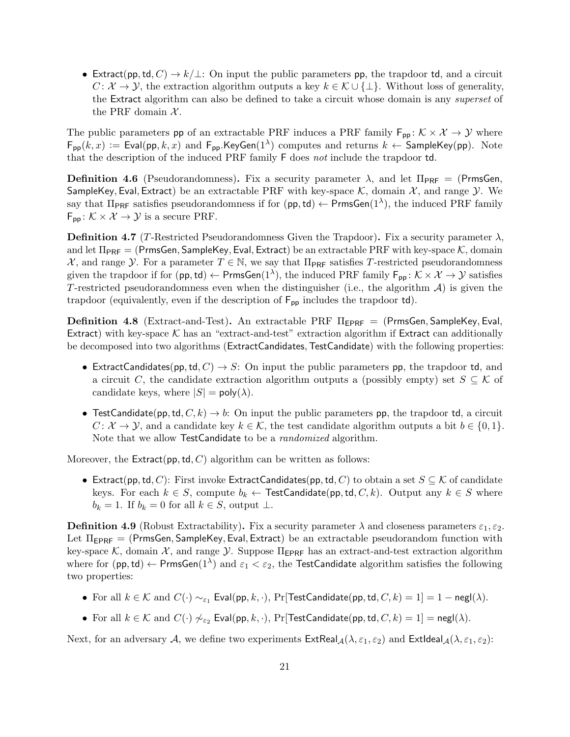- $\mathsf{Extract}(\mathsf{pp}, \mathsf{td}, C) \to k/\bot$: On input the public parameters $\mathsf{pp}$, the trapdoor $\mathsf{td}$, and a circuit $C \colon \mathcal{X} \to \mathcal{Y}$, the extraction algorithm outputs a key $k \in \mathcal{K} \cup \{\bot\}$. Without loss of generality, the $\mathsf{Extract}$ algorithm can also be defined to take a circuit whose domain is any *superset* of the PRF domain $\mathcal{X}$.

The public parameters $\mathsf{pp}$ of an extractable PRF induces a PRF family $\mathsf{F}_{\mathsf{pp}} \colon \mathcal{K} \times \mathcal{X} \to \mathcal{Y}$ where $\mathsf{F}_{\mathsf{pp}}(k, x) := \mathsf{Eval}(\mathsf{pp}, k, x)$ and $\mathsf{F}_{\mathsf{pp}}.\mathsf{KeyGen}(1^\lambda)$ computes and returns $k \leftarrow \mathsf{SampleKey}(\mathsf{pp})$. Note that the description of the induced PRF family $\mathsf{F}$ does *not* include the trapdoor $\mathsf{td}$.

**Definition 4.6** (Pseudorandomness)**.** Fix a security parameter $\lambda$, and let $\Pi_{\mathsf{PRF}} = (\mathsf{PrmsGen}, \mathsf{SampleKey}, \mathsf{Eval}, \mathsf{Extract})$ be an extractable PRF with key-space $\mathcal{K}$, domain $\mathcal{X}$, and range $\mathcal{Y}$. We say that $\Pi_{\mathsf{PRF}}$ satisfies pseudorandomness if for $(\mathsf{pp}, \mathsf{td}) \leftarrow \mathsf{PrmsGen}(1^\lambda)$, the induced PRF family $\mathsf{F}_{\mathsf{pp}} \colon \mathcal{K} \times \mathcal{X} \to \mathcal{Y}$ is a secure PRF.

**Definition 4.7** ($T$-Restricted Pseudorandomness Given the Trapdoor)**.** Fix a security parameter $\lambda$, and let $\Pi_{\mathsf{PRF}} = (\mathsf{PrmsGen}, \mathsf{SampleKey}, \mathsf{Eval}, \mathsf{Extract})$ be an extractable PRF with key-space $\mathcal{K}$, domain $\mathcal{X}$, and range $\mathcal{Y}$. For a parameter $T \in \mathbb{N}$, we say that $\Pi_{\mathsf{PRF}}$ satisfies $T$-restricted pseudorandomness given the trapdoor if for $(\mathsf{pp}, \mathsf{td}) \leftarrow \mathsf{PrmsGen}(1^\lambda)$, the induced PRF family $\mathsf{F}_{\mathsf{pp}} \colon \mathcal{K} \times \mathcal{X} \to \mathcal{Y}$ satisfies $T$-restricted pseudorandomness even when the distinguisher (i.e., the algorithm $\mathcal{A}$) is given the trapdoor (equivalently, even if the description of $\mathsf{F}_{\mathsf{pp}}$ includes the trapdoor $\mathsf{td}$).

**Definition 4.8** (Extract-and-Test)**.** An extractable PRF $\Pi_{\mathsf{EPRF}} = (\mathsf{PrmsGen}, \mathsf{SampleKey}, \mathsf{Eval}, \mathsf{Extract})$ with key-space $\mathcal{K}$ has an "extract-and-test" extraction algorithm if $\mathsf{Extract}$ can additionally be decomposed into two algorithms $(\mathsf{ExtractCandidates}, \mathsf{TestCandidate})$ with the following properties:

- $\mathsf{ExtractCandidates}(\mathsf{pp}, \mathsf{td}, C) \to S$: On input the public parameters $\mathsf{pp}$, the trapdoor $\mathsf{td}$, and a circuit $C$, the candidate extraction algorithm outputs a (possibly empty) set $S \subseteq \mathcal{K}$ of candidate keys, where $|S| = \mathsf{poly}(\lambda)$.
- $\mathsf{TestCandidate}(\mathsf{pp}, \mathsf{td}, C, k) \to b$: On input the public parameters $\mathsf{pp}$, the trapdoor $\mathsf{td}$, a circuit $C \colon \mathcal{X} \to \mathcal{Y}$, and a candidate key $k \in \mathcal{K}$, the test candidate algorithm outputs a bit $b \in \{0, 1\}$. Note that we allow $\mathsf{TestCandidate}$ to be a *randomized* algorithm.

Moreover, the $\mathsf{Extract}(\mathsf{pp}, \mathsf{td}, C)$ algorithm can be written as follows:

- $\mathsf{Extract}(\mathsf{pp}, \mathsf{td}, C)$: First invoke $\mathsf{ExtractCandidates}(\mathsf{pp}, \mathsf{td}, C)$ to obtain a set $S \subseteq \mathcal{K}$ of candidate keys. For each $k \in S$, compute $b_k \leftarrow \mathsf{TestCandidate}(\mathsf{pp}, \mathsf{td}, C, k)$. Output any $k \in S$ where $b_k = 1$. If $b_k = 0$ for all $k \in S$, output $\bot$.

**Definition 4.9** (Robust Extractability)**.** Fix a security parameter $\lambda$ and closeness parameters $\varepsilon_1, \varepsilon_2$. Let $\Pi_{\mathsf{EPRF}} = (\mathsf{PrmsGen}, \mathsf{SampleKey}, \mathsf{Eval}, \mathsf{Extract})$ be an extractable pseudorandom function with key-space $\mathcal{K}$, domain $\mathcal{X}$, and range $\mathcal{Y}$. Suppose $\Pi_{\mathsf{EPRF}}$ has an extract-and-test extraction algorithm where for $(\mathsf{pp}, \mathsf{td}) \leftarrow \mathsf{PrmsGen}(1^\lambda)$ and $\varepsilon_1 < \varepsilon_2$, the $\mathsf{TestCandidate}$ algorithm satisfies the following two properties:

- For all $k \in \mathcal{K}$ and $C(\cdot) \sim_{\varepsilon_1} \mathsf{Eval}(\mathsf{pp}, k, \cdot)$, $\Pr[\mathsf{TestCandidate}(\mathsf{pp}, \mathsf{td}, C, k) = 1] = 1 - \mathsf{negl}(\lambda)$.
- For all $k \in \mathcal{K}$ and $C(\cdot) \not\sim_{\varepsilon_2} \mathsf{Eval}(\mathsf{pp}, k, \cdot)$, $\Pr[\mathsf{TestCandidate}(\mathsf{pp}, \mathsf{td}, C, k) = 1] = \mathsf{negl}(\lambda)$.

Next, for an adversary $\mathcal{A}$, we define two experiments $\mathsf{ExtReal}_{\mathcal{A}}(\lambda, \varepsilon_1, \varepsilon_2)$ and $\mathsf{ExtIdeal}_{\mathcal{A}}(\lambda, \varepsilon_1, \varepsilon_2)$: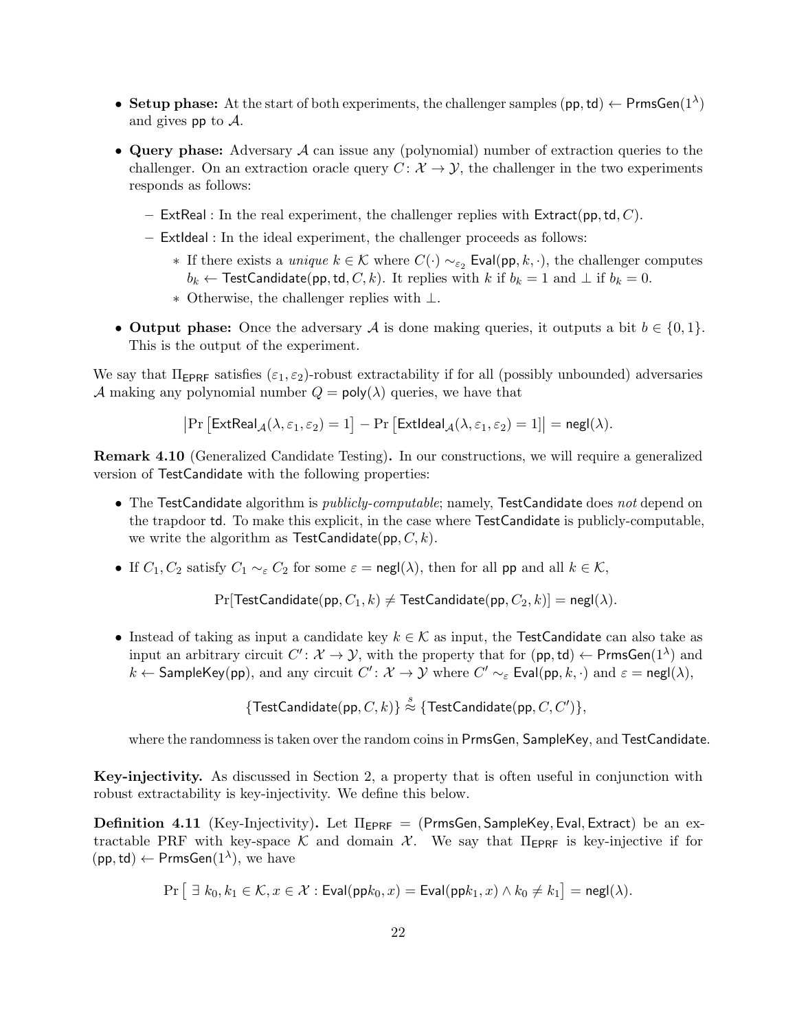- **Setup phase:** At the start of both experiments, the challenger samples $(\mathsf{pp}, \mathsf{td}) \leftarrow \mathsf{PrmsGen}(1^\lambda)$ and gives $\mathsf{pp}$ to $\mathcal{A}$.
- **Query phase:** Adversary $\mathcal{A}$ can issue any (polynomial) number of extraction queries to the challenger. On an extraction oracle query $C\colon \mathcal{X} \to \mathcal{Y}$, the challenger in the two experiments responds as follows:
  - $\mathsf{ExtReal}$ : In the real experiment, the challenger replies with $\mathsf{Extract}(\mathsf{pp}, \mathsf{td}, C)$.
  - $\mathsf{ExtIdeal}$ : In the ideal experiment, the challenger proceeds as follows:
    - If there exists a *unique* $k \in \mathcal{K}$ where $C(\cdot) \sim_{\varepsilon_2} \mathsf{Eval}(\mathsf{pp}, k, \cdot)$, the challenger computes $b_k \leftarrow \mathsf{TestCandidate}(\mathsf{pp}, \mathsf{td}, C, k)$. It replies with $k$ if $b_k = 1$ and $\bot$ if $b_k = 0$.
    - Otherwise, the challenger replies with $\bot$.
- **Output phase:** Once the adversary $\mathcal{A}$ is done making queries, it outputs a bit $b \in \{0, 1\}$. This is the output of the experiment.

We say that $\Pi_{\mathsf{EPRF}}$ satisfies $(\varepsilon_1, \varepsilon_2)$-robust extractability if for all (possibly unbounded) adversaries $\mathcal{A}$ making any polynomial number $Q = \mathsf{poly}(\lambda)$ queries, we have that

$$\left|\Pr\left[\mathsf{ExtReal}_{\mathcal{A}}(\lambda, \varepsilon_1, \varepsilon_2) = 1\right] - \Pr\left[\mathsf{ExtIdeal}_{\mathcal{A}}(\lambda, \varepsilon_1, \varepsilon_2) = 1\right]\right| = \mathsf{negl}(\lambda).$$

**Remark 4.10** (Generalized Candidate Testing)**.** In our constructions, we will require a generalized version of $\mathsf{TestCandidate}$ with the following properties:

- The $\mathsf{TestCandidate}$ algorithm is *publicly-computable*; namely, $\mathsf{TestCandidate}$ does *not* depend on the trapdoor $\mathsf{td}$. To make this explicit, in the case where $\mathsf{TestCandidate}$ is publicly-computable, we write the algorithm as $\mathsf{TestCandidate}(\mathsf{pp}, C, k)$.
- If $C_1, C_2$ satisfy $C_1 \sim_\varepsilon C_2$ for some $\varepsilon = \mathsf{negl}(\lambda)$, then for all $\mathsf{pp}$ and all $k \in \mathcal{K}$,

  $$\Pr[\mathsf{TestCandidate}(\mathsf{pp}, C_1, k) \neq \mathsf{TestCandidate}(\mathsf{pp}, C_2, k)] = \mathsf{negl}(\lambda).$$

- Instead of taking as input a candidate key $k \in \mathcal{K}$ as input, the $\mathsf{TestCandidate}$ can also take as input an arbitrary circuit $C'\colon \mathcal{X} \to \mathcal{Y}$, with the property that for $(\mathsf{pp}, \mathsf{td}) \leftarrow \mathsf{PrmsGen}(1^\lambda)$ and $k \leftarrow \mathsf{SampleKey}(\mathsf{pp})$, and any circuit $C'\colon \mathcal{X} \to \mathcal{Y}$ where $C' \sim_\varepsilon \mathsf{Eval}(\mathsf{pp}, k, \cdot)$ and $\varepsilon = \mathsf{negl}(\lambda)$,

  $$\{\mathsf{TestCandidate}(\mathsf{pp}, C, k)\} \stackrel{s}{\approx} \{\mathsf{TestCandidate}(\mathsf{pp}, C, C')\},$$

  where the randomness is taken over the random coins in $\mathsf{PrmsGen}$, $\mathsf{SampleKey}$, and $\mathsf{TestCandidate}$.

**Key-injectivity.** As discussed in Section 2, a property that is often useful in conjunction with robust extractability is key-injectivity. We define this below.

**Definition 4.11** (Key-Injectivity)**.** Let $\Pi_{\mathsf{EPRF}} = (\mathsf{PrmsGen}, \mathsf{SampleKey}, \mathsf{Eval}, \mathsf{Extract})$ be an extractable PRF with key-space $\mathcal{K}$ and domain $\mathcal{X}$. We say that $\Pi_{\mathsf{EPRF}}$ is key-injective if for $(\mathsf{pp}, \mathsf{td}) \leftarrow \mathsf{PrmsGen}(1^\lambda)$, we have

$$\Pr\left[\ \exists\, k_0, k_1 \in \mathcal{K}, x \in \mathcal{X} : \mathsf{Eval}(\mathsf{pp} k_0, x) = \mathsf{Eval}(\mathsf{pp} k_1, x) \wedge k_0 \neq k_1\right] = \mathsf{negl}(\lambda).$$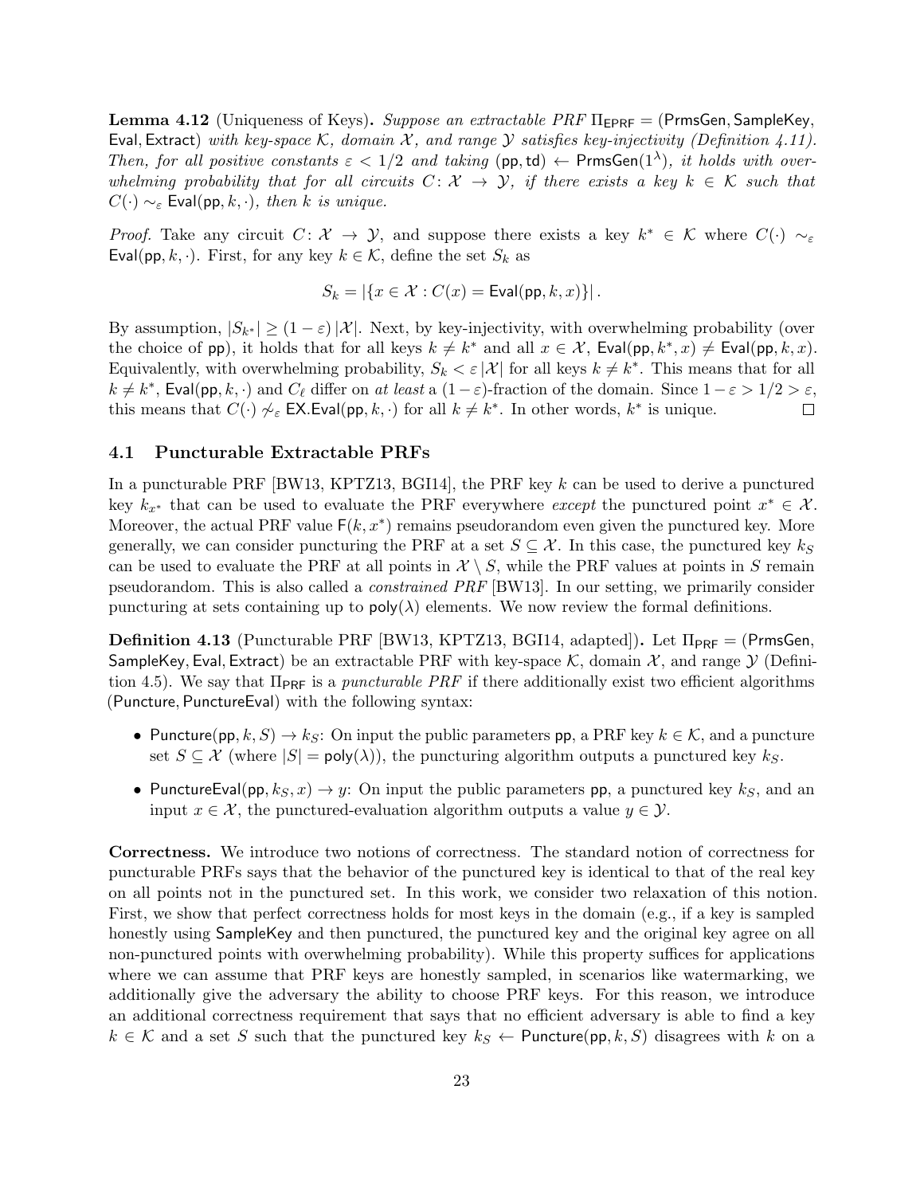**Lemma 4.12** (Uniqueness of Keys)**.** *Suppose an extractable PRF* $\Pi_{\mathsf{EPRF}} = (\mathsf{PrmsGen}, \mathsf{SampleKey}, \mathsf{Eval}, \mathsf{Extract})$ *with key-space* $\mathcal{K}$*, domain* $\mathcal{X}$*, and range* $\mathcal{Y}$ *satisfies key-injectivity (Definition 4.11). Then, for all positive constants* $\varepsilon < 1/2$ *and taking* $(\mathsf{pp}, \mathsf{td}) \leftarrow \mathsf{PrmsGen}(1^\lambda)$*, it holds with overwhelming probability that for all circuits* $C \colon \mathcal{X} \to \mathcal{Y}$*, if there exists a key* $k \in \mathcal{K}$ *such that* $C(\cdot) \sim_\varepsilon \mathsf{Eval}(\mathsf{pp}, k, \cdot)$*, then* $k$ *is unique.*

*Proof.* Take any circuit $C \colon \mathcal{X} \to \mathcal{Y}$, and suppose there exists a key $k^* \in \mathcal{K}$ where $C(\cdot) \sim_\varepsilon \mathsf{Eval}(\mathsf{pp}, k, \cdot)$. First, for any key $k \in \mathcal{K}$, define the set $S_k$ as

$$S_k = |\{x \in \mathcal{X} : C(x) = \mathsf{Eval}(\mathsf{pp}, k, x)\}| \,.$$

By assumption, $|S_{k^*}| \geq (1 - \varepsilon) |\mathcal{X}|$. Next, by key-injectivity, with overwhelming probability (over the choice of $\mathsf{pp}$), it holds that for all keys $k \neq k^*$ and all $x \in \mathcal{X}$, $\mathsf{Eval}(\mathsf{pp}, k^*, x) \neq \mathsf{Eval}(\mathsf{pp}, k, x)$. Equivalently, with overwhelming probability, $S_k < \varepsilon |\mathcal{X}|$ for all keys $k \neq k^*$. This means that for all $k \neq k^*$, $\mathsf{Eval}(\mathsf{pp}, k, \cdot)$ and $C_\ell$ differ on *at least* a $(1-\varepsilon)$-fraction of the domain. Since $1 - \varepsilon > 1/2 > \varepsilon$, this means that $C(\cdot) \not\sim_\varepsilon \mathsf{EX.Eval}(\mathsf{pp}, k, \cdot)$ for all $k \neq k^*$. In other words, $k^*$ is unique. $\square$

## 4.1 Puncturable Extractable PRFs

In a puncturable PRF [BW13, KPTZ13, BGI14], the PRF key $k$ can be used to derive a punctured key $k_{x^*}$ that can be used to evaluate the PRF everywhere *except* the punctured point $x^* \in \mathcal{X}$. Moreover, the actual PRF value $\mathsf{F}(k, x^*)$ remains pseudorandom even given the punctured key. More generally, we can consider puncturing the PRF at a set $S \subseteq \mathcal{X}$. In this case, the punctured key $k_S$ can be used to evaluate the PRF at all points in $\mathcal{X} \setminus S$, while the PRF values at points in $S$ remain pseudorandom. This is also called a *constrained PRF* [BW13]. In our setting, we primarily consider puncturing at sets containing up to $\mathsf{poly}(\lambda)$ elements. We now review the formal definitions.

**Definition 4.13** (Puncturable PRF [BW13, KPTZ13, BGI14, adapted])**.** Let $\Pi_{\mathsf{PRF}} = (\mathsf{PrmsGen}, \mathsf{SampleKey}, \mathsf{Eval}, \mathsf{Extract})$ be an extractable PRF with key-space $\mathcal{K}$, domain $\mathcal{X}$, and range $\mathcal{Y}$ (Definition 4.5). We say that $\Pi_{\mathsf{PRF}}$ is a *puncturable PRF* if there additionally exist two efficient algorithms $(\mathsf{Puncture}, \mathsf{PunctureEval})$ with the following syntax:

- $\mathsf{Puncture}(\mathsf{pp}, k, S) \to k_S$: On input the public parameters $\mathsf{pp}$, a PRF key $k \in \mathcal{K}$, and a puncture set $S \subseteq \mathcal{X}$ (where $|S| = \mathsf{poly}(\lambda)$), the puncturing algorithm outputs a punctured key $k_S$.
- $\mathsf{PunctureEval}(\mathsf{pp}, k_S, x) \to y$: On input the public parameters $\mathsf{pp}$, a punctured key $k_S$, and an input $x \in \mathcal{X}$, the punctured-evaluation algorithm outputs a value $y \in \mathcal{Y}$.

**Correctness.** We introduce two notions of correctness. The standard notion of correctness for puncturable PRFs says that the behavior of the punctured key is identical to that of the real key on all points not in the punctured set. In this work, we consider two relaxation of this notion. First, we show that perfect correctness holds for most keys in the domain (e.g., if a key is sampled honestly using $\mathsf{SampleKey}$ and then punctured, the punctured key and the original key agree on all non-punctured points with overwhelming probability). While this property suffices for applications where we can assume that PRF keys are honestly sampled, in scenarios like watermarking, we additionally give the adversary the ability to choose PRF keys. For this reason, we introduce an additional correctness requirement that says that no efficient adversary is able to find a key $k \in \mathcal{K}$ and a set $S$ such that the punctured key $k_S \leftarrow \mathsf{Puncture}(\mathsf{pp}, k, S)$ disagrees with $k$ on a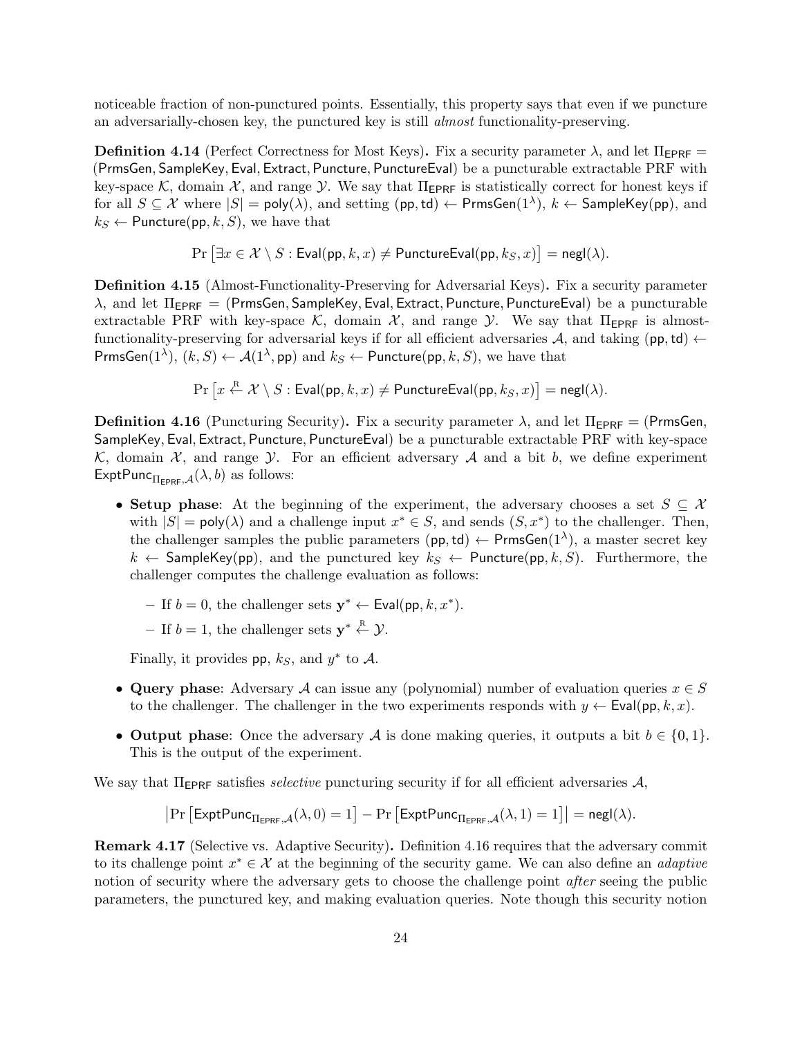noticeable fraction of non-punctured points. Essentially, this property says that even if we puncture an adversarially-chosen key, the punctured key is still *almost* functionality-preserving.

**Definition 4.14** (Perfect Correctness for Most Keys)**.** Fix a security parameter $\lambda$, and let $\Pi_{\mathsf{EPRF}} = (\mathsf{PrmsGen}, \mathsf{SampleKey}, \mathsf{Eval}, \mathsf{Extract}, \mathsf{Puncture}, \mathsf{PunctureEval})$ be a puncturable extractable PRF with key-space $\mathcal{K}$, domain $\mathcal{X}$, and range $\mathcal{Y}$. We say that $\Pi_{\mathsf{EPRF}}$ is statistically correct for honest keys if for all $S \subseteq \mathcal{X}$ where $|S| = \mathsf{poly}(\lambda)$, and setting $(\mathsf{pp}, \mathsf{td}) \leftarrow \mathsf{PrmsGen}(1^\lambda)$, $k \leftarrow \mathsf{SampleKey}(\mathsf{pp})$, and $k_S \leftarrow \mathsf{Puncture}(\mathsf{pp}, k, S)$, we have that

$$\Pr\left[\exists x \in \mathcal{X} \setminus S : \mathsf{Eval}(\mathsf{pp}, k, x) \neq \mathsf{PunctureEval}(\mathsf{pp}, k_S, x)\right] = \mathsf{negl}(\lambda).$$

**Definition 4.15** (Almost-Functionality-Preserving for Adversarial Keys)**.** Fix a security parameter $\lambda$, and let $\Pi_{\mathsf{EPRF}} = (\mathsf{PrmsGen}, \mathsf{SampleKey}, \mathsf{Eval}, \mathsf{Extract}, \mathsf{Puncture}, \mathsf{PunctureEval})$ be a puncturable extractable PRF with key-space $\mathcal{K}$, domain $\mathcal{X}$, and range $\mathcal{Y}$. We say that $\Pi_{\mathsf{EPRF}}$ is almost-functionality-preserving for adversarial keys if for all efficient adversaries $\mathcal{A}$, and taking $(\mathsf{pp}, \mathsf{td}) \leftarrow \mathsf{PrmsGen}(1^\lambda)$, $(k, S) \leftarrow \mathcal{A}(1^\lambda, \mathsf{pp})$ and $k_S \leftarrow \mathsf{Puncture}(\mathsf{pp}, k, S)$, we have that

$$\Pr\left[x \xleftarrow{\text{R}} \mathcal{X} \setminus S : \mathsf{Eval}(\mathsf{pp}, k, x) \neq \mathsf{PunctureEval}(\mathsf{pp}, k_S, x)\right] = \mathsf{negl}(\lambda).$$

**Definition 4.16** (Puncturing Security)**.** Fix a security parameter $\lambda$, and let $\Pi_{\mathsf{EPRF}} = (\mathsf{PrmsGen}, \mathsf{SampleKey}, \mathsf{Eval}, \mathsf{Extract}, \mathsf{Puncture}, \mathsf{PunctureEval})$ be a puncturable extractable PRF with key-space $\mathcal{K}$, domain $\mathcal{X}$, and range $\mathcal{Y}$. For an efficient adversary $\mathcal{A}$ and a bit $b$, we define experiment $\mathsf{ExptPunc}_{\Pi_{\mathsf{EPRF}},\mathcal{A}}(\lambda, b)$ as follows:

- **Setup phase**: At the beginning of the experiment, the adversary chooses a set $S \subseteq \mathcal{X}$ with $|S| = \mathsf{poly}(\lambda)$ and a challenge input $x^* \in S$, and sends $(S, x^*)$ to the challenger. Then, the challenger samples the public parameters $(\mathsf{pp}, \mathsf{td}) \leftarrow \mathsf{PrmsGen}(1^\lambda)$, a master secret key $k \leftarrow \mathsf{SampleKey}(\mathsf{pp})$, and the punctured key $k_S \leftarrow \mathsf{Puncture}(\mathsf{pp}, k, S)$. Furthermore, the challenger computes the challenge evaluation as follows:
  - If $b = 0$, the challenger sets $\mathbf{y}^* \leftarrow \mathsf{Eval}(\mathsf{pp}, k, x^*)$.
  - If $b = 1$, the challenger sets $\mathbf{y}^* \xleftarrow{\text{R}} \mathcal{Y}$.

  Finally, it provides $\mathsf{pp}$, $k_S$, and $y^*$ to $\mathcal{A}$.
- **Query phase**: Adversary $\mathcal{A}$ can issue any (polynomial) number of evaluation queries $x \in S$ to the challenger. The challenger in the two experiments responds with $y \leftarrow \mathsf{Eval}(\mathsf{pp}, k, x)$.
- **Output phase**: Once the adversary $\mathcal{A}$ is done making queries, it outputs a bit $b \in \{0, 1\}$. This is the output of the experiment.

We say that $\Pi_{\mathsf{EPRF}}$ satisfies *selective* puncturing security if for all efficient adversaries $\mathcal{A}$,

$$\left|\Pr\left[\mathsf{ExptPunc}_{\Pi_{\mathsf{EPRF}},\mathcal{A}}(\lambda, 0) = 1\right] - \Pr\left[\mathsf{ExptPunc}_{\Pi_{\mathsf{EPRF}},\mathcal{A}}(\lambda, 1) = 1\right]\right| = \mathsf{negl}(\lambda).$$

**Remark 4.17** (Selective vs. Adaptive Security)**.** Definition 4.16 requires that the adversary commit to its challenge point $x^* \in \mathcal{X}$ at the beginning of the security game. We can also define an *adaptive* notion of security where the adversary gets to choose the challenge point *after* seeing the public parameters, the punctured key, and making evaluation queries. Note though this security notion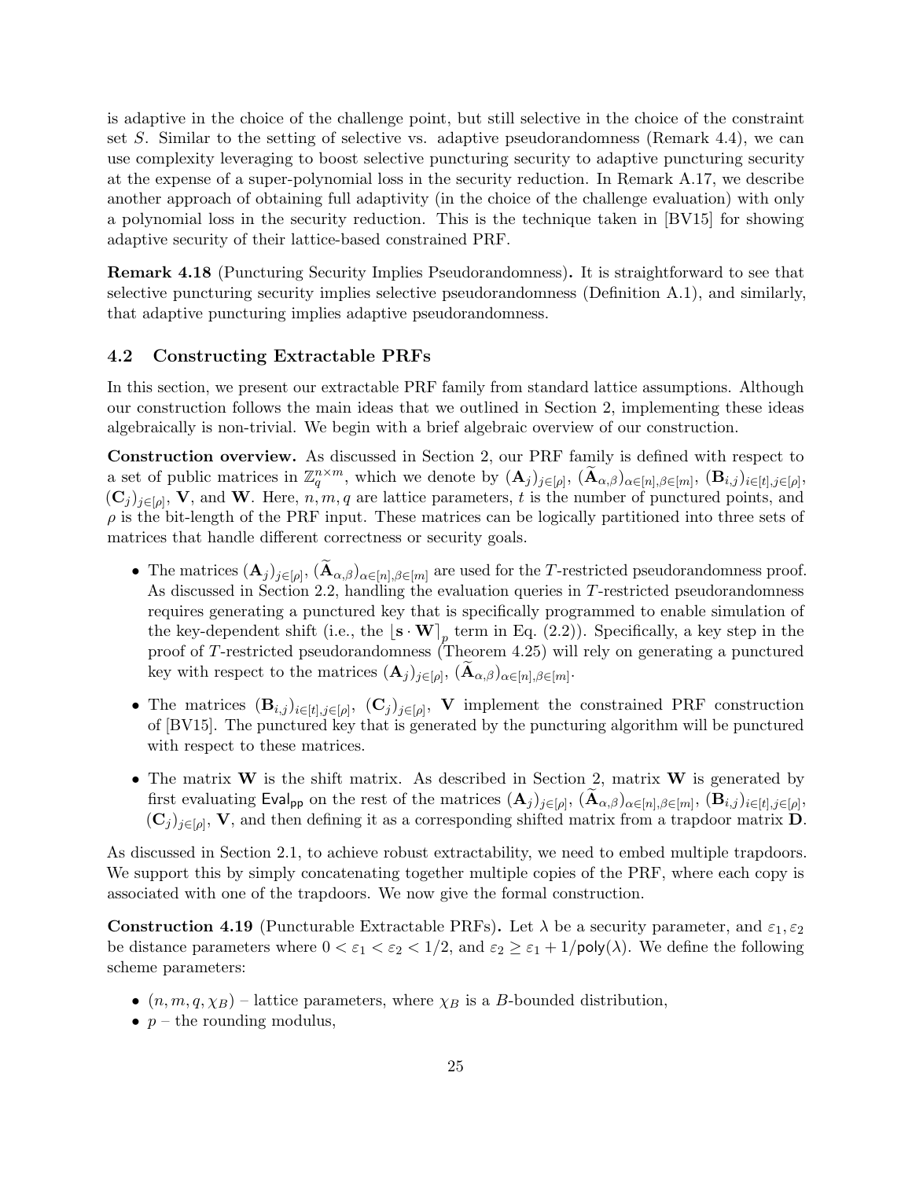is adaptive in the choice of the challenge point, but still selective in the choice of the constraint set $S$. Similar to the setting of selective vs. adaptive pseudorandomness (Remark 4.4), we can use complexity leveraging to boost selective puncturing security to adaptive puncturing security at the expense of a super-polynomial loss in the security reduction. In Remark A.17, we describe another approach of obtaining full adaptivity (in the choice of the challenge evaluation) with only a polynomial loss in the security reduction. This is the technique taken in [BV15] for showing adaptive security of their lattice-based constrained PRF.

**Remark 4.18** (Puncturing Security Implies Pseudorandomness)**.** It is straightforward to see that selective puncturing security implies selective pseudorandomness (Definition A.1), and similarly, that adaptive puncturing implies adaptive pseudorandomness.

## 4.2 Constructing Extractable PRFs

In this section, we present our extractable PRF family from standard lattice assumptions. Although our construction follows the main ideas that we outlined in Section 2, implementing these ideas algebraically is non-trivial. We begin with a brief algebraic overview of our construction.

**Construction overview.** As discussed in Section 2, our PRF family is defined with respect to a set of public matrices in $\mathbb{Z}_q^{n \times m}$, which we denote by $(\mathbf{A}_j)_{j \in [\rho]}$, $(\widetilde{\mathbf{A}}_{\alpha,\beta})_{\alpha \in [n], \beta \in [m]}$, $(\mathbf{B}_{i,j})_{i \in [t], j \in [\rho]}$, $(\mathbf{C}_j)_{j \in [\rho]}$, $\mathbf{V}$, and $\mathbf{W}$. Here, $n, m, q$ are lattice parameters, $t$ is the number of punctured points, and $\rho$ is the bit-length of the PRF input. These matrices can be logically partitioned into three sets of matrices that handle different correctness or security goals.

- The matrices $(\mathbf{A}_j)_{j \in [\rho]}$, $(\widetilde{\mathbf{A}}_{\alpha,\beta})_{\alpha \in [n], \beta \in [m]}$ are used for the $T$-restricted pseudorandomness proof. As discussed in Section 2.2, handling the evaluation queries in $T$-restricted pseudorandomness requires generating a punctured key that is specifically programmed to enable simulation of the key-dependent shift (i.e., the $\lfloor \mathbf{s} \cdot \mathbf{W} \rceil_p$ term in Eq. (2.2)). Specifically, a key step in the proof of $T$-restricted pseudorandomness (Theorem 4.25) will rely on generating a punctured key with respect to the matrices $(\mathbf{A}_j)_{j \in [\rho]}$, $(\widetilde{\mathbf{A}}_{\alpha,\beta})_{\alpha \in [n], \beta \in [m]}$.
- The matrices $(\mathbf{B}_{i,j})_{i \in [t], j \in [\rho]}$, $(\mathbf{C}_j)_{j \in [\rho]}$, $\mathbf{V}$ implement the constrained PRF construction of [BV15]. The punctured key that is generated by the puncturing algorithm will be punctured with respect to these matrices.
- The matrix $\mathbf{W}$ is the shift matrix. As described in Section 2, matrix $\mathbf{W}$ is generated by first evaluating $\mathsf{Eval}_{\mathsf{pp}}$ on the rest of the matrices $(\mathbf{A}_j)_{j \in [\rho]}$, $(\widetilde{\mathbf{A}}_{\alpha,\beta})_{\alpha \in [n], \beta \in [m]}$, $(\mathbf{B}_{i,j})_{i \in [t], j \in [\rho]}$, $(\mathbf{C}_j)_{j \in [\rho]}$, $\mathbf{V}$, and then defining it as a corresponding shifted matrix from a trapdoor matrix $\mathbf{D}$.

As discussed in Section 2.1, to achieve robust extractability, we need to embed multiple trapdoors. We support this by simply concatenating together multiple copies of the PRF, where each copy is associated with one of the trapdoors. We now give the formal construction.

**Construction 4.19** (Puncturable Extractable PRFs)**.** Let $\lambda$ be a security parameter, and $\varepsilon_1, \varepsilon_2$ be distance parameters where $0 < \varepsilon_1 < \varepsilon_2 < 1/2$, and $\varepsilon_2 \geq \varepsilon_1 + 1/\mathsf{poly}(\lambda)$. We define the following scheme parameters:

- $(n, m, q, \chi_B)$ – lattice parameters, where $\chi_B$ is a $B$-bounded distribution,
- $p$ – the rounding modulus,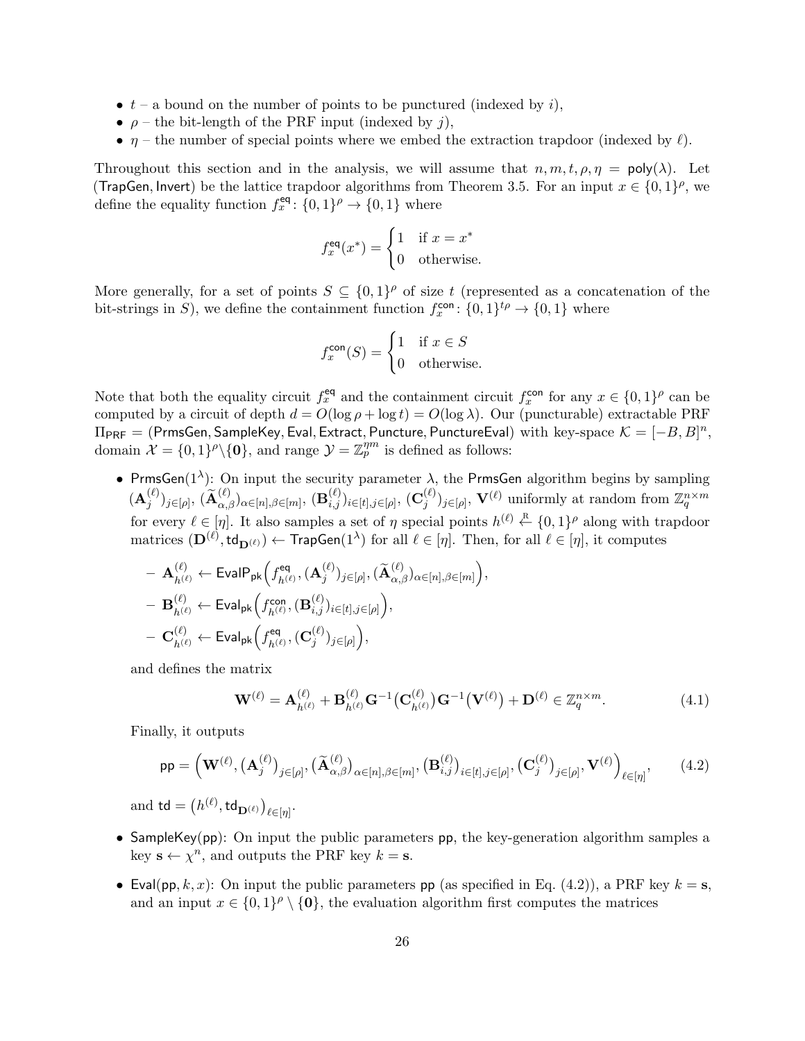- $t$ – a bound on the number of points to be punctured (indexed by $i$),
- $\rho$ – the bit-length of the PRF input (indexed by $j$),
- $\eta$ – the number of special points where we embed the extraction trapdoor (indexed by $\ell$).

Throughout this section and in the analysis, we will assume that $n, m, t, \rho, \eta = \mathsf{poly}(\lambda)$. Let $(\mathsf{TrapGen}, \mathsf{Invert})$ be the lattice trapdoor algorithms from Theorem 3.5. For an input $x \in \{0,1\}^\rho$, we define the equality function $f_x^{\mathsf{eq}} \colon \{0,1\}^\rho \to \{0,1\}$ where

$$f_x^{\mathsf{eq}}(x^*) = \begin{cases} 1 & \text{if } x = x^* \\ 0 & \text{otherwise.} \end{cases}$$

More generally, for a set of points $S \subseteq \{0,1\}^\rho$ of size $t$ (represented as a concatenation of the bit-strings in $S$), we define the containment function $f_x^{\mathsf{con}} \colon \{0,1\}^{t\rho} \to \{0,1\}$ where

$$f_x^{\mathsf{con}}(S) = \begin{cases} 1 & \text{if } x \in S \\ 0 & \text{otherwise.} \end{cases}$$

Note that both the equality circuit $f_x^{\mathsf{eq}}$ and the containment circuit $f_x^{\mathsf{con}}$ for any $x \in \{0,1\}^\rho$ can be computed by a circuit of depth $d = O(\log \rho + \log t) = O(\log \lambda)$. Our (puncturable) extractable PRF $\Pi_{\mathsf{PRF}} = (\mathsf{PrmsGen}, \mathsf{SampleKey}, \mathsf{Eval}, \mathsf{Extract}, \mathsf{Puncture}, \mathsf{PunctureEval})$ with key-space $\mathcal{K} = [-B, B]^n$, domain $\mathcal{X} = \{0,1\}^\rho \backslash \{\mathbf{0}\}$, and range $\mathcal{Y} = \mathbb{Z}_p^{\eta m}$ is defined as follows:

- $\mathsf{PrmsGen}(1^\lambda)$: On input the security parameter $\lambda$, the $\mathsf{PrmsGen}$ algorithm begins by sampling $(\mathbf{A}_j^{(\ell)})_{j \in [\rho]}$, $(\widetilde{\mathbf{A}}_{\alpha,\beta}^{(\ell)})_{\alpha \in [n], \beta \in [m]}$, $(\mathbf{B}_{i,j}^{(\ell)})_{i \in [t], j \in [\rho]}$, $(\mathbf{C}_j^{(\ell)})_{j \in [\rho]}$, $\mathbf{V}^{(\ell)}$ uniformly at random from $\mathbb{Z}_q^{n \times m}$ for every $\ell \in [\eta]$. It also samples a set of $\eta$ special points $h^{(\ell)} \xleftarrow{\text{R}} \{0,1\}^\rho$ along with trapdoor matrices $(\mathbf{D}^{(\ell)}, \mathsf{td}_{\mathbf{D}^{(\ell)}}) \leftarrow \mathsf{TrapGen}(1^\lambda)$ for all $\ell \in [\eta]$. Then, for all $\ell \in [\eta]$, it computes
  - $\mathbf{A}_{h^{(\ell)}}^{(\ell)} \leftarrow \mathsf{EvalP}_{\mathsf{pk}}\Big(f_{h^{(\ell)}}^{\mathsf{eq}}, (\mathbf{A}_j^{(\ell)})_{j \in [\rho]}, (\widetilde{\mathbf{A}}_{\alpha,\beta}^{(\ell)})_{\alpha \in [n], \beta \in [m]}\Big)$,
  - $\mathbf{B}_{h^{(\ell)}}^{(\ell)} \leftarrow \mathsf{Eval}_{\mathsf{pk}}\Big(f_{h^{(\ell)}}^{\mathsf{con}}, (\mathbf{B}_{i,j}^{(\ell)})_{i \in [t], j \in [\rho]}\Big)$,
  - $\mathbf{C}_{h^{(\ell)}}^{(\ell)} \leftarrow \mathsf{Eval}_{\mathsf{pk}}\Big(f_{h^{(\ell)}}^{\mathsf{eq}}, (\mathbf{C}_j^{(\ell)})_{j \in [\rho]}\Big)$,

  and defines the matrix

  $$\mathbf{W}^{(\ell)} = \mathbf{A}_{h^{(\ell)}}^{(\ell)} + \mathbf{B}_{h^{(\ell)}}^{(\ell)} \mathbf{G}^{-1}\big(\mathbf{C}_{h^{(\ell)}}^{(\ell)}\big) \mathbf{G}^{-1}\big(\mathbf{V}^{(\ell)}\big) + \mathbf{D}^{(\ell)} \in \mathbb{Z}_q^{n \times m}. \tag{4.1}$$

  Finally, it outputs

  $$\mathsf{pp} = \Big(\mathbf{W}^{(\ell)}, \big(\mathbf{A}_j^{(\ell)}\big)_{j \in [\rho]}, \big(\widetilde{\mathbf{A}}_{\alpha,\beta}^{(\ell)}\big)_{\alpha \in [n], \beta \in [m]}, \big(\mathbf{B}_{i,j}^{(\ell)}\big)_{i \in [t], j \in [\rho]}, \big(\mathbf{C}_j^{(\ell)}\big)_{j \in [\rho]}, \mathbf{V}^{(\ell)}\Big)_{\ell \in [\eta]}, \tag{4.2}$$

  and $\mathsf{td} = \big(h^{(\ell)}, \mathsf{td}_{\mathbf{D}^{(\ell)}}\big)_{\ell \in [\eta]}$.

- $\mathsf{SampleKey}(\mathsf{pp})$: On input the public parameters $\mathsf{pp}$, the key-generation algorithm samples a key $\mathbf{s} \leftarrow \chi^n$, and outputs the PRF key $k = \mathbf{s}$.

- $\mathsf{Eval}(\mathsf{pp}, k, x)$: On input the public parameters $\mathsf{pp}$ (as specified in Eq. (4.2)), a PRF key $k = \mathbf{s}$, and an input $x \in \{0,1\}^\rho \setminus \{\mathbf{0}\}$, the evaluation algorithm first computes the matrices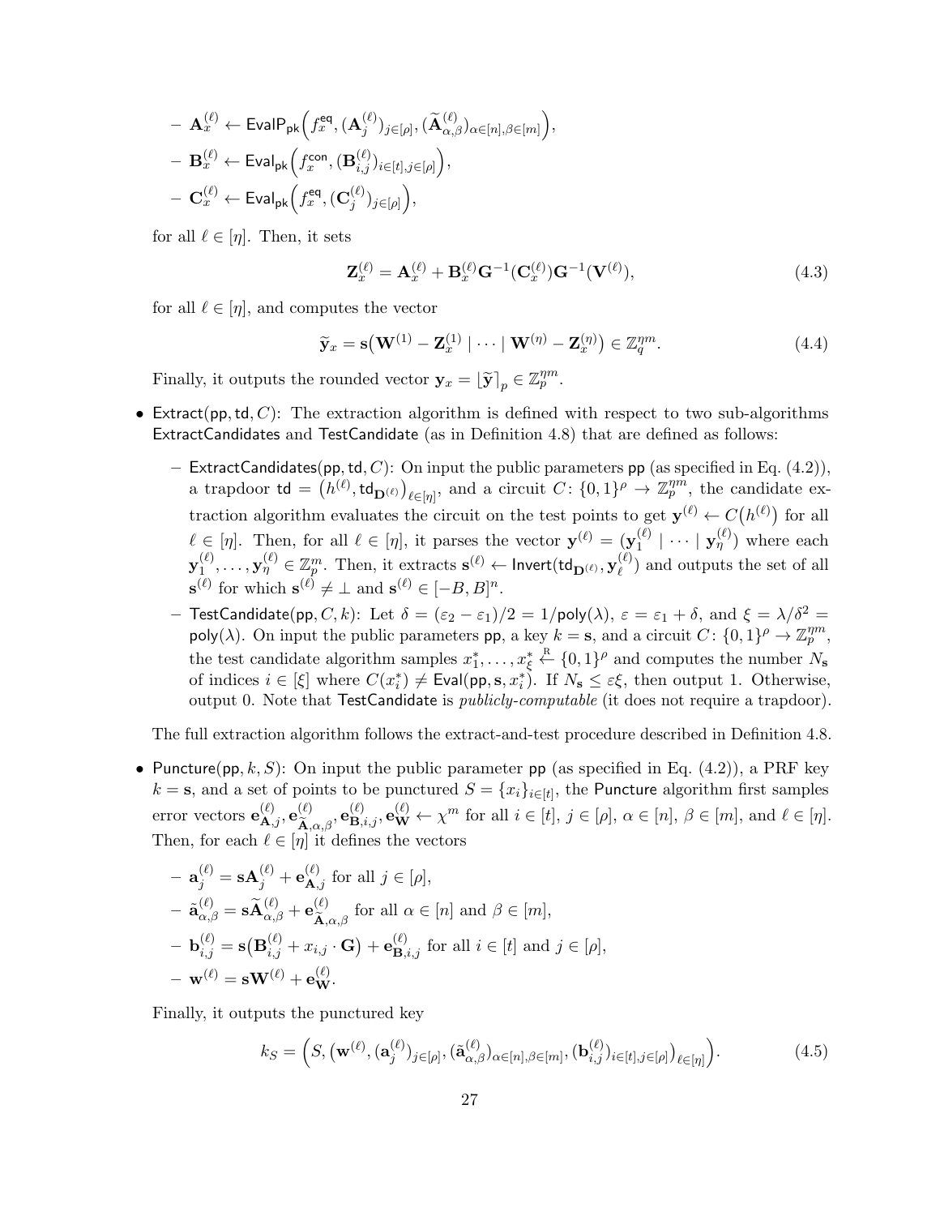- $\mathbf{A}_x^{(\ell)} \leftarrow \mathsf{EvalP}_{\mathsf{pk}}\Big(f_x^{\mathsf{eq}}, (\mathbf{A}_j^{(\ell)})_{j\in[\rho]}, (\widetilde{\mathbf{A}}_{\alpha,\beta}^{(\ell)})_{\alpha\in[n],\beta\in[m]}\Big)$,
- $\mathbf{B}_x^{(\ell)} \leftarrow \mathsf{Eval}_{\mathsf{pk}}\Big(f_x^{\mathsf{con}}, (\mathbf{B}_{i,j}^{(\ell)})_{i\in[t],j\in[\rho]}\Big)$,
- $\mathbf{C}_x^{(\ell)} \leftarrow \mathsf{Eval}_{\mathsf{pk}}\Big(f_x^{\mathsf{eq}}, (\mathbf{C}_j^{(\ell)})_{j\in[\rho]}\Big)$,

for all $\ell \in [\eta]$. Then, it sets

$$\mathbf{Z}_x^{(\ell)} = \mathbf{A}_x^{(\ell)} + \mathbf{B}_x^{(\ell)}\mathbf{G}^{-1}(\mathbf{C}_x^{(\ell)})\mathbf{G}^{-1}(\mathbf{V}^{(\ell)}), \tag{4.3}$$

for all $\ell \in [\eta]$, and computes the vector

$$\widetilde{\mathbf{y}}_x = \mathbf{s}\big(\mathbf{W}^{(1)} - \mathbf{Z}_x^{(1)} \mid \cdots \mid \mathbf{W}^{(\eta)} - \mathbf{Z}_x^{(\eta)}\big) \in \mathbb{Z}_q^{\eta m}. \tag{4.4}$$

Finally, it outputs the rounded vector $\mathbf{y}_x = \lfloor \widetilde{\mathbf{y}} \rceil_p \in \mathbb{Z}_p^{\eta m}$.

- $\mathsf{Extract}(\mathsf{pp}, \mathsf{td}, C)$: The extraction algorithm is defined with respect to two sub-algorithms $\mathsf{ExtractCandidates}$ and $\mathsf{TestCandidate}$ (as in Definition 4.8) that are defined as follows:
  - $\mathsf{ExtractCandidates}(\mathsf{pp}, \mathsf{td}, C)$: On input the public parameters $\mathsf{pp}$ (as specified in Eq. (4.2)), a trapdoor $\mathsf{td} = \big(h^{(\ell)}, \mathsf{td}_{\mathbf{D}^{(\ell)}}\big)_{\ell\in[\eta]}$, and a circuit $C\colon \{0,1\}^\rho \to \mathbb{Z}_p^{\eta m}$, the candidate extraction algorithm evaluates the circuit on the test points to get $\mathbf{y}^{(\ell)} \leftarrow C\big(h^{(\ell)}\big)$ for all $\ell \in [\eta]$. Then, for all $\ell \in [\eta]$, it parses the vector $\mathbf{y}^{(\ell)} = (\mathbf{y}_1^{(\ell)} \mid \cdots \mid \mathbf{y}_\eta^{(\ell)})$ where each $\mathbf{y}_1^{(\ell)}, \ldots, \mathbf{y}_\eta^{(\ell)} \in \mathbb{Z}_p^m$. Then, it extracts $\mathbf{s}^{(\ell)} \leftarrow \mathsf{Invert}(\mathsf{td}_{\mathbf{D}^{(\ell)}}, \mathbf{y}_\ell^{(\ell)})$ and outputs the set of all $\mathbf{s}^{(\ell)}$ for which $\mathbf{s}^{(\ell)} \neq \perp$ and $\mathbf{s}^{(\ell)} \in [-B, B]^n$.
  - $\mathsf{TestCandidate}(\mathsf{pp}, C, k)$: Let $\delta = (\varepsilon_2 - \varepsilon_1)/2 = 1/\mathsf{poly}(\lambda)$, $\varepsilon = \varepsilon_1 + \delta$, and $\xi = \lambda/\delta^2 = \mathsf{poly}(\lambda)$. On input the public parameters $\mathsf{pp}$, a key $k = \mathbf{s}$, and a circuit $C\colon \{0,1\}^\rho \to \mathbb{Z}_p^{\eta m}$, the test candidate algorithm samples $x_1^*, \ldots, x_\xi^* \xleftarrow{\text{R}} \{0,1\}^\rho$ and computes the number $N_{\mathbf{s}}$ of indices $i \in [\xi]$ where $C(x_i^*) \neq \mathsf{Eval}(\mathsf{pp}, \mathbf{s}, x_i^*)$. If $N_{\mathbf{s}} \leq \varepsilon\xi$, then output 1. Otherwise, output 0. Note that $\mathsf{TestCandidate}$ is *publicly-computable* (it does not require a trapdoor).

  The full extraction algorithm follows the extract-and-test procedure described in Definition 4.8.

- $\mathsf{Puncture}(\mathsf{pp}, k, S)$: On input the public parameter $\mathsf{pp}$ (as specified in Eq. (4.2)), a PRF key $k = \mathbf{s}$, and a set of points to be punctured $S = \{x_i\}_{i\in[t]}$, the $\mathsf{Puncture}$ algorithm first samples error vectors $\mathbf{e}_{\mathbf{A},j}^{(\ell)}, \mathbf{e}_{\widetilde{\mathbf{A}},\alpha,\beta}^{(\ell)}, \mathbf{e}_{\mathbf{B},i,j}^{(\ell)}, \mathbf{e}_{\mathbf{W}}^{(\ell)} \leftarrow \chi^m$ for all $i \in [t]$, $j \in [\rho]$, $\alpha \in [n]$, $\beta \in [m]$, and $\ell \in [\eta]$. Then, for each $\ell \in [\eta]$ it defines the vectors
  - $\mathbf{a}_j^{(\ell)} = \mathbf{s}\mathbf{A}_j^{(\ell)} + \mathbf{e}_{\mathbf{A},j}^{(\ell)}$ for all $j \in [\rho]$,
  - $\tilde{\mathbf{a}}_{\alpha,\beta}^{(\ell)} = \mathbf{s}\widetilde{\mathbf{A}}_{\alpha,\beta}^{(\ell)} + \mathbf{e}_{\widetilde{\mathbf{A}},\alpha,\beta}^{(\ell)}$ for all $\alpha \in [n]$ and $\beta \in [m]$,
  - $\mathbf{b}_{i,j}^{(\ell)} = \mathbf{s}\big(\mathbf{B}_{i,j}^{(\ell)} + x_{i,j} \cdot \mathbf{G}\big) + \mathbf{e}_{\mathbf{B},i,j}^{(\ell)}$ for all $i \in [t]$ and $j \in [\rho]$,
  - $\mathbf{w}^{(\ell)} = \mathbf{s}\mathbf{W}^{(\ell)} + \mathbf{e}_{\mathbf{W}}^{(\ell)}$.

  Finally, it outputs the punctured key

$$k_S = \Big(S, \big(\mathbf{w}^{(\ell)}, (\mathbf{a}_j^{(\ell)})_{j\in[\rho]}, (\tilde{\mathbf{a}}_{\alpha,\beta}^{(\ell)})_{\alpha\in[n],\beta\in[m]}, (\mathbf{b}_{i,j}^{(\ell)})_{i\in[t],j\in[\rho]}\big)_{\ell\in[\eta]}\Big). \tag{4.5}$$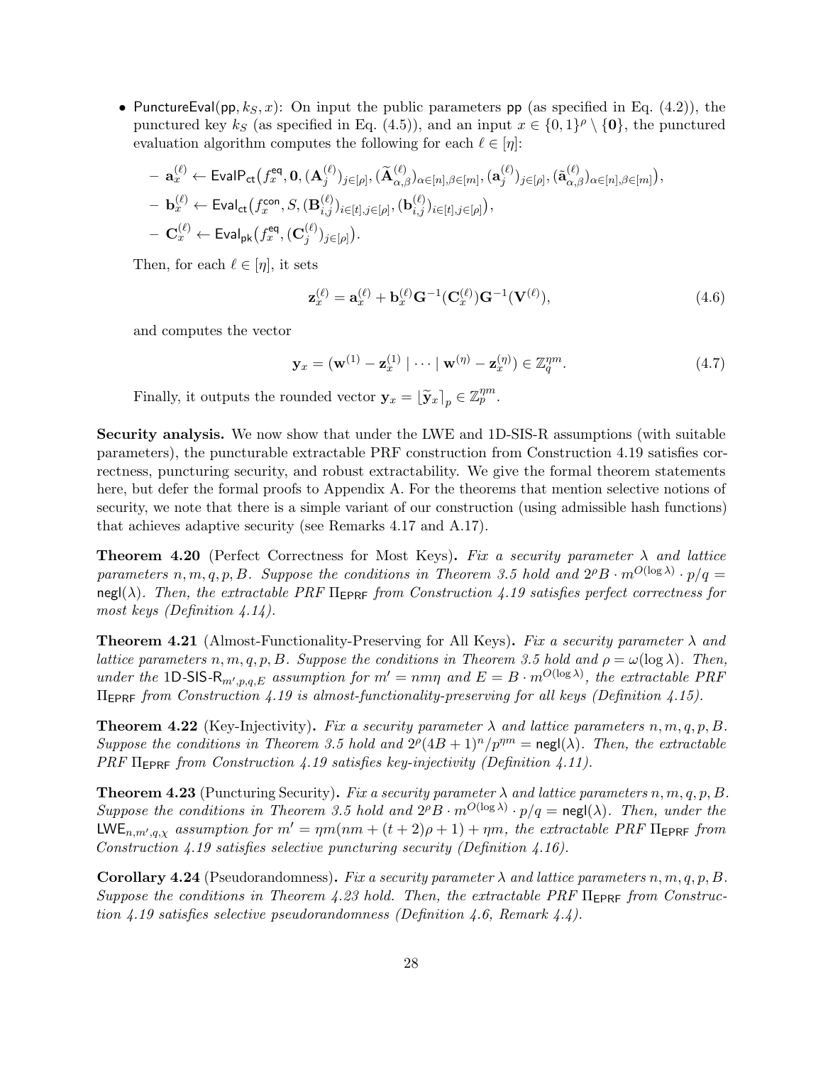- $\mathsf{PunctureEval}(\mathsf{pp}, k_S, x)$: On input the public parameters $\mathsf{pp}$ (as specified in Eq. (4.2)), the punctured key $k_S$ (as specified in Eq. (4.5)), and an input $x \in \{0,1\}^\rho \setminus \{\mathbf{0}\}$, the punctured evaluation algorithm computes the following for each $\ell \in [\eta]$:

  - $\mathbf{a}_x^{(\ell)} \leftarrow \mathsf{EvalP}_{\mathsf{ct}}\big(f_x^{\mathsf{eq}}, \mathbf{0}, (\mathbf{A}_j^{(\ell)})_{j\in[\rho]}, (\widetilde{\mathbf{A}}_{\alpha,\beta}^{(\ell)})_{\alpha\in[n],\beta\in[m]}, (\mathbf{a}_j^{(\ell)})_{j\in[\rho]}, (\tilde{\mathbf{a}}_{\alpha,\beta}^{(\ell)})_{\alpha\in[n],\beta\in[m]}\big)$,
  - $\mathbf{b}_x^{(\ell)} \leftarrow \mathsf{Eval}_{\mathsf{ct}}\big(f_x^{\mathsf{con}}, S, (\mathbf{B}_{i,j}^{(\ell)})_{i\in[t],j\in[\rho]}, (\mathbf{b}_{i,j}^{(\ell)})_{i\in[t],j\in[\rho]}\big)$,
  - $\mathbf{C}_x^{(\ell)} \leftarrow \mathsf{Eval}_{\mathsf{pk}}\big(f_x^{\mathsf{eq}}, (\mathbf{C}_j^{(\ell)})_{j\in[\rho]}\big)$.

  Then, for each $\ell \in [\eta]$, it sets

  $$\mathbf{z}_x^{(\ell)} = \mathbf{a}_x^{(\ell)} + \mathbf{b}_x^{(\ell)}\mathbf{G}^{-1}(\mathbf{C}_x^{(\ell)})\mathbf{G}^{-1}(\mathbf{V}^{(\ell)}), \tag{4.6}$$

  and computes the vector

  $$\mathbf{y}_x = (\mathbf{w}^{(1)} - \mathbf{z}_x^{(1)} \mid \cdots \mid \mathbf{w}^{(\eta)} - \mathbf{z}_x^{(\eta)}) \in \mathbb{Z}_q^{\eta m}. \tag{4.7}$$

  Finally, it outputs the rounded vector $\mathbf{y}_x = \lfloor \widetilde{\mathbf{y}}_x \rceil_p \in \mathbb{Z}_p^{\eta m}$.

**Security analysis.** We now show that under the LWE and 1D-SIS-R assumptions (with suitable parameters), the puncturable extractable PRF construction from Construction 4.19 satisfies correctness, puncturing security, and robust extractability. We give the formal theorem statements here, but defer the formal proofs to Appendix A. For the theorems that mention selective notions of security, we note that there is a simple variant of our construction (using admissible hash functions) that achieves adaptive security (see Remarks 4.17 and A.17).

**Theorem 4.20** (Perfect Correctness for Most Keys)**.** *Fix a security parameter $\lambda$ and lattice parameters $n, m, q, p, B$. Suppose the conditions in Theorem 3.5 hold and $2^\rho B \cdot m^{O(\log\lambda)} \cdot p/q = \mathsf{negl}(\lambda)$. Then, the extractable PRF $\Pi_{\mathsf{EPRF}}$ from Construction 4.19 satisfies perfect correctness for most keys (Definition 4.14).*

**Theorem 4.21** (Almost-Functionality-Preserving for All Keys)**.** *Fix a security parameter $\lambda$ and lattice parameters $n, m, q, p, B$. Suppose the conditions in Theorem 3.5 hold and $\rho = \omega(\log\lambda)$. Then, under the $\mathsf{1D\text{-}SIS\text{-}R}_{m',p,q,E}$ assumption for $m' = nm\eta$ and $E = B \cdot m^{O(\log\lambda)}$, the extractable PRF $\Pi_{\mathsf{EPRF}}$ from Construction 4.19 is almost-functionality-preserving for all keys (Definition 4.15).*

**Theorem 4.22** (Key-Injectivity)**.** *Fix a security parameter $\lambda$ and lattice parameters $n, m, q, p, B$. Suppose the conditions in Theorem 3.5 hold and $2^\rho(4B+1)^n/p^{\eta m} = \mathsf{negl}(\lambda)$. Then, the extractable PRF $\Pi_{\mathsf{EPRF}}$ from Construction 4.19 satisfies key-injectivity (Definition 4.11).*

**Theorem 4.23** (Puncturing Security)**.** *Fix a security parameter $\lambda$ and lattice parameters $n, m, q, p, B$. Suppose the conditions in Theorem 3.5 hold and $2^\rho B \cdot m^{O(\log\lambda)} \cdot p/q = \mathsf{negl}(\lambda)$. Then, under the $\mathsf{LWE}_{n,m',q,\chi}$ assumption for $m' = \eta m(nm + (t+2)\rho + 1) + \eta m$, the extractable PRF $\Pi_{\mathsf{EPRF}}$ from Construction 4.19 satisfies selective puncturing security (Definition 4.16).*

**Corollary 4.24** (Pseudorandomness)**.** *Fix a security parameter $\lambda$ and lattice parameters $n, m, q, p, B$. Suppose the conditions in Theorem 4.23 hold. Then, the extractable PRF $\Pi_{\mathsf{EPRF}}$ from Construction 4.19 satisfies selective pseudorandomness (Definition 4.6, Remark 4.4).*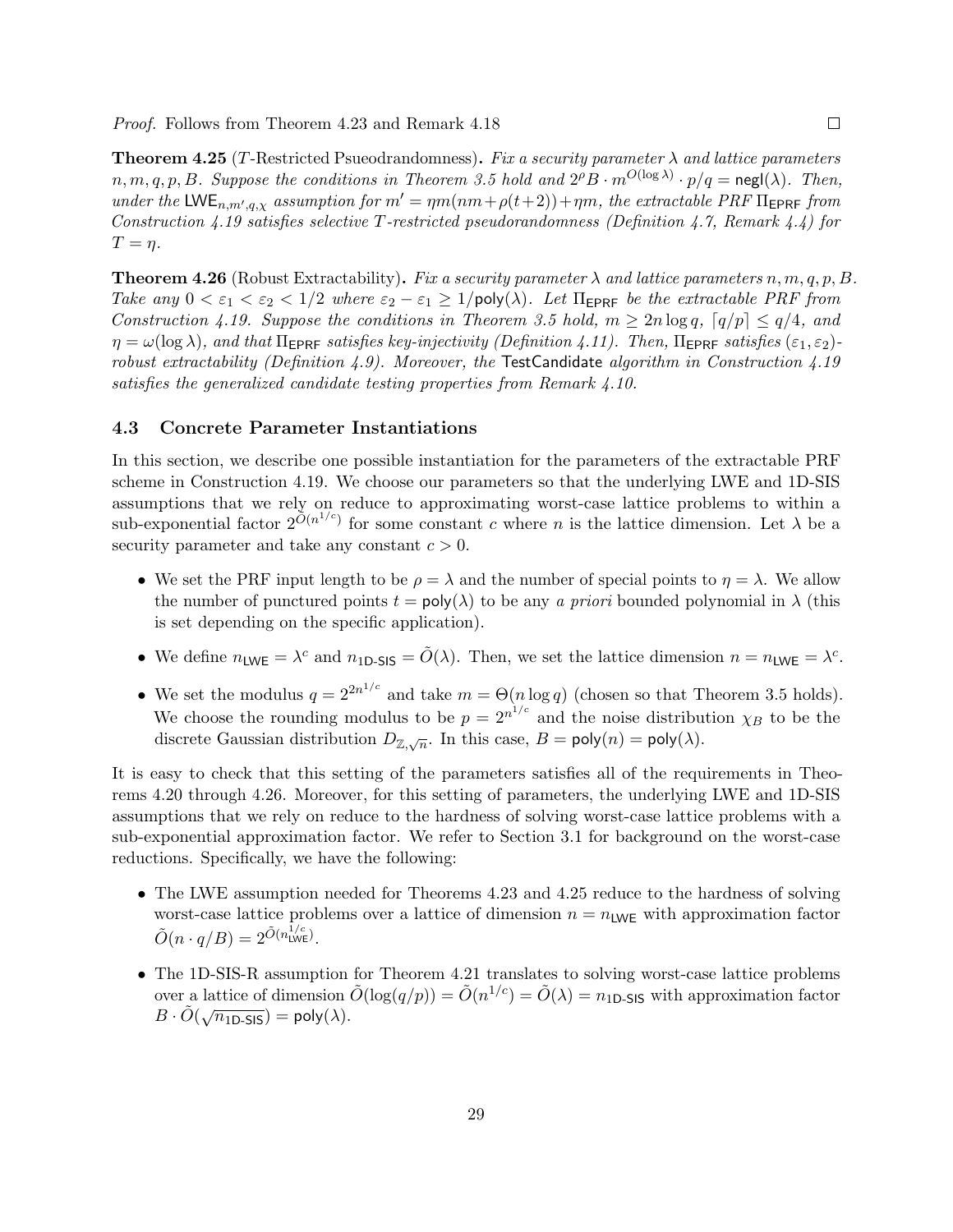*Proof.* Follows from Theorem 4.23 and Remark 4.18 □

**Theorem 4.25** ($T$-Restricted Psueodrandomness)**.** *Fix a security parameter $\lambda$ and lattice parameters $n, m, q, p, B$. Suppose the conditions in Theorem 3.5 hold and $2^\rho B \cdot m^{O(\log \lambda)} \cdot p/q = \mathsf{negl}(\lambda)$. Then, under the $\mathsf{LWE}_{n,m',q,\chi}$ assumption for $m' = \eta m(nm + \rho(t+2)) + \eta m$, the extractable PRF $\Pi_{\mathsf{EPRF}}$ from Construction 4.19 satisfies selective $T$-restricted pseudorandomness (Definition 4.7, Remark 4.4) for $T = \eta$.*

**Theorem 4.26** (Robust Extractability)**.** *Fix a security parameter $\lambda$ and lattice parameters $n, m, q, p, B$. Take any $0 < \varepsilon_1 < \varepsilon_2 < 1/2$ where $\varepsilon_2 - \varepsilon_1 \geq 1/\mathsf{poly}(\lambda)$. Let $\Pi_{\mathsf{EPRF}}$ be the extractable PRF from Construction 4.19. Suppose the conditions in Theorem 3.5 hold, $m \geq 2n \log q$, $\lceil q/p \rfloor \leq q/4$, and $\eta = \omega(\log \lambda)$, and that $\Pi_{\mathsf{EPRF}}$ satisfies key-injectivity (Definition 4.11). Then, $\Pi_{\mathsf{EPRF}}$ satisfies $(\varepsilon_1, \varepsilon_2)$-robust extractability (Definition 4.9). Moreover, the* TestCandidate *algorithm in Construction 4.19 satisfies the generalized candidate testing properties from Remark 4.10.*

### 4.3 Concrete Parameter Instantiations

In this section, we describe one possible instantiation for the parameters of the extractable PRF scheme in Construction 4.19. We choose our parameters so that the underlying LWE and 1D-SIS assumptions that we rely on reduce to approximating worst-case lattice problems to within a sub-exponential factor $2^{\tilde{O}(n^{1/c})}$ for some constant $c$ where $n$ is the lattice dimension. Let $\lambda$ be a security parameter and take any constant $c > 0$.

- We set the PRF input length to be $\rho = \lambda$ and the number of special points to $\eta = \lambda$. We allow the number of punctured points $t = \mathsf{poly}(\lambda)$ to be any *a priori* bounded polynomial in $\lambda$ (this is set depending on the specific application).
- We define $n_{\mathsf{LWE}} = \lambda^c$ and $n_{\mathsf{1D\text{-}SIS}} = \tilde{O}(\lambda)$. Then, we set the lattice dimension $n = n_{\mathsf{LWE}} = \lambda^c$.
- We set the modulus $q = 2^{2n^{1/c}}$ and take $m = \Theta(n \log q)$ (chosen so that Theorem 3.5 holds). We choose the rounding modulus to be $p = 2^{n^{1/c}}$ and the noise distribution $\chi_B$ to be the discrete Gaussian distribution $D_{\mathbb{Z},\sqrt{n}}$. In this case, $B = \mathsf{poly}(n) = \mathsf{poly}(\lambda)$.

It is easy to check that this setting of the parameters satisfies all of the requirements in Theorems 4.20 through 4.26. Moreover, for this setting of parameters, the underlying LWE and 1D-SIS assumptions that we rely on reduce to the hardness of solving worst-case lattice problems with a sub-exponential approximation factor. We refer to Section 3.1 for background on the worst-case reductions. Specifically, we have the following:

- The LWE assumption needed for Theorems 4.23 and 4.25 reduce to the hardness of solving worst-case lattice problems over a lattice of dimension $n = n_{\mathsf{LWE}}$ with approximation factor $\tilde{O}(n \cdot q/B) = 2^{\tilde{O}(n_{\mathsf{LWE}}^{1/c})}$.
- The 1D-SIS-R assumption for Theorem 4.21 translates to solving worst-case lattice problems over a lattice of dimension $\tilde{O}(\log(q/p)) = \tilde{O}(n^{1/c}) = \tilde{O}(\lambda) = n_{\mathsf{1D\text{-}SIS}}$ with approximation factor $B \cdot \tilde{O}(\sqrt{n_{\mathsf{1D\text{-}SIS}}}) = \mathsf{poly}(\lambda)$.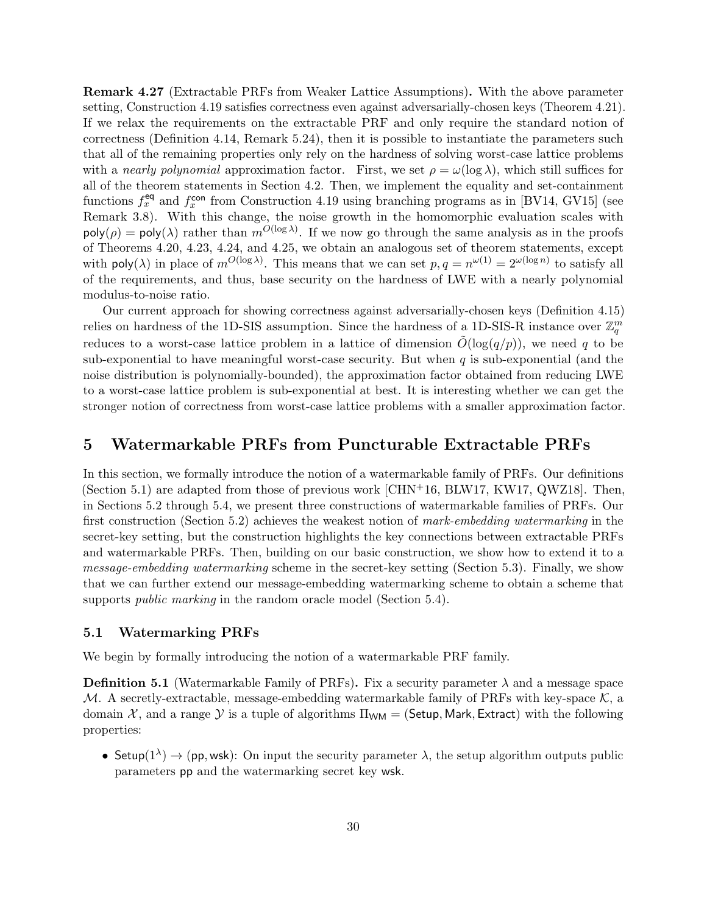**Remark 4.27** (Extractable PRFs from Weaker Lattice Assumptions)**.** With the above parameter setting, Construction 4.19 satisfies correctness even against adversarially-chosen keys (Theorem 4.21). If we relax the requirements on the extractable PRF and only require the standard notion of correctness (Definition 4.14, Remark 5.24), then it is possible to instantiate the parameters such that all of the remaining properties only rely on the hardness of solving worst-case lattice problems with a *nearly polynomial* approximation factor. First, we set $\rho = \omega(\log \lambda)$, which still suffices for all of the theorem statements in Section 4.2. Then, we implement the equality and set-containment functions $f_x^{\mathsf{eq}}$ and $f_x^{\mathsf{con}}$ from Construction 4.19 using branching programs as in [BV14, GV15] (see Remark 3.8). With this change, the noise growth in the homomorphic evaluation scales with $\mathsf{poly}(\rho) = \mathsf{poly}(\lambda)$ rather than $m^{O(\log \lambda)}$. If we now go through the same analysis as in the proofs of Theorems 4.20, 4.23, 4.24, and 4.25, we obtain an analogous set of theorem statements, except with $\mathsf{poly}(\lambda)$ in place of $m^{O(\log \lambda)}$. This means that we can set $p, q = n^{\omega(1)} = 2^{\omega(\log n)}$ to satisfy all of the requirements, and thus, base security on the hardness of LWE with a nearly polynomial modulus-to-noise ratio.

Our current approach for showing correctness against adversarially-chosen keys (Definition 4.15) relies on hardness of the 1D-SIS assumption. Since the hardness of a 1D-SIS-R instance over $\mathbb{Z}_q^m$ reduces to a worst-case lattice problem in a lattice of dimension $\tilde{O}(\log(q/p))$, we need $q$ to be sub-exponential to have meaningful worst-case security. But when $q$ is sub-exponential (and the noise distribution is polynomially-bounded), the approximation factor obtained from reducing LWE to a worst-case lattice problem is sub-exponential at best. It is interesting whether we can get the stronger notion of correctness from worst-case lattice problems with a smaller approximation factor.

# 5 Watermarkable PRFs from Puncturable Extractable PRFs

In this section, we formally introduce the notion of a watermarkable family of PRFs. Our definitions (Section 5.1) are adapted from those of previous work [CHN+16, BLW17, KW17, QWZ18]. Then, in Sections 5.2 through 5.4, we present three constructions of watermarkable families of PRFs. Our first construction (Section 5.2) achieves the weakest notion of *mark-embedding watermarking* in the secret-key setting, but the construction highlights the key connections between extractable PRFs and watermarkable PRFs. Then, building on our basic construction, we show how to extend it to a *message-embedding watermarking* scheme in the secret-key setting (Section 5.3). Finally, we show that we can further extend our message-embedding watermarking scheme to obtain a scheme that supports *public marking* in the random oracle model (Section 5.4).

## 5.1 Watermarking PRFs

We begin by formally introducing the notion of a watermarkable PRF family.

**Definition 5.1** (Watermarkable Family of PRFs)**.** Fix a security parameter $\lambda$ and a message space $\mathcal{M}$. A secretly-extractable, message-embedding watermarkable family of PRFs with key-space $\mathcal{K}$, a domain $\mathcal{X}$, and a range $\mathcal{Y}$ is a tuple of algorithms $\Pi_{\mathsf{WM}} = (\mathsf{Setup}, \mathsf{Mark}, \mathsf{Extract})$ with the following properties:

- $\mathsf{Setup}(1^\lambda) \to (\mathsf{pp}, \mathsf{wsk})$: On input the security parameter $\lambda$, the setup algorithm outputs public parameters $\mathsf{pp}$ and the watermarking secret key $\mathsf{wsk}$.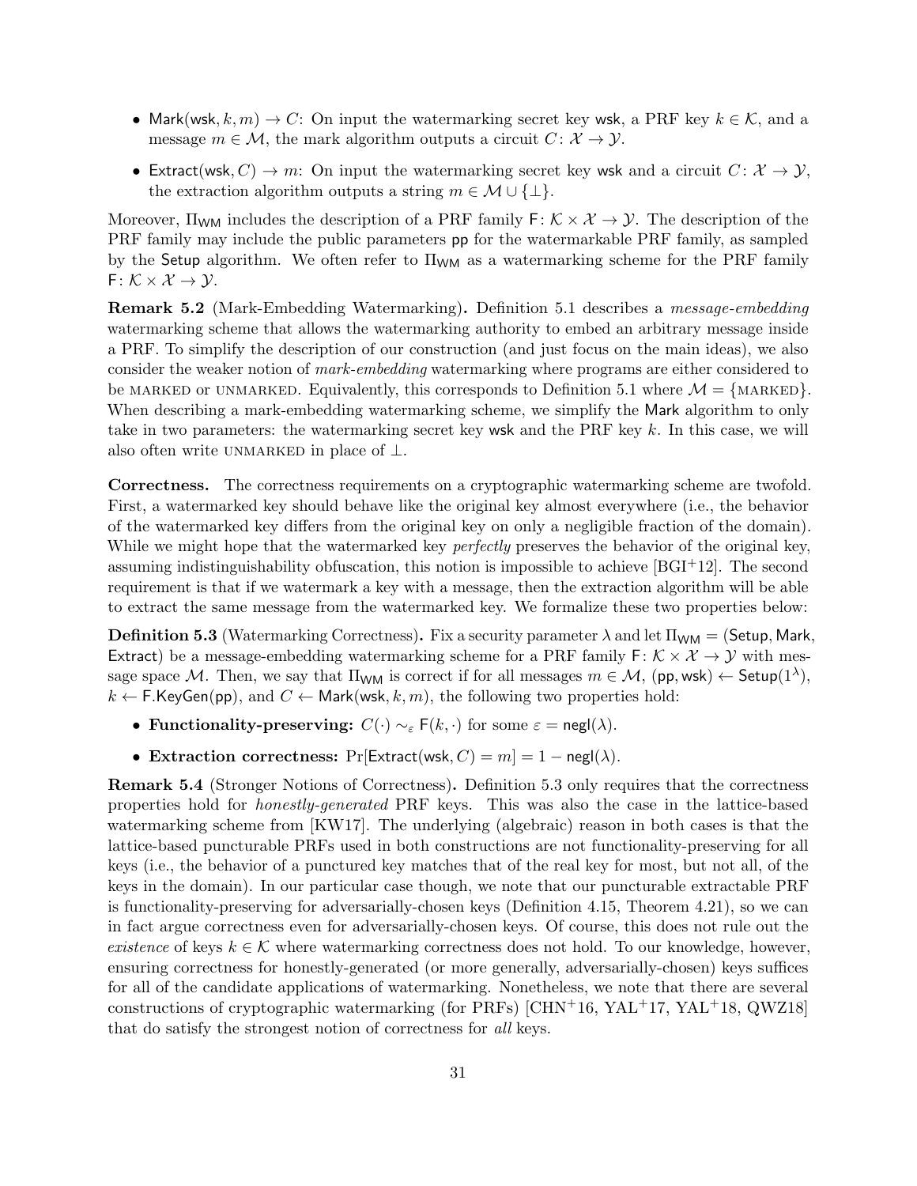- $\mathsf{Mark}(\mathsf{wsk}, k, m) \to C$: On input the watermarking secret key $\mathsf{wsk}$, a PRF key $k \in \mathcal{K}$, and a message $m \in \mathcal{M}$, the mark algorithm outputs a circuit $C \colon \mathcal{X} \to \mathcal{Y}$.
- $\mathsf{Extract}(\mathsf{wsk}, C) \to m$: On input the watermarking secret key $\mathsf{wsk}$ and a circuit $C \colon \mathcal{X} \to \mathcal{Y}$, the extraction algorithm outputs a string $m \in \mathcal{M} \cup \{\perp\}$.

Moreover, $\Pi_{\mathsf{WM}}$ includes the description of a PRF family $\mathsf{F} \colon \mathcal{K} \times \mathcal{X} \to \mathcal{Y}$. The description of the PRF family may include the public parameters $\mathsf{pp}$ for the watermarkable PRF family, as sampled by the $\mathsf{Setup}$ algorithm. We often refer to $\Pi_{\mathsf{WM}}$ as a watermarking scheme for the PRF family $\mathsf{F} \colon \mathcal{K} \times \mathcal{X} \to \mathcal{Y}$.

**Remark 5.2** (Mark-Embedding Watermarking)**.** Definition 5.1 describes a *message-embedding* watermarking scheme that allows the watermarking authority to embed an arbitrary message inside a PRF. To simplify the description of our construction (and just focus on the main ideas), we also consider the weaker notion of *mark-embedding* watermarking where programs are either considered to be MARKED or UNMARKED. Equivalently, this corresponds to Definition 5.1 where $\mathcal{M} = \{\text{MARKED}\}$. When describing a mark-embedding watermarking scheme, we simplify the $\mathsf{Mark}$ algorithm to only take in two parameters: the watermarking secret key $\mathsf{wsk}$ and the PRF key $k$. In this case, we will also often write UNMARKED in place of $\perp$.

**Correctness.** The correctness requirements on a cryptographic watermarking scheme are twofold. First, a watermarked key should behave like the original key almost everywhere (i.e., the behavior of the watermarked key differs from the original key on only a negligible fraction of the domain). While we might hope that the watermarked key *perfectly* preserves the behavior of the original key, assuming indistinguishability obfuscation, this notion is impossible to achieve [BGI+12]. The second requirement is that if we watermark a key with a message, then the extraction algorithm will be able to extract the same message from the watermarked key. We formalize these two properties below:

**Definition 5.3** (Watermarking Correctness)**.** Fix a security parameter $\lambda$ and let $\Pi_{\mathsf{WM}} = (\mathsf{Setup}, \mathsf{Mark}, \mathsf{Extract})$ be a message-embedding watermarking scheme for a PRF family $\mathsf{F} \colon \mathcal{K} \times \mathcal{X} \to \mathcal{Y}$ with message space $\mathcal{M}$. Then, we say that $\Pi_{\mathsf{WM}}$ is correct if for all messages $m \in \mathcal{M}$, $(\mathsf{pp}, \mathsf{wsk}) \leftarrow \mathsf{Setup}(1^\lambda)$, $k \leftarrow \mathsf{F}.\mathsf{KeyGen}(\mathsf{pp})$, and $C \leftarrow \mathsf{Mark}(\mathsf{wsk}, k, m)$, the following two properties hold:

- **Functionality-preserving:** $C(\cdot) \sim_\varepsilon \mathsf{F}(k, \cdot)$ for some $\varepsilon = \mathsf{negl}(\lambda)$.
- **Extraction correctness:** $\Pr[\mathsf{Extract}(\mathsf{wsk}, C) = m] = 1 - \mathsf{negl}(\lambda)$.

**Remark 5.4** (Stronger Notions of Correctness)**.** Definition 5.3 only requires that the correctness properties hold for *honestly-generated* PRF keys. This was also the case in the lattice-based watermarking scheme from [KW17]. The underlying (algebraic) reason in both cases is that the lattice-based puncturable PRFs used in both constructions are not functionality-preserving for all keys (i.e., the behavior of a punctured key matches that of the real key for most, but not all, of the keys in the domain). In our particular case though, we note that our puncturable extractable PRF is functionality-preserving for adversarially-chosen keys (Definition 4.15, Theorem 4.21), so we can in fact argue correctness even for adversarially-chosen keys. Of course, this does not rule out the *existence* of keys $k \in \mathcal{K}$ where watermarking correctness does not hold. To our knowledge, however, ensuring correctness for honestly-generated (or more generally, adversarially-chosen) keys suffices for all of the candidate applications of watermarking. Nonetheless, we note that there are several constructions of cryptographic watermarking (for PRFs) [CHN+16, YAL+17, YAL+18, QWZ18] that do satisfy the strongest notion of correctness for *all* keys.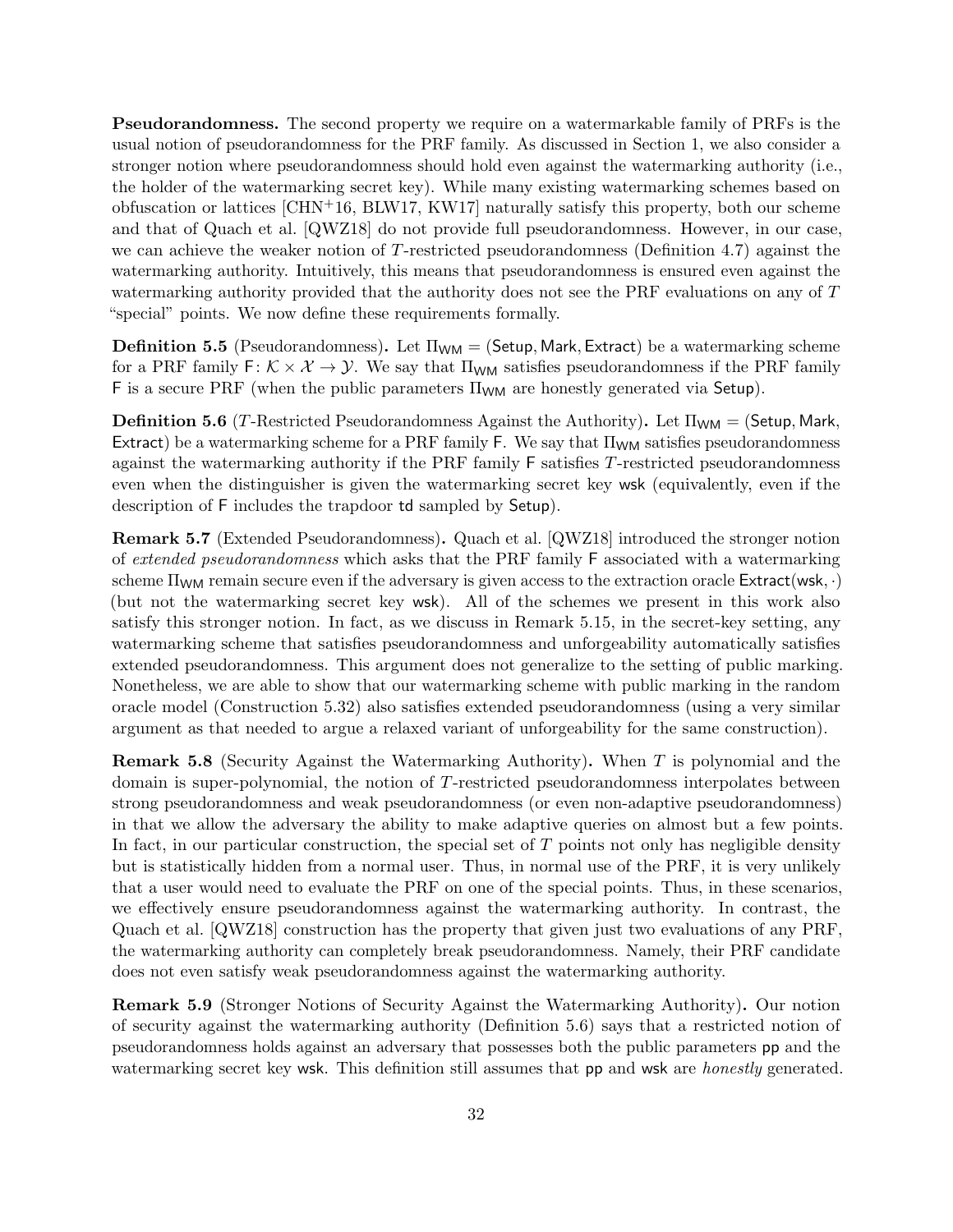**Pseudorandomness.** The second property we require on a watermarkable family of PRFs is the usual notion of pseudorandomness for the PRF family. As discussed in Section 1, we also consider a stronger notion where pseudorandomness should hold even against the watermarking authority (i.e., the holder of the watermarking secret key). While many existing watermarking schemes based on obfuscation or lattices [CHN+16, BLW17, KW17] naturally satisfy this property, both our scheme and that of Quach et al. [QWZ18] do not provide full pseudorandomness. However, in our case, we can achieve the weaker notion of $T$-restricted pseudorandomness (Definition 4.7) against the watermarking authority. Intuitively, this means that pseudorandomness is ensured even against the watermarking authority provided that the authority does not see the PRF evaluations on any of $T$ "special" points. We now define these requirements formally.

**Definition 5.5** (Pseudorandomness)**.** Let $\Pi_{\mathsf{WM}} = (\mathsf{Setup}, \mathsf{Mark}, \mathsf{Extract})$ be a watermarking scheme for a PRF family $\mathsf{F} \colon \mathcal{K} \times \mathcal{X} \to \mathcal{Y}$. We say that $\Pi_{\mathsf{WM}}$ satisfies pseudorandomness if the PRF family $\mathsf{F}$ is a secure PRF (when the public parameters $\Pi_{\mathsf{WM}}$ are honestly generated via $\mathsf{Setup}$).

**Definition 5.6** ($T$-Restricted Pseudorandomness Against the Authority)**.** Let $\Pi_{\mathsf{WM}} = (\mathsf{Setup}, \mathsf{Mark}, \mathsf{Extract})$ be a watermarking scheme for a PRF family $\mathsf{F}$. We say that $\Pi_{\mathsf{WM}}$ satisfies pseudorandomness against the watermarking authority if the PRF family $\mathsf{F}$ satisfies $T$-restricted pseudorandomness even when the distinguisher is given the watermarking secret key $\mathsf{wsk}$ (equivalently, even if the description of $\mathsf{F}$ includes the trapdoor $\mathsf{td}$ sampled by $\mathsf{Setup}$).

**Remark 5.7** (Extended Pseudorandomness)**.** Quach et al. [QWZ18] introduced the stronger notion of *extended pseudorandomness* which asks that the PRF family $\mathsf{F}$ associated with a watermarking scheme $\Pi_{\mathsf{WM}}$ remain secure even if the adversary is given access to the extraction oracle $\mathsf{Extract}(\mathsf{wsk}, \cdot)$ (but not the watermarking secret key $\mathsf{wsk}$). All of the schemes we present in this work also satisfy this stronger notion. In fact, as we discuss in Remark 5.15, in the secret-key setting, any watermarking scheme that satisfies pseudorandomness and unforgeability automatically satisfies extended pseudorandomness. This argument does not generalize to the setting of public marking. Nonetheless, we are able to show that our watermarking scheme with public marking in the random oracle model (Construction 5.32) also satisfies extended pseudorandomness (using a very similar argument as that needed to argue a relaxed variant of unforgeability for the same construction).

**Remark 5.8** (Security Against the Watermarking Authority)**.** When $T$ is polynomial and the domain is super-polynomial, the notion of $T$-restricted pseudorandomness interpolates between strong pseudorandomness and weak pseudorandomness (or even non-adaptive pseudorandomness) in that we allow the adversary the ability to make adaptive queries on almost but a few points. In fact, in our particular construction, the special set of $T$ points not only has negligible density but is statistically hidden from a normal user. Thus, in normal use of the PRF, it is very unlikely that a user would need to evaluate the PRF on one of the special points. Thus, in these scenarios, we effectively ensure pseudorandomness against the watermarking authority. In contrast, the Quach et al. [QWZ18] construction has the property that given just two evaluations of any PRF, the watermarking authority can completely break pseudorandomness. Namely, their PRF candidate does not even satisfy weak pseudorandomness against the watermarking authority.

**Remark 5.9** (Stronger Notions of Security Against the Watermarking Authority)**.** Our notion of security against the watermarking authority (Definition 5.6) says that a restricted notion of pseudorandomness holds against an adversary that possesses both the public parameters $\mathsf{pp}$ and the watermarking secret key $\mathsf{wsk}$. This definition still assumes that $\mathsf{pp}$ and $\mathsf{wsk}$ are *honestly* generated.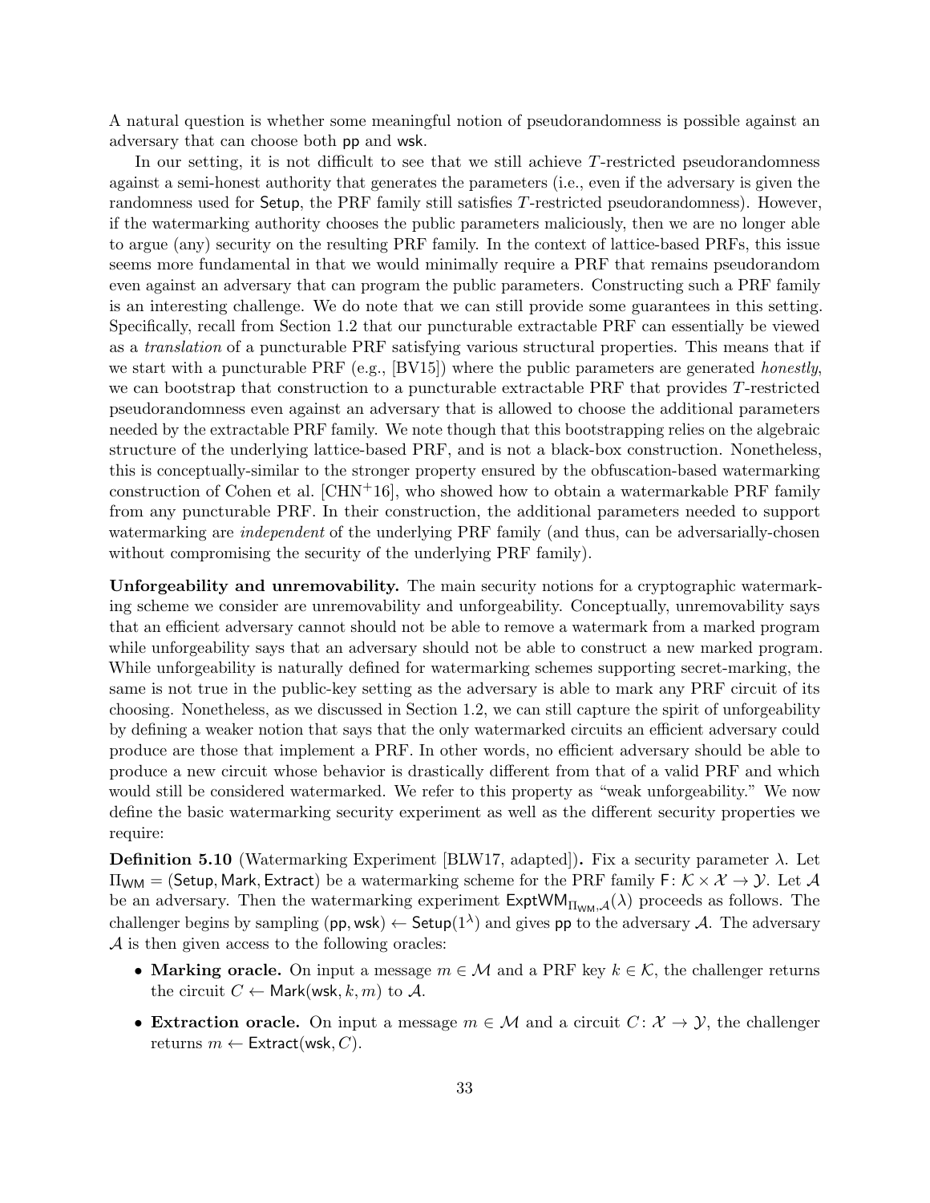A natural question is whether some meaningful notion of pseudorandomness is possible against an adversary that can choose both $\mathsf{pp}$ and $\mathsf{wsk}$.

In our setting, it is not difficult to see that we still achieve $T$-restricted pseudorandomness against a semi-honest authority that generates the parameters (i.e., even if the adversary is given the randomness used for $\mathsf{Setup}$, the PRF family still satisfies $T$-restricted pseudorandomness). However, if the watermarking authority chooses the public parameters maliciously, then we are no longer able to argue (any) security on the resulting PRF family. In the context of lattice-based PRFs, this issue seems more fundamental in that we would minimally require a PRF that remains pseudorandom even against an adversary that can program the public parameters. Constructing such a PRF family is an interesting challenge. We do note that we can still provide some guarantees in this setting. Specifically, recall from Section 1.2 that our puncturable extractable PRF can essentially be viewed as a *translation* of a puncturable PRF satisfying various structural properties. This means that if we start with a puncturable PRF (e.g., [BV15]) where the public parameters are generated *honestly*, we can bootstrap that construction to a puncturable extractable PRF that provides $T$-restricted pseudorandomness even against an adversary that is allowed to choose the additional parameters needed by the extractable PRF family. We note though that this bootstrapping relies on the algebraic structure of the underlying lattice-based PRF, and is not a black-box construction. Nonetheless, this is conceptually-similar to the stronger property ensured by the obfuscation-based watermarking construction of Cohen et al. [CHN[+]16], who showed how to obtain a watermarkable PRF family from any puncturable PRF. In their construction, the additional parameters needed to support watermarking are *independent* of the underlying PRF family (and thus, can be adversarially-chosen without compromising the security of the underlying PRF family).

**Unforgeability and unremovability.** The main security notions for a cryptographic watermarking scheme we consider are unremovability and unforgeability. Conceptually, unremovability says that an efficient adversary cannot should not be able to remove a watermark from a marked program while unforgeability says that an adversary should not be able to construct a new marked program. While unforgeability is naturally defined for watermarking schemes supporting secret-marking, the same is not true in the public-key setting as the adversary is able to mark any PRF circuit of its choosing. Nonetheless, as we discussed in Section 1.2, we can still capture the spirit of unforgeability by defining a weaker notion that says that the only watermarked circuits an efficient adversary could produce are those that implement a PRF. In other words, no efficient adversary should be able to produce a new circuit whose behavior is drastically different from that of a valid PRF and which would still be considered watermarked. We refer to this property as "weak unforgeability." We now define the basic watermarking security experiment as well as the different security properties we require:

**Definition 5.10** (Watermarking Experiment [BLW17, adapted])**.** Fix a security parameter $\lambda$. Let $\Pi_{\mathsf{WM}} = (\mathsf{Setup}, \mathsf{Mark}, \mathsf{Extract})$ be a watermarking scheme for the PRF family $\mathsf{F} \colon \mathcal{K} \times \mathcal{X} \to \mathcal{Y}$. Let $\mathcal{A}$ be an adversary. Then the watermarking experiment $\mathsf{ExptWM}_{\Pi_{\mathsf{WM}},\mathcal{A}}(\lambda)$ proceeds as follows. The challenger begins by sampling $(\mathsf{pp}, \mathsf{wsk}) \leftarrow \mathsf{Setup}(1^\lambda)$ and gives $\mathsf{pp}$ to the adversary $\mathcal{A}$. The adversary $\mathcal{A}$ is then given access to the following oracles:

- **Marking oracle.** On input a message $m \in \mathcal{M}$ and a PRF key $k \in \mathcal{K}$, the challenger returns the circuit $C \leftarrow \mathsf{Mark}(\mathsf{wsk}, k, m)$ to $\mathcal{A}$.
- **Extraction oracle.** On input a message $m \in \mathcal{M}$ and a circuit $C \colon \mathcal{X} \to \mathcal{Y}$, the challenger returns $m \leftarrow \mathsf{Extract}(\mathsf{wsk}, C)$.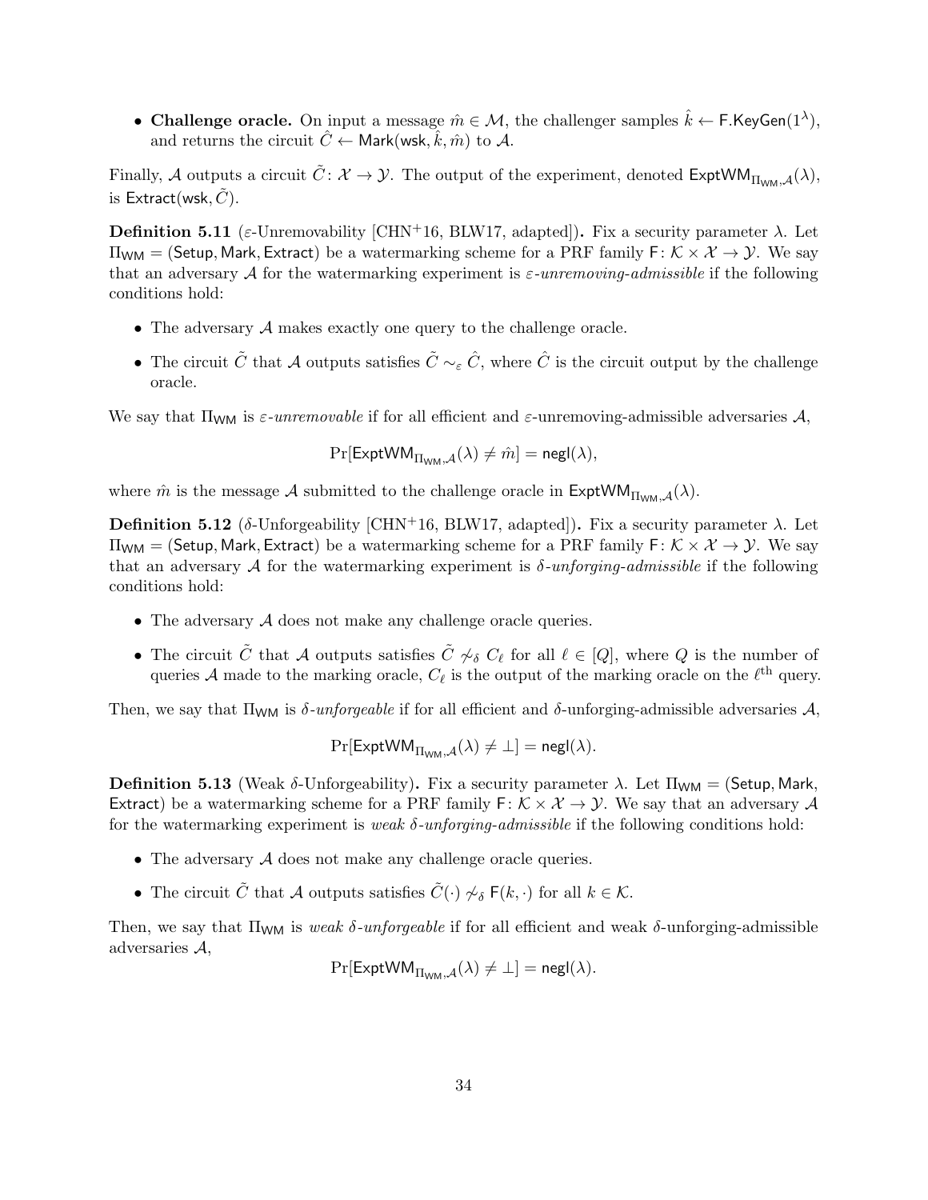- **Challenge oracle.** On input a message $\hat{m} \in \mathcal{M}$, the challenger samples $\hat{k} \leftarrow \mathsf{F}.\mathsf{KeyGen}(1^\lambda)$, and returns the circuit $\hat{C} \leftarrow \mathsf{Mark}(\mathsf{wsk}, \hat{k}, \hat{m})$ to $\mathcal{A}$.

Finally, $\mathcal{A}$ outputs a circuit $\tilde{C} \colon \mathcal{X} \to \mathcal{Y}$. The output of the experiment, denoted $\mathsf{ExptWM}_{\Pi_{\mathsf{WM}}, \mathcal{A}}(\lambda)$, is $\mathsf{Extract}(\mathsf{wsk}, \tilde{C})$.

**Definition 5.11** ($\varepsilon$-Unremovability [CHN+16, BLW17, adapted])**.** Fix a security parameter $\lambda$. Let $\Pi_{\mathsf{WM}} = (\mathsf{Setup}, \mathsf{Mark}, \mathsf{Extract})$ be a watermarking scheme for a PRF family $\mathsf{F} \colon \mathcal{K} \times \mathcal{X} \to \mathcal{Y}$. We say that an adversary $\mathcal{A}$ for the watermarking experiment is *$\varepsilon$-unremoving-admissible* if the following conditions hold:

- The adversary $\mathcal{A}$ makes exactly one query to the challenge oracle.
- The circuit $\tilde{C}$ that $\mathcal{A}$ outputs satisfies $\tilde{C} \sim_\varepsilon \hat{C}$, where $\hat{C}$ is the circuit output by the challenge oracle.

We say that $\Pi_{\mathsf{WM}}$ is *$\varepsilon$-unremovable* if for all efficient and $\varepsilon$-unremoving-admissible adversaries $\mathcal{A}$,

$$\Pr[\mathsf{ExptWM}_{\Pi_{\mathsf{WM}}, \mathcal{A}}(\lambda) \neq \hat{m}] = \mathsf{negl}(\lambda),$$

where $\hat{m}$ is the message $\mathcal{A}$ submitted to the challenge oracle in $\mathsf{ExptWM}_{\Pi_{\mathsf{WM}}, \mathcal{A}}(\lambda)$.

**Definition 5.12** ($\delta$-Unforgeability [CHN+16, BLW17, adapted])**.** Fix a security parameter $\lambda$. Let $\Pi_{\mathsf{WM}} = (\mathsf{Setup}, \mathsf{Mark}, \mathsf{Extract})$ be a watermarking scheme for a PRF family $\mathsf{F} \colon \mathcal{K} \times \mathcal{X} \to \mathcal{Y}$. We say that an adversary $\mathcal{A}$ for the watermarking experiment is *$\delta$-unforging-admissible* if the following conditions hold:

- The adversary $\mathcal{A}$ does not make any challenge oracle queries.
- The circuit $\tilde{C}$ that $\mathcal{A}$ outputs satisfies $\tilde{C} \not\sim_\delta C_\ell$ for all $\ell \in [Q]$, where $Q$ is the number of queries $\mathcal{A}$ made to the marking oracle, $C_\ell$ is the output of the marking oracle on the $\ell^{\text{th}}$ query.

Then, we say that $\Pi_{\mathsf{WM}}$ is *$\delta$-unforgeable* if for all efficient and $\delta$-unforging-admissible adversaries $\mathcal{A}$,

$$\Pr[\mathsf{ExptWM}_{\Pi_{\mathsf{WM}}, \mathcal{A}}(\lambda) \neq \bot] = \mathsf{negl}(\lambda).$$

**Definition 5.13** (Weak $\delta$-Unforgeability)**.** Fix a security parameter $\lambda$. Let $\Pi_{\mathsf{WM}} = (\mathsf{Setup}, \mathsf{Mark}, \mathsf{Extract})$ be a watermarking scheme for a PRF family $\mathsf{F} \colon \mathcal{K} \times \mathcal{X} \to \mathcal{Y}$. We say that an adversary $\mathcal{A}$ for the watermarking experiment is *weak $\delta$-unforging-admissible* if the following conditions hold:

- The adversary $\mathcal{A}$ does not make any challenge oracle queries.
- The circuit $\tilde{C}$ that $\mathcal{A}$ outputs satisfies $\tilde{C}(\cdot) \not\sim_\delta \mathsf{F}(k, \cdot)$ for all $k \in \mathcal{K}$.

Then, we say that $\Pi_{\mathsf{WM}}$ is *weak $\delta$-unforgeable* if for all efficient and weak $\delta$-unforging-admissible adversaries $\mathcal{A}$,

$$\Pr[\mathsf{ExptWM}_{\Pi_{\mathsf{WM}}, \mathcal{A}}(\lambda) \neq \bot] = \mathsf{negl}(\lambda).$$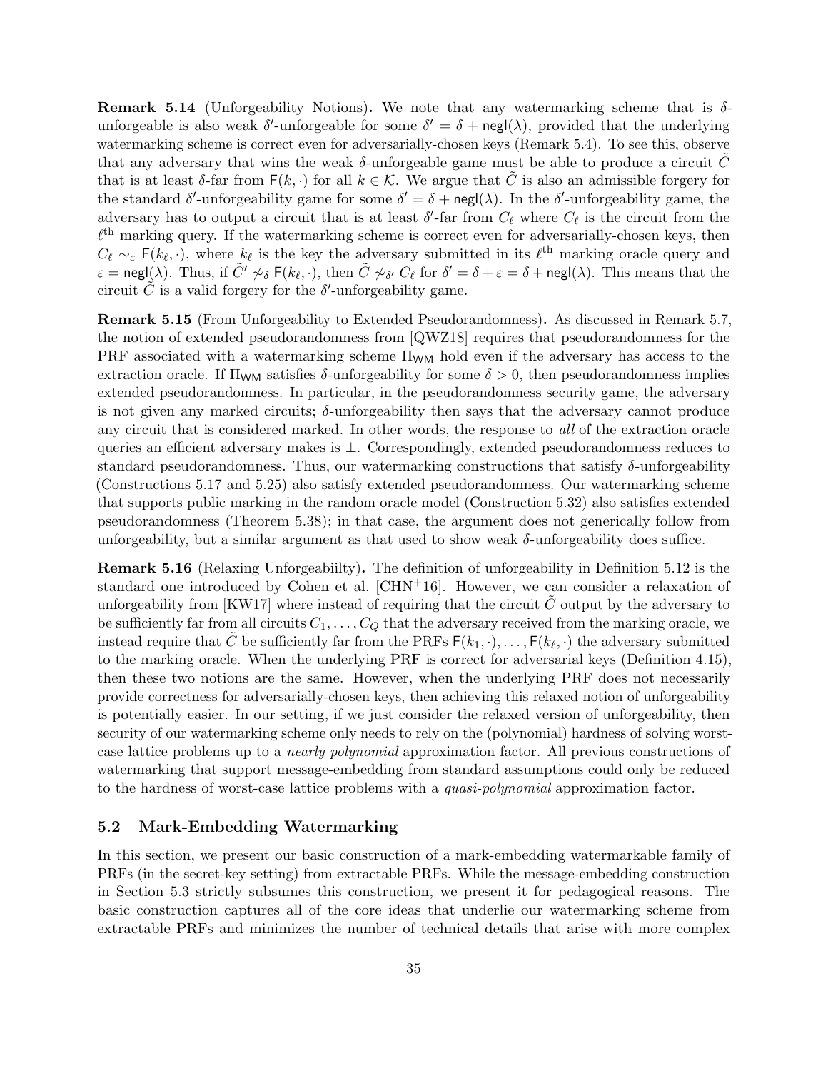**Remark 5.14** (Unforgeability Notions)**.** We note that any watermarking scheme that is $\delta$-unforgeable is also weak $\delta'$-unforgeable for some $\delta' = \delta + \mathsf{negl}(\lambda)$, provided that the underlying watermarking scheme is correct even for adversarially-chosen keys (Remark 5.4). To see this, observe that any adversary that wins the weak $\delta$-unforgeable game must be able to produce a circuit $\tilde{C}$ that is at least $\delta$-far from $\mathsf{F}(k, \cdot)$ for all $k \in \mathcal{K}$. We argue that $\tilde{C}$ is also an admissible forgery for the standard $\delta'$-unforgeability game for some $\delta' = \delta + \mathsf{negl}(\lambda)$. In the $\delta'$-unforgeability game, the adversary has to output a circuit that is at least $\delta'$-far from $C_\ell$ where $C_\ell$ is the circuit from the $\ell^{\text{th}}$ marking query. If the watermarking scheme is correct even for adversarially-chosen keys, then $C_\ell \sim_\varepsilon \mathsf{F}(k_\ell, \cdot)$, where $k_\ell$ is the key the adversary submitted in its $\ell^{\text{th}}$ marking oracle query and $\varepsilon = \mathsf{negl}(\lambda)$. Thus, if $\tilde{C}' \not\sim_\delta \mathsf{F}(k_\ell, \cdot)$, then $\tilde{C} \not\sim_{\delta'} C_\ell$ for $\delta' = \delta + \varepsilon = \delta + \mathsf{negl}(\lambda)$. This means that the circuit $\tilde{C}$ is a valid forgery for the $\delta'$-unforgeability game.

**Remark 5.15** (From Unforgeability to Extended Pseudorandomness)**.** As discussed in Remark 5.7, the notion of extended pseudorandomness from [QWZ18] requires that pseudorandomness for the PRF associated with a watermarking scheme $\Pi_{\mathsf{WM}}$ hold even if the adversary has access to the extraction oracle. If $\Pi_{\mathsf{WM}}$ satisfies $\delta$-unforgeability for some $\delta > 0$, then pseudorandomness implies extended pseudorandomness. In particular, in the pseudorandomness security game, the adversary is not given any marked circuits; $\delta$-unforgeability then says that the adversary cannot produce any circuit that is considered marked. In other words, the response to *all* of the extraction oracle queries an efficient adversary makes is $\bot$. Correspondingly, extended pseudorandomness reduces to standard pseudorandomness. Thus, our watermarking constructions that satisfy $\delta$-unforgeability (Constructions 5.17 and 5.25) also satisfy extended pseudorandomness. Our watermarking scheme that supports public marking in the random oracle model (Construction 5.32) also satisfies extended pseudorandomness (Theorem 5.38); in that case, the argument does not generically follow from unforgeability, but a similar argument as that used to show weak $\delta$-unforgeability does suffice.

**Remark 5.16** (Relaxing Unforgeabiilty)**.** The definition of unforgeability in Definition 5.12 is the standard one introduced by Cohen et al. [CHN+16]. However, we can consider a relaxation of unforgeability from [KW17] where instead of requiring that the circuit $\tilde{C}$ output by the adversary to be sufficiently far from all circuits $C_1, \ldots, C_Q$ that the adversary received from the marking oracle, we instead require that $\tilde{C}$ be sufficiently far from the PRFs $\mathsf{F}(k_1, \cdot), \ldots, \mathsf{F}(k_\ell, \cdot)$ the adversary submitted to the marking oracle. When the underlying PRF is correct for adversarial keys (Definition 4.15), then these two notions are the same. However, when the underlying PRF does not necessarily provide correctness for adversarially-chosen keys, then achieving this relaxed notion of unforgeability is potentially easier. In our setting, if we just consider the relaxed version of unforgeability, then security of our watermarking scheme only needs to rely on the (polynomial) hardness of solving worst-case lattice problems up to a *nearly polynomial* approximation factor. All previous constructions of watermarking that support message-embedding from standard assumptions could only be reduced to the hardness of worst-case lattice problems with a *quasi-polynomial* approximation factor.

## 5.2 Mark-Embedding Watermarking

In this section, we present our basic construction of a mark-embedding watermarkable family of PRFs (in the secret-key setting) from extractable PRFs. While the message-embedding construction in Section 5.3 strictly subsumes this construction, we present it for pedagogical reasons. The basic construction captures all of the core ideas that underlie our watermarking scheme from extractable PRFs and minimizes the number of technical details that arise with more complex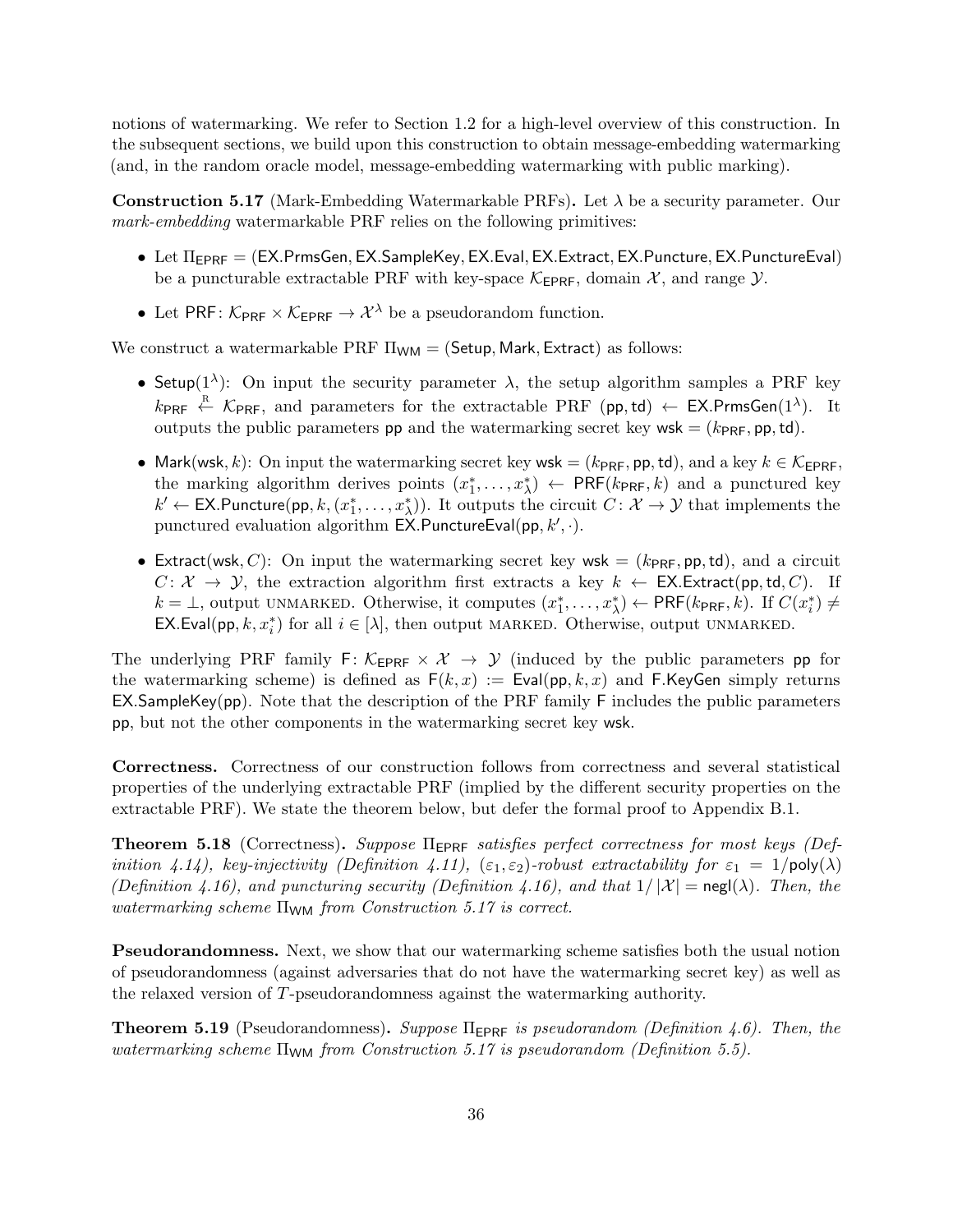notions of watermarking. We refer to Section 1.2 for a high-level overview of this construction. In the subsequent sections, we build upon this construction to obtain message-embedding watermarking (and, in the random oracle model, message-embedding watermarking with public marking).

**Construction 5.17** (Mark-Embedding Watermarkable PRFs)**.** Let $\lambda$ be a security parameter. Our *mark-embedding* watermarkable PRF relies on the following primitives:

- Let $\Pi_{\mathsf{EPRF}} = (\mathsf{EX.PrmsGen}, \mathsf{EX.SampleKey}, \mathsf{EX.Eval}, \mathsf{EX.Extract}, \mathsf{EX.Puncture}, \mathsf{EX.PunctureEval})$ be a puncturable extractable PRF with key-space $\mathcal{K}_{\mathsf{EPRF}}$, domain $\mathcal{X}$, and range $\mathcal{Y}$.
- Let $\mathsf{PRF} \colon \mathcal{K}_{\mathsf{PRF}} \times \mathcal{K}_{\mathsf{EPRF}} \to \mathcal{X}^\lambda$ be a pseudorandom function.

We construct a watermarkable PRF $\Pi_{\mathsf{WM}} = (\mathsf{Setup}, \mathsf{Mark}, \mathsf{Extract})$ as follows:

- $\mathsf{Setup}(1^\lambda)$: On input the security parameter $\lambda$, the setup algorithm samples a PRF key $k_{\mathsf{PRF}} \xleftarrow{\text{R}} \mathcal{K}_{\mathsf{PRF}}$, and parameters for the extractable PRF $(\mathsf{pp}, \mathsf{td}) \leftarrow \mathsf{EX.PrmsGen}(1^\lambda)$. It outputs the public parameters $\mathsf{pp}$ and the watermarking secret key $\mathsf{wsk} = (k_{\mathsf{PRF}}, \mathsf{pp}, \mathsf{td})$.
- $\mathsf{Mark}(\mathsf{wsk}, k)$: On input the watermarking secret key $\mathsf{wsk} = (k_{\mathsf{PRF}}, \mathsf{pp}, \mathsf{td})$, and a key $k \in \mathcal{K}_{\mathsf{EPRF}}$, the marking algorithm derives points $(x_1^*, \ldots, x_\lambda^*) \leftarrow \mathsf{PRF}(k_{\mathsf{PRF}}, k)$ and a punctured key $k' \leftarrow \mathsf{EX.Puncture}(\mathsf{pp}, k, (x_1^*, \ldots, x_\lambda^*))$. It outputs the circuit $C \colon \mathcal{X} \to \mathcal{Y}$ that implements the punctured evaluation algorithm $\mathsf{EX.PunctureEval}(\mathsf{pp}, k', \cdot)$.
- $\mathsf{Extract}(\mathsf{wsk}, C)$: On input the watermarking secret key $\mathsf{wsk} = (k_{\mathsf{PRF}}, \mathsf{pp}, \mathsf{td})$, and a circuit $C \colon \mathcal{X} \to \mathcal{Y}$, the extraction algorithm first extracts a key $k \leftarrow \mathsf{EX.Extract}(\mathsf{pp}, \mathsf{td}, C)$. If $k = \perp$, output UNMARKED. Otherwise, it computes $(x_1^*, \ldots, x_\lambda^*) \leftarrow \mathsf{PRF}(k_{\mathsf{PRF}}, k)$. If $C(x_i^*) \neq \mathsf{EX.Eval}(\mathsf{pp}, k, x_i^*)$ for all $i \in [\lambda]$, then output MARKED. Otherwise, output UNMARKED.

The underlying PRF family $\mathsf{F} \colon \mathcal{K}_{\mathsf{EPRF}} \times \mathcal{X} \to \mathcal{Y}$ (induced by the public parameters $\mathsf{pp}$ for the watermarking scheme) is defined as $\mathsf{F}(k, x) := \mathsf{Eval}(\mathsf{pp}, k, x)$ and $\mathsf{F.KeyGen}$ simply returns $\mathsf{EX.SampleKey}(\mathsf{pp})$. Note that the description of the PRF family $\mathsf{F}$ includes the public parameters $\mathsf{pp}$, but not the other components in the watermarking secret key $\mathsf{wsk}$.

**Correctness.** Correctness of our construction follows from correctness and several statistical properties of the underlying extractable PRF (implied by the different security properties on the extractable PRF). We state the theorem below, but defer the formal proof to Appendix B.1.

**Theorem 5.18** (Correctness)**.** *Suppose $\Pi_{\mathsf{EPRF}}$ satisfies perfect correctness for most keys (Definition 4.14), key-injectivity (Definition 4.11), $(\varepsilon_1, \varepsilon_2)$-robust extractability for $\varepsilon_1 = 1/\mathsf{poly}(\lambda)$ (Definition 4.16), and puncturing security (Definition 4.16), and that $1/|\mathcal{X}| = \mathsf{negl}(\lambda)$. Then, the watermarking scheme $\Pi_{\mathsf{WM}}$ from Construction 5.17 is correct.*

**Pseudorandomness.** Next, we show that our watermarking scheme satisfies both the usual notion of pseudorandomness (against adversaries that do not have the watermarking secret key) as well as the relaxed version of $T$-pseudorandomness against the watermarking authority.

**Theorem 5.19** (Pseudorandomness)**.** *Suppose $\Pi_{\mathsf{EPRF}}$ is pseudorandom (Definition 4.6). Then, the watermarking scheme $\Pi_{\mathsf{WM}}$ from Construction 5.17 is pseudorandom (Definition 5.5).*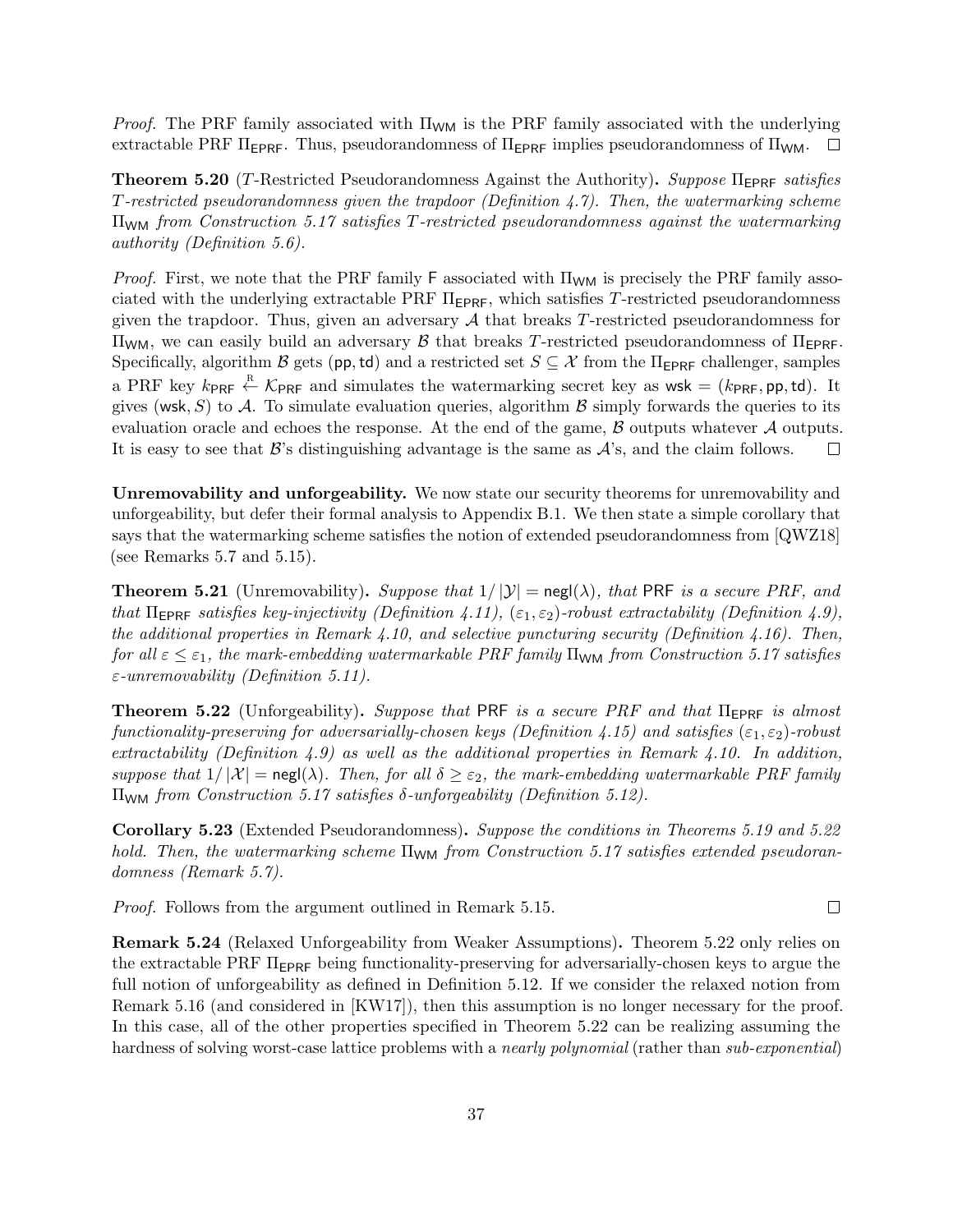*Proof.* The PRF family associated with $\Pi_{\mathsf{WM}}$ is the PRF family associated with the underlying extractable PRF $\Pi_{\mathsf{EPRF}}$. Thus, pseudorandomness of $\Pi_{\mathsf{EPRF}}$ implies pseudorandomness of $\Pi_{\mathsf{WM}}$. $\square$

**Theorem 5.20** ($T$-Restricted Pseudorandomness Against the Authority)**.** *Suppose $\Pi_{\mathsf{EPRF}}$ satisfies $T$-restricted pseudorandomness given the trapdoor (Definition 4.7). Then, the watermarking scheme $\Pi_{\mathsf{WM}}$ from Construction 5.17 satisfies $T$-restricted pseudorandomness against the watermarking authority (Definition 5.6).*

*Proof.* First, we note that the PRF family $\mathsf{F}$ associated with $\Pi_{\mathsf{WM}}$ is precisely the PRF family associated with the underlying extractable PRF $\Pi_{\mathsf{EPRF}}$, which satisfies $T$-restricted pseudorandomness given the trapdoor. Thus, given an adversary $\mathcal{A}$ that breaks $T$-restricted pseudorandomness for $\Pi_{\mathsf{WM}}$, we can easily build an adversary $\mathcal{B}$ that breaks $T$-restricted pseudorandomness of $\Pi_{\mathsf{EPRF}}$. Specifically, algorithm $\mathcal{B}$ gets $(\mathsf{pp}, \mathsf{td})$ and a restricted set $S \subseteq \mathcal{X}$ from the $\Pi_{\mathsf{EPRF}}$ challenger, samples a PRF key $k_{\mathsf{PRF}} \xleftarrow{\text{R}} \mathcal{K}_{\mathsf{PRF}}$ and simulates the watermarking secret key as $\mathsf{wsk} = (k_{\mathsf{PRF}}, \mathsf{pp}, \mathsf{td})$. It gives $(\mathsf{wsk}, S)$ to $\mathcal{A}$. To simulate evaluation queries, algorithm $\mathcal{B}$ simply forwards the queries to its evaluation oracle and echoes the response. At the end of the game, $\mathcal{B}$ outputs whatever $\mathcal{A}$ outputs. It is easy to see that $\mathcal{B}$'s distinguishing advantage is the same as $\mathcal{A}$'s, and the claim follows. $\square$

**Unremovability and unforgeability.** We now state our security theorems for unremovability and unforgeability, but defer their formal analysis to Appendix B.1. We then state a simple corollary that says that the watermarking scheme satisfies the notion of extended pseudorandomness from [QWZ18] (see Remarks 5.7 and 5.15).

**Theorem 5.21** (Unremovability)**.** *Suppose that $1/|\mathcal{Y}| = \mathsf{negl}(\lambda)$, that $\mathsf{PRF}$ is a secure PRF, and that $\Pi_{\mathsf{EPRF}}$ satisfies key-injectivity (Definition 4.11), $(\varepsilon_1, \varepsilon_2)$-robust extractability (Definition 4.9), the additional properties in Remark 4.10, and selective puncturing security (Definition 4.16). Then, for all $\varepsilon \leq \varepsilon_1$, the mark-embedding watermarkable PRF family $\Pi_{\mathsf{WM}}$ from Construction 5.17 satisfies $\varepsilon$-unremovability (Definition 5.11).*

**Theorem 5.22** (Unforgeability)**.** *Suppose that $\mathsf{PRF}$ is a secure PRF and that $\Pi_{\mathsf{EPRF}}$ is almost functionality-preserving for adversarially-chosen keys (Definition 4.15) and satisfies $(\varepsilon_1, \varepsilon_2)$-robust extractability (Definition 4.9) as well as the additional properties in Remark 4.10. In addition, suppose that $1/|\mathcal{X}| = \mathsf{negl}(\lambda)$. Then, for all $\delta \geq \varepsilon_2$, the mark-embedding watermarkable PRF family $\Pi_{\mathsf{WM}}$ from Construction 5.17 satisfies $\delta$-unforgeability (Definition 5.12).*

**Corollary 5.23** (Extended Pseudorandomness)**.** *Suppose the conditions in Theorems 5.19 and 5.22 hold. Then, the watermarking scheme $\Pi_{\mathsf{WM}}$ from Construction 5.17 satisfies extended pseudorandomness (Remark 5.7).*

*Proof.* Follows from the argument outlined in Remark 5.15. $\square$

**Remark 5.24** (Relaxed Unforgeability from Weaker Assumptions)**.** Theorem 5.22 only relies on the extractable PRF $\Pi_{\mathsf{EPRF}}$ being functionality-preserving for adversarially-chosen keys to argue the full notion of unforgeability as defined in Definition 5.12. If we consider the relaxed notion from Remark 5.16 (and considered in [KW17]), then this assumption is no longer necessary for the proof. In this case, all of the other properties specified in Theorem 5.22 can be realizing assuming the hardness of solving worst-case lattice problems with a *nearly polynomial* (rather than *sub-exponential*)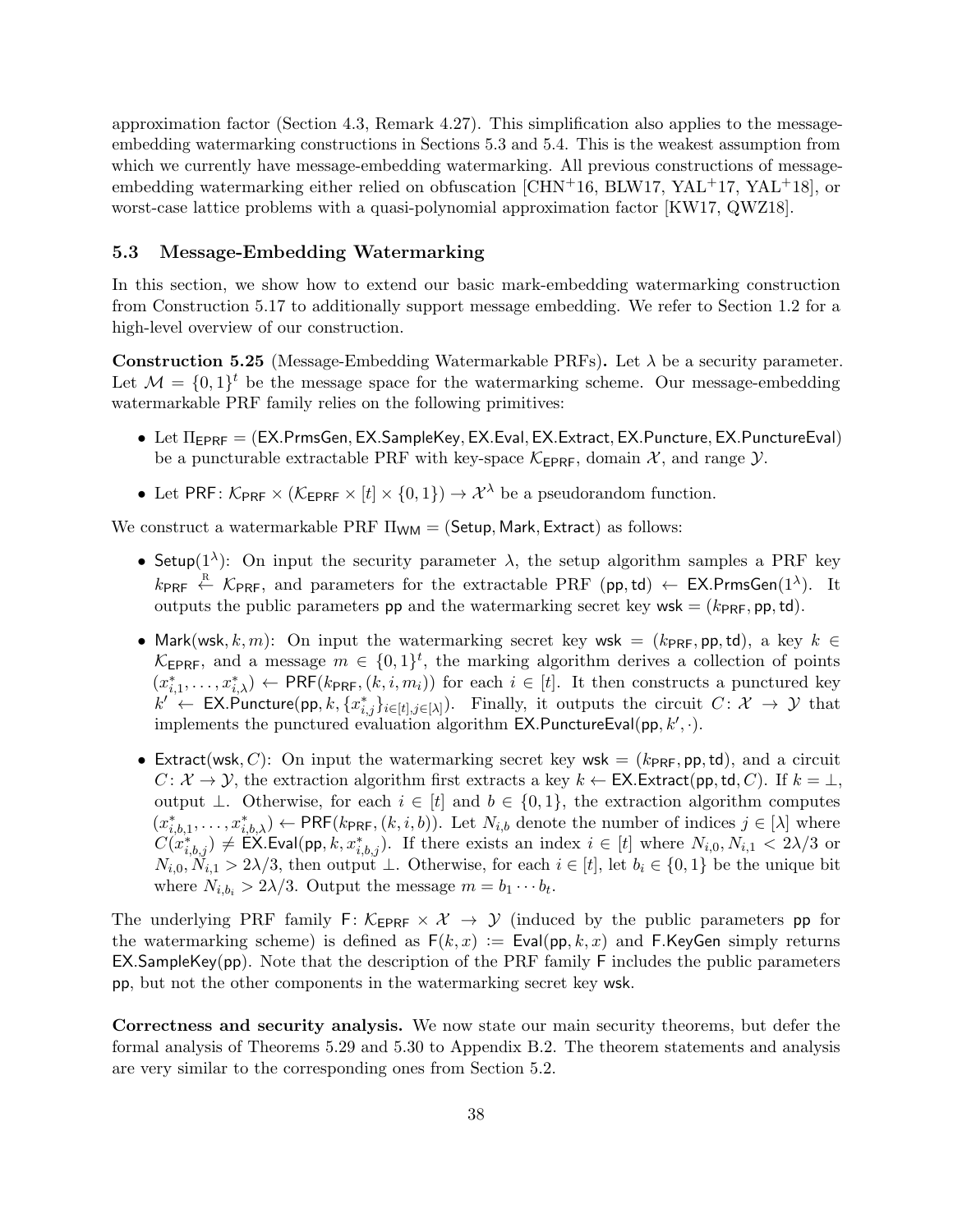approximation factor (Section 4.3, Remark 4.27). This simplification also applies to the message-embedding watermarking constructions in Sections 5.3 and 5.4. This is the weakest assumption from which we currently have message-embedding watermarking. All previous constructions of message-embedding watermarking either relied on obfuscation [CHN+16, BLW17, YAL+17, YAL+18], or worst-case lattice problems with a quasi-polynomial approximation factor [KW17, QWZ18].

### 5.3 Message-Embedding Watermarking

In this section, we show how to extend our basic mark-embedding watermarking construction from Construction 5.17 to additionally support message embedding. We refer to Section 1.2 for a high-level overview of our construction.

**Construction 5.25** (Message-Embedding Watermarkable PRFs)**.** Let $\lambda$ be a security parameter. Let $\mathcal{M} = \{0,1\}^t$ be the message space for the watermarking scheme. Our message-embedding watermarkable PRF family relies on the following primitives:

- Let $\Pi_{\mathsf{EPRF}} = (\mathsf{EX.PrmsGen}, \mathsf{EX.SampleKey}, \mathsf{EX.Eval}, \mathsf{EX.Extract}, \mathsf{EX.Puncture}, \mathsf{EX.PunctureEval})$ be a puncturable extractable PRF with key-space $\mathcal{K}_{\mathsf{EPRF}}$, domain $\mathcal{X}$, and range $\mathcal{Y}$.
- Let $\mathsf{PRF}\colon \mathcal{K}_{\mathsf{PRF}} \times (\mathcal{K}_{\mathsf{EPRF}} \times [t] \times \{0,1\}) \to \mathcal{X}^\lambda$ be a pseudorandom function.

We construct a watermarkable PRF $\Pi_{\mathsf{WM}} = (\mathsf{Setup}, \mathsf{Mark}, \mathsf{Extract})$ as follows:

- $\mathsf{Setup}(1^\lambda)$: On input the security parameter $\lambda$, the setup algorithm samples a PRF key $k_{\mathsf{PRF}} \xleftarrow{\text{R}} \mathcal{K}_{\mathsf{PRF}}$, and parameters for the extractable PRF $(\mathsf{pp}, \mathsf{td}) \leftarrow \mathsf{EX.PrmsGen}(1^\lambda)$. It outputs the public parameters $\mathsf{pp}$ and the watermarking secret key $\mathsf{wsk} = (k_{\mathsf{PRF}}, \mathsf{pp}, \mathsf{td})$.
- $\mathsf{Mark}(\mathsf{wsk}, k, m)$: On input the watermarking secret key $\mathsf{wsk} = (k_{\mathsf{PRF}}, \mathsf{pp}, \mathsf{td})$, a key $k \in \mathcal{K}_{\mathsf{EPRF}}$, and a message $m \in \{0,1\}^t$, the marking algorithm derives a collection of points $(x^*_{i,1}, \ldots, x^*_{i,\lambda}) \leftarrow \mathsf{PRF}(k_{\mathsf{PRF}}, (k, i, m_i))$ for each $i \in [t]$. It then constructs a punctured key $k' \leftarrow \mathsf{EX.Puncture}(\mathsf{pp}, k, \{x^*_{i,j}\}_{i \in [t], j \in [\lambda]})$. Finally, it outputs the circuit $C\colon \mathcal{X} \to \mathcal{Y}$ that implements the punctured evaluation algorithm $\mathsf{EX.PunctureEval}(\mathsf{pp}, k', \cdot)$.
- $\mathsf{Extract}(\mathsf{wsk}, C)$: On input the watermarking secret key $\mathsf{wsk} = (k_{\mathsf{PRF}}, \mathsf{pp}, \mathsf{td})$, and a circuit $C\colon \mathcal{X} \to \mathcal{Y}$, the extraction algorithm first extracts a key $k \leftarrow \mathsf{EX.Extract}(\mathsf{pp}, \mathsf{td}, C)$. If $k = \perp$, output $\perp$. Otherwise, for each $i \in [t]$ and $b \in \{0,1\}$, the extraction algorithm computes $(x^*_{i,b,1}, \ldots, x^*_{i,b,\lambda}) \leftarrow \mathsf{PRF}(k_{\mathsf{PRF}}, (k, i, b))$. Let $N_{i,b}$ denote the number of indices $j \in [\lambda]$ where $C(x^*_{i,b,j}) \neq \mathsf{EX.Eval}(\mathsf{pp}, k, x^*_{i,b,j})$. If there exists an index $i \in [t]$ where $N_{i,0}, N_{i,1} < 2\lambda/3$ or $N_{i,0}, N_{i,1} > 2\lambda/3$, then output $\perp$. Otherwise, for each $i \in [t]$, let $b_i \in \{0,1\}$ be the unique bit where $N_{i,b_i} > 2\lambda/3$. Output the message $m = b_1 \cdots b_t$.

The underlying PRF family $\mathsf{F}\colon \mathcal{K}_{\mathsf{EPRF}} \times \mathcal{X} \to \mathcal{Y}$ (induced by the public parameters $\mathsf{pp}$ for the watermarking scheme) is defined as $\mathsf{F}(k, x) := \mathsf{Eval}(\mathsf{pp}, k, x)$ and $\mathsf{F.KeyGen}$ simply returns $\mathsf{EX.SampleKey}(\mathsf{pp})$. Note that the description of the PRF family $\mathsf{F}$ includes the public parameters $\mathsf{pp}$, but not the other components in the watermarking secret key $\mathsf{wsk}$.

**Correctness and security analysis.** We now state our main security theorems, but defer the formal analysis of Theorems 5.29 and 5.30 to Appendix B.2. The theorem statements and analysis are very similar to the corresponding ones from Section 5.2.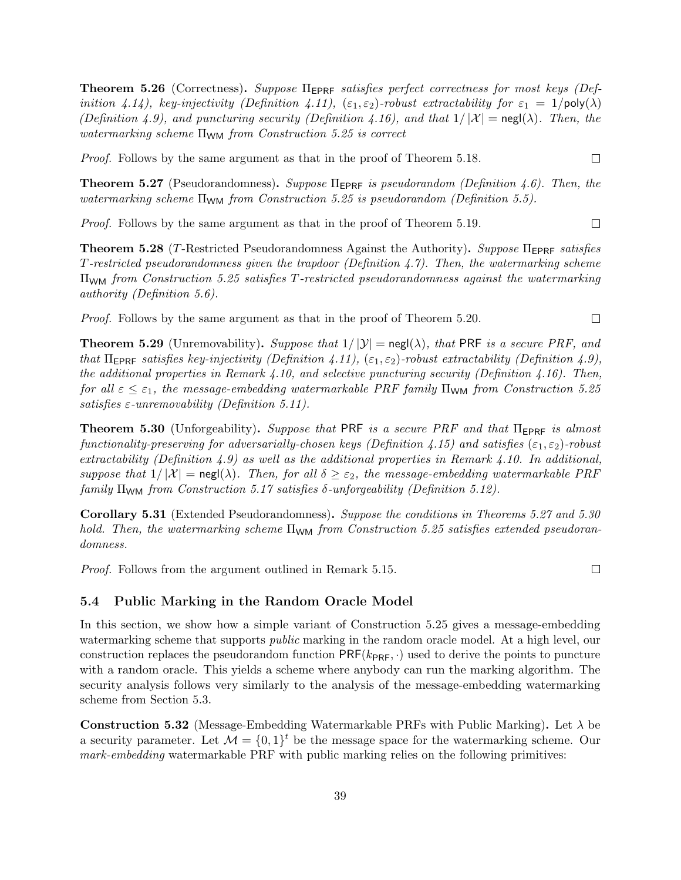**Theorem 5.26** (Correctness)**.** *Suppose $\Pi_{\mathsf{EPRF}}$ satisfies perfect correctness for most keys (Definition 4.14), key-injectivity (Definition 4.11), $(\varepsilon_1, \varepsilon_2)$-robust extractability for $\varepsilon_1 = 1/\mathsf{poly}(\lambda)$ (Definition 4.9), and puncturing security (Definition 4.16), and that $1/|\mathcal{X}| = \mathsf{negl}(\lambda)$. Then, the watermarking scheme $\Pi_{\mathsf{WM}}$ from Construction 5.25 is correct*

*Proof.* Follows by the same argument as that in the proof of Theorem 5.18. □

**Theorem 5.27** (Pseudorandomness)**.** *Suppose $\Pi_{\mathsf{EPRF}}$ is pseudorandom (Definition 4.6). Then, the watermarking scheme $\Pi_{\mathsf{WM}}$ from Construction 5.25 is pseudorandom (Definition 5.5).*

*Proof.* Follows by the same argument as that in the proof of Theorem 5.19. □

**Theorem 5.28** ($T$-Restricted Pseudorandomness Against the Authority)**.** *Suppose $\Pi_{\mathsf{EPRF}}$ satisfies $T$-restricted pseudorandomness given the trapdoor (Definition 4.7). Then, the watermarking scheme $\Pi_{\mathsf{WM}}$ from Construction 5.25 satisfies $T$-restricted pseudorandomness against the watermarking authority (Definition 5.6).*

*Proof.* Follows by the same argument as that in the proof of Theorem 5.20. □

**Theorem 5.29** (Unremovability)**.** *Suppose that $1/|\mathcal{Y}| = \mathsf{negl}(\lambda)$, that $\mathsf{PRF}$ is a secure PRF, and that $\Pi_{\mathsf{EPRF}}$ satisfies key-injectivity (Definition 4.11), $(\varepsilon_1, \varepsilon_2)$-robust extractability (Definition 4.9), the additional properties in Remark 4.10, and selective puncturing security (Definition 4.16). Then, for all $\varepsilon \leq \varepsilon_1$, the message-embedding watermarkable PRF family $\Pi_{\mathsf{WM}}$ from Construction 5.25 satisfies $\varepsilon$-unremovability (Definition 5.11).*

**Theorem 5.30** (Unforgeability)**.** *Suppose that $\mathsf{PRF}$ is a secure PRF and that $\Pi_{\mathsf{EPRF}}$ is almost functionality-preserving for adversarially-chosen keys (Definition 4.15) and satisfies $(\varepsilon_1, \varepsilon_2)$-robust extractability (Definition 4.9) as well as the additional properties in Remark 4.10. In additional, suppose that $1/|\mathcal{X}| = \mathsf{negl}(\lambda)$. Then, for all $\delta \geq \varepsilon_2$, the message-embedding watermarkable PRF family $\Pi_{\mathsf{WM}}$ from Construction 5.17 satisfies $\delta$-unforgeability (Definition 5.12).*

**Corollary 5.31** (Extended Pseudorandomness)**.** *Suppose the conditions in Theorems 5.27 and 5.30 hold. Then, the watermarking scheme $\Pi_{\mathsf{WM}}$ from Construction 5.25 satisfies extended pseudorandomness.*

*Proof.* Follows from the argument outlined in Remark 5.15. □

## 5.4 Public Marking in the Random Oracle Model

In this section, we show how a simple variant of Construction 5.25 gives a message-embedding watermarking scheme that supports *public* marking in the random oracle model. At a high level, our construction replaces the pseudorandom function $\mathsf{PRF}(k_{\mathsf{PRF}}, \cdot)$ used to derive the points to puncture with a random oracle. This yields a scheme where anybody can run the marking algorithm. The security analysis follows very similarly to the analysis of the message-embedding watermarking scheme from Section 5.3.

**Construction 5.32** (Message-Embedding Watermarkable PRFs with Public Marking)**.** Let $\lambda$ be a security parameter. Let $\mathcal{M} = \{0,1\}^t$ be the message space for the watermarking scheme. Our *mark-embedding* watermarkable PRF with public marking relies on the following primitives: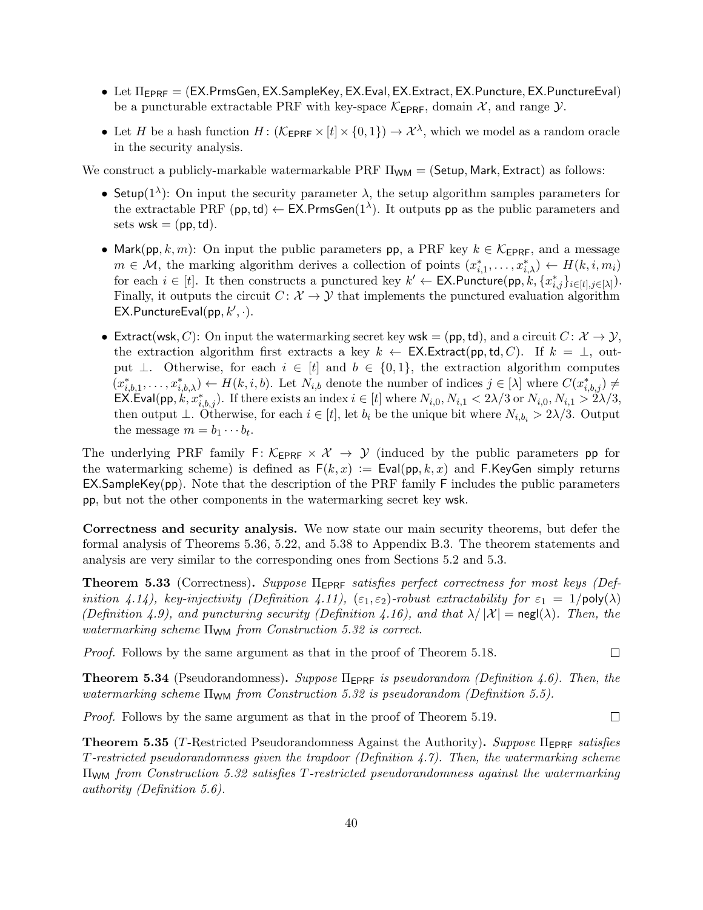- Let $\Pi_{\mathsf{EPRF}} = (\mathsf{EX.PrmsGen}, \mathsf{EX.SampleKey}, \mathsf{EX.Eval}, \mathsf{EX.Extract}, \mathsf{EX.Puncture}, \mathsf{EX.PunctureEval})$ be a puncturable extractable PRF with key-space $\mathcal{K}_{\mathsf{EPRF}}$, domain $\mathcal{X}$, and range $\mathcal{Y}$.
- Let $H$ be a hash function $H \colon (\mathcal{K}_{\mathsf{EPRF}} \times [t] \times \{0,1\}) \to \mathcal{X}^\lambda$, which we model as a random oracle in the security analysis.

We construct a publicly-markable watermarkable PRF $\Pi_{\mathsf{WM}} = (\mathsf{Setup}, \mathsf{Mark}, \mathsf{Extract})$ as follows:

- $\mathsf{Setup}(1^\lambda)$: On input the security parameter $\lambda$, the setup algorithm samples parameters for the extractable PRF $(\mathsf{pp}, \mathsf{td}) \leftarrow \mathsf{EX.PrmsGen}(1^\lambda)$. It outputs $\mathsf{pp}$ as the public parameters and sets $\mathsf{wsk} = (\mathsf{pp}, \mathsf{td})$.
- $\mathsf{Mark}(\mathsf{pp}, k, m)$: On input the public parameters $\mathsf{pp}$, a PRF key $k \in \mathcal{K}_{\mathsf{EPRF}}$, and a message $m \in \mathcal{M}$, the marking algorithm derives a collection of points $(x^*_{i,1}, \ldots, x^*_{i,\lambda}) \leftarrow H(k, i, m_i)$ for each $i \in [t]$. It then constructs a punctured key $k' \leftarrow \mathsf{EX.Puncture}(\mathsf{pp}, k, \{x^*_{i,j}\}_{i \in [t], j \in [\lambda]})$. Finally, it outputs the circuit $C \colon \mathcal{X} \to \mathcal{Y}$ that implements the punctured evaluation algorithm $\mathsf{EX.PunctureEval}(\mathsf{pp}, k', \cdot)$.
- $\mathsf{Extract}(\mathsf{wsk}, C)$: On input the watermarking secret key $\mathsf{wsk} = (\mathsf{pp}, \mathsf{td})$, and a circuit $C \colon \mathcal{X} \to \mathcal{Y}$, the extraction algorithm first extracts a key $k \leftarrow \mathsf{EX.Extract}(\mathsf{pp}, \mathsf{td}, C)$. If $k = \perp$, output $\perp$. Otherwise, for each $i \in [t]$ and $b \in \{0,1\}$, the extraction algorithm computes $(x^*_{i,b,1}, \ldots, x^*_{i,b,\lambda}) \leftarrow H(k, i, b)$. Let $N_{i,b}$ denote the number of indices $j \in [\lambda]$ where $C(x^*_{i,b,j}) \neq \mathsf{EX.Eval}(\mathsf{pp}, k, x^*_{i,b,j})$. If there exists an index $i \in [t]$ where $N_{i,0}, N_{i,1} < 2\lambda/3$ or $N_{i,0}, N_{i,1} > 2\lambda/3$, then output $\perp$. Otherwise, for each $i \in [t]$, let $b_i$ be the unique bit where $N_{i,b_i} > 2\lambda/3$. Output the message $m = b_1 \cdots b_t$.

The underlying PRF family $\mathsf{F} \colon \mathcal{K}_{\mathsf{EPRF}} \times \mathcal{X} \to \mathcal{Y}$ (induced by the public parameters $\mathsf{pp}$ for the watermarking scheme) is defined as $\mathsf{F}(k, x) := \mathsf{Eval}(\mathsf{pp}, k, x)$ and $\mathsf{F.KeyGen}$ simply returns $\mathsf{EX.SampleKey}(\mathsf{pp})$. Note that the description of the PRF family $\mathsf{F}$ includes the public parameters $\mathsf{pp}$, but not the other components in the watermarking secret key $\mathsf{wsk}$.

**Correctness and security analysis.** We now state our main security theorems, but defer the formal analysis of Theorems 5.36, 5.22, and 5.38 to Appendix B.3. The theorem statements and analysis are very similar to the corresponding ones from Sections 5.2 and 5.3.

**Theorem 5.33** (Correctness)**.** *Suppose $\Pi_{\mathsf{EPRF}}$ satisfies perfect correctness for most keys (Definition 4.14), key-injectivity (Definition 4.11), $(\varepsilon_1, \varepsilon_2)$-robust extractability for $\varepsilon_1 = 1/\mathsf{poly}(\lambda)$ (Definition 4.9), and puncturing security (Definition 4.16), and that $\lambda / |\mathcal{X}| = \mathsf{negl}(\lambda)$. Then, the watermarking scheme $\Pi_{\mathsf{WM}}$ from Construction 5.32 is correct.*

*Proof.* Follows by the same argument as that in the proof of Theorem 5.18. $\square$

**Theorem 5.34** (Pseudorandomness)**.** *Suppose $\Pi_{\mathsf{EPRF}}$ is pseudorandom (Definition 4.6). Then, the watermarking scheme $\Pi_{\mathsf{WM}}$ from Construction 5.32 is pseudorandom (Definition 5.5).*

*Proof.* Follows by the same argument as that in the proof of Theorem 5.19. $\square$

**Theorem 5.35** ($T$-Restricted Pseudorandomness Against the Authority)**.** *Suppose $\Pi_{\mathsf{EPRF}}$ satisfies $T$-restricted pseudorandomness given the trapdoor (Definition 4.7). Then, the watermarking scheme $\Pi_{\mathsf{WM}}$ from Construction 5.32 satisfies $T$-restricted pseudorandomness against the watermarking authority (Definition 5.6).*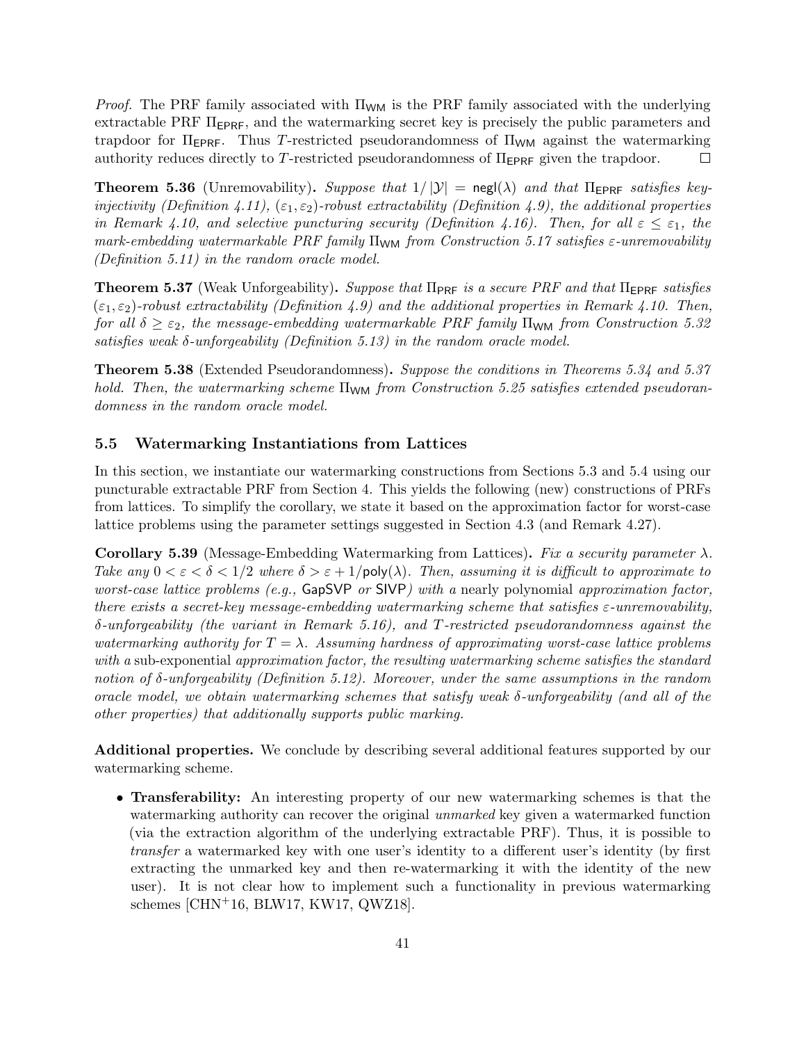*Proof.* The PRF family associated with $\Pi_{\mathsf{WM}}$ is the PRF family associated with the underlying extractable PRF $\Pi_{\mathsf{EPRF}}$, and the watermarking secret key is precisely the public parameters and trapdoor for $\Pi_{\mathsf{EPRF}}$. Thus $T$-restricted pseudorandomness of $\Pi_{\mathsf{WM}}$ against the watermarking authority reduces directly to $T$-restricted pseudorandomness of $\Pi_{\mathsf{EPRF}}$ given the trapdoor. $\square$

**Theorem 5.36** (Unremovability). *Suppose that $1/|\mathcal{Y}| = \mathsf{negl}(\lambda)$ and that $\Pi_{\mathsf{EPRF}}$ satisfies key-injectivity (Definition 4.11), $(\varepsilon_1, \varepsilon_2)$-robust extractability (Definition 4.9), the additional properties in Remark 4.10, and selective puncturing security (Definition 4.16). Then, for all $\varepsilon \leq \varepsilon_1$, the mark-embedding watermarkable PRF family $\Pi_{\mathsf{WM}}$ from Construction 5.17 satisfies $\varepsilon$-unremovability (Definition 5.11) in the random oracle model.*

**Theorem 5.37** (Weak Unforgeability). *Suppose that $\Pi_{\mathsf{PRF}}$ is a secure PRF and that $\Pi_{\mathsf{EPRF}}$ satisfies $(\varepsilon_1, \varepsilon_2)$-robust extractability (Definition 4.9) and the additional properties in Remark 4.10. Then, for all $\delta \geq \varepsilon_2$, the message-embedding watermarkable PRF family $\Pi_{\mathsf{WM}}$ from Construction 5.32 satisfies weak $\delta$-unforgeability (Definition 5.13) in the random oracle model.*

**Theorem 5.38** (Extended Pseudorandomness). *Suppose the conditions in Theorems 5.34 and 5.37 hold. Then, the watermarking scheme $\Pi_{\mathsf{WM}}$ from Construction 5.25 satisfies extended pseudorandomness in the random oracle model.*

## 5.5 Watermarking Instantiations from Lattices

In this section, we instantiate our watermarking constructions from Sections 5.3 and 5.4 using our puncturable extractable PRF from Section 4. This yields the following (new) constructions of PRFs from lattices. To simplify the corollary, we state it based on the approximation factor for worst-case lattice problems using the parameter settings suggested in Section 4.3 (and Remark 4.27).

**Corollary 5.39** (Message-Embedding Watermarking from Lattices). *Fix a security parameter $\lambda$. Take any $0 < \varepsilon < \delta < 1/2$ where $\delta > \varepsilon + 1/\mathsf{poly}(\lambda)$. Then, assuming it is difficult to approximate to worst-case lattice problems (e.g., $\mathsf{GapSVP}$ or $\mathsf{SIVP}$) with a* nearly polynomial *approximation factor, there exists a secret-key message-embedding watermarking scheme that satisfies $\varepsilon$-unremovability, $\delta$-unforgeability (the variant in Remark 5.16), and $T$-restricted pseudorandomness against the watermarking authority for $T = \lambda$. Assuming hardness of approximating worst-case lattice problems with a* sub-exponential *approximation factor, the resulting watermarking scheme satisfies the standard notion of $\delta$-unforgeability (Definition 5.12). Moreover, under the same assumptions in the random oracle model, we obtain watermarking schemes that satisfy weak $\delta$-unforgeability (and all of the other properties) that additionally supports public marking.*

**Additional properties.** We conclude by describing several additional features supported by our watermarking scheme.

- **Transferability:** An interesting property of our new watermarking schemes is that the watermarking authority can recover the original *unmarked* key given a watermarked function (via the extraction algorithm of the underlying extractable PRF). Thus, it is possible to *transfer* a watermarked key with one user's identity to a different user's identity (by first extracting the unmarked key and then re-watermarking it with the identity of the new user). It is not clear how to implement such a functionality in previous watermarking schemes [CHN+16, BLW17, KW17, QWZ18].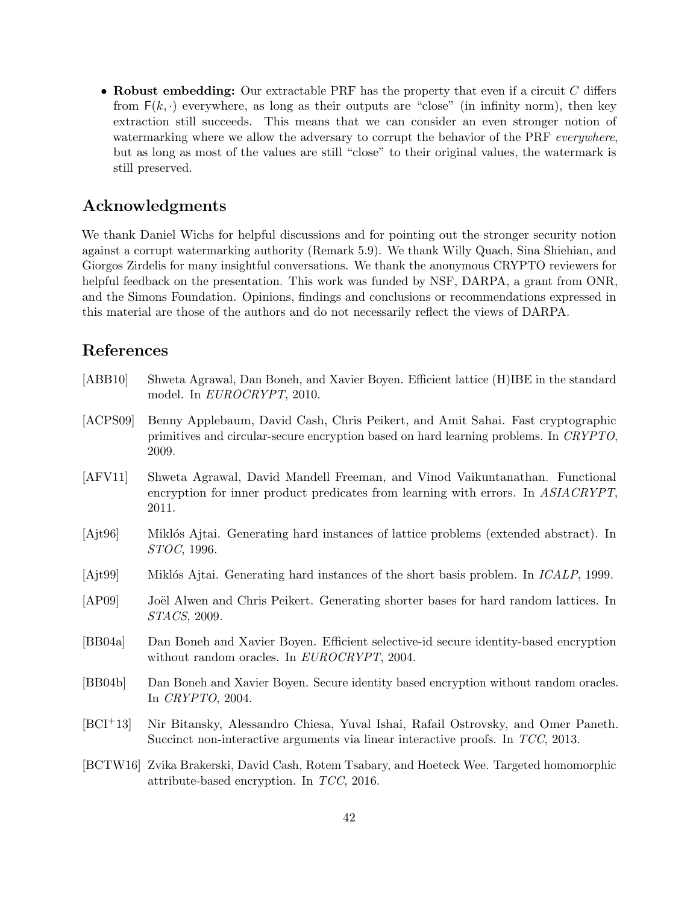- **Robust embedding:** Our extractable PRF has the property that even if a circuit $C$ differs from $\mathsf{F}(k, \cdot)$ everywhere, as long as their outputs are "close" (in infinity norm), then key extraction still succeeds. This means that we can consider an even stronger notion of watermarking where we allow the adversary to corrupt the behavior of the PRF *everywhere*, but as long as most of the values are still "close" to their original values, the watermark is still preserved.

## Acknowledgments

We thank Daniel Wichs for helpful discussions and for pointing out the stronger security notion against a corrupt watermarking authority (Remark 5.9). We thank Willy Quach, Sina Shiehian, and Giorgos Zirdelis for many insightful conversations. We thank the anonymous CRYPTO reviewers for helpful feedback on the presentation. This work was funded by NSF, DARPA, a grant from ONR, and the Simons Foundation. Opinions, findings and conclusions or recommendations expressed in this material are those of the authors and do not necessarily reflect the views of DARPA.

## References

[ABB10] Shweta Agrawal, Dan Boneh, and Xavier Boyen. Efficient lattice (H)IBE in the standard model. In *EUROCRYPT*, 2010.

[ACPS09] Benny Applebaum, David Cash, Chris Peikert, and Amit Sahai. Fast cryptographic primitives and circular-secure encryption based on hard learning problems. In *CRYPTO*, 2009.

[AFV11] Shweta Agrawal, David Mandell Freeman, and Vinod Vaikuntanathan. Functional encryption for inner product predicates from learning with errors. In *ASIACRYPT*, 2011.

[Ajt96] Miklós Ajtai. Generating hard instances of lattice problems (extended abstract). In *STOC*, 1996.

[Ajt99] Miklós Ajtai. Generating hard instances of the short basis problem. In *ICALP*, 1999.

[AP09] Joël Alwen and Chris Peikert. Generating shorter bases for hard random lattices. In *STACS*, 2009.

[BB04a] Dan Boneh and Xavier Boyen. Efficient selective-id secure identity-based encryption without random oracles. In *EUROCRYPT*, 2004.

[BB04b] Dan Boneh and Xavier Boyen. Secure identity based encryption without random oracles. In *CRYPTO*, 2004.

[BCI+13] Nir Bitansky, Alessandro Chiesa, Yuval Ishai, Rafail Ostrovsky, and Omer Paneth. Succinct non-interactive arguments via linear interactive proofs. In *TCC*, 2013.

[BCTW16] Zvika Brakerski, David Cash, Rotem Tsabary, and Hoeteck Wee. Targeted homomorphic attribute-based encryption. In *TCC*, 2016.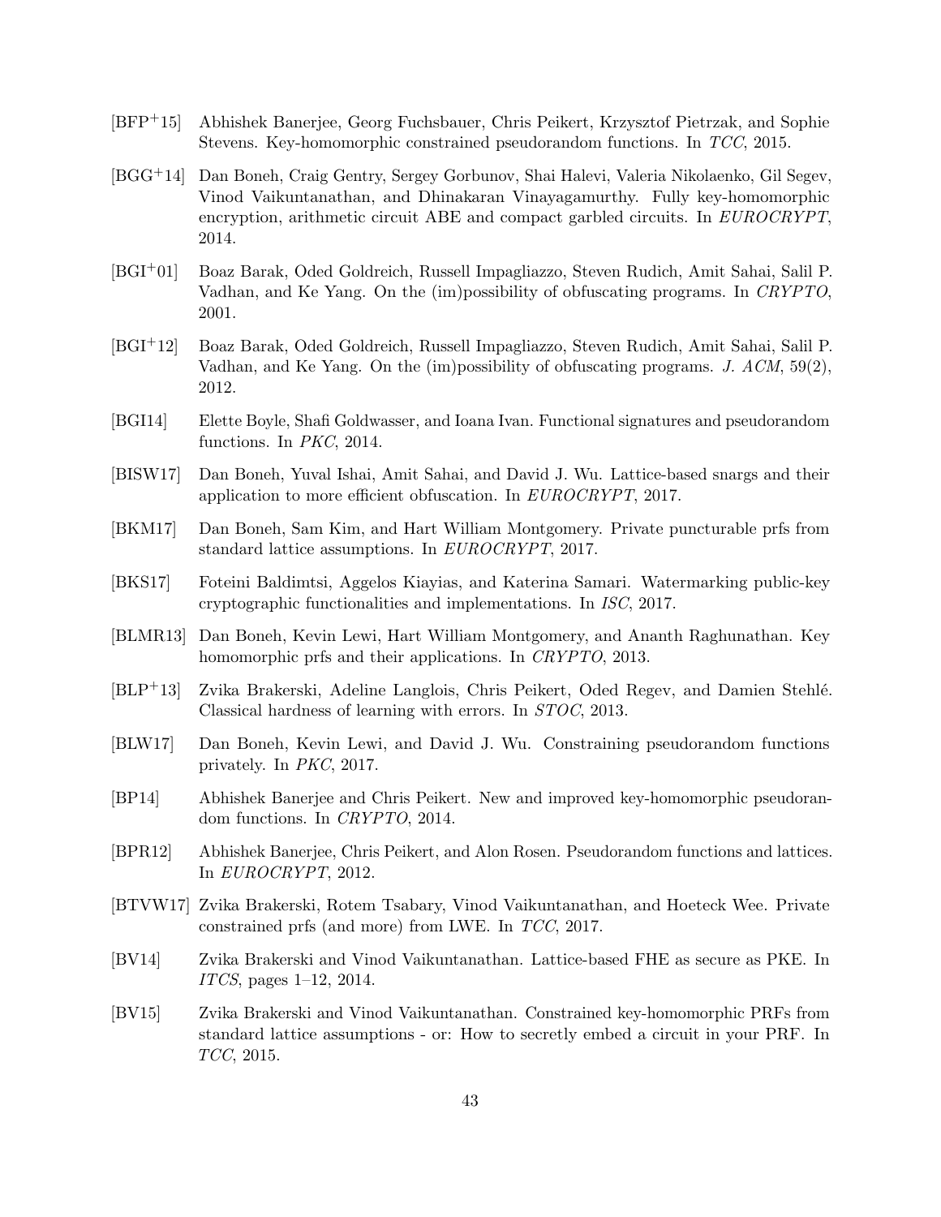[BFP+15] Abhishek Banerjee, Georg Fuchsbauer, Chris Peikert, Krzysztof Pietrzak, and Sophie Stevens. Key-homomorphic constrained pseudorandom functions. In *TCC*, 2015.

[BGG+14] Dan Boneh, Craig Gentry, Sergey Gorbunov, Shai Halevi, Valeria Nikolaenko, Gil Segev, Vinod Vaikuntanathan, and Dhinakaran Vinayagamurthy. Fully key-homomorphic encryption, arithmetic circuit ABE and compact garbled circuits. In *EUROCRYPT*, 2014.

[BGI+01] Boaz Barak, Oded Goldreich, Russell Impagliazzo, Steven Rudich, Amit Sahai, Salil P. Vadhan, and Ke Yang. On the (im)possibility of obfuscating programs. In *CRYPTO*, 2001.

[BGI+12] Boaz Barak, Oded Goldreich, Russell Impagliazzo, Steven Rudich, Amit Sahai, Salil P. Vadhan, and Ke Yang. On the (im)possibility of obfuscating programs. *J. ACM*, 59(2), 2012.

[BGI14] Elette Boyle, Shafi Goldwasser, and Ioana Ivan. Functional signatures and pseudorandom functions. In *PKC*, 2014.

[BISW17] Dan Boneh, Yuval Ishai, Amit Sahai, and David J. Wu. Lattice-based snargs and their application to more efficient obfuscation. In *EUROCRYPT*, 2017.

[BKM17] Dan Boneh, Sam Kim, and Hart William Montgomery. Private puncturable prfs from standard lattice assumptions. In *EUROCRYPT*, 2017.

[BKS17] Foteini Baldimtsi, Aggelos Kiayias, and Katerina Samari. Watermarking public-key cryptographic functionalities and implementations. In *ISC*, 2017.

[BLMR13] Dan Boneh, Kevin Lewi, Hart William Montgomery, and Ananth Raghunathan. Key homomorphic prfs and their applications. In *CRYPTO*, 2013.

[BLP+13] Zvika Brakerski, Adeline Langlois, Chris Peikert, Oded Regev, and Damien Stehlé. Classical hardness of learning with errors. In *STOC*, 2013.

[BLW17] Dan Boneh, Kevin Lewi, and David J. Wu. Constraining pseudorandom functions privately. In *PKC*, 2017.

[BP14] Abhishek Banerjee and Chris Peikert. New and improved key-homomorphic pseudorandom functions. In *CRYPTO*, 2014.

[BPR12] Abhishek Banerjee, Chris Peikert, and Alon Rosen. Pseudorandom functions and lattices. In *EUROCRYPT*, 2012.

[BTVW17] Zvika Brakerski, Rotem Tsabary, Vinod Vaikuntanathan, and Hoeteck Wee. Private constrained prfs (and more) from LWE. In *TCC*, 2017.

[BV14] Zvika Brakerski and Vinod Vaikuntanathan. Lattice-based FHE as secure as PKE. In *ITCS*, pages 1–12, 2014.

[BV15] Zvika Brakerski and Vinod Vaikuntanathan. Constrained key-homomorphic PRFs from standard lattice assumptions - or: How to secretly embed a circuit in your PRF. In *TCC*, 2015.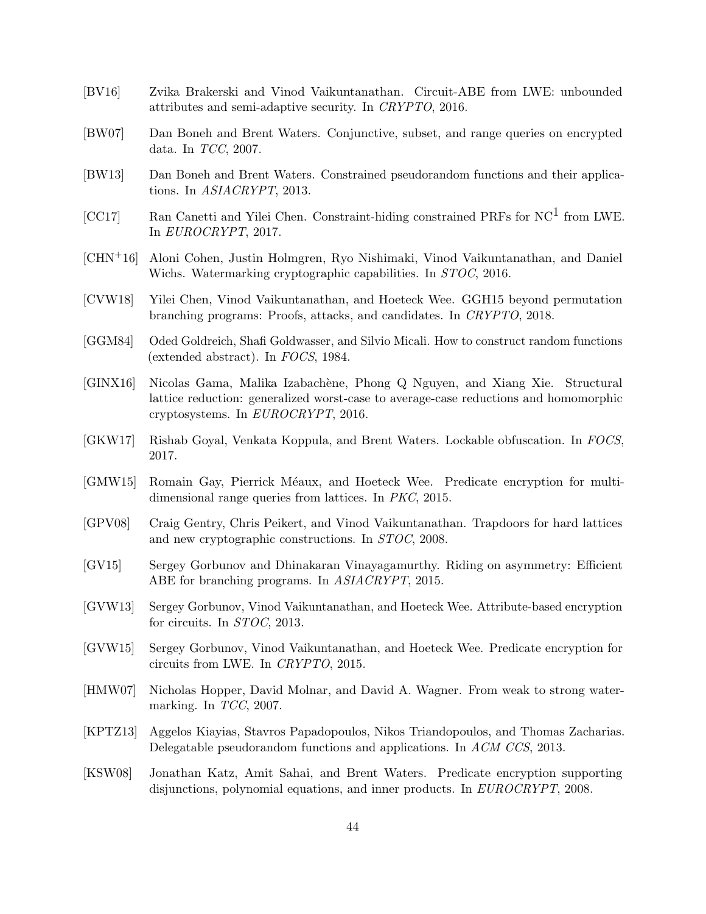[BV16] Zvika Brakerski and Vinod Vaikuntanathan. Circuit-ABE from LWE: unbounded attributes and semi-adaptive security. In *CRYPTO*, 2016.

[BW07] Dan Boneh and Brent Waters. Conjunctive, subset, and range queries on encrypted data. In *TCC*, 2007.

[BW13] Dan Boneh and Brent Waters. Constrained pseudorandom functions and their applications. In *ASIACRYPT*, 2013.

[CC17] Ran Canetti and Yilei Chen. Constraint-hiding constrained PRFs for $\mathrm{NC}^1$ from LWE. In *EUROCRYPT*, 2017.

[CHN+16] Aloni Cohen, Justin Holmgren, Ryo Nishimaki, Vinod Vaikuntanathan, and Daniel Wichs. Watermarking cryptographic capabilities. In *STOC*, 2016.

[CVW18] Yilei Chen, Vinod Vaikuntanathan, and Hoeteck Wee. GGH15 beyond permutation branching programs: Proofs, attacks, and candidates. In *CRYPTO*, 2018.

[GGM84] Oded Goldreich, Shafi Goldwasser, and Silvio Micali. How to construct random functions (extended abstract). In *FOCS*, 1984.

[GINX16] Nicolas Gama, Malika Izabachène, Phong Q Nguyen, and Xiang Xie. Structural lattice reduction: generalized worst-case to average-case reductions and homomorphic cryptosystems. In *EUROCRYPT*, 2016.

[GKW17] Rishab Goyal, Venkata Koppula, and Brent Waters. Lockable obfuscation. In *FOCS*, 2017.

[GMW15] Romain Gay, Pierrick Méaux, and Hoeteck Wee. Predicate encryption for multi-dimensional range queries from lattices. In *PKC*, 2015.

[GPV08] Craig Gentry, Chris Peikert, and Vinod Vaikuntanathan. Trapdoors for hard lattices and new cryptographic constructions. In *STOC*, 2008.

[GV15] Sergey Gorbunov and Dhinakaran Vinayagamurthy. Riding on asymmetry: Efficient ABE for branching programs. In *ASIACRYPT*, 2015.

[GVW13] Sergey Gorbunov, Vinod Vaikuntanathan, and Hoeteck Wee. Attribute-based encryption for circuits. In *STOC*, 2013.

[GVW15] Sergey Gorbunov, Vinod Vaikuntanathan, and Hoeteck Wee. Predicate encryption for circuits from LWE. In *CRYPTO*, 2015.

[HMW07] Nicholas Hopper, David Molnar, and David A. Wagner. From weak to strong watermarking. In *TCC*, 2007.

[KPTZ13] Aggelos Kiayias, Stavros Papadopoulos, Nikos Triandopoulos, and Thomas Zacharias. Delegatable pseudorandom functions and applications. In *ACM CCS*, 2013.

[KSW08] Jonathan Katz, Amit Sahai, and Brent Waters. Predicate encryption supporting disjunctions, polynomial equations, and inner products. In *EUROCRYPT*, 2008.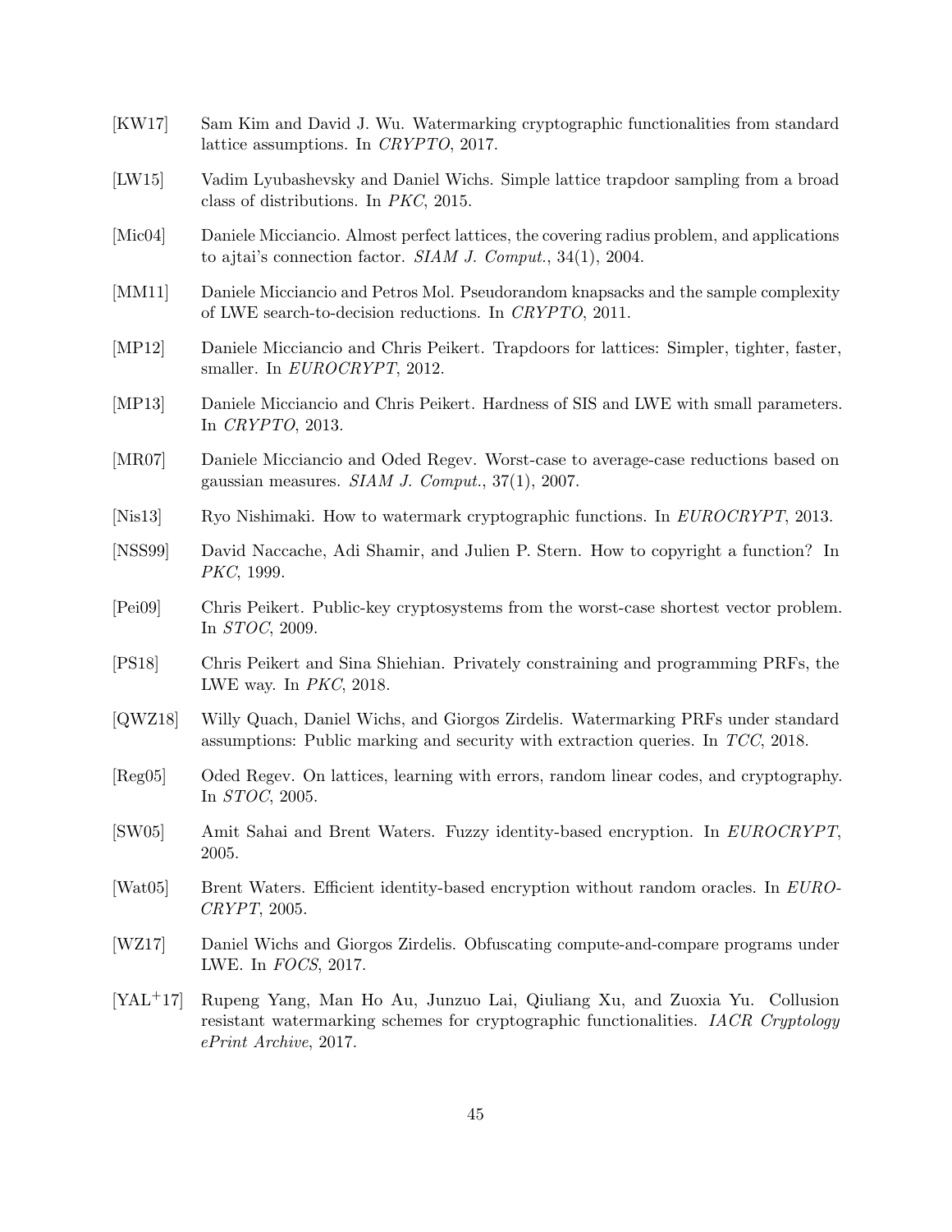[KW17] Sam Kim and David J. Wu. Watermarking cryptographic functionalities from standard lattice assumptions. In *CRYPTO*, 2017.

[LW15] Vadim Lyubashevsky and Daniel Wichs. Simple lattice trapdoor sampling from a broad class of distributions. In *PKC*, 2015.

[Mic04] Daniele Micciancio. Almost perfect lattices, the covering radius problem, and applications to ajtai's connection factor. *SIAM J. Comput.*, 34(1), 2004.

[MM11] Daniele Micciancio and Petros Mol. Pseudorandom knapsacks and the sample complexity of LWE search-to-decision reductions. In *CRYPTO*, 2011.

[MP12] Daniele Micciancio and Chris Peikert. Trapdoors for lattices: Simpler, tighter, faster, smaller. In *EUROCRYPT*, 2012.

[MP13] Daniele Micciancio and Chris Peikert. Hardness of SIS and LWE with small parameters. In *CRYPTO*, 2013.

[MR07] Daniele Micciancio and Oded Regev. Worst-case to average-case reductions based on gaussian measures. *SIAM J. Comput.*, 37(1), 2007.

[Nis13] Ryo Nishimaki. How to watermark cryptographic functions. In *EUROCRYPT*, 2013.

[NSS99] David Naccache, Adi Shamir, and Julien P. Stern. How to copyright a function? In *PKC*, 1999.

[Pei09] Chris Peikert. Public-key cryptosystems from the worst-case shortest vector problem. In *STOC*, 2009.

[PS18] Chris Peikert and Sina Shiehian. Privately constraining and programming PRFs, the LWE way. In *PKC*, 2018.

[QWZ18] Willy Quach, Daniel Wichs, and Giorgos Zirdelis. Watermarking PRFs under standard assumptions: Public marking and security with extraction queries. In *TCC*, 2018.

[Reg05] Oded Regev. On lattices, learning with errors, random linear codes, and cryptography. In *STOC*, 2005.

[SW05] Amit Sahai and Brent Waters. Fuzzy identity-based encryption. In *EUROCRYPT*, 2005.

[Wat05] Brent Waters. Efficient identity-based encryption without random oracles. In *EUROCRYPT*, 2005.

[WZ17] Daniel Wichs and Giorgos Zirdelis. Obfuscating compute-and-compare programs under LWE. In *FOCS*, 2017.

[YAL+17] Rupeng Yang, Man Ho Au, Junzuo Lai, Qiuliang Xu, and Zuoxia Yu. Collusion resistant watermarking schemes for cryptographic functionalities. *IACR Cryptology ePrint Archive*, 2017.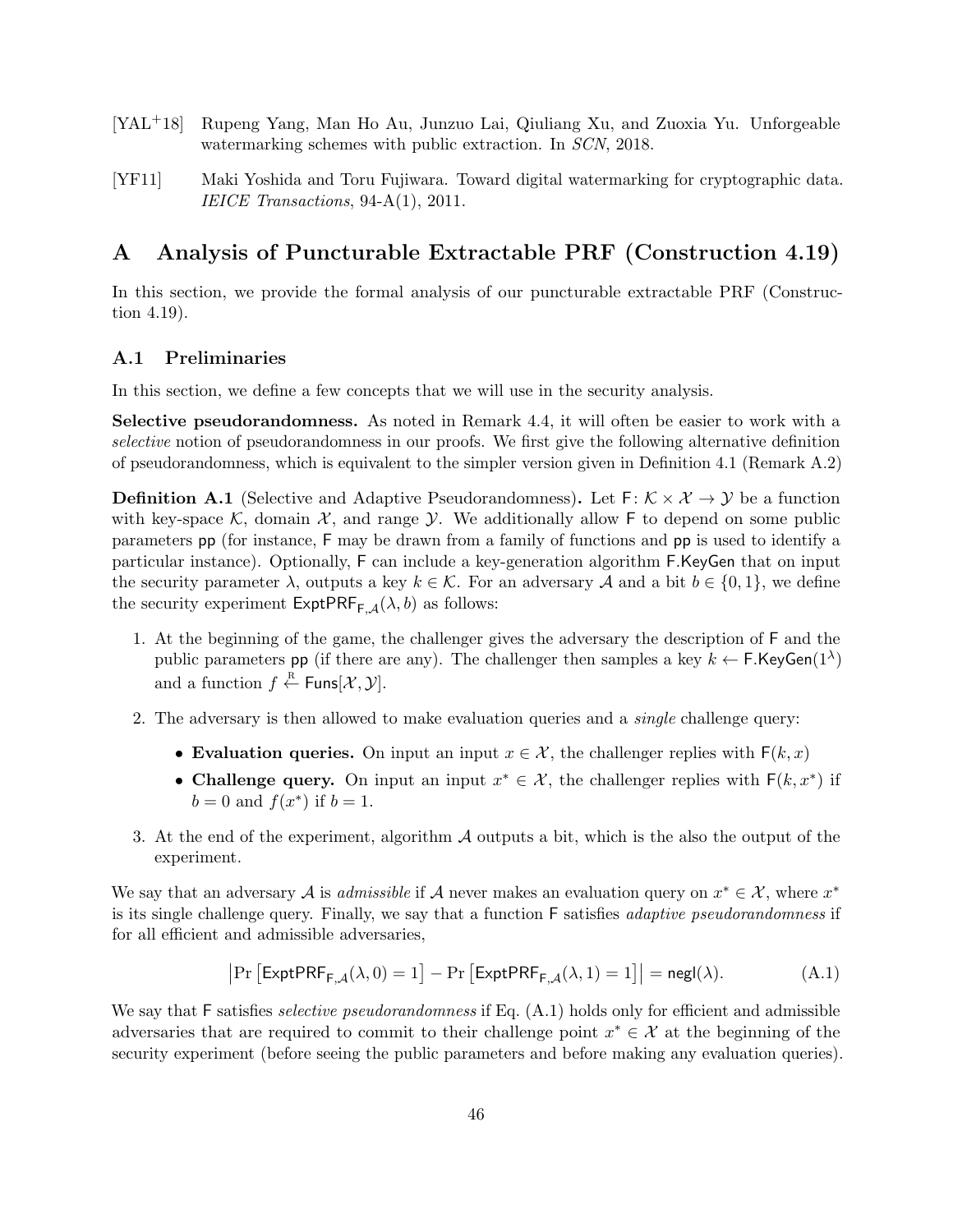[YAL+18] Rupeng Yang, Man Ho Au, Junzuo Lai, Qiuliang Xu, and Zuoxia Yu. Unforgeable watermarking schemes with public extraction. In *SCN*, 2018.

[YF11] Maki Yoshida and Toru Fujiwara. Toward digital watermarking for cryptographic data. *IEICE Transactions*, 94-A(1), 2011.

# A Analysis of Puncturable Extractable PRF (Construction 4.19)

In this section, we provide the formal analysis of our puncturable extractable PRF (Construction 4.19).

## A.1 Preliminaries

In this section, we define a few concepts that we will use in the security analysis.

**Selective pseudorandomness.** As noted in Remark 4.4, it will often be easier to work with a *selective* notion of pseudorandomness in our proofs. We first give the following alternative definition of pseudorandomness, which is equivalent to the simpler version given in Definition 4.1 (Remark A.2)

**Definition A.1** (Selective and Adaptive Pseudorandomness)**.** Let $\mathsf{F}\colon \mathcal{K} \times \mathcal{X} \to \mathcal{Y}$ be a function with key-space $\mathcal{K}$, domain $\mathcal{X}$, and range $\mathcal{Y}$. We additionally allow $\mathsf{F}$ to depend on some public parameters $\mathsf{pp}$ (for instance, $\mathsf{F}$ may be drawn from a family of functions and $\mathsf{pp}$ is used to identify a particular instance). Optionally, $\mathsf{F}$ can include a key-generation algorithm $\mathsf{F.KeyGen}$ that on input the security parameter $\lambda$, outputs a key $k \in \mathcal{K}$. For an adversary $\mathcal{A}$ and a bit $b \in \{0,1\}$, we define the security experiment $\mathsf{ExptPRF}_{\mathsf{F},\mathcal{A}}(\lambda, b)$ as follows:

1. At the beginning of the game, the challenger gives the adversary the description of $\mathsf{F}$ and the public parameters $\mathsf{pp}$ (if there are any). The challenger then samples a key $k \leftarrow \mathsf{F.KeyGen}(1^\lambda)$ and a function $f \xleftarrow{\text{R}} \mathsf{Funs}[\mathcal{X}, \mathcal{Y}]$.
2. The adversary is then allowed to make evaluation queries and a *single* challenge query:
   - **Evaluation queries.** On input an input $x \in \mathcal{X}$, the challenger replies with $\mathsf{F}(k, x)$
   - **Challenge query.** On input an input $x^* \in \mathcal{X}$, the challenger replies with $\mathsf{F}(k, x^*)$ if $b = 0$ and $f(x^*)$ if $b = 1$.
3. At the end of the experiment, algorithm $\mathcal{A}$ outputs a bit, which is the also the output of the experiment.

We say that an adversary $\mathcal{A}$ is *admissible* if $\mathcal{A}$ never makes an evaluation query on $x^* \in \mathcal{X}$, where $x^*$ is its single challenge query. Finally, we say that a function $\mathsf{F}$ satisfies *adaptive pseudorandomness* if for all efficient and admissible adversaries,

$$\left|\Pr\left[\mathsf{ExptPRF}_{\mathsf{F},\mathcal{A}}(\lambda, 0) = 1\right] - \Pr\left[\mathsf{ExptPRF}_{\mathsf{F},\mathcal{A}}(\lambda, 1) = 1\right]\right| = \mathsf{negl}(\lambda). \tag{A.1}$$

We say that $\mathsf{F}$ satisfies *selective pseudorandomness* if Eq. (A.1) holds only for efficient and admissible adversaries that are required to commit to their challenge point $x^* \in \mathcal{X}$ at the beginning of the security experiment (before seeing the public parameters and before making any evaluation queries).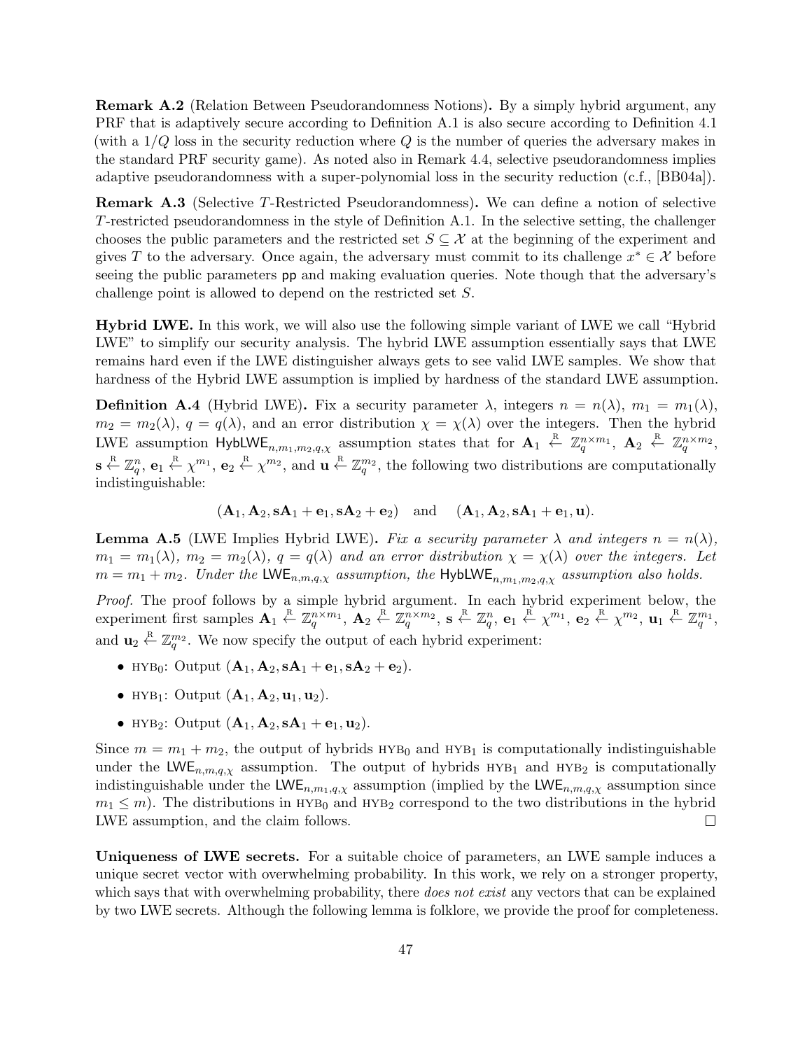**Remark A.2** (Relation Between Pseudorandomness Notions)**.** By a simply hybrid argument, any PRF that is adaptively secure according to Definition A.1 is also secure according to Definition 4.1 (with a $1/Q$ loss in the security reduction where $Q$ is the number of queries the adversary makes in the standard PRF security game). As noted also in Remark 4.4, selective pseudorandomness implies adaptive pseudorandomness with a super-polynomial loss in the security reduction (c.f., [BB04a]).

**Remark A.3** (Selective $T$-Restricted Pseudorandomness)**.** We can define a notion of selective $T$-restricted pseudorandomness in the style of Definition A.1. In the selective setting, the challenger chooses the public parameters and the restricted set $S \subseteq \mathcal{X}$ at the beginning of the experiment and gives $T$ to the adversary. Once again, the adversary must commit to its challenge $x^* \in \mathcal{X}$ before seeing the public parameters $\mathsf{pp}$ and making evaluation queries. Note though that the adversary's challenge point is allowed to depend on the restricted set $S$.

**Hybrid LWE.** In this work, we will also use the following simple variant of LWE we call "Hybrid LWE" to simplify our security analysis. The hybrid LWE assumption essentially says that LWE remains hard even if the LWE distinguisher always gets to see valid LWE samples. We show that hardness of the Hybrid LWE assumption is implied by hardness of the standard LWE assumption.

**Definition A.4** (Hybrid LWE)**.** Fix a security parameter $\lambda$, integers $n = n(\lambda)$, $m_1 = m_1(\lambda)$, $m_2 = m_2(\lambda)$, $q = q(\lambda)$, and an error distribution $\chi = \chi(\lambda)$ over the integers. Then the hybrid LWE assumption $\mathsf{HybLWE}_{n,m_1,m_2,q,\chi}$ assumption states that for $\mathbf{A}_1 \xleftarrow{\text{R}} \mathbb{Z}_q^{n \times m_1}$, $\mathbf{A}_2 \xleftarrow{\text{R}} \mathbb{Z}_q^{n \times m_2}$, $\mathbf{s} \xleftarrow{\text{R}} \mathbb{Z}_q^n$, $\mathbf{e}_1 \xleftarrow{\text{R}} \chi^{m_1}$, $\mathbf{e}_2 \xleftarrow{\text{R}} \chi^{m_2}$, and $\mathbf{u} \xleftarrow{\text{R}} \mathbb{Z}_q^{m_2}$, the following two distributions are computationally indistinguishable:

$$(\mathbf{A}_1, \mathbf{A}_2, \mathbf{s}\mathbf{A}_1 + \mathbf{e}_1, \mathbf{s}\mathbf{A}_2 + \mathbf{e}_2) \quad \text{and} \quad (\mathbf{A}_1, \mathbf{A}_2, \mathbf{s}\mathbf{A}_1 + \mathbf{e}_1, \mathbf{u}).$$

**Lemma A.5** (LWE Implies Hybrid LWE)**.** *Fix a security parameter $\lambda$ and integers $n = n(\lambda)$, $m_1 = m_1(\lambda)$, $m_2 = m_2(\lambda)$, $q = q(\lambda)$ and an error distribution $\chi = \chi(\lambda)$ over the integers. Let $m = m_1 + m_2$. Under the $\mathsf{LWE}_{n,m,q,\chi}$ assumption, the $\mathsf{HybLWE}_{n,m_1,m_2,q,\chi}$ assumption also holds.*

*Proof.* The proof follows by a simple hybrid argument. In each hybrid experiment below, the experiment first samples $\mathbf{A}_1 \xleftarrow{\text{R}} \mathbb{Z}_q^{n \times m_1}$, $\mathbf{A}_2 \xleftarrow{\text{R}} \mathbb{Z}_q^{n \times m_2}$, $\mathbf{s} \xleftarrow{\text{R}} \mathbb{Z}_q^n$, $\mathbf{e}_1 \xleftarrow{\text{R}} \chi^{m_1}$, $\mathbf{e}_2 \xleftarrow{\text{R}} \chi^{m_2}$, $\mathbf{u}_1 \xleftarrow{\text{R}} \mathbb{Z}_q^{m_1}$, and $\mathbf{u}_2 \xleftarrow{\text{R}} \mathbb{Z}_q^{m_2}$. We now specify the output of each hybrid experiment:

- $\text{HYB}_0$: Output $(\mathbf{A}_1, \mathbf{A}_2, \mathbf{s}\mathbf{A}_1 + \mathbf{e}_1, \mathbf{s}\mathbf{A}_2 + \mathbf{e}_2)$.
- $\text{HYB}_1$: Output $(\mathbf{A}_1, \mathbf{A}_2, \mathbf{u}_1, \mathbf{u}_2)$.
- $\text{HYB}_2$: Output $(\mathbf{A}_1, \mathbf{A}_2, \mathbf{s}\mathbf{A}_1 + \mathbf{e}_1, \mathbf{u}_2)$.

Since $m = m_1 + m_2$, the output of hybrids $\text{HYB}_0$ and $\text{HYB}_1$ is computationally indistinguishable under the $\mathsf{LWE}_{n,m,q,\chi}$ assumption. The output of hybrids $\text{HYB}_1$ and $\text{HYB}_2$ is computationally indistinguishable under the $\mathsf{LWE}_{n,m_1,q,\chi}$ assumption (implied by the $\mathsf{LWE}_{n,m,q,\chi}$ assumption since $m_1 \le m$). The distributions in $\text{HYB}_0$ and $\text{HYB}_2$ correspond to the two distributions in the hybrid LWE assumption, and the claim follows. ∎

**Uniqueness of LWE secrets.** For a suitable choice of parameters, an LWE sample induces a unique secret vector with overwhelming probability. In this work, we rely on a stronger property, which says that with overwhelming probability, there *does not exist* any vectors that can be explained by two LWE secrets. Although the following lemma is folklore, we provide the proof for completeness.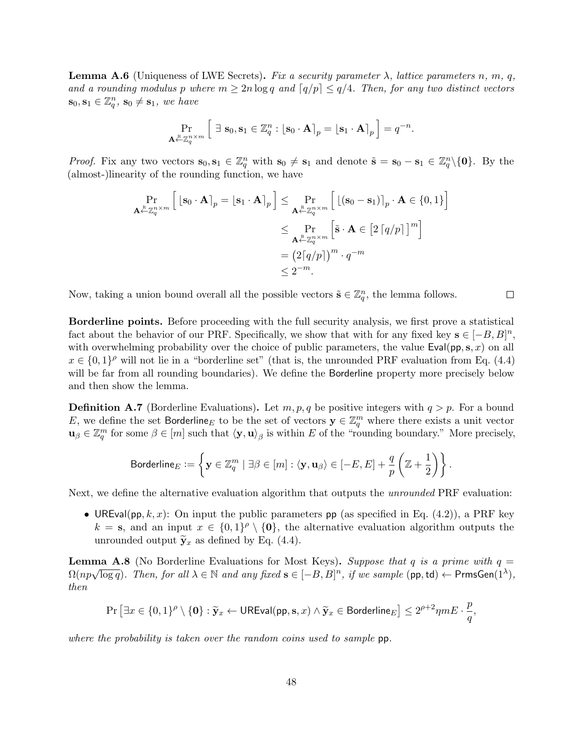**Lemma A.6** (Uniqueness of LWE Secrets)**.** *Fix a security parameter $\lambda$, lattice parameters $n$, $m$, $q$, and a rounding modulus $p$ where $m \geq 2n \log q$ and $\lceil q/p \rceil \leq q/4$. Then, for any two distinct vectors $\mathbf{s}_0, \mathbf{s}_1 \in \mathbb{Z}_q^n$, $\mathbf{s}_0 \neq \mathbf{s}_1$, we have*

$$\Pr_{\mathbf{A} \xleftarrow{\text{R}} \mathbb{Z}_q^{n \times m}} \Big[ \; \exists \; \mathbf{s}_0, \mathbf{s}_1 \in \mathbb{Z}_q^n : \lfloor \mathbf{s}_0 \cdot \mathbf{A} \rceil_p = \lfloor \mathbf{s}_1 \cdot \mathbf{A} \rceil_p \; \Big] = q^{-n}.$$

*Proof.* Fix any two vectors $\mathbf{s}_0, \mathbf{s}_1 \in \mathbb{Z}_q^n$ with $\mathbf{s}_0 \neq \mathbf{s}_1$ and denote $\tilde{\mathbf{s}} = \mathbf{s}_0 - \mathbf{s}_1 \in \mathbb{Z}_q^n \backslash \{\mathbf{0}\}$. By the (almost-)linearity of the rounding function, we have

$$\begin{aligned}
\Pr_{\mathbf{A} \xleftarrow{\text{R}} \mathbb{Z}_q^{n \times m}} \Big[ \; \lfloor \mathbf{s}_0 \cdot \mathbf{A} \rceil_p = \lfloor \mathbf{s}_1 \cdot \mathbf{A} \rceil_p \Big] &\leq \Pr_{\mathbf{A} \xleftarrow{\text{R}} \mathbb{Z}_q^{n \times m}} \Big[ \; \lfloor (\mathbf{s}_0 - \mathbf{s}_1) \rceil_p \cdot \mathbf{A} \in \{0, 1\} \Big] \\
&\leq \Pr_{\mathbf{A} \xleftarrow{\text{R}} \mathbb{Z}_q^{n \times m}} \Big[ \tilde{\mathbf{s}} \cdot \mathbf{A} \in \big[ 2 \lceil q/p \rceil \big]^m \Big] \\
&= \big( 2 \lceil q/p \rceil \big)^m \cdot q^{-m} \\
&\leq 2^{-m}.
\end{aligned}$$

Now, taking a union bound overall all the possible vectors $\tilde{\mathbf{s}} \in \mathbb{Z}_q^n$, the lemma follows. $\square$

**Borderline points.** Before proceeding with the full security analysis, we first prove a statistical fact about the behavior of our PRF. Specifically, we show that with for any fixed key $\mathbf{s} \in [-B, B]^n$, with overwhelming probability over the choice of public parameters, the value $\mathsf{Eval}(\mathsf{pp}, \mathbf{s}, x)$ on all $x \in \{0,1\}^\rho$ will not lie in a "borderline set" (that is, the unrounded PRF evaluation from Eq. (4.4) will be far from all rounding boundaries). We define the $\mathsf{Borderline}$ property more precisely below and then show the lemma.

**Definition A.7** (Borderline Evaluations)**.** Let $m, p, q$ be positive integers with $q > p$. For a bound $E$, we define the set $\mathsf{Borderline}_E$ to be the set of vectors $\mathbf{y} \in \mathbb{Z}_q^m$ where there exists a unit vector $\mathbf{u}_\beta \in \mathbb{Z}_q^m$ for some $\beta \in [m]$ such that $\langle \mathbf{y}, \mathbf{u} \rangle_\beta$ is within $E$ of the "rounding boundary." More precisely,

$$\mathsf{Borderline}_E := \left\{ \mathbf{y} \in \mathbb{Z}_q^m \mid \exists \beta \in [m] : \langle \mathbf{y}, \mathbf{u}_\beta \rangle \in [-E, E] + \frac{q}{p} \left( \mathbb{Z} + \frac{1}{2} \right) \right\}.$$

Next, we define the alternative evaluation algorithm that outputs the *unrounded* PRF evaluation:

- $\mathsf{UREval}(\mathsf{pp}, k, x)$: On input the public parameters $\mathsf{pp}$ (as specified in Eq. (4.2)), a PRF key $k = \mathbf{s}$, and an input $x \in \{0,1\}^\rho \setminus \{\mathbf{0}\}$, the alternative evaluation algorithm outputs the unrounded output $\widetilde{\mathbf{y}}_x$ as defined by Eq. (4.4).

**Lemma A.8** (No Borderline Evaluations for Most Keys)**.** *Suppose that $q$ is a prime with $q = \Omega(np\sqrt{\log q})$. Then, for all $\lambda \in \mathbb{N}$ and any fixed $\mathbf{s} \in [-B, B]^n$, if we sample $(\mathsf{pp}, \mathsf{td}) \leftarrow \mathsf{PrmsGen}(1^\lambda)$, then*

$$\Pr \left[ \exists x \in \{0,1\}^\rho \setminus \{\mathbf{0}\} : \widetilde{\mathbf{y}}_x \leftarrow \mathsf{UREval}(\mathsf{pp}, \mathbf{s}, x) \wedge \widetilde{\mathbf{y}}_x \in \mathsf{Borderline}_E \right] \leq 2^{\rho+2} \eta m E \cdot \frac{p}{q},$$

*where the probability is taken over the random coins used to sample* $\mathsf{pp}$.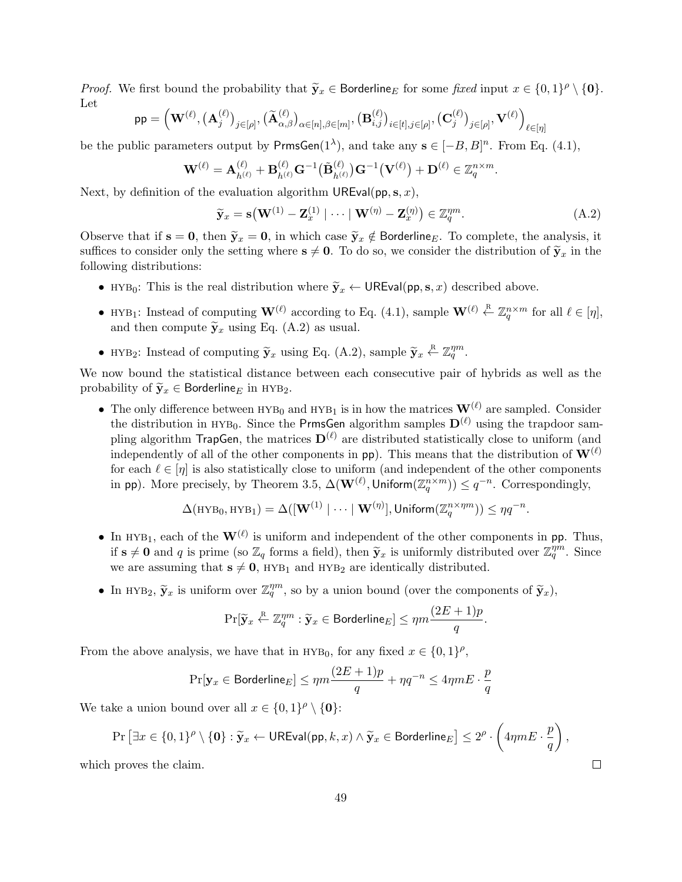*Proof.* We first bound the probability that $\widetilde{\mathbf{y}}_x \in \mathsf{Borderline}_E$ for some *fixed* input $x \in \{0,1\}^\rho \setminus \{\mathbf{0}\}$. Let

$$\mathsf{pp} = \Big(\mathbf{W}^{(\ell)}, \big(\mathbf{A}_j^{(\ell)}\big)_{j\in[\rho]}, \big(\widetilde{\mathbf{A}}_{\alpha,\beta}^{(\ell)}\big)_{\alpha\in[n],\beta\in[m]}, \big(\mathbf{B}_{i,j}^{(\ell)}\big)_{i\in[t],j\in[\rho]}, \big(\mathbf{C}_j^{(\ell)}\big)_{j\in[\rho]}, \mathbf{V}^{(\ell)}\Big)_{\ell\in[\eta]}$$

be the public parameters output by $\mathsf{PrmsGen}(1^\lambda)$, and take any $\mathbf{s} \in [-B,B]^n$. From Eq. (4.1),

$$\mathbf{W}^{(\ell)} = \mathbf{A}_{h^{(\ell)}}^{(\ell)} + \mathbf{B}_{h^{(\ell)}}^{(\ell)} \mathbf{G}^{-1}\big(\tilde{\mathbf{B}}_{h^{(\ell)}}^{(\ell)}\big) \mathbf{G}^{-1}\big(\mathbf{V}^{(\ell)}\big) + \mathbf{D}^{(\ell)} \in \mathbb{Z}_q^{n\times m}.$$

Next, by definition of the evaluation algorithm $\mathsf{UREval}(\mathsf{pp}, \mathbf{s}, x)$,

$$\widetilde{\mathbf{y}}_x = \mathbf{s}\big(\mathbf{W}^{(1)} - \mathbf{Z}_x^{(1)} \mid \cdots \mid \mathbf{W}^{(\eta)} - \mathbf{Z}_x^{(\eta)}\big) \in \mathbb{Z}_q^{\eta m}. \tag{A.2}$$

Observe that if $\mathbf{s} = \mathbf{0}$, then $\widetilde{\mathbf{y}}_x = \mathbf{0}$, in which case $\widetilde{\mathbf{y}}_x \notin \mathsf{Borderline}_E$. To complete, the analysis, it suffices to consider only the setting where $\mathbf{s} \neq \mathbf{0}$. To do so, we consider the distribution of $\widetilde{\mathbf{y}}_x$ in the following distributions:

- $\text{HYB}_0$: This is the real distribution where $\widetilde{\mathbf{y}}_x \leftarrow \mathsf{UREval}(\mathsf{pp}, \mathbf{s}, x)$ described above.
- $\text{HYB}_1$: Instead of computing $\mathbf{W}^{(\ell)}$ according to Eq. (4.1), sample $\mathbf{W}^{(\ell)} \xleftarrow{\text{R}} \mathbb{Z}_q^{n\times m}$ for all $\ell \in [\eta]$, and then compute $\widetilde{\mathbf{y}}_x$ using Eq. (A.2) as usual.
- $\text{HYB}_2$: Instead of computing $\widetilde{\mathbf{y}}_x$ using Eq. (A.2), sample $\widetilde{\mathbf{y}}_x \xleftarrow{\text{R}} \mathbb{Z}_q^{\eta m}$.

We now bound the statistical distance between each consecutive pair of hybrids as well as the probability of $\widetilde{\mathbf{y}}_x \in \mathsf{Borderline}_E$ in $\text{HYB}_2$.

- The only difference between $\text{HYB}_0$ and $\text{HYB}_1$ is in how the matrices $\mathbf{W}^{(\ell)}$ are sampled. Consider the distribution in $\text{HYB}_0$. Since the $\mathsf{PrmsGen}$ algorithm samples $\mathbf{D}^{(\ell)}$ using the trapdoor sampling algorithm $\mathsf{TrapGen}$, the matrices $\mathbf{D}^{(\ell)}$ are distributed statistically close to uniform (and independently of all of the other components in $\mathsf{pp}$). This means that the distribution of $\mathbf{W}^{(\ell)}$ for each $\ell \in [\eta]$ is also statistically close to uniform (and independent of the other components in $\mathsf{pp}$). More precisely, by Theorem 3.5, $\Delta(\mathbf{W}^{(\ell)}, \mathsf{Uniform}(\mathbb{Z}_q^{n\times m})) \leq q^{-n}$. Correspondingly,

$$\Delta(\text{HYB}_0, \text{HYB}_1) = \Delta([\mathbf{W}^{(1)} \mid \cdots \mid \mathbf{W}^{(\eta)}], \mathsf{Uniform}(\mathbb{Z}_q^{n\times \eta m})) \leq \eta q^{-n}.$$

- In $\text{HYB}_1$, each of the $\mathbf{W}^{(\ell)}$ is uniform and independent of the other components in $\mathsf{pp}$. Thus, if $\mathbf{s} \neq \mathbf{0}$ and $q$ is prime (so $\mathbb{Z}_q$ forms a field), then $\widetilde{\mathbf{y}}_x$ is uniformly distributed over $\mathbb{Z}_q^{\eta m}$. Since we are assuming that $\mathbf{s} \neq \mathbf{0}$, $\text{HYB}_1$ and $\text{HYB}_2$ are identically distributed.
- In $\text{HYB}_2$, $\widetilde{\mathbf{y}}_x$ is uniform over $\mathbb{Z}_q^{\eta m}$, so by a union bound (over the components of $\widetilde{\mathbf{y}}_x$),

$$\Pr[\widetilde{\mathbf{y}}_x \xleftarrow{\text{R}} \mathbb{Z}_q^{\eta m} : \widetilde{\mathbf{y}}_x \in \mathsf{Borderline}_E] \leq \eta m \frac{(2E+1)p}{q}.$$

From the above analysis, we have that in $\text{HYB}_0$, for any fixed $x \in \{0,1\}^\rho$,

$$\Pr[\mathbf{y}_x \in \mathsf{Borderline}_E] \leq \eta m \frac{(2E+1)p}{q} + \eta q^{-n} \leq 4\eta m E \cdot \frac{p}{q}$$

We take a union bound over all $x \in \{0,1\}^\rho \setminus \{\mathbf{0}\}$:

$$\Pr\left[\exists x \in \{0,1\}^\rho \setminus \{\mathbf{0}\} : \widetilde{\mathbf{y}}_x \leftarrow \mathsf{UREval}(\mathsf{pp}, k, x) \wedge \widetilde{\mathbf{y}}_x \in \mathsf{Borderline}_E\right] \leq 2^\rho \cdot \left(4\eta m E \cdot \frac{p}{q}\right),$$

which proves the claim. $\square$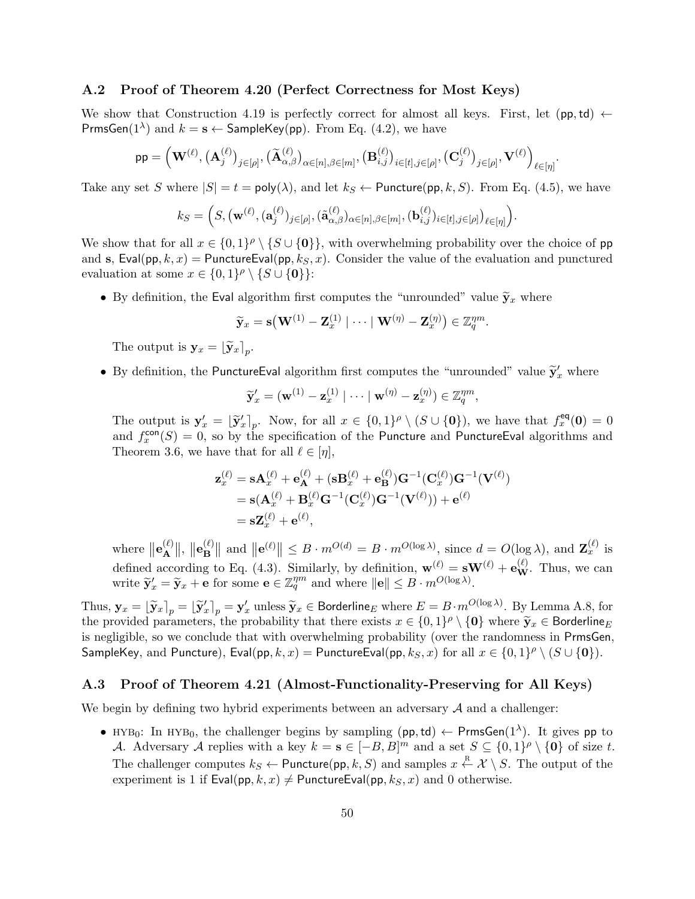### A.2 Proof of Theorem 4.20 (Perfect Correctness for Most Keys)

We show that Construction 4.19 is perfectly correct for almost all keys. First, let $(\mathsf{pp}, \mathsf{td}) \leftarrow \mathsf{PrmsGen}(1^\lambda)$ and $k = \mathbf{s} \leftarrow \mathsf{SampleKey}(\mathsf{pp})$. From Eq. (4.2), we have

$$\mathsf{pp} = \Big(\mathbf{W}^{(\ell)}, \big(\mathbf{A}_j^{(\ell)}\big)_{j\in[\rho]}, \big(\widetilde{\mathbf{A}}_{\alpha,\beta}^{(\ell)}\big)_{\alpha\in[n],\beta\in[m]}, \big(\mathbf{B}_{i,j}^{(\ell)}\big)_{i\in[t],j\in[\rho]}, \big(\mathbf{C}_j^{(\ell)}\big)_{j\in[\rho]}, \mathbf{V}^{(\ell)}\Big)_{\ell\in[\eta]}.$$

Take any set $S$ where $|S| = t = \mathsf{poly}(\lambda)$, and let $k_S \leftarrow \mathsf{Puncture}(\mathsf{pp}, k, S)$. From Eq. (4.5), we have

$$k_S = \Big(S, \big(\mathbf{w}^{(\ell)}, (\mathbf{a}_j^{(\ell)})_{j\in[\rho]}, (\tilde{\mathbf{a}}_{\alpha,\beta}^{(\ell)})_{\alpha\in[n],\beta\in[m]}, (\mathbf{b}_{i,j}^{(\ell)})_{i\in[t],j\in[\rho]}\big)_{\ell\in[\eta]}\Big).$$

We show that for all $x \in \{0,1\}^\rho \setminus \{S \cup \{\mathbf{0}\}\}$, with overwhelming probability over the choice of $\mathsf{pp}$ and $\mathbf{s}$, $\mathsf{Eval}(\mathsf{pp}, k, x) = \mathsf{PunctureEval}(\mathsf{pp}, k_S, x)$. Consider the value of the evaluation and punctured evaluation at some $x \in \{0,1\}^\rho \setminus \{S \cup \{\mathbf{0}\}\}$:

- By definition, the $\mathsf{Eval}$ algorithm first computes the "unrounded" value $\widetilde{\mathbf{y}}_x$ where
$$\widetilde{\mathbf{y}}_x = \mathbf{s}\big(\mathbf{W}^{(1)} - \mathbf{Z}_x^{(1)} \mid \cdots \mid \mathbf{W}^{(\eta)} - \mathbf{Z}_x^{(\eta)}\big) \in \mathbb{Z}_q^{\eta m}.$$
The output is $\mathbf{y}_x = \lfloor \widetilde{\mathbf{y}}_x \rceil_p$.
- By definition, the $\mathsf{PunctureEval}$ algorithm first computes the "unrounded" value $\widetilde{\mathbf{y}}'_x$ where
$$\widetilde{\mathbf{y}}'_x = (\mathbf{w}^{(1)} - \mathbf{z}_x^{(1)} \mid \cdots \mid \mathbf{w}^{(\eta)} - \mathbf{z}_x^{(\eta)}) \in \mathbb{Z}_q^{\eta m},$$
The output is $\mathbf{y}'_x = \lfloor \widetilde{\mathbf{y}}'_x \rceil_p$. Now, for all $x \in \{0,1\}^\rho \setminus (S \cup \{\mathbf{0}\})$, we have that $f_x^{\mathsf{eq}}(\mathbf{0}) = 0$ and $f_x^{\mathsf{con}}(S) = 0$, so by the specification of the $\mathsf{Puncture}$ and $\mathsf{PunctureEval}$ algorithms and Theorem 3.6, we have that for all $\ell \in [\eta]$,
$$\begin{aligned}
\mathbf{z}_x^{(\ell)} &= \mathbf{s}\mathbf{A}_x^{(\ell)} + \mathbf{e}_{\mathbf{A}}^{(\ell)} + (\mathbf{s}\mathbf{B}_x^{(\ell)} + \mathbf{e}_{\mathbf{B}}^{(\ell)})\mathbf{G}^{-1}(\mathbf{C}_x^{(\ell)})\mathbf{G}^{-1}(\mathbf{V}^{(\ell)}) \\
&= \mathbf{s}(\mathbf{A}_x^{(\ell)} + \mathbf{B}_x^{(\ell)}\mathbf{G}^{-1}(\mathbf{C}_x^{(\ell)})\mathbf{G}^{-1}(\mathbf{V}^{(\ell)})) + \mathbf{e}^{(\ell)} \\
&= \mathbf{s}\mathbf{Z}_x^{(\ell)} + \mathbf{e}^{(\ell)},
\end{aligned}$$
where $\|\mathbf{e}_{\mathbf{A}}^{(\ell)}\|$, $\|\mathbf{e}_{\mathbf{B}}^{(\ell)}\|$ and $\|\mathbf{e}^{(\ell)}\| \le B \cdot m^{O(d)} = B \cdot m^{O(\log\lambda)}$, since $d = O(\log\lambda)$, and $\mathbf{Z}_x^{(\ell)}$ is defined according to Eq. (4.3). Similarly, by definition, $\mathbf{w}^{(\ell)} = \mathbf{s}\mathbf{W}^{(\ell)} + \mathbf{e}_{\mathbf{W}}^{(\ell)}$. Thus, we can write $\widetilde{\mathbf{y}}'_x = \widetilde{\mathbf{y}}_x + \mathbf{e}$ for some $\mathbf{e} \in \mathbb{Z}_q^{\eta m}$ and where $\|\mathbf{e}\| \le B \cdot m^{O(\log\lambda)}$.

Thus, $\mathbf{y}_x = \lfloor \widetilde{\mathbf{y}}_x \rceil_p = \lfloor \widetilde{\mathbf{y}}'_x \rceil_p = \mathbf{y}'_x$ unless $\widetilde{\mathbf{y}}_x \in \mathsf{Borderline}_E$ where $E = B \cdot m^{O(\log\lambda)}$. By Lemma A.8, for the provided parameters, the probability that there exists $x \in \{0,1\}^\rho \setminus \{\mathbf{0}\}$ where $\widetilde{\mathbf{y}}_x \in \mathsf{Borderline}_E$ is negligible, so we conclude that with overwhelming probability (over the randomness in $\mathsf{PrmsGen}$, $\mathsf{SampleKey}$, and $\mathsf{Puncture}$), $\mathsf{Eval}(\mathsf{pp}, k, x) = \mathsf{PunctureEval}(\mathsf{pp}, k_S, x)$ for all $x \in \{0,1\}^\rho \setminus (S \cup \{\mathbf{0}\})$.

### A.3 Proof of Theorem 4.21 (Almost-Functionality-Preserving for All Keys)

We begin by defining two hybrid experiments between an adversary $\mathcal{A}$ and a challenger:

- HYB$_0$: In HYB$_0$, the challenger begins by sampling $(\mathsf{pp}, \mathsf{td}) \leftarrow \mathsf{PrmsGen}(1^\lambda)$. It gives $\mathsf{pp}$ to $\mathcal{A}$. Adversary $\mathcal{A}$ replies with a key $k = \mathbf{s} \in [-B, B]^m$ and a set $S \subseteq \{0,1\}^\rho \setminus \{\mathbf{0}\}$ of size $t$. The challenger computes $k_S \leftarrow \mathsf{Puncture}(\mathsf{pp}, k, S)$ and samples $x \xleftarrow{\text{R}} \mathcal{X} \setminus S$. The output of the experiment is 1 if $\mathsf{Eval}(\mathsf{pp}, k, x) \neq \mathsf{PunctureEval}(\mathsf{pp}, k_S, x)$ and 0 otherwise.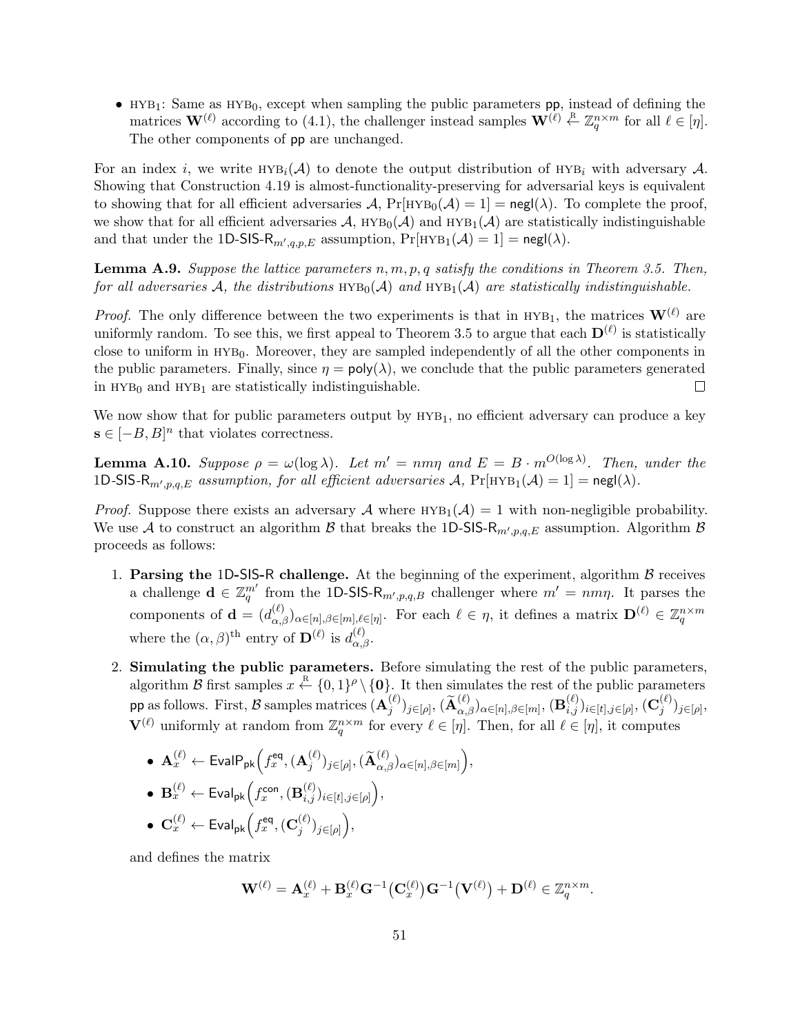- $\text{HYB}_1$: Same as $\text{HYB}_0$, except when sampling the public parameters $\mathsf{pp}$, instead of defining the matrices $\mathbf{W}^{(\ell)}$ according to (4.1), the challenger instead samples $\mathbf{W}^{(\ell)} \xleftarrow{\text{R}} \mathbb{Z}_q^{n \times m}$ for all $\ell \in [\eta]$. The other components of $\mathsf{pp}$ are unchanged.

For an index $i$, we write $\text{HYB}_i(\mathcal{A})$ to denote the output distribution of $\text{HYB}_i$ with adversary $\mathcal{A}$. Showing that Construction 4.19 is almost-functionality-preserving for adversarial keys is equivalent to showing that for all efficient adversaries $\mathcal{A}$, $\Pr[\text{HYB}_0(\mathcal{A}) = 1] = \mathsf{negl}(\lambda)$. To complete the proof, we show that for all efficient adversaries $\mathcal{A}$, $\text{HYB}_0(\mathcal{A})$ and $\text{HYB}_1(\mathcal{A})$ are statistically indistinguishable and that under the $\mathsf{1D\text{-}SIS\text{-}R}_{m',q,p,E}$ assumption, $\Pr[\text{HYB}_1(\mathcal{A}) = 1] = \mathsf{negl}(\lambda)$.

**Lemma A.9.** *Suppose the lattice parameters $n, m, p, q$ satisfy the conditions in Theorem 3.5. Then, for all adversaries $\mathcal{A}$, the distributions $\text{HYB}_0(\mathcal{A})$ and $\text{HYB}_1(\mathcal{A})$ are statistically indistinguishable.*

*Proof.* The only difference between the two experiments is that in $\text{HYB}_1$, the matrices $\mathbf{W}^{(\ell)}$ are uniformly random. To see this, we first appeal to Theorem 3.5 to argue that each $\mathbf{D}^{(\ell)}$ is statistically close to uniform in $\text{HYB}_0$. Moreover, they are sampled independently of all the other components in the public parameters. Finally, since $\eta = \mathsf{poly}(\lambda)$, we conclude that the public parameters generated in $\text{HYB}_0$ and $\text{HYB}_1$ are statistically indistinguishable. $\square$

We now show that for public parameters output by $\text{HYB}_1$, no efficient adversary can produce a key $\mathbf{s} \in [-B, B]^n$ that violates correctness.

**Lemma A.10.** *Suppose $\rho = \omega(\log \lambda)$. Let $m' = nm\eta$ and $E = B \cdot m^{O(\log \lambda)}$. Then, under the $\mathsf{1D\text{-}SIS\text{-}R}_{m',p,q,E}$ assumption, for all efficient adversaries $\mathcal{A}$, $\Pr[\text{HYB}_1(\mathcal{A}) = 1] = \mathsf{negl}(\lambda)$.*

*Proof.* Suppose there exists an adversary $\mathcal{A}$ where $\text{HYB}_1(\mathcal{A}) = 1$ with non-negligible probability. We use $\mathcal{A}$ to construct an algorithm $\mathcal{B}$ that breaks the $\mathsf{1D\text{-}SIS\text{-}R}_{m',p,q,E}$ assumption. Algorithm $\mathcal{B}$ proceeds as follows:

1. **Parsing the $\mathsf{1D\text{-}SIS\text{-}R}$ challenge.** At the beginning of the experiment, algorithm $\mathcal{B}$ receives a challenge $\mathbf{d} \in \mathbb{Z}_q^{m'}$ from the $\mathsf{1D\text{-}SIS\text{-}R}_{m',p,q,B}$ challenger where $m' = nm\eta$. It parses the components of $\mathbf{d} = (d_{\alpha,\beta}^{(\ell)})_{\alpha \in [n], \beta \in [m], \ell \in [\eta]}$. For each $\ell \in \eta$, it defines a matrix $\mathbf{D}^{(\ell)} \in \mathbb{Z}_q^{n \times m}$ where the $(\alpha, \beta)^{\text{th}}$ entry of $\mathbf{D}^{(\ell)}$ is $d_{\alpha,\beta}^{(\ell)}$.

2. **Simulating the public parameters.** Before simulating the rest of the public parameters, algorithm $\mathcal{B}$ first samples $x \xleftarrow{\text{R}} \{0,1\}^\rho \setminus \{\mathbf{0}\}$. It then simulates the rest of the public parameters $\mathsf{pp}$ as follows. First, $\mathcal{B}$ samples matrices $(\mathbf{A}_j^{(\ell)})_{j \in [\rho]}$, $(\widetilde{\mathbf{A}}_{\alpha,\beta}^{(\ell)})_{\alpha \in [n], \beta \in [m]}$, $(\mathbf{B}_{i,j}^{(\ell)})_{i \in [t], j \in [\rho]}$, $(\mathbf{C}_j^{(\ell)})_{j \in [\rho]}$, $\mathbf{V}^{(\ell)}$ uniformly at random from $\mathbb{Z}_q^{n \times m}$ for every $\ell \in [\eta]$. Then, for all $\ell \in [\eta]$, it computes

   - $\mathbf{A}_x^{(\ell)} \leftarrow \mathsf{EvalP}_{\mathsf{pk}}\Big(f_x^{\mathsf{eq}}, (\mathbf{A}_j^{(\ell)})_{j \in [\rho]}, (\widetilde{\mathbf{A}}_{\alpha,\beta}^{(\ell)})_{\alpha \in [n], \beta \in [m]}\Big)$,
   - $\mathbf{B}_x^{(\ell)} \leftarrow \mathsf{Eval}_{\mathsf{pk}}\Big(f_x^{\mathsf{con}}, (\mathbf{B}_{i,j}^{(\ell)})_{i \in [t], j \in [\rho]}\Big)$,
   - $\mathbf{C}_x^{(\ell)} \leftarrow \mathsf{Eval}_{\mathsf{pk}}\Big(f_x^{\mathsf{eq}}, (\mathbf{C}_j^{(\ell)})_{j \in [\rho]}\Big)$,

   and defines the matrix

$$\mathbf{W}^{(\ell)} = \mathbf{A}_x^{(\ell)} + \mathbf{B}_x^{(\ell)} \mathbf{G}^{-1}\big(\mathbf{C}_x^{(\ell)}\big) \mathbf{G}^{-1}\big(\mathbf{V}^{(\ell)}\big) + \mathbf{D}^{(\ell)} \in \mathbb{Z}_q^{n \times m}.$$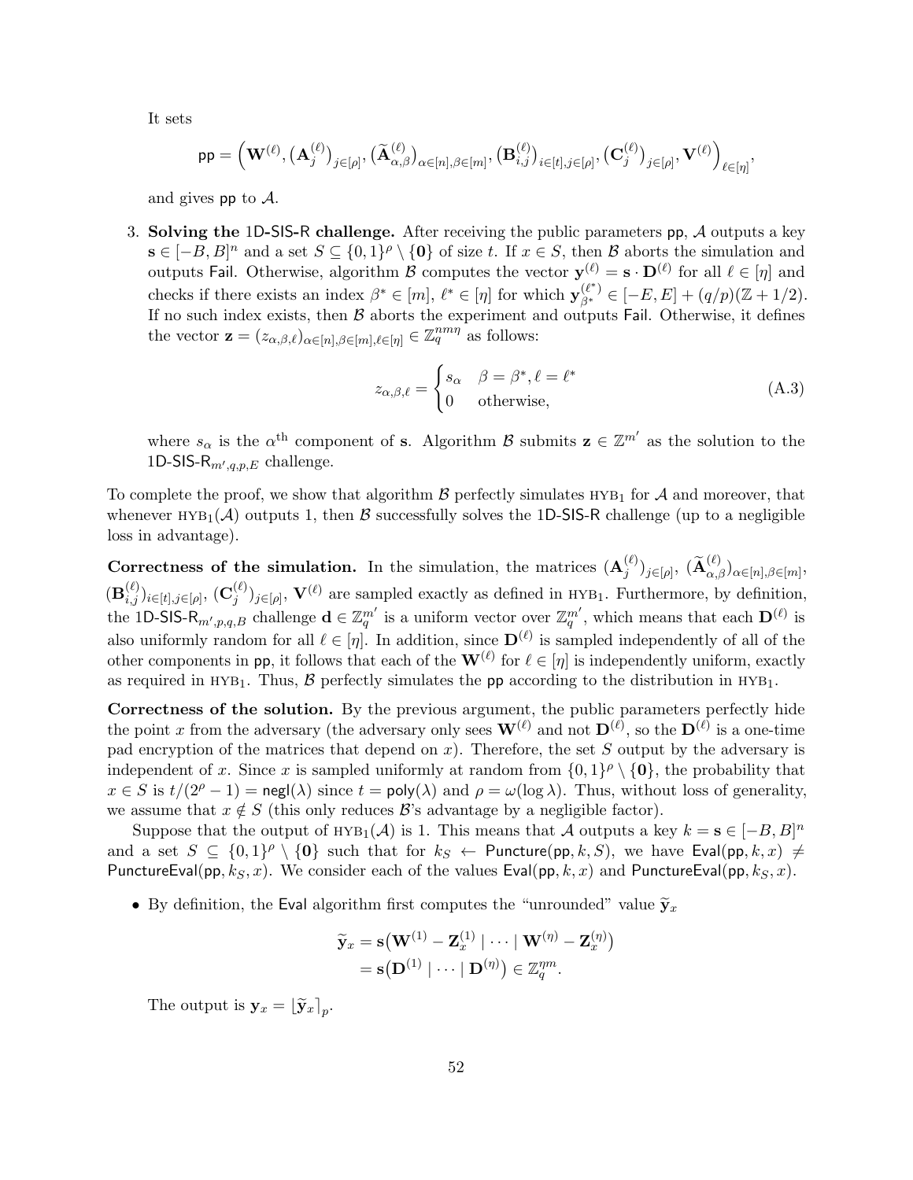It sets

$$\mathsf{pp} = \left(\mathbf{W}^{(\ell)}, \left(\mathbf{A}_j^{(\ell)}\right)_{j\in[\rho]}, \left(\widetilde{\mathbf{A}}_{\alpha,\beta}^{(\ell)}\right)_{\alpha\in[n],\beta\in[m]}, \left(\mathbf{B}_{i,j}^{(\ell)}\right)_{i\in[t],j\in[\rho]}, \left(\mathbf{C}_j^{(\ell)}\right)_{j\in[\rho]}, \mathbf{V}^{(\ell)}\right)_{\ell\in[\eta]},$$

and gives $\mathsf{pp}$ to $\mathcal{A}$.

3. **Solving the 1D-SIS-R challenge.** After receiving the public parameters $\mathsf{pp}$, $\mathcal{A}$ outputs a key $\mathbf{s} \in [-B, B]^n$ and a set $S \subseteq \{0,1\}^\rho \setminus \{\mathbf{0}\}$ of size $t$. If $x \in S$, then $\mathcal{B}$ aborts the simulation and outputs $\mathsf{Fail}$. Otherwise, algorithm $\mathcal{B}$ computes the vector $\mathbf{y}^{(\ell)} = \mathbf{s} \cdot \mathbf{D}^{(\ell)}$ for all $\ell \in [\eta]$ and checks if there exists an index $\beta^* \in [m]$, $\ell^* \in [\eta]$ for which $\mathbf{y}_{\beta^*}^{(\ell^*)} \in [-E, E] + (q/p)(\mathbb{Z} + 1/2)$. If no such index exists, then $\mathcal{B}$ aborts the experiment and outputs $\mathsf{Fail}$. Otherwise, it defines the vector $\mathbf{z} = (z_{\alpha,\beta,\ell})_{\alpha\in[n],\beta\in[m],\ell\in[\eta]} \in \mathbb{Z}_q^{nm\eta}$ as follows:

$$z_{\alpha,\beta,\ell} = \begin{cases} s_\alpha & \beta = \beta^*, \ell = \ell^* \\ 0 & \text{otherwise,} \end{cases} \tag{A.3}$$

where $s_\alpha$ is the $\alpha^{\text{th}}$ component of $\mathbf{s}$. Algorithm $\mathcal{B}$ submits $\mathbf{z} \in \mathbb{Z}^{m'}$ as the solution to the $\mathsf{1D\text{-}SIS\text{-}R}_{m',q,p,E}$ challenge.

To complete the proof, we show that algorithm $\mathcal{B}$ perfectly simulates $\text{HYB}_1$ for $\mathcal{A}$ and moreover, that whenever $\text{HYB}_1(\mathcal{A})$ outputs 1, then $\mathcal{B}$ successfully solves the 1D-SIS-R challenge (up to a negligible loss in advantage).

**Correctness of the simulation.** In the simulation, the matrices $(\mathbf{A}_j^{(\ell)})_{j\in[\rho]}$, $(\widetilde{\mathbf{A}}_{\alpha,\beta}^{(\ell)})_{\alpha\in[n],\beta\in[m]}$, $(\mathbf{B}_{i,j}^{(\ell)})_{i\in[t],j\in[\rho]}$, $(\mathbf{C}_j^{(\ell)})_{j\in[\rho]}$, $\mathbf{V}^{(\ell)}$ are sampled exactly as defined in $\text{HYB}_1$. Furthermore, by definition, the $\mathsf{1D\text{-}SIS\text{-}R}_{m',p,q,B}$ challenge $\mathbf{d} \in \mathbb{Z}_q^{m'}$ is a uniform vector over $\mathbb{Z}_q^{m'}$, which means that each $\mathbf{D}^{(\ell)}$ is also uniformly random for all $\ell \in [\eta]$. In addition, since $\mathbf{D}^{(\ell)}$ is sampled independently of all of the other components in $\mathsf{pp}$, it follows that each of the $\mathbf{W}^{(\ell)}$ for $\ell \in [\eta]$ is independently uniform, exactly as required in $\text{HYB}_1$. Thus, $\mathcal{B}$ perfectly simulates the $\mathsf{pp}$ according to the distribution in $\text{HYB}_1$.

**Correctness of the solution.** By the previous argument, the public parameters perfectly hide the point $x$ from the adversary (the adversary only sees $\mathbf{W}^{(\ell)}$ and not $\mathbf{D}^{(\ell)}$, so the $\mathbf{D}^{(\ell)}$ is a one-time pad encryption of the matrices that depend on $x$). Therefore, the set $S$ output by the adversary is independent of $x$. Since $x$ is sampled uniformly at random from $\{0,1\}^\rho \setminus \{\mathbf{0}\}$, the probability that $x \in S$ is $t/(2^\rho - 1) = \mathsf{negl}(\lambda)$ since $t = \mathsf{poly}(\lambda)$ and $\rho = \omega(\log \lambda)$. Thus, without loss of generality, we assume that $x \notin S$ (this only reduces $\mathcal{B}$'s advantage by a negligible factor).

Suppose that the output of $\text{HYB}_1(\mathcal{A})$ is 1. This means that $\mathcal{A}$ outputs a key $k = \mathbf{s} \in [-B, B]^n$ and a set $S \subseteq \{0,1\}^\rho \setminus \{\mathbf{0}\}$ such that for $k_S \leftarrow \mathsf{Puncture}(\mathsf{pp}, k, S)$, we have $\mathsf{Eval}(\mathsf{pp}, k, x) \neq \mathsf{PunctureEval}(\mathsf{pp}, k_S, x)$. We consider each of the values $\mathsf{Eval}(\mathsf{pp}, k, x)$ and $\mathsf{PunctureEval}(\mathsf{pp}, k_S, x)$.

- By definition, the $\mathsf{Eval}$ algorithm first computes the "unrounded" value $\widetilde{\mathbf{y}}_x$

$$\begin{aligned} \widetilde{\mathbf{y}}_x &= \mathbf{s}\big(\mathbf{W}^{(1)} - \mathbf{Z}_x^{(1)} \mid \cdots \mid \mathbf{W}^{(\eta)} - \mathbf{Z}_x^{(\eta)}\big) \\ &= \mathbf{s}\big(\mathbf{D}^{(1)} \mid \cdots \mid \mathbf{D}^{(\eta)}\big) \in \mathbb{Z}_q^{\eta m}. \end{aligned}$$

  The output is $\mathbf{y}_x = \lfloor \widetilde{\mathbf{y}}_x \rceil_p$.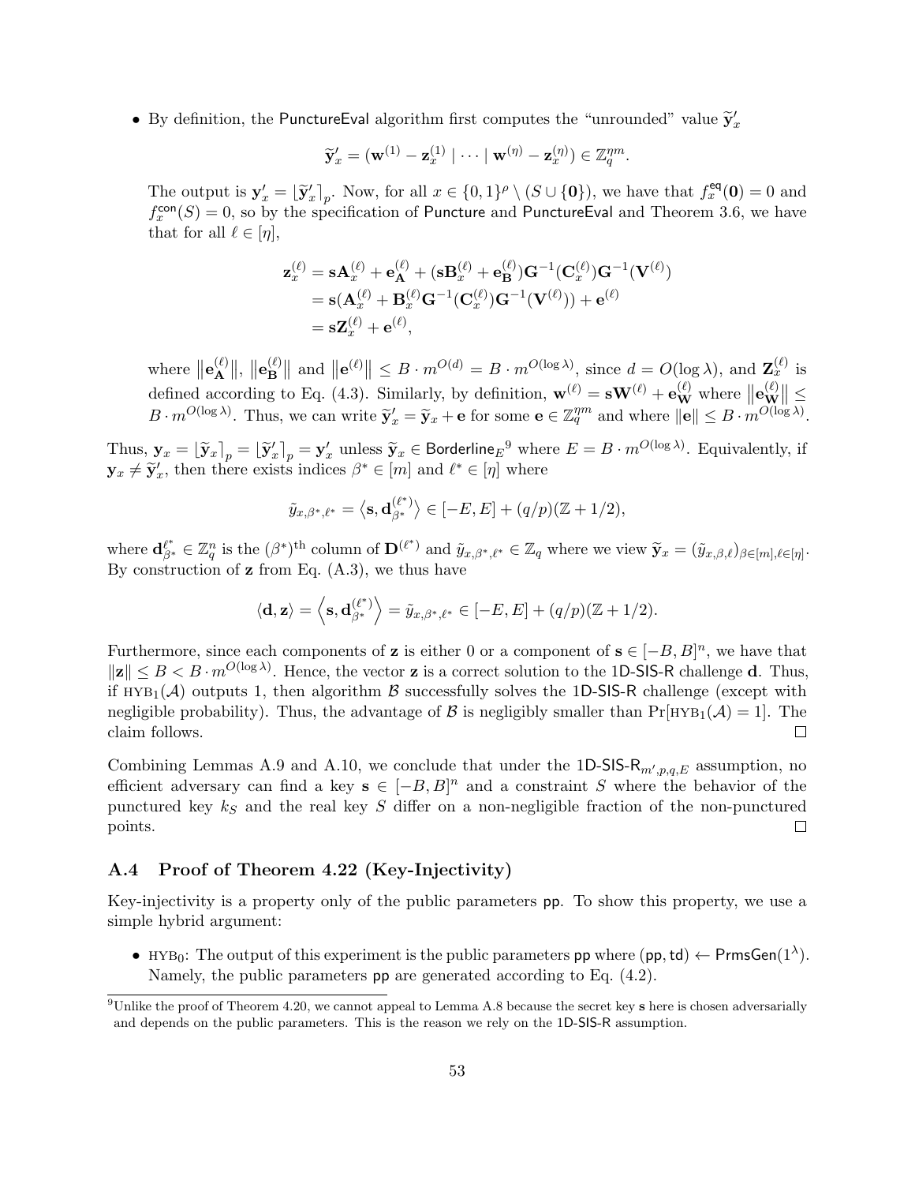- By definition, the PunctureEval algorithm first computes the "unrounded" value $\widetilde{\mathbf{y}}'_x$

$$\widetilde{\mathbf{y}}'_x = (\mathbf{w}^{(1)} - \mathbf{z}_x^{(1)} \mid \cdots \mid \mathbf{w}^{(\eta)} - \mathbf{z}_x^{(\eta)}) \in \mathbb{Z}_q^{\eta m}.$$

  The output is $\mathbf{y}'_x = \lfloor \widetilde{\mathbf{y}}'_x \rceil_p$. Now, for all $x \in \{0,1\}^\rho \setminus (S \cup \{\mathbf{0}\})$, we have that $f_x^{\mathsf{eq}}(\mathbf{0}) = 0$ and $f_x^{\mathsf{con}}(S) = 0$, so by the specification of Puncture and PunctureEval and Theorem 3.6, we have that for all $\ell \in [\eta]$,

$$\begin{aligned}
\mathbf{z}_x^{(\ell)} &= \mathbf{s}\mathbf{A}_x^{(\ell)} + \mathbf{e}_{\mathbf{A}}^{(\ell)} + (\mathbf{s}\mathbf{B}_x^{(\ell)} + \mathbf{e}_{\mathbf{B}}^{(\ell)})\mathbf{G}^{-1}(\mathbf{C}_x^{(\ell)})\mathbf{G}^{-1}(\mathbf{V}^{(\ell)}) \\
&= \mathbf{s}(\mathbf{A}_x^{(\ell)} + \mathbf{B}_x^{(\ell)}\mathbf{G}^{-1}(\mathbf{C}_x^{(\ell)})\mathbf{G}^{-1}(\mathbf{V}^{(\ell)})) + \mathbf{e}^{(\ell)} \\
&= \mathbf{s}\mathbf{Z}_x^{(\ell)} + \mathbf{e}^{(\ell)},
\end{aligned}$$

  where $\|\mathbf{e}_{\mathbf{A}}^{(\ell)}\|$, $\|\mathbf{e}_{\mathbf{B}}^{(\ell)}\|$ and $\|\mathbf{e}^{(\ell)}\| \le B \cdot m^{O(d)} = B \cdot m^{O(\log \lambda)}$, since $d = O(\log \lambda)$, and $\mathbf{Z}_x^{(\ell)}$ is defined according to Eq. (4.3). Similarly, by definition, $\mathbf{w}^{(\ell)} = \mathbf{s}\mathbf{W}^{(\ell)} + \mathbf{e}_{\mathbf{W}}^{(\ell)}$ where $\|\mathbf{e}_{\mathbf{W}}^{(\ell)}\| \le B \cdot m^{O(\log \lambda)}$. Thus, we can write $\widetilde{\mathbf{y}}'_x = \widetilde{\mathbf{y}}_x + \mathbf{e}$ for some $\mathbf{e} \in \mathbb{Z}_q^{\eta m}$ and where $\|\mathbf{e}\| \le B \cdot m^{O(\log \lambda)}$.

Thus, $\mathbf{y}_x = \lfloor \widetilde{\mathbf{y}}_x \rceil_p = \lfloor \widetilde{\mathbf{y}}'_x \rceil_p = \mathbf{y}'_x$ unless $\widetilde{\mathbf{y}}_x \in \mathsf{Borderline}_E$[9] where $E = B \cdot m^{O(\log \lambda)}$. Equivalently, if $\mathbf{y}_x \neq \widetilde{\mathbf{y}}'_x$, then there exists indices $\beta^* \in [m]$ and $\ell^* \in [\eta]$ where

$$\tilde{y}_{x,\beta^*,\ell^*} = \left\langle \mathbf{s}, \mathbf{d}_{\beta^*}^{(\ell^*)} \right\rangle \in [-E, E] + (q/p)(\mathbb{Z} + 1/2),$$

where $\mathbf{d}_{\beta^*}^{\ell^*} \in \mathbb{Z}_q^n$ is the $(\beta^*)^{\text{th}}$ column of $\mathbf{D}^{(\ell^*)}$ and $\tilde{y}_{x,\beta^*,\ell^*} \in \mathbb{Z}_q$ where we view $\widetilde{\mathbf{y}}_x = (\tilde{y}_{x,\beta,\ell})_{\beta \in [m], \ell \in [\eta]}$. By construction of $\mathbf{z}$ from Eq. (A.3), we thus have

$$\langle \mathbf{d}, \mathbf{z} \rangle = \left\langle \mathbf{s}, \mathbf{d}_{\beta^*}^{(\ell^*)} \right\rangle = \tilde{y}_{x,\beta^*,\ell^*} \in [-E, E] + (q/p)(\mathbb{Z} + 1/2).$$

Furthermore, since each components of $\mathbf{z}$ is either 0 or a component of $\mathbf{s} \in [-B, B]^n$, we have that $\|\mathbf{z}\| \le B < B \cdot m^{O(\log \lambda)}$. Hence, the vector $\mathbf{z}$ is a correct solution to the 1D-SIS-R challenge $\mathbf{d}$. Thus, if $\text{HYB}_1(\mathcal{A})$ outputs 1, then algorithm $\mathcal{B}$ successfully solves the 1D-SIS-R challenge (except with negligible probability). Thus, the advantage of $\mathcal{B}$ is negligibly smaller than $\Pr[\text{HYB}_1(\mathcal{A}) = 1]$. The claim follows. ☐

Combining Lemmas A.9 and A.10, we conclude that under the $\mathsf{1D\text{-}SIS\text{-}R}_{m',p,q,E}$ assumption, no efficient adversary can find a key $\mathbf{s} \in [-B, B]^n$ and a constraint $S$ where the behavior of the punctured key $k_S$ and the real key $S$ differ on a non-negligible fraction of the non-punctured points. ☐

### A.4 Proof of Theorem 4.22 (Key-Injectivity)

Key-injectivity is a property only of the public parameters pp. To show this property, we use a simple hybrid argument:

- $\text{HYB}_0$: The output of this experiment is the public parameters pp where $(\mathsf{pp}, \mathsf{td}) \leftarrow \mathsf{PrmsGen}(1^\lambda)$. Namely, the public parameters pp are generated according to Eq. (4.2).

[9] Unlike the proof of Theorem 4.20, we cannot appeal to Lemma A.8 because the secret key $\mathbf{s}$ here is chosen adversarially and depends on the public parameters. This is the reason we rely on the 1D-SIS-R assumption.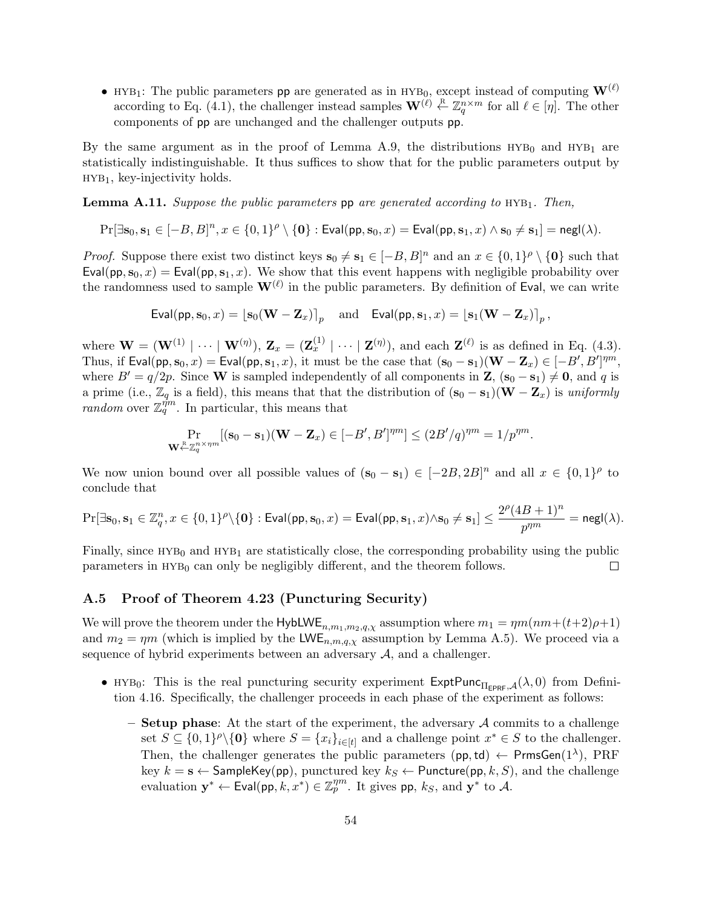- HYB$_1$: The public parameters pp are generated as in HYB$_0$, except instead of computing $\mathbf{W}^{(\ell)}$ according to Eq. (4.1), the challenger instead samples $\mathbf{W}^{(\ell)} \xleftarrow{\text{R}} \mathbb{Z}_q^{n \times m}$ for all $\ell \in [\eta]$. The other components of pp are unchanged and the challenger outputs pp.

By the same argument as in the proof of Lemma A.9, the distributions HYB$_0$ and HYB$_1$ are statistically indistinguishable. It thus suffices to show that for the public parameters output by HYB$_1$, key-injectivity holds.

**Lemma A.11.** *Suppose the public parameters* pp *are generated according to* HYB$_1$*. Then,*

$$\Pr[\exists \mathbf{s}_0, \mathbf{s}_1 \in [-B, B]^n, x \in \{0,1\}^\rho \setminus \{\mathbf{0}\} : \mathsf{Eval}(\mathsf{pp}, \mathbf{s}_0, x) = \mathsf{Eval}(\mathsf{pp}, \mathbf{s}_1, x) \wedge \mathbf{s}_0 \neq \mathbf{s}_1] = \mathsf{negl}(\lambda).$$

*Proof.* Suppose there exist two distinct keys $\mathbf{s}_0 \neq \mathbf{s}_1 \in [-B, B]^n$ and an $x \in \{0,1\}^\rho \setminus \{\mathbf{0}\}$ such that $\mathsf{Eval}(\mathsf{pp}, \mathbf{s}_0, x) = \mathsf{Eval}(\mathsf{pp}, \mathbf{s}_1, x)$. We show that this event happens with negligible probability over the randomness used to sample $\mathbf{W}^{(\ell)}$ in the public parameters. By definition of $\mathsf{Eval}$, we can write

$$\mathsf{Eval}(\mathsf{pp}, \mathbf{s}_0, x) = \lfloor \mathbf{s}_0(\mathbf{W} - \mathbf{Z}_x) \rceil_p \quad \text{and} \quad \mathsf{Eval}(\mathsf{pp}, \mathbf{s}_1, x) = \lfloor \mathbf{s}_1(\mathbf{W} - \mathbf{Z}_x) \rceil_p,$$

where $\mathbf{W} = (\mathbf{W}^{(1)} \mid \cdots \mid \mathbf{W}^{(\eta)})$, $\mathbf{Z}_x = (\mathbf{Z}_x^{(1)} \mid \cdots \mid \mathbf{Z}^{(\eta)})$, and each $\mathbf{Z}^{(\ell)}$ is as defined in Eq. (4.3). Thus, if $\mathsf{Eval}(\mathsf{pp}, \mathbf{s}_0, x) = \mathsf{Eval}(\mathsf{pp}, \mathbf{s}_1, x)$, it must be the case that $(\mathbf{s}_0 - \mathbf{s}_1)(\mathbf{W} - \mathbf{Z}_x) \in [-B', B']^{\eta m}$, where $B' = q/2p$. Since $\mathbf{W}$ is sampled independently of all components in $\mathbf{Z}$, $(\mathbf{s}_0 - \mathbf{s}_1) \neq \mathbf{0}$, and $q$ is a prime (i.e., $\mathbb{Z}_q$ is a field), this means that that the distribution of $(\mathbf{s}_0 - \mathbf{s}_1)(\mathbf{W} - \mathbf{Z}_x)$ is *uniformly random* over $\mathbb{Z}_q^{\eta m}$. In particular, this means that

$$\Pr_{\mathbf{W} \xleftarrow{\text{R}} \mathbb{Z}_q^{n \times \eta m}} [(\mathbf{s}_0 - \mathbf{s}_1)(\mathbf{W} - \mathbf{Z}_x) \in [-B', B']^{\eta m}] \leq (2B'/q)^{\eta m} = 1/p^{\eta m}.$$

We now union bound over all possible values of $(\mathbf{s}_0 - \mathbf{s}_1) \in [-2B, 2B]^n$ and all $x \in \{0,1\}^\rho$ to conclude that

$$\Pr[\exists \mathbf{s}_0, \mathbf{s}_1 \in \mathbb{Z}_q^n, x \in \{0,1\}^\rho \setminus \{\mathbf{0}\} : \mathsf{Eval}(\mathsf{pp}, \mathbf{s}_0, x) = \mathsf{Eval}(\mathsf{pp}, \mathbf{s}_1, x) \wedge \mathbf{s}_0 \neq \mathbf{s}_1] \leq \frac{2^\rho (4B+1)^n}{p^{\eta m}} = \mathsf{negl}(\lambda).$$

Finally, since HYB$_0$ and HYB$_1$ are statistically close, the corresponding probability using the public parameters in HYB$_0$ can only be negligibly different, and the theorem follows. $\square$

### A.5 Proof of Theorem 4.23 (Puncturing Security)

We will prove the theorem under the $\mathsf{HybLWE}_{n,m_1,m_2,q,\chi}$ assumption where $m_1 = \eta m(nm + (t+2)\rho + 1)$ and $m_2 = \eta m$ (which is implied by the $\mathsf{LWE}_{n,m,q,\chi}$ assumption by Lemma A.5). We proceed via a sequence of hybrid experiments between an adversary $\mathcal{A}$, and a challenger.

- HYB$_0$: This is the real puncturing security experiment $\mathsf{ExptPunc}_{\Pi_{\mathsf{EPRF}},\mathcal{A}}(\lambda, 0)$ from Definition 4.16. Specifically, the challenger proceeds in each phase of the experiment as follows:
  - **Setup phase**: At the start of the experiment, the adversary $\mathcal{A}$ commits to a challenge set $S \subseteq \{0,1\}^\rho \setminus \{\mathbf{0}\}$ where $S = \{x_i\}_{i \in [t]}$ and a challenge point $x^* \in S$ to the challenger. Then, the challenger generates the public parameters $(\mathsf{pp}, \mathsf{td}) \leftarrow \mathsf{PrmsGen}(1^\lambda)$, PRF key $k = \mathbf{s} \leftarrow \mathsf{SampleKey}(\mathsf{pp})$, punctured key $k_S \leftarrow \mathsf{Puncture}(\mathsf{pp}, k, S)$, and the challenge evaluation $\mathbf{y}^* \leftarrow \mathsf{Eval}(\mathsf{pp}, k, x^*) \in \mathbb{Z}_p^{\eta m}$. It gives pp, $k_S$, and $\mathbf{y}^*$ to $\mathcal{A}$.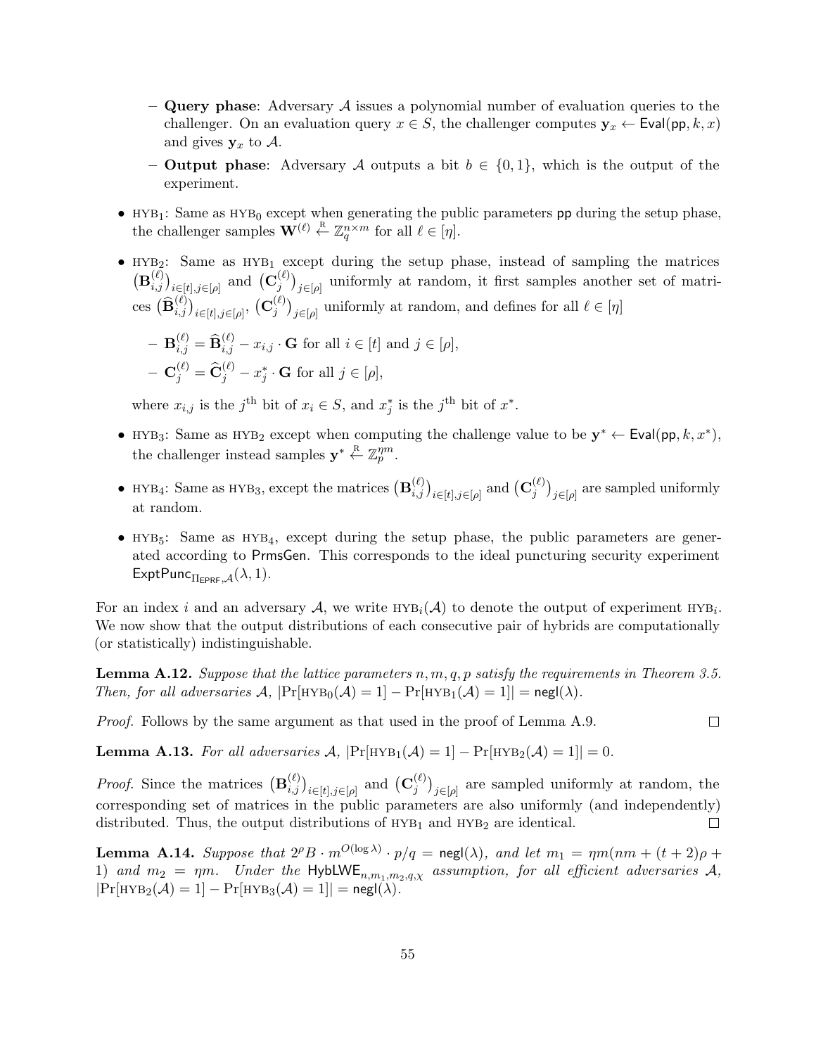- **Query phase**: Adversary $\mathcal{A}$ issues a polynomial number of evaluation queries to the challenger. On an evaluation query $x \in S$, the challenger computes $\mathbf{y}_x \leftarrow \mathsf{Eval}(\mathsf{pp}, k, x)$ and gives $\mathbf{y}_x$ to $\mathcal{A}$.
  - **Output phase**: Adversary $\mathcal{A}$ outputs a bit $b \in \{0,1\}$, which is the output of the experiment.

- $\text{HYB}_1$: Same as $\text{HYB}_0$ except when generating the public parameters $\mathsf{pp}$ during the setup phase, the challenger samples $\mathbf{W}^{(\ell)} \xleftarrow{\text{R}} \mathbb{Z}_q^{n \times m}$ for all $\ell \in [\eta]$.
- $\text{HYB}_2$: Same as $\text{HYB}_1$ except during the setup phase, instead of sampling the matrices $\big(\mathbf{B}_{i,j}^{(\ell)}\big)_{i\in[t], j\in[\rho]}$ and $\big(\mathbf{C}_j^{(\ell)}\big)_{j\in[\rho]}$ uniformly at random, it first samples another set of matrices $\big(\widehat{\mathbf{B}}_{i,j}^{(\ell)}\big)_{i\in[t], j\in[\rho]}$, $\big(\mathbf{C}_j^{(\ell)}\big)_{j\in[\rho]}$ uniformly at random, and defines for all $\ell \in [\eta]$
  - $\mathbf{B}_{i,j}^{(\ell)} = \widehat{\mathbf{B}}_{i,j}^{(\ell)} - x_{i,j} \cdot \mathbf{G}$ for all $i \in [t]$ and $j \in [\rho]$,
  - $\mathbf{C}_j^{(\ell)} = \widehat{\mathbf{C}}_j^{(\ell)} - x_j^* \cdot \mathbf{G}$ for all $j \in [\rho]$,

  where $x_{i,j}$ is the $j^{\text{th}}$ bit of $x_i \in S$, and $x_j^*$ is the $j^{\text{th}}$ bit of $x^*$.
- $\text{HYB}_3$: Same as $\text{HYB}_2$ except when computing the challenge value to be $\mathbf{y}^* \leftarrow \mathsf{Eval}(\mathsf{pp}, k, x^*)$, the challenger instead samples $\mathbf{y}^* \xleftarrow{\text{R}} \mathbb{Z}_p^{\eta m}$.
- $\text{HYB}_4$: Same as $\text{HYB}_3$, except the matrices $\big(\mathbf{B}_{i,j}^{(\ell)}\big)_{i\in[t], j\in[\rho]}$ and $\big(\mathbf{C}_j^{(\ell)}\big)_{j\in[\rho]}$ are sampled uniformly at random.
- $\text{HYB}_5$: Same as $\text{HYB}_4$, except during the setup phase, the public parameters are generated according to $\mathsf{PrmsGen}$. This corresponds to the ideal puncturing security experiment $\mathsf{ExptPunc}_{\Pi_{\mathsf{EPRF}}, \mathcal{A}}(\lambda, 1)$.

For an index $i$ and an adversary $\mathcal{A}$, we write $\text{HYB}_i(\mathcal{A})$ to denote the output of experiment $\text{HYB}_i$. We now show that the output distributions of each consecutive pair of hybrids are computationally (or statistically) indistinguishable.

**Lemma A.12.** *Suppose that the lattice parameters $n, m, q, p$ satisfy the requirements in Theorem 3.5. Then, for all adversaries $\mathcal{A}$, $|\Pr[\text{HYB}_0(\mathcal{A}) = 1] - \Pr[\text{HYB}_1(\mathcal{A}) = 1]| = \mathsf{negl}(\lambda)$.*

*Proof.* Follows by the same argument as that used in the proof of Lemma A.9. $\square$

**Lemma A.13.** *For all adversaries $\mathcal{A}$, $|\Pr[\text{HYB}_1(\mathcal{A}) = 1] - \Pr[\text{HYB}_2(\mathcal{A}) = 1]| = 0$.*

*Proof.* Since the matrices $\big(\mathbf{B}_{i,j}^{(\ell)}\big)_{i\in[t], j\in[\rho]}$ and $\big(\mathbf{C}_j^{(\ell)}\big)_{j\in[\rho]}$ are sampled uniformly at random, the corresponding set of matrices in the public parameters are also uniformly (and independently) distributed. Thus, the output distributions of $\text{HYB}_1$ and $\text{HYB}_2$ are identical. $\square$

**Lemma A.14.** *Suppose that $2^\rho B \cdot m^{O(\log \lambda)} \cdot p/q = \mathsf{negl}(\lambda)$, and let $m_1 = \eta m(nm + (t+2)\rho + 1)$ and $m_2 = \eta m$. Under the $\mathsf{HybLWE}_{n,m_1,m_2,q,\chi}$ assumption, for all efficient adversaries $\mathcal{A}$, $|\Pr[\text{HYB}_2(\mathcal{A}) = 1] - \Pr[\text{HYB}_3(\mathcal{A}) = 1]| = \mathsf{negl}(\lambda)$.*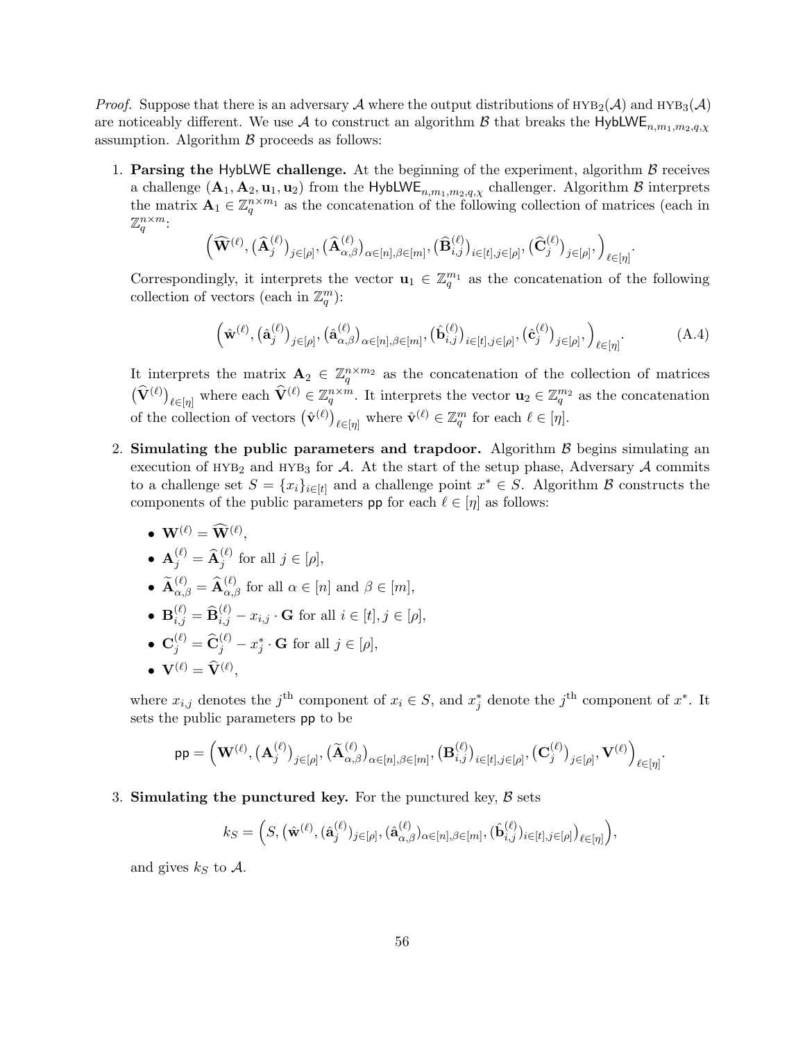*Proof.* Suppose that there is an adversary $\mathcal{A}$ where the output distributions of $\text{HYB}_2(\mathcal{A})$ and $\text{HYB}_3(\mathcal{A})$ are noticeably different. We use $\mathcal{A}$ to construct an algorithm $\mathcal{B}$ that breaks the $\mathsf{HybLWE}_{n,m_1,m_2,q,\chi}$ assumption. Algorithm $\mathcal{B}$ proceeds as follows:

1. **Parsing the HybLWE challenge.** At the beginning of the experiment, algorithm $\mathcal{B}$ receives a challenge $(\mathbf{A}_1, \mathbf{A}_2, \mathbf{u}_1, \mathbf{u}_2)$ from the $\mathsf{HybLWE}_{n,m_1,m_2,q,\chi}$ challenger. Algorithm $\mathcal{B}$ interprets the matrix $\mathbf{A}_1 \in \mathbb{Z}_q^{n \times m_1}$ as the concatenation of the following collection of matrices (each in $\mathbb{Z}_q^{n \times m}$:
$$\Big(\widehat{\mathbf{W}}^{(\ell)}, \big(\widehat{\mathbf{A}}_j^{(\ell)}\big)_{j \in [\rho]}, \big(\widehat{\mathbf{A}}_{\alpha,\beta}^{(\ell)}\big)_{\alpha \in [n], \beta \in [m]}, \big(\widehat{\mathbf{B}}_{i,j}^{(\ell)}\big)_{i \in [t], j \in [\rho]}, \big(\widehat{\mathbf{C}}_j^{(\ell)}\big)_{j \in [\rho]}, \Big)_{\ell \in [\eta]}.$$
Correspondingly, it interprets the vector $\mathbf{u}_1 \in \mathbb{Z}_q^{m_1}$ as the concatenation of the following collection of vectors (each in $\mathbb{Z}_q^m$):
$$\Big(\hat{\mathbf{w}}^{(\ell)}, \big(\hat{\mathbf{a}}_j^{(\ell)}\big)_{j \in [\rho]}, \big(\hat{\mathbf{a}}_{\alpha,\beta}^{(\ell)}\big)_{\alpha \in [n], \beta \in [m]}, \big(\hat{\mathbf{b}}_{i,j}^{(\ell)}\big)_{i \in [t], j \in [\rho]}, \big(\hat{\mathbf{c}}_j^{(\ell)}\big)_{j \in [\rho]}, \Big)_{\ell \in [\eta]}. \tag{A.4}$$
It interprets the matrix $\mathbf{A}_2 \in \mathbb{Z}_q^{n \times m_2}$ as the concatenation of the collection of matrices $\big(\widehat{\mathbf{V}}^{(\ell)}\big)_{\ell \in [\eta]}$ where each $\widehat{\mathbf{V}}^{(\ell)} \in \mathbb{Z}_q^{n \times m}$. It interprets the vector $\mathbf{u}_2 \in \mathbb{Z}_q^{m_2}$ as the concatenation of the collection of vectors $\big(\hat{\mathbf{v}}^{(\ell)}\big)_{\ell \in [\eta]}$ where $\hat{\mathbf{v}}^{(\ell)} \in \mathbb{Z}_q^m$ for each $\ell \in [\eta]$.

2. **Simulating the public parameters and trapdoor.** Algorithm $\mathcal{B}$ begins simulating an execution of $\text{HYB}_2$ and $\text{HYB}_3$ for $\mathcal{A}$. At the start of the setup phase, Adversary $\mathcal{A}$ commits to a challenge set $S = \{x_i\}_{i \in [t]}$ and a challenge point $x^* \in S$. Algorithm $\mathcal{B}$ constructs the components of the public parameters $\mathsf{pp}$ for each $\ell \in [\eta]$ as follows:

   - $\mathbf{W}^{(\ell)} = \widehat{\mathbf{W}}^{(\ell)}$,
   - $\mathbf{A}_j^{(\ell)} = \widehat{\mathbf{A}}_j^{(\ell)}$ for all $j \in [\rho]$,
   - $\widetilde{\mathbf{A}}_{\alpha,\beta}^{(\ell)} = \widehat{\mathbf{A}}_{\alpha,\beta}^{(\ell)}$ for all $\alpha \in [n]$ and $\beta \in [m]$,
   - $\mathbf{B}_{i,j}^{(\ell)} = \widehat{\mathbf{B}}_{i,j}^{(\ell)} - x_{i,j} \cdot \mathbf{G}$ for all $i \in [t], j \in [\rho]$,
   - $\mathbf{C}_j^{(\ell)} = \widehat{\mathbf{C}}_j^{(\ell)} - x_j^* \cdot \mathbf{G}$ for all $j \in [\rho]$,
   - $\mathbf{V}^{(\ell)} = \widehat{\mathbf{V}}^{(\ell)}$,

   where $x_{i,j}$ denotes the $j^{\text{th}}$ component of $x_i \in S$, and $x_j^*$ denote the $j^{\text{th}}$ component of $x^*$. It sets the public parameters $\mathsf{pp}$ to be
$$\mathsf{pp} = \Big(\mathbf{W}^{(\ell)}, \big(\mathbf{A}_j^{(\ell)}\big)_{j \in [\rho]}, \big(\widetilde{\mathbf{A}}_{\alpha,\beta}^{(\ell)}\big)_{\alpha \in [n], \beta \in [m]}, \big(\mathbf{B}_{i,j}^{(\ell)}\big)_{i \in [t], j \in [\rho]}, \big(\mathbf{C}_j^{(\ell)}\big)_{j \in [\rho]}, \mathbf{V}^{(\ell)}\Big)_{\ell \in [\eta]}.$$

3. **Simulating the punctured key.** For the punctured key, $\mathcal{B}$ sets
$$k_S = \Big(S, \big(\hat{\mathbf{w}}^{(\ell)}, (\hat{\mathbf{a}}_j^{(\ell)})_{j \in [\rho]}, (\hat{\mathbf{a}}_{\alpha,\beta}^{(\ell)})_{\alpha \in [n], \beta \in [m]}, (\hat{\mathbf{b}}_{i,j}^{(\ell)})_{i \in [t], j \in [\rho]}\big)_{\ell \in [\eta]}\Big),$$
and gives $k_S$ to $\mathcal{A}$.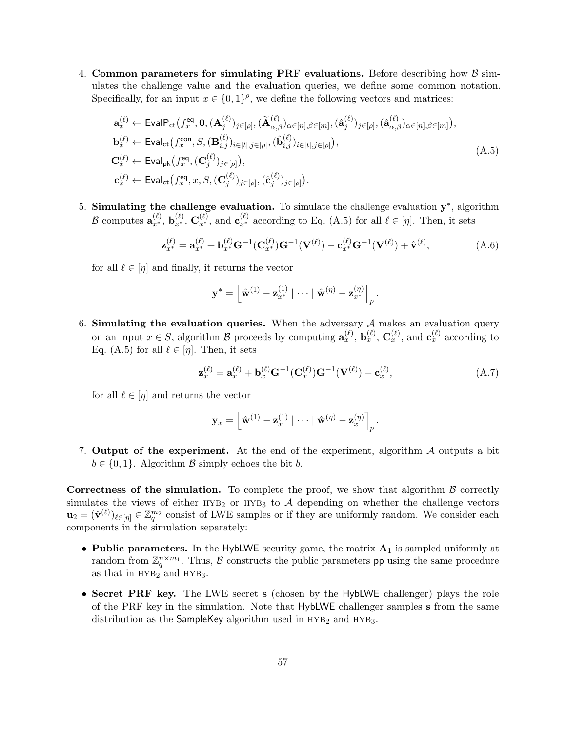4. **Common parameters for simulating PRF evaluations.** Before describing how $\mathcal{B}$ simulates the challenge value and the evaluation queries, we define some common notation. Specifically, for an input $x \in \{0,1\}^\rho$, we define the following vectors and matrices:

$$
\begin{aligned}
\mathbf{a}_x^{(\ell)} &\leftarrow \mathsf{EvalP_{ct}}\big(f_x^{\mathsf{eq}}, \mathbf{0}, (\mathbf{A}_j^{(\ell)})_{j \in [\rho]}, (\widetilde{\mathbf{A}}_{\alpha,\beta}^{(\ell)})_{\alpha \in [n], \beta \in [m]}, (\hat{\mathbf{a}}_j^{(\ell)})_{j \in [\rho]}, (\hat{\mathbf{a}}_{\alpha,\beta}^{(\ell)})_{\alpha \in [n], \beta \in [m]}\big), \\
\mathbf{b}_x^{(\ell)} &\leftarrow \mathsf{Eval_{ct}}\big(f_x^{\mathsf{con}}, S, (\mathbf{B}_{i,j}^{(\ell)})_{i \in [t], j \in [\rho]}, (\hat{\mathbf{b}}_{i,j}^{(\ell)})_{i \in [t], j \in [\rho]}\big), \\
\mathbf{C}_x^{(\ell)} &\leftarrow \mathsf{Eval_{pk}}\big(f_x^{\mathsf{eq}}, (\mathbf{C}_j^{(\ell)})_{j \in [\rho]}\big), \\
\mathbf{c}_x^{(\ell)} &\leftarrow \mathsf{Eval_{ct}}\big(f_x^{\mathsf{eq}}, x, S, (\mathbf{C}_j^{(\ell)})_{j \in [\rho]}, (\hat{\mathbf{c}}_j^{(\ell)})_{j \in [\rho]}\big).
\end{aligned}
\tag{A.5}
$$

5. **Simulating the challenge evaluation.** To simulate the challenge evaluation $\mathbf{y}^*$, algorithm $\mathcal{B}$ computes $\mathbf{a}_{x^*}^{(\ell)}$, $\mathbf{b}_{x^*}^{(\ell)}$, $\mathbf{C}_{x^*}^{(\ell)}$, and $\mathbf{c}_{x^*}^{(\ell)}$ according to Eq. (A.5) for all $\ell \in [\eta]$. Then, it sets

$$
\mathbf{z}_{x^*}^{(\ell)} = \mathbf{a}_{x^*}^{(\ell)} + \mathbf{b}_{x^*}^{(\ell)} \mathbf{G}^{-1}(\mathbf{C}_{x^*}^{(\ell)}) \mathbf{G}^{-1}(\mathbf{V}^{(\ell)}) - \mathbf{c}_{x^*}^{(\ell)} \mathbf{G}^{-1}(\mathbf{V}^{(\ell)}) + \hat{\mathbf{v}}^{(\ell)}, \tag{A.6}
$$

for all $\ell \in [\eta]$ and finally, it returns the vector

$$
\mathbf{y}^* = \Big\lfloor \hat{\mathbf{w}}^{(1)} - \mathbf{z}_{x^*}^{(1)} \mid \cdots \mid \hat{\mathbf{w}}^{(\eta)} - \mathbf{z}_{x^*}^{(\eta)} \Big\rceil_p .
$$

6. **Simulating the evaluation queries.** When the adversary $\mathcal{A}$ makes an evaluation query on an input $x \in S$, algorithm $\mathcal{B}$ proceeds by computing $\mathbf{a}_x^{(\ell)}$, $\mathbf{b}_x^{(\ell)}$, $\mathbf{C}_x^{(\ell)}$, and $\mathbf{c}_x^{(\ell)}$ according to Eq. (A.5) for all $\ell \in [\eta]$. Then, it sets

$$
\mathbf{z}_x^{(\ell)} = \mathbf{a}_x^{(\ell)} + \mathbf{b}_x^{(\ell)} \mathbf{G}^{-1}(\mathbf{C}_x^{(\ell)}) \mathbf{G}^{-1}(\mathbf{V}^{(\ell)}) - \mathbf{c}_x^{(\ell)}, \tag{A.7}
$$

for all $\ell \in [\eta]$ and returns the vector

$$
\mathbf{y}_x = \Big\lfloor \hat{\mathbf{w}}^{(1)} - \mathbf{z}_x^{(1)} \mid \cdots \mid \hat{\mathbf{w}}^{(\eta)} - \mathbf{z}_x^{(\eta)} \Big\rceil_p .
$$

7. **Output of the experiment.** At the end of the experiment, algorithm $\mathcal{A}$ outputs a bit $b \in \{0,1\}$. Algorithm $\mathcal{B}$ simply echoes the bit $b$.

**Correctness of the simulation.** To complete the proof, we show that algorithm $\mathcal{B}$ correctly simulates the views of either $\text{HYB}_2$ or $\text{HYB}_3$ to $\mathcal{A}$ depending on whether the challenge vectors $\mathbf{u}_2 = (\hat{\mathbf{v}}^{(\ell)})_{\ell \in [\eta]} \in \mathbb{Z}_q^{m_2}$ consist of LWE samples or if they are uniformly random. We consider each components in the simulation separately:

- **Public parameters.** In the $\mathsf{HybLWE}$ security game, the matrix $\mathbf{A}_1$ is sampled uniformly at random from $\mathbb{Z}_q^{n \times m_1}$. Thus, $\mathcal{B}$ constructs the public parameters $\mathsf{pp}$ using the same procedure as that in $\text{HYB}_2$ and $\text{HYB}_3$.
- **Secret PRF key.** The LWE secret $\mathbf{s}$ (chosen by the $\mathsf{HybLWE}$ challenger) plays the role of the PRF key in the simulation. Note that $\mathsf{HybLWE}$ challenger samples $\mathbf{s}$ from the same distribution as the $\mathsf{SampleKey}$ algorithm used in $\text{HYB}_2$ and $\text{HYB}_3$.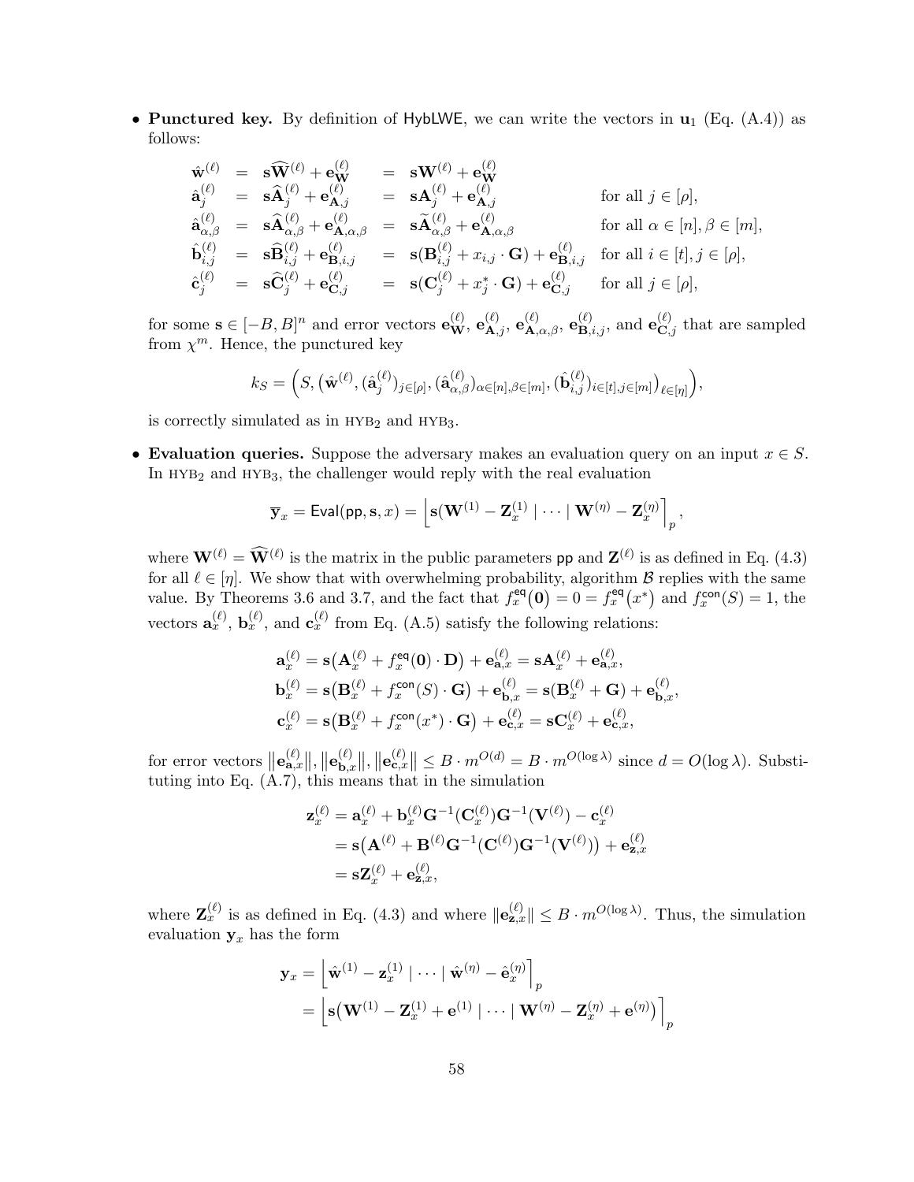- **Punctured key.** By definition of $\mathsf{HybLWE}$, we can write the vectors in $\mathbf{u}_1$ (Eq. (A.4)) as follows:

$$
\begin{array}{lllll}
\hat{\mathbf{w}}^{(\ell)} & = & \mathbf{s}\widehat{\mathbf{W}}^{(\ell)} + \mathbf{e}_{\mathbf{W}}^{(\ell)} & = & \mathbf{s}\mathbf{W}^{(\ell)} + \mathbf{e}_{\mathbf{W}}^{(\ell)} & \\
\hat{\mathbf{a}}_j^{(\ell)} & = & \mathbf{s}\widehat{\mathbf{A}}_j^{(\ell)} + \mathbf{e}_{\mathbf{A},j}^{(\ell)} & = & \mathbf{s}\mathbf{A}_j^{(\ell)} + \mathbf{e}_{\mathbf{A},j}^{(\ell)} & \text{for all } j \in [\rho], \\
\hat{\mathbf{a}}_{\alpha,\beta}^{(\ell)} & = & \mathbf{s}\widehat{\mathbf{A}}_{\alpha,\beta}^{(\ell)} + \mathbf{e}_{\mathbf{A},\alpha,\beta}^{(\ell)} & = & \mathbf{s}\widetilde{\mathbf{A}}_{\alpha,\beta}^{(\ell)} + \mathbf{e}_{\mathbf{A},\alpha,\beta}^{(\ell)} & \text{for all } \alpha \in [n], \beta \in [m], \\
\hat{\mathbf{b}}_{i,j}^{(\ell)} & = & \mathbf{s}\widehat{\mathbf{B}}_{i,j}^{(\ell)} + \mathbf{e}_{\mathbf{B},i,j}^{(\ell)} & = & \mathbf{s}(\mathbf{B}_{i,j}^{(\ell)} + x_{i,j} \cdot \mathbf{G}) + \mathbf{e}_{\mathbf{B},i,j}^{(\ell)} & \text{for all } i \in [t], j \in [\rho], \\
\hat{\mathbf{c}}_j^{(\ell)} & = & \mathbf{s}\widehat{\mathbf{C}}_j^{(\ell)} + \mathbf{e}_{\mathbf{C},j}^{(\ell)} & = & \mathbf{s}(\mathbf{C}_j^{(\ell)} + x_j^* \cdot \mathbf{G}) + \mathbf{e}_{\mathbf{C},j}^{(\ell)} & \text{for all } j \in [\rho],
\end{array}
$$

  for some $\mathbf{s} \in [-B, B]^n$ and error vectors $\mathbf{e}_{\mathbf{W}}^{(\ell)}$, $\mathbf{e}_{\mathbf{A},j}^{(\ell)}$, $\mathbf{e}_{\mathbf{A},\alpha,\beta}^{(\ell)}$, $\mathbf{e}_{\mathbf{B},i,j}^{(\ell)}$, and $\mathbf{e}_{\mathbf{C},j}^{(\ell)}$ that are sampled from $\chi^m$. Hence, the punctured key

$$
k_S = \Big(S, \big(\hat{\mathbf{w}}^{(\ell)}, (\hat{\mathbf{a}}_j^{(\ell)})_{j\in[\rho]}, (\hat{\mathbf{a}}_{\alpha,\beta}^{(\ell)})_{\alpha\in[n],\beta\in[m]}, (\hat{\mathbf{b}}_{i,j}^{(\ell)})_{i\in[t],j\in[m]}\big)_{\ell\in[\eta]}\Big),
$$

  is correctly simulated as in $\textsc{hyb}_2$ and $\textsc{hyb}_3$.

- **Evaluation queries.** Suppose the adversary makes an evaluation query on an input $x \in S$. In $\textsc{hyb}_2$ and $\textsc{hyb}_3$, the challenger would reply with the real evaluation

$$
\bar{\mathbf{y}}_x = \mathsf{Eval}(\mathsf{pp}, \mathbf{s}, x) = \Big\lfloor \mathbf{s}(\mathbf{W}^{(1)} - \mathbf{Z}_x^{(1)} \mid \cdots \mid \mathbf{W}^{(\eta)} - \mathbf{Z}_x^{(\eta)} \Big\rceil_p,
$$

  where $\mathbf{W}^{(\ell)} = \widehat{\mathbf{W}}^{(\ell)}$ is the matrix in the public parameters $\mathsf{pp}$ and $\mathbf{Z}^{(\ell)}$ is as defined in Eq. (4.3) for all $\ell \in [\eta]$. We show that with overwhelming probability, algorithm $\mathcal{B}$ replies with the same value. By Theorems 3.6 and 3.7, and the fact that $f_x^{\mathsf{eq}}(\mathbf{0}) = 0 = f_x^{\mathsf{eq}}(x^*)$ and $f_x^{\mathsf{con}}(S) = 1$, the vectors $\mathbf{a}_x^{(\ell)}$, $\mathbf{b}_x^{(\ell)}$, and $\mathbf{c}_x^{(\ell)}$ from Eq. (A.5) satisfy the following relations:

$$
\begin{aligned}
\mathbf{a}_x^{(\ell)} &= \mathbf{s}\big(\mathbf{A}_x^{(\ell)} + f_x^{\mathsf{eq}}(\mathbf{0}) \cdot \mathbf{D}\big) + \mathbf{e}_{\mathbf{a},x}^{(\ell)} = \mathbf{s}\mathbf{A}_x^{(\ell)} + \mathbf{e}_{\mathbf{a},x}^{(\ell)}, \\
\mathbf{b}_x^{(\ell)} &= \mathbf{s}\big(\mathbf{B}_x^{(\ell)} + f_x^{\mathsf{con}}(S) \cdot \mathbf{G}\big) + \mathbf{e}_{\mathbf{b},x}^{(\ell)} = \mathbf{s}(\mathbf{B}_x^{(\ell)} + \mathbf{G}) + \mathbf{e}_{\mathbf{b},x}^{(\ell)}, \\
\mathbf{c}_x^{(\ell)} &= \mathbf{s}\big(\mathbf{B}_x^{(\ell)} + f_x^{\mathsf{con}}(x^*) \cdot \mathbf{G}\big) + \mathbf{e}_{\mathbf{c},x}^{(\ell)} = \mathbf{s}\mathbf{C}_x^{(\ell)} + \mathbf{e}_{\mathbf{c},x}^{(\ell)},
\end{aligned}
$$

  for error vectors $\big\|\mathbf{e}_{\mathbf{a},x}^{(\ell)}\big\|, \big\|\mathbf{e}_{\mathbf{b},x}^{(\ell)}\big\|, \big\|\mathbf{e}_{\mathbf{c},x}^{(\ell)}\big\| \leq B \cdot m^{O(d)} = B \cdot m^{O(\log \lambda)}$ since $d = O(\log \lambda)$. Substituting into Eq. (A.7), this means that in the simulation

$$
\begin{aligned}
\mathbf{z}_x^{(\ell)} &= \mathbf{a}_x^{(\ell)} + \mathbf{b}_x^{(\ell)} \mathbf{G}^{-1}(\mathbf{C}_x^{(\ell)}) \mathbf{G}^{-1}(\mathbf{V}^{(\ell)}) - \mathbf{c}_x^{(\ell)} \\
&= \mathbf{s}\big(\mathbf{A}^{(\ell)} + \mathbf{B}^{(\ell)} \mathbf{G}^{-1}(\mathbf{C}^{(\ell)}) \mathbf{G}^{-1}(\mathbf{V}^{(\ell)})\big) + \mathbf{e}_{\mathbf{z},x}^{(\ell)} \\
&= \mathbf{s}\mathbf{Z}_x^{(\ell)} + \mathbf{e}_{\mathbf{z},x}^{(\ell)},
\end{aligned}
$$

  where $\mathbf{Z}_x^{(\ell)}$ is as defined in Eq. (4.3) and where $\|\mathbf{e}_{\mathbf{z},x}^{(\ell)}\| \leq B \cdot m^{O(\log \lambda)}$. Thus, the simulation evaluation $\mathbf{y}_x$ has the form

$$
\begin{aligned}
\mathbf{y}_x &= \Big\lfloor \hat{\mathbf{w}}^{(1)} - \mathbf{z}_x^{(1)} \mid \cdots \mid \hat{\mathbf{w}}^{(\eta)} - \hat{\mathbf{e}}_x^{(\eta)} \Big\rceil_p \\
&= \Big\lfloor \mathbf{s}\big(\mathbf{W}^{(1)} - \mathbf{Z}_x^{(1)} + \mathbf{e}^{(1)} \mid \cdots \mid \mathbf{W}^{(\eta)} - \mathbf{Z}_x^{(\eta)} + \mathbf{e}^{(\eta)}\big) \Big\rceil_p
\end{aligned}
$$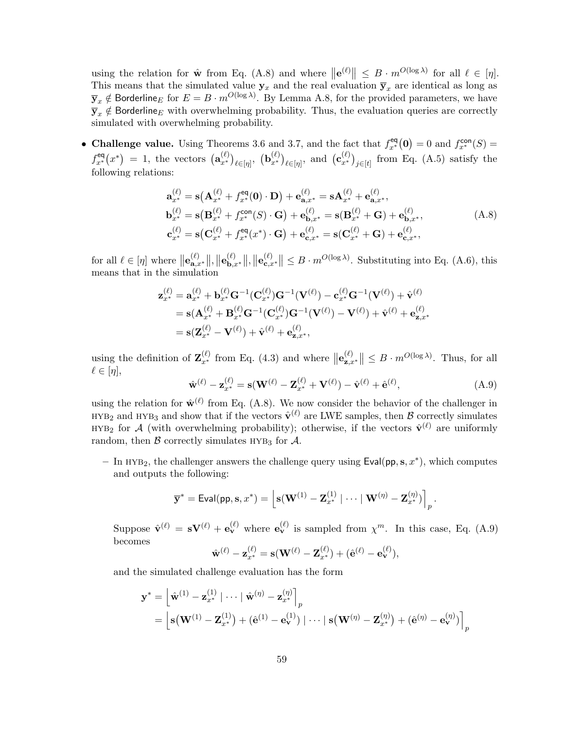using the relation for $\hat{\mathbf{w}}$ from Eq. (A.8) and where $\|\mathbf{e}^{(\ell)}\| \leq B \cdot m^{O(\log \lambda)}$ for all $\ell \in [\eta]$. This means that the simulated value $\mathbf{y}_x$ and the real evaluation $\overline{\mathbf{y}}_x$ are identical as long as $\overline{\mathbf{y}}_x \notin \mathsf{Borderline}_E$ for $E = B \cdot m^{O(\log \lambda)}$. By Lemma A.8, for the provided parameters, we have $\overline{\mathbf{y}}_x \notin \mathsf{Borderline}_E$ with overwhelming probability. Thus, the evaluation queries are correctly simulated with overwhelming probability.

- **Challenge value.** Using Theorems 3.6 and 3.7, and the fact that $f^{\mathsf{eq}}_{x^*}(\mathbf{0}) = 0$ and $f^{\mathsf{con}}_{x^*}(S) = f^{\mathsf{eq}}_{x^*}(x^*) = 1$, the vectors $(\mathbf{a}^{(\ell)}_{x^*})_{\ell \in [\eta]}$, $(\mathbf{b}^{(\ell)}_{x^*})_{\ell \in [\eta]}$, and $(\mathbf{c}^{(\ell)}_{x^*})_{j \in [t]}$ from Eq. (A.5) satisfy the following relations:

$$
\begin{aligned}
\mathbf{a}^{(\ell)}_{x^*} &= \mathbf{s}\big(\mathbf{A}^{(\ell)}_{x^*} + f^{\mathsf{eq}}_{x^*}(\mathbf{0}) \cdot \mathbf{D}\big) + \mathbf{e}^{(\ell)}_{\mathbf{a},x^*} = \mathbf{s}\mathbf{A}^{(\ell)}_{x^*} + \mathbf{e}^{(\ell)}_{\mathbf{a},x^*}, \\
\mathbf{b}^{(\ell)}_{x^*} &= \mathbf{s}\big(\mathbf{B}^{(\ell)}_{x^*} + f^{\mathsf{con}}_{x^*}(S) \cdot \mathbf{G}\big) + \mathbf{e}^{(\ell)}_{\mathbf{b},x^*} = \mathbf{s}(\mathbf{B}^{(\ell)}_{x^*} + \mathbf{G}) + \mathbf{e}^{(\ell)}_{\mathbf{b},x^*}, \\
\mathbf{c}^{(\ell)}_{x^*} &= \mathbf{s}\big(\mathbf{C}^{(\ell)}_{x^*} + f^{\mathsf{eq}}_{x^*}(x^*) \cdot \mathbf{G}\big) + \mathbf{e}^{(\ell)}_{\mathbf{c},x^*} = \mathbf{s}(\mathbf{C}^{(\ell)}_{x^*} + \mathbf{G}) + \mathbf{e}^{(\ell)}_{\mathbf{c},x^*},
\end{aligned}
\tag{A.8}
$$

for all $\ell \in [\eta]$ where $\|\mathbf{e}^{(\ell)}_{\mathbf{a},x^*}\|, \|\mathbf{e}^{(\ell)}_{\mathbf{b},x^*}\|, \|\mathbf{e}^{(\ell)}_{\mathbf{c},x^*}\| \leq B \cdot m^{O(\log \lambda)}$. Substituting into Eq. (A.6), this means that in the simulation

$$
\begin{aligned}
\mathbf{z}^{(\ell)}_{x^*} &= \mathbf{a}^{(\ell)}_{x^*} + \mathbf{b}^{(\ell)}_{x^*} \mathbf{G}^{-1}(\mathbf{C}^{(\ell)}_{x^*}) \mathbf{G}^{-1}(\mathbf{V}^{(\ell)}) - \mathbf{c}^{(\ell)}_{x^*} \mathbf{G}^{-1}(\mathbf{V}^{(\ell)}) + \hat{\mathbf{v}}^{(\ell)} \\
&= \mathbf{s}(\mathbf{A}^{(\ell)}_{x^*} + \mathbf{B}^{(\ell)}_{x^*} \mathbf{G}^{-1}(\mathbf{C}^{(\ell)}_{x^*}) \mathbf{G}^{-1}(\mathbf{V}^{(\ell)}) - \mathbf{V}^{(\ell)}) + \hat{\mathbf{v}}^{(\ell)} + \mathbf{e}^{(\ell)}_{\mathbf{z},x^*} \\
&= \mathbf{s}(\mathbf{Z}^{(\ell)}_{x^*} - \mathbf{V}^{(\ell)}) + \hat{\mathbf{v}}^{(\ell)} + \mathbf{e}^{(\ell)}_{\mathbf{z},x^*},
\end{aligned}
$$

using the definition of $\mathbf{Z}^{(\ell)}_{x^*}$ from Eq. (4.3) and where $\|\mathbf{e}^{(\ell)}_{\mathbf{z},x^*}\| \leq B \cdot m^{O(\log \lambda)}$. Thus, for all $\ell \in [\eta]$,

$$
\hat{\mathbf{w}}^{(\ell)} - \mathbf{z}^{(\ell)}_{x^*} = \mathbf{s}(\mathbf{W}^{(\ell)} - \mathbf{Z}^{(\ell)}_{x^*} + \mathbf{V}^{(\ell)}) - \hat{\mathbf{v}}^{(\ell)} + \hat{\mathbf{e}}^{(\ell)}, \tag{A.9}
$$

using the relation for $\hat{\mathbf{w}}^{(\ell)}$ from Eq. (A.8). We now consider the behavior of the challenger in $\text{HYB}_2$ and $\text{HYB}_3$ and show that if the vectors $\hat{\mathbf{v}}^{(\ell)}$ are LWE samples, then $\mathcal{B}$ correctly simulates $\text{HYB}_2$ for $\mathcal{A}$ (with overwhelming probability); otherwise, if the vectors $\hat{\mathbf{v}}^{(\ell)}$ are uniformly random, then $\mathcal{B}$ correctly simulates $\text{HYB}_3$ for $\mathcal{A}$.

  - In $\text{HYB}_2$, the challenger answers the challenge query using $\mathsf{Eval}(\mathsf{pp}, \mathbf{s}, x^*)$, which computes and outputs the following:

$$
\overline{\mathbf{y}}^* = \mathsf{Eval}(\mathsf{pp}, \mathbf{s}, x^*) = \Big\lfloor \mathbf{s}(\mathbf{W}^{(1)} - \mathbf{Z}^{(1)}_{x^*} \mid \cdots \mid \mathbf{W}^{(\eta)} - \mathbf{Z}^{(\eta)}_{x^*}) \Big\rceil_p .
$$

  Suppose $\hat{\mathbf{v}}^{(\ell)} = \mathbf{s}\mathbf{V}^{(\ell)} + \mathbf{e}^{(\ell)}_{\mathbf{v}}$ where $\mathbf{e}^{(\ell)}_{\mathbf{v}}$ is sampled from $\chi^m$. In this case, Eq. (A.9) becomes

$$
\hat{\mathbf{w}}^{(\ell)} - \mathbf{z}^{(\ell)}_{x^*} = \mathbf{s}(\mathbf{W}^{(\ell)} - \mathbf{Z}^{(\ell)}_{x^*}) + (\hat{\mathbf{e}}^{(\ell)} - \mathbf{e}^{(\ell)}_{\mathbf{v}}),
$$

  and the simulated challenge evaluation has the form

$$
\begin{aligned}
\mathbf{y}^* &= \Big\lfloor \hat{\mathbf{w}}^{(1)} - \mathbf{z}^{(1)}_{x^*} \mid \cdots \mid \hat{\mathbf{w}}^{(\eta)} - \mathbf{z}^{(\eta)}_{x^*} \Big\rceil_p \\
&= \Big\lfloor \mathbf{s}\big(\mathbf{W}^{(1)} - \mathbf{Z}^{(1)}_{x^*}\big) + (\hat{\mathbf{e}}^{(1)} - \mathbf{e}^{(1)}_{\mathbf{v}}) \mid \cdots \mid \mathbf{s}\big(\mathbf{W}^{(\eta)} - \mathbf{Z}^{(\eta)}_{x^*}\big) + (\hat{\mathbf{e}}^{(\eta)} - \mathbf{e}^{(\eta)}_{\mathbf{v}}) \Big\rceil_p
\end{aligned}
$$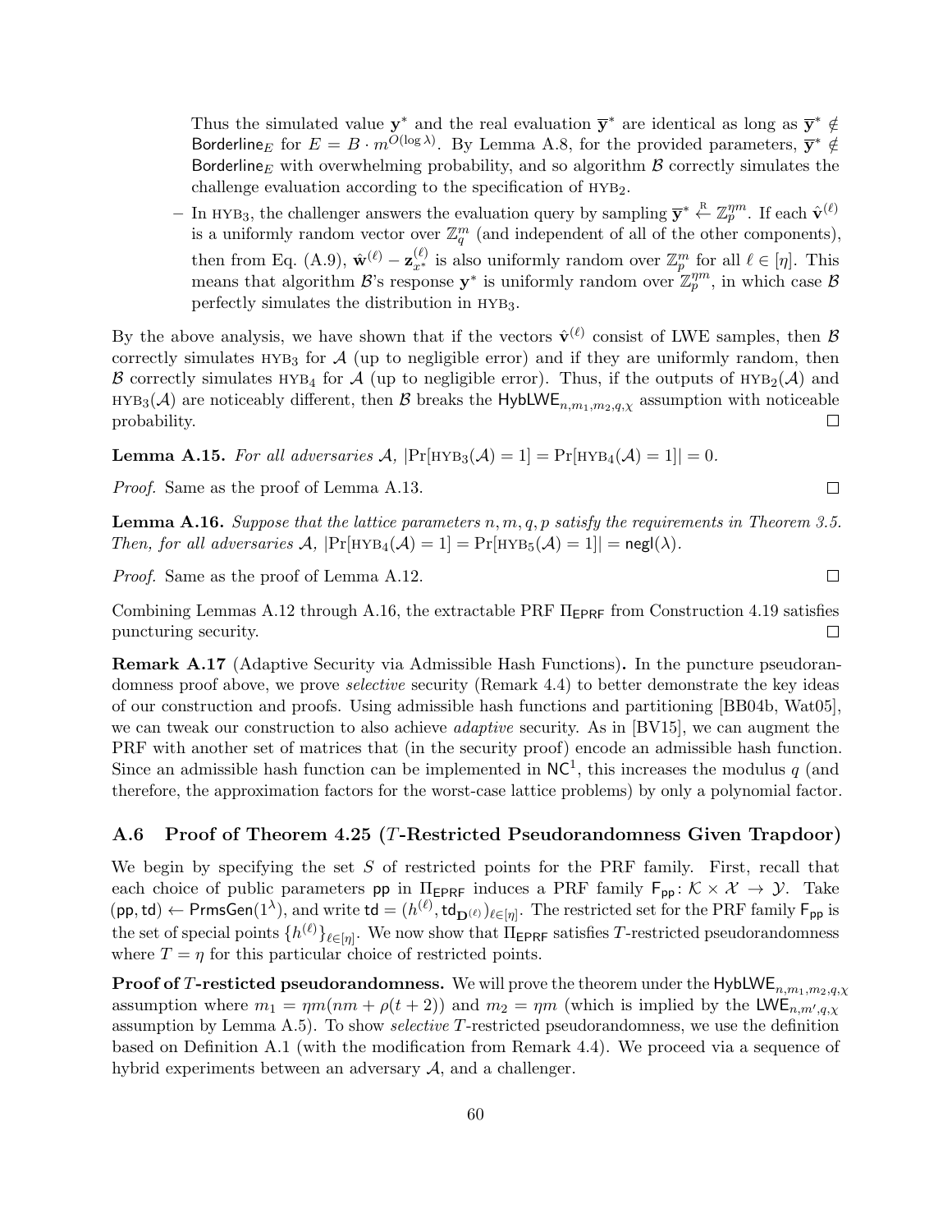Thus the simulated value $\mathbf{y}^*$ and the real evaluation $\overline{\mathbf{y}}^*$ are identical as long as $\overline{\mathbf{y}}^* \notin \mathsf{Borderline}_E$ for $E = B \cdot m^{O(\log \lambda)}$. By Lemma A.8, for the provided parameters, $\overline{\mathbf{y}}^* \notin \mathsf{Borderline}_E$ with overwhelming probability, and so algorithm $\mathcal{B}$ correctly simulates the challenge evaluation according to the specification of $\text{HYB}_2$.

– In $\text{HYB}_3$, the challenger answers the evaluation query by sampling $\overline{\mathbf{y}}^* \xleftarrow{\text{R}} \mathbb{Z}_p^{\eta m}$. If each $\hat{\mathbf{v}}^{(\ell)}$ is a uniformly random vector over $\mathbb{Z}_q^m$ (and independent of all of the other components), then from Eq. (A.9), $\hat{\mathbf{w}}^{(\ell)} - \mathbf{z}_{x^*}^{(\ell)}$ is also uniformly random over $\mathbb{Z}_p^m$ for all $\ell \in [\eta]$. This means that algorithm $\mathcal{B}$'s response $\mathbf{y}^*$ is uniformly random over $\mathbb{Z}_p^{\eta m}$, in which case $\mathcal{B}$ perfectly simulates the distribution in $\text{HYB}_3$.

By the above analysis, we have shown that if the vectors $\hat{\mathbf{v}}^{(\ell)}$ consist of LWE samples, then $\mathcal{B}$ correctly simulates $\text{HYB}_3$ for $\mathcal{A}$ (up to negligible error) and if they are uniformly random, then $\mathcal{B}$ correctly simulates $\text{HYB}_4$ for $\mathcal{A}$ (up to negligible error). Thus, if the outputs of $\text{HYB}_2(\mathcal{A})$ and $\text{HYB}_3(\mathcal{A})$ are noticeably different, then $\mathcal{B}$ breaks the $\mathsf{HybLWE}_{n,m_1,m_2,q,\chi}$ assumption with noticeable probability. □

**Lemma A.15.** *For all adversaries $\mathcal{A}$, $|\Pr[\text{HYB}_3(\mathcal{A}) = 1] = \Pr[\text{HYB}_4(\mathcal{A}) = 1]| = 0$.*

*Proof.* Same as the proof of Lemma A.13. □

**Lemma A.16.** *Suppose that the lattice parameters $n, m, q, p$ satisfy the requirements in Theorem 3.5. Then, for all adversaries $\mathcal{A}$, $|\Pr[\text{HYB}_4(\mathcal{A}) = 1] = \Pr[\text{HYB}_5(\mathcal{A}) = 1]| = \mathsf{negl}(\lambda)$.*

*Proof.* Same as the proof of Lemma A.12. □

Combining Lemmas A.12 through A.16, the extractable PRF $\Pi_{\mathsf{EPRF}}$ from Construction 4.19 satisfies puncturing security. □

**Remark A.17** (Adaptive Security via Admissible Hash Functions)**.** In the puncture pseudorandomness proof above, we prove *selective* security (Remark 4.4) to better demonstrate the key ideas of our construction and proofs. Using admissible hash functions and partitioning [BB04b, Wat05], we can tweak our construction to also achieve *adaptive* security. As in [BV15], we can augment the PRF with another set of matrices that (in the security proof) encode an admissible hash function. Since an admissible hash function can be implemented in $\mathsf{NC}^1$, this increases the modulus $q$ (and therefore, the approximation factors for the worst-case lattice problems) by only a polynomial factor.

### A.6 Proof of Theorem 4.25 ($T$-Restricted Pseudorandomness Given Trapdoor)

We begin by specifying the set $S$ of restricted points for the PRF family. First, recall that each choice of public parameters $\mathsf{pp}$ in $\Pi_{\mathsf{EPRF}}$ induces a PRF family $\mathsf{F}_{\mathsf{pp}} \colon \mathcal{K} \times \mathcal{X} \to \mathcal{Y}$. Take $(\mathsf{pp}, \mathsf{td}) \leftarrow \mathsf{PrmsGen}(1^\lambda)$, and write $\mathsf{td} = (h^{(\ell)}, \mathsf{td}_{\mathbf{D}^{(\ell)}})_{\ell \in [\eta]}$. The restricted set for the PRF family $\mathsf{F}_{\mathsf{pp}}$ is the set of special points $\{h^{(\ell)}\}_{\ell \in [\eta]}$. We now show that $\Pi_{\mathsf{EPRF}}$ satisfies $T$-restricted pseudorandomness where $T = \eta$ for this particular choice of restricted points.

**Proof of $T$-resticted pseudorandomness.** We will prove the theorem under the $\mathsf{HybLWE}_{n,m_1,m_2,q,\chi}$ assumption where $m_1 = \eta m(nm + \rho(t+2))$ and $m_2 = \eta m$ (which is implied by the $\mathsf{LWE}_{n,m',q,\chi}$ assumption by Lemma A.5). To show *selective* $T$-restricted pseudorandomness, we use the definition based on Definition A.1 (with the modification from Remark 4.4). We proceed via a sequence of hybrid experiments between an adversary $\mathcal{A}$, and a challenger.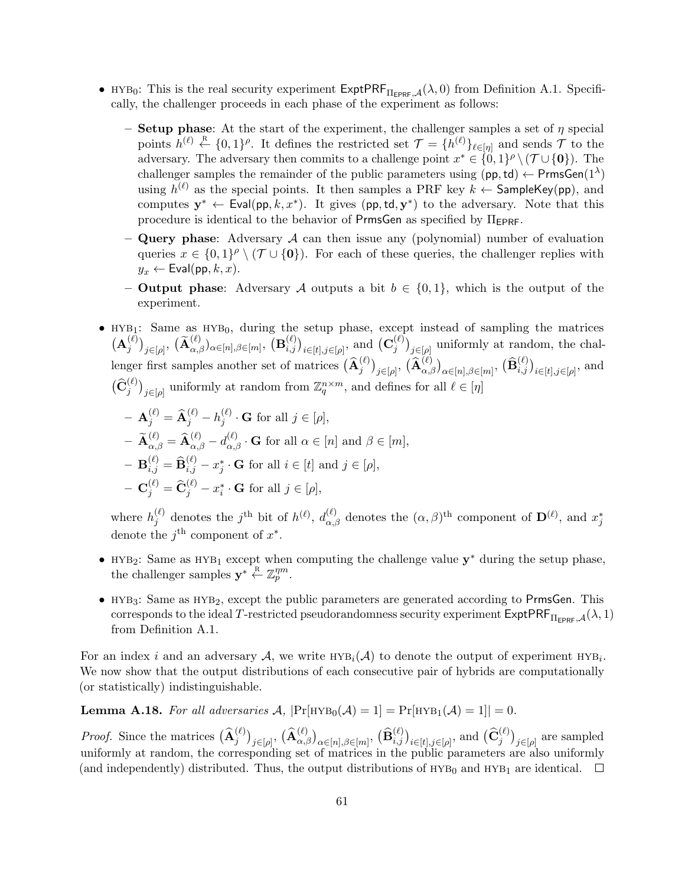- $\text{HYB}_0$: This is the real security experiment $\mathsf{ExptPRF}_{\Pi_{\mathsf{EPRF}},\mathcal{A}}(\lambda, 0)$ from Definition A.1. Specifically, the challenger proceeds in each phase of the experiment as follows:
  - **Setup phase**: At the start of the experiment, the challenger samples a set of $\eta$ special points $h^{(\ell)} \xleftarrow{\text{R}} \{0,1\}^\rho$. It defines the restricted set $\mathcal{T} = \{h^{(\ell)}\}_{\ell \in [\eta]}$ and sends $\mathcal{T}$ to the adversary. The adversary then commits to a challenge point $x^* \in \{0,1\}^\rho \setminus (\mathcal{T} \cup \{\mathbf{0}\})$. The challenger samples the remainder of the public parameters using $(\mathsf{pp}, \mathsf{td}) \leftarrow \mathsf{PrmsGen}(1^\lambda)$ using $h^{(\ell)}$ as the special points. It then samples a PRF key $k \leftarrow \mathsf{SampleKey}(\mathsf{pp})$, and computes $\mathbf{y}^* \leftarrow \mathsf{Eval}(\mathsf{pp}, k, x^*)$. It gives $(\mathsf{pp}, \mathsf{td}, \mathbf{y}^*)$ to the adversary. Note that this procedure is identical to the behavior of $\mathsf{PrmsGen}$ as specified by $\Pi_{\mathsf{EPRF}}$.
  - **Query phase**: Adversary $\mathcal{A}$ can then issue any (polynomial) number of evaluation queries $x \in \{0,1\}^\rho \setminus (\mathcal{T} \cup \{\mathbf{0}\})$. For each of these queries, the challenger replies with $y_x \leftarrow \mathsf{Eval}(\mathsf{pp}, k, x)$.
  - **Output phase**: Adversary $\mathcal{A}$ outputs a bit $b \in \{0,1\}$, which is the output of the experiment.
- $\text{HYB}_1$: Same as $\text{HYB}_0$, during the setup phase, except instead of sampling the matrices $\big(\mathbf{A}_j^{(\ell)}\big)_{j\in[\rho]}$, $\big(\widetilde{\mathbf{A}}_{\alpha,\beta}^{(\ell)}\big)_{\alpha\in[n],\beta\in[m]}$, $\big(\mathbf{B}_{i,j}^{(\ell)}\big)_{i\in[t],j\in[\rho]}$, and $\big(\mathbf{C}_j^{(\ell)}\big)_{j\in[\rho]}$ uniformly at random, the challenger first samples another set of matrices $\big(\widehat{\mathbf{A}}_j^{(\ell)}\big)_{j\in[\rho]}$, $\big(\widehat{\mathbf{A}}_{\alpha,\beta}^{(\ell)}\big)_{\alpha\in[n],\beta\in[m]}$, $\big(\widehat{\mathbf{B}}_{i,j}^{(\ell)}\big)_{i\in[t],j\in[\rho]}$, and $\big(\widehat{\mathbf{C}}_j^{(\ell)}\big)_{j\in[\rho]}$ uniformly at random from $\mathbb{Z}_q^{n\times m}$, and defines for all $\ell \in [\eta]$
  - $\mathbf{A}_j^{(\ell)} = \widehat{\mathbf{A}}_j^{(\ell)} - h_j^{(\ell)} \cdot \mathbf{G}$ for all $j \in [\rho]$,
  - $\widetilde{\mathbf{A}}_{\alpha,\beta}^{(\ell)} = \widehat{\mathbf{A}}_{\alpha,\beta}^{(\ell)} - d_{\alpha,\beta}^{(\ell)} \cdot \mathbf{G}$ for all $\alpha \in [n]$ and $\beta \in [m]$,
  - $\mathbf{B}_{i,j}^{(\ell)} = \widehat{\mathbf{B}}_{i,j}^{(\ell)} - x_j^* \cdot \mathbf{G}$ for all $i \in [t]$ and $j \in [\rho]$,
  - $\mathbf{C}_j^{(\ell)} = \widehat{\mathbf{C}}_j^{(\ell)} - x_i^* \cdot \mathbf{G}$ for all $j \in [\rho]$,

  where $h_j^{(\ell)}$ denotes the $j^{\text{th}}$ bit of $h^{(\ell)}$, $d_{\alpha,\beta}^{(\ell)}$ denotes the $(\alpha,\beta)^{\text{th}}$ component of $\mathbf{D}^{(\ell)}$, and $x_j^*$ denote the $j^{\text{th}}$ component of $x^*$.
- $\text{HYB}_2$: Same as $\text{HYB}_1$ except when computing the challenge value $\mathbf{y}^*$ during the setup phase, the challenger samples $\mathbf{y}^* \xleftarrow{\text{R}} \mathbb{Z}_p^{\eta m}$.
- $\text{HYB}_3$: Same as $\text{HYB}_2$, except the public parameters are generated according to $\mathsf{PrmsGen}$. This corresponds to the ideal $T$-restricted pseudorandomness security experiment $\mathsf{ExptPRF}_{\Pi_{\mathsf{EPRF}},\mathcal{A}}(\lambda, 1)$ from Definition A.1.

For an index $i$ and an adversary $\mathcal{A}$, we write $\text{HYB}_i(\mathcal{A})$ to denote the output of experiment $\text{HYB}_i$. We now show that the output distributions of each consecutive pair of hybrids are computationally (or statistically) indistinguishable.

**Lemma A.18.** *For all adversaries $\mathcal{A}$, $|\Pr[\text{HYB}_0(\mathcal{A}) = 1] = \Pr[\text{HYB}_1(\mathcal{A}) = 1]| = 0$.*

*Proof.* Since the matrices $\big(\widehat{\mathbf{A}}_j^{(\ell)}\big)_{j\in[\rho]}$, $\big(\widehat{\mathbf{A}}_{\alpha,\beta}^{(\ell)}\big)_{\alpha\in[n],\beta\in[m]}$, $\big(\widehat{\mathbf{B}}_{i,j}^{(\ell)}\big)_{i\in[t],j\in[\rho]}$, and $\big(\widehat{\mathbf{C}}_j^{(\ell)}\big)_{j\in[\rho]}$ are sampled uniformly at random, the corresponding set of matrices in the public parameters are also uniformly (and independently) distributed. Thus, the output distributions of $\text{HYB}_0$ and $\text{HYB}_1$ are identical. $\square$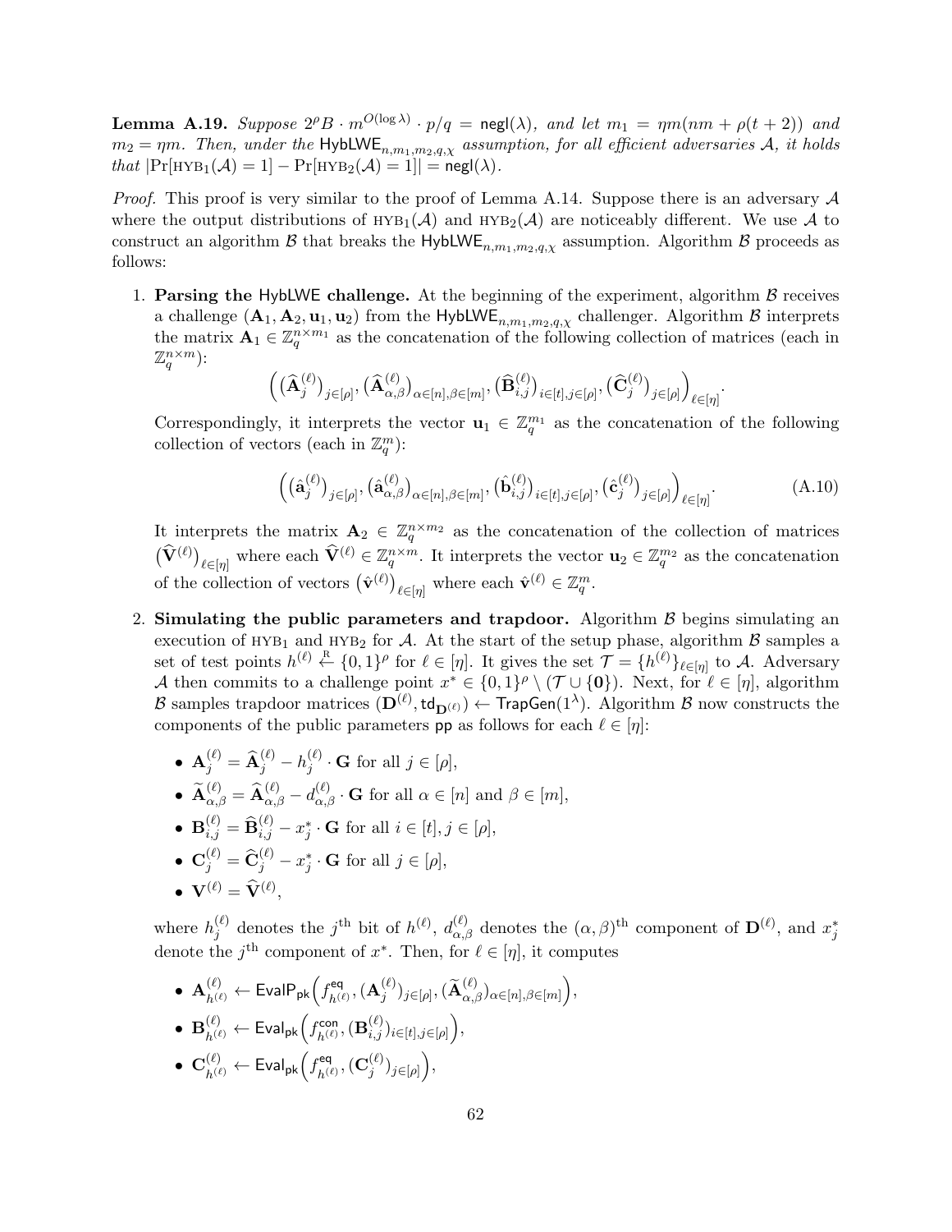**Lemma A.19.** *Suppose $2^\rho B \cdot m^{O(\log \lambda)} \cdot p/q = \mathsf{negl}(\lambda)$, and let $m_1 = \eta m(nm + \rho(t+2))$ and $m_2 = \eta m$. Then, under the $\mathsf{HybLWE}_{n,m_1,m_2,q,\chi}$ assumption, for all efficient adversaries $\mathcal{A}$, it holds that $|\Pr[\text{HYB}_1(\mathcal{A}) = 1] - \Pr[\text{HYB}_2(\mathcal{A}) = 1]| = \mathsf{negl}(\lambda)$.*

*Proof.* This proof is very similar to the proof of Lemma A.14. Suppose there is an adversary $\mathcal{A}$ where the output distributions of $\text{HYB}_1(\mathcal{A})$ and $\text{HYB}_2(\mathcal{A})$ are noticeably different. We use $\mathcal{A}$ to construct an algorithm $\mathcal{B}$ that breaks the $\mathsf{HybLWE}_{n,m_1,m_2,q,\chi}$ assumption. Algorithm $\mathcal{B}$ proceeds as follows:

1. **Parsing the $\mathsf{HybLWE}$ challenge.** At the beginning of the experiment, algorithm $\mathcal{B}$ receives a challenge $(\mathbf{A}_1, \mathbf{A}_2, \mathbf{u}_1, \mathbf{u}_2)$ from the $\mathsf{HybLWE}_{n,m_1,m_2,q,\chi}$ challenger. Algorithm $\mathcal{B}$ interprets the matrix $\mathbf{A}_1 \in \mathbb{Z}_q^{n \times m_1}$ as the concatenation of the following collection of matrices (each in $\mathbb{Z}_q^{n \times m}$):
$$\Big( \big(\widehat{\mathbf{A}}_j^{(\ell)}\big)_{j \in [\rho]}, \big(\widehat{\mathbf{A}}_{\alpha,\beta}^{(\ell)}\big)_{\alpha \in [n], \beta \in [m]}, \big(\widehat{\mathbf{B}}_{i,j}^{(\ell)}\big)_{i \in [t], j \in [\rho]}, \big(\widehat{\mathbf{C}}_j^{(\ell)}\big)_{j \in [\rho]} \Big)_{\ell \in [\eta]}.$$
Correspondingly, it interprets the vector $\mathbf{u}_1 \in \mathbb{Z}_q^{m_1}$ as the concatenation of the following collection of vectors (each in $\mathbb{Z}_q^m$):
$$\Big( \big(\hat{\mathbf{a}}_j^{(\ell)}\big)_{j \in [\rho]}, \big(\hat{\mathbf{a}}_{\alpha,\beta}^{(\ell)}\big)_{\alpha \in [n], \beta \in [m]}, \big(\hat{\mathbf{b}}_{i,j}^{(\ell)}\big)_{i \in [t], j \in [\rho]}, \big(\hat{\mathbf{c}}_j^{(\ell)}\big)_{j \in [\rho]} \Big)_{\ell \in [\eta]}. \tag{A.10}$$
It interprets the matrix $\mathbf{A}_2 \in \mathbb{Z}_q^{n \times m_2}$ as the concatenation of the collection of matrices $\big(\widehat{\mathbf{V}}^{(\ell)}\big)_{\ell \in [\eta]}$ where each $\widehat{\mathbf{V}}^{(\ell)} \in \mathbb{Z}_q^{n \times m}$. It interprets the vector $\mathbf{u}_2 \in \mathbb{Z}_q^{m_2}$ as the concatenation of the collection of vectors $\big(\hat{\mathbf{v}}^{(\ell)}\big)_{\ell \in [\eta]}$ where each $\hat{\mathbf{v}}^{(\ell)} \in \mathbb{Z}_q^m$.

2. **Simulating the public parameters and trapdoor.** Algorithm $\mathcal{B}$ begins simulating an execution of $\text{HYB}_1$ and $\text{HYB}_2$ for $\mathcal{A}$. At the start of the setup phase, algorithm $\mathcal{B}$ samples a set of test points $h^{(\ell)} \xleftarrow{\text{R}} \{0,1\}^\rho$ for $\ell \in [\eta]$. It gives the set $\mathcal{T} = \{h^{(\ell)}\}_{\ell \in [\eta]}$ to $\mathcal{A}$. Adversary $\mathcal{A}$ then commits to a challenge point $x^* \in \{0,1\}^\rho \setminus (\mathcal{T} \cup \{\mathbf{0}\})$. Next, for $\ell \in [\eta]$, algorithm $\mathcal{B}$ samples trapdoor matrices $(\mathbf{D}^{(\ell)}, \mathsf{td}_{\mathbf{D}^{(\ell)}}) \leftarrow \mathsf{TrapGen}(1^\lambda)$. Algorithm $\mathcal{B}$ now constructs the components of the public parameters $\mathsf{pp}$ as follows for each $\ell \in [\eta]$:

   - $\mathbf{A}_j^{(\ell)} = \widehat{\mathbf{A}}_j^{(\ell)} - h_j^{(\ell)} \cdot \mathbf{G}$ for all $j \in [\rho]$,
   - $\widetilde{\mathbf{A}}_{\alpha,\beta}^{(\ell)} = \widehat{\mathbf{A}}_{\alpha,\beta}^{(\ell)} - d_{\alpha,\beta}^{(\ell)} \cdot \mathbf{G}$ for all $\alpha \in [n]$ and $\beta \in [m]$,
   - $\mathbf{B}_{i,j}^{(\ell)} = \widehat{\mathbf{B}}_{i,j}^{(\ell)} - x_j^* \cdot \mathbf{G}$ for all $i \in [t], j \in [\rho]$,
   - $\mathbf{C}_j^{(\ell)} = \widehat{\mathbf{C}}_j^{(\ell)} - x_j^* \cdot \mathbf{G}$ for all $j \in [\rho]$,
   - $\mathbf{V}^{(\ell)} = \widehat{\mathbf{V}}^{(\ell)}$,

   where $h_j^{(\ell)}$ denotes the $j^{\text{th}}$ bit of $h^{(\ell)}$, $d_{\alpha,\beta}^{(\ell)}$ denotes the $(\alpha,\beta)^{\text{th}}$ component of $\mathbf{D}^{(\ell)}$, and $x_j^*$ denote the $j^{\text{th}}$ component of $x^*$. Then, for $\ell \in [\eta]$, it computes

   - $\mathbf{A}_{h^{(\ell)}}^{(\ell)} \leftarrow \mathsf{EvalP}_{\mathsf{pk}}\Big(f_{h^{(\ell)}}^{\mathsf{eq}}, (\mathbf{A}_j^{(\ell)})_{j \in [\rho]}, (\widetilde{\mathbf{A}}_{\alpha,\beta}^{(\ell)})_{\alpha \in [n], \beta \in [m]}\Big)$,
   - $\mathbf{B}_{h^{(\ell)}}^{(\ell)} \leftarrow \mathsf{Eval}_{\mathsf{pk}}\Big(f_{h^{(\ell)}}^{\mathsf{con}}, (\mathbf{B}_{i,j}^{(\ell)})_{i \in [t], j \in [\rho]}\Big)$,
   - $\mathbf{C}_{h^{(\ell)}}^{(\ell)} \leftarrow \mathsf{Eval}_{\mathsf{pk}}\Big(f_{h^{(\ell)}}^{\mathsf{eq}}, (\mathbf{C}_j^{(\ell)})_{j \in [\rho]}\Big)$,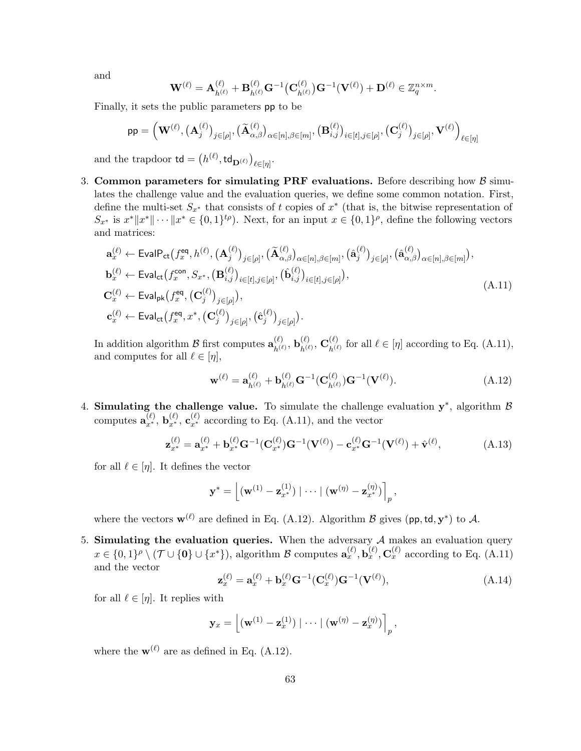and

$$\mathbf{W}^{(\ell)} = \mathbf{A}^{(\ell)}_{h^{(\ell)}} + \mathbf{B}^{(\ell)}_{h^{(\ell)}} \mathbf{G}^{-1}\big(\mathbf{C}^{(\ell)}_{h^{(\ell)}}\big)\mathbf{G}^{-1}(\mathbf{V}^{(\ell)}) + \mathbf{D}^{(\ell)} \in \mathbb{Z}_q^{n \times m}.$$

Finally, it sets the public parameters $\mathsf{pp}$ to be

$$\mathsf{pp} = \Big(\mathbf{W}^{(\ell)}, \big(\mathbf{A}^{(\ell)}_j\big)_{j\in[\rho]}, \big(\widetilde{\mathbf{A}}^{(\ell)}_{\alpha,\beta}\big)_{\alpha\in[n],\beta\in[m]}, \big(\mathbf{B}^{(\ell)}_{i,j}\big)_{i\in[t],j\in[\rho]}, \big(\mathbf{C}^{(\ell)}_j\big)_{j\in[\rho]}, \mathbf{V}^{(\ell)}\Big)_{\ell\in[\eta]}$$

and the trapdoor $\mathsf{td} = \big(h^{(\ell)}, \mathsf{td}_{\mathbf{D}^{(\ell)}}\big)_{\ell\in[\eta]}$.

3. **Common parameters for simulating PRF evaluations.** Before describing how $\mathcal{B}$ simulates the challenge value and the evaluation queries, we define some common notation. First, define the multi-set $S_{x^*}$ that consists of $t$ copies of $x^*$ (that is, the bitwise representation of $S_{x^*}$ is $x^* \| x^* \| \cdots \| x^* \in \{0,1\}^{t\rho}$). Next, for an input $x \in \{0,1\}^\rho$, define the following vectors and matrices:

$$\begin{aligned}
\mathbf{a}^{(\ell)}_x &\leftarrow \mathsf{EvalP}_{\mathsf{ct}}\big(f^{\mathsf{eq}}_x, h^{(\ell)}, \big(\mathbf{A}^{(\ell)}_j\big)_{j\in[\rho]}, \big(\widetilde{\mathbf{A}}^{(\ell)}_{\alpha,\beta}\big)_{\alpha\in[n],\beta\in[m]}, \big(\hat{\mathbf{a}}^{(\ell)}_j\big)_{j\in[\rho]}, \big(\hat{\mathbf{a}}^{(\ell)}_{\alpha,\beta}\big)_{\alpha\in[n],\beta\in[m]}\big), \\
\mathbf{b}^{(\ell)}_x &\leftarrow \mathsf{Eval}_{\mathsf{ct}}\big(f^{\mathsf{con}}_x, S_{x^*}, \big(\mathbf{B}^{(\ell)}_{i,j}\big)_{i\in[t],j\in[\rho]}, \big(\hat{\mathbf{b}}^{(\ell)}_{i,j}\big)_{i\in[t],j\in[\rho]}\big), \\
\mathbf{C}^{(\ell)}_x &\leftarrow \mathsf{Eval}_{\mathsf{pk}}\big(f^{\mathsf{eq}}_x, \big(\mathbf{C}^{(\ell)}_j\big)_{j\in[\rho]}\big), \\
\mathbf{c}^{(\ell)}_x &\leftarrow \mathsf{Eval}_{\mathsf{ct}}\big(f^{\mathsf{eq}}_x, x^*, \big(\mathbf{C}^{(\ell)}_j\big)_{j\in[\rho]}, \big(\hat{\mathbf{c}}^{(\ell)}_j\big)_{j\in[\rho]}\big).
\end{aligned} \tag{A.11}$$

In addition algorithm $\mathcal{B}$ first computes $\mathbf{a}^{(\ell)}_{h^{(\ell)}}$, $\mathbf{b}^{(\ell)}_{h^{(\ell)}}$, $\mathbf{C}^{(\ell)}_{h^{(\ell)}}$ for all $\ell \in [\eta]$ according to Eq. (A.11), and computes for all $\ell \in [\eta]$,

$$\mathbf{w}^{(\ell)} = \mathbf{a}^{(\ell)}_{h^{(\ell)}} + \mathbf{b}^{(\ell)}_{h^{(\ell)}} \mathbf{G}^{-1}(\mathbf{C}^{(\ell)}_{h^{(\ell)}})\mathbf{G}^{-1}(\mathbf{V}^{(\ell)}). \tag{A.12}$$

4. **Simulating the challenge value.** To simulate the challenge evaluation $\mathbf{y}^*$, algorithm $\mathcal{B}$ computes $\mathbf{a}^{(\ell)}_{x^*}$, $\mathbf{b}^{(\ell)}_{x^*}$, $\mathbf{c}^{(\ell)}_{x^*}$ according to Eq. (A.11), and the vector

$$\mathbf{z}^{(\ell)}_{x^*} = \mathbf{a}^{(\ell)}_{x^*} + \mathbf{b}^{(\ell)}_{x^*}\mathbf{G}^{-1}(\mathbf{C}^{(\ell)}_{x^*})\mathbf{G}^{-1}(\mathbf{V}^{(\ell)}) - \mathbf{c}^{(\ell)}_{x^*}\mathbf{G}^{-1}(\mathbf{V}^{(\ell)}) + \hat{\mathbf{v}}^{(\ell)}, \tag{A.13}$$

for all $\ell \in [\eta]$. It defines the vector

$$\mathbf{y}^* = \Big\lfloor (\mathbf{w}^{(1)} - \mathbf{z}^{(1)}_{x^*}) \mid \cdots \mid (\mathbf{w}^{(\eta)} - \mathbf{z}^{(\eta)}_{x^*}) \Big\rceil_p,$$

where the vectors $\mathbf{w}^{(\ell)}$ are defined in Eq. (A.12). Algorithm $\mathcal{B}$ gives $(\mathsf{pp}, \mathsf{td}, \mathbf{y}^*)$ to $\mathcal{A}$.

5. **Simulating the evaluation queries.** When the adversary $\mathcal{A}$ makes an evaluation query $x \in \{0,1\}^\rho \setminus (\mathcal{T} \cup \{\mathbf{0}\} \cup \{x^*\})$, algorithm $\mathcal{B}$ computes $\mathbf{a}^{(\ell)}_x, \mathbf{b}^{(\ell)}_x, \mathbf{C}^{(\ell)}_x$ according to Eq. (A.11) and the vector

$$\mathbf{z}^{(\ell)}_x = \mathbf{a}^{(\ell)}_x + \mathbf{b}^{(\ell)}_x\mathbf{G}^{-1}(\mathbf{C}^{(\ell)}_x)\mathbf{G}^{-1}(\mathbf{V}^{(\ell)}), \tag{A.14}$$

for all $\ell \in [\eta]$. It replies with

$$\mathbf{y}_x = \Big\lfloor (\mathbf{w}^{(1)} - \mathbf{z}^{(1)}_x) \mid \cdots \mid (\mathbf{w}^{(\eta)} - \mathbf{z}^{(\eta)}_x) \Big\rceil_p,$$

where the $\mathbf{w}^{(\ell)}$ are as defined in Eq. (A.12).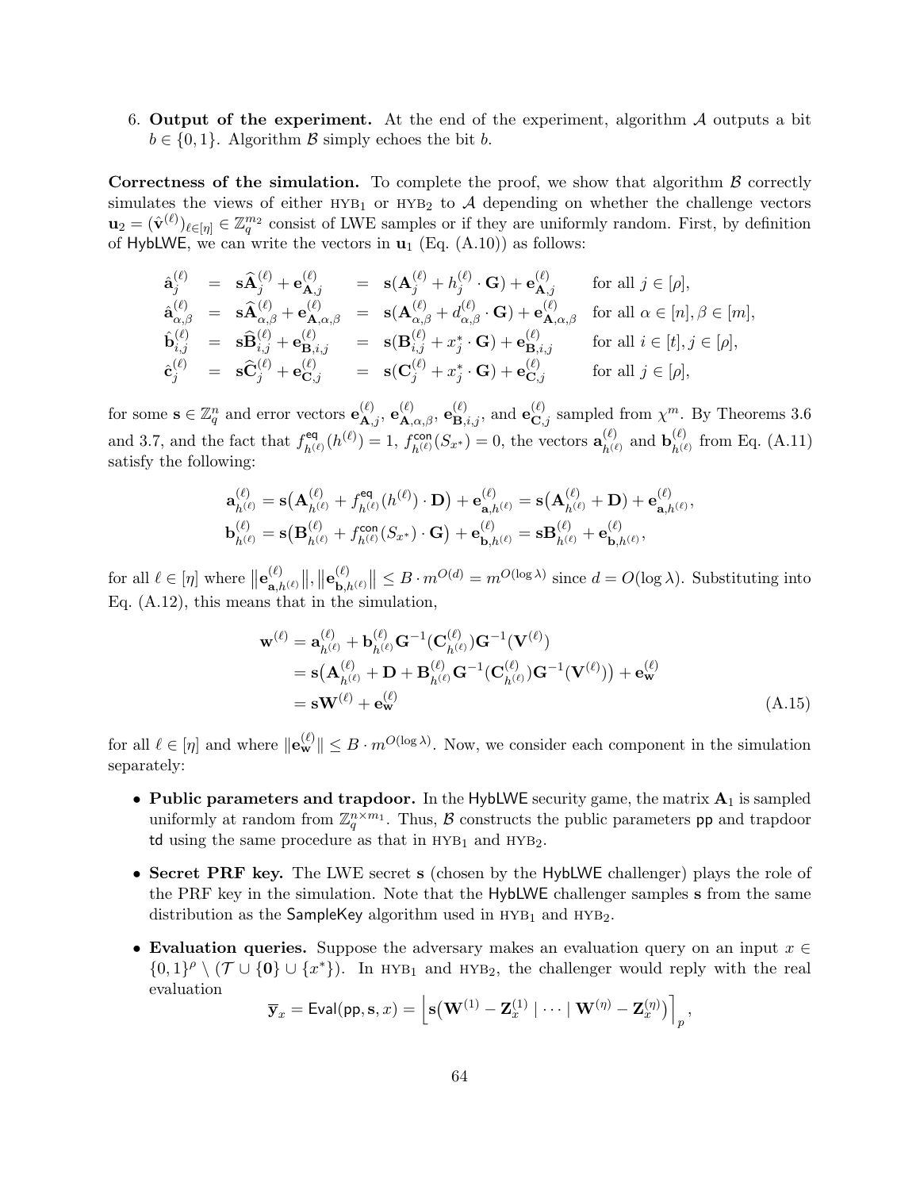6. **Output of the experiment.** At the end of the experiment, algorithm $\mathcal{A}$ outputs a bit $b \in \{0,1\}$. Algorithm $\mathcal{B}$ simply echoes the bit $b$.

**Correctness of the simulation.** To complete the proof, we show that algorithm $\mathcal{B}$ correctly simulates the views of either $\text{HYB}_1$ or $\text{HYB}_2$ to $\mathcal{A}$ depending on whether the challenge vectors $\mathbf{u}_2 = (\hat{\mathbf{v}}^{(\ell)})_{\ell \in [\eta]} \in \mathbb{Z}_q^{m_2}$ consist of LWE samples or if they are uniformly random. First, by definition of $\mathsf{HybLWE}$, we can write the vectors in $\mathbf{u}_1$ (Eq. (A.10)) as follows:

$$
\begin{array}{lllll}
\hat{\mathbf{a}}_j^{(\ell)} & = & \mathbf{s}\widehat{\mathbf{A}}_j^{(\ell)} + \mathbf{e}_{\mathbf{A},j}^{(\ell)} & = & \mathbf{s}(\mathbf{A}_j^{(\ell)} + h_j^{(\ell)} \cdot \mathbf{G}) + \mathbf{e}_{\mathbf{A},j}^{(\ell)} \quad \text{for all } j \in [\rho], \\
\hat{\mathbf{a}}_{\alpha,\beta}^{(\ell)} & = & \mathbf{s}\widehat{\mathbf{A}}_{\alpha,\beta}^{(\ell)} + \mathbf{e}_{\mathbf{A},\alpha,\beta}^{(\ell)} & = & \mathbf{s}(\mathbf{A}_{\alpha,\beta}^{(\ell)} + d_{\alpha,\beta}^{(\ell)} \cdot \mathbf{G}) + \mathbf{e}_{\mathbf{A},\alpha,\beta}^{(\ell)} \quad \text{for all } \alpha \in [n], \beta \in [m], \\
\hat{\mathbf{b}}_{i,j}^{(\ell)} & = & \mathbf{s}\widehat{\mathbf{B}}_{i,j}^{(\ell)} + \mathbf{e}_{\mathbf{B},i,j}^{(\ell)} & = & \mathbf{s}(\mathbf{B}_{i,j}^{(\ell)} + x_j^* \cdot \mathbf{G}) + \mathbf{e}_{\mathbf{B},i,j}^{(\ell)} \quad \text{for all } i \in [t], j \in [\rho], \\
\hat{\mathbf{c}}_j^{(\ell)} & = & \mathbf{s}\widehat{\mathbf{C}}_j^{(\ell)} + \mathbf{e}_{\mathbf{C},j}^{(\ell)} & = & \mathbf{s}(\mathbf{C}_j^{(\ell)} + x_j^* \cdot \mathbf{G}) + \mathbf{e}_{\mathbf{C},j}^{(\ell)} \quad \text{for all } j \in [\rho],
\end{array}
$$

for some $\mathbf{s} \in \mathbb{Z}_q^n$ and error vectors $\mathbf{e}_{\mathbf{A},j}^{(\ell)}$, $\mathbf{e}_{\mathbf{A},\alpha,\beta}^{(\ell)}$, $\mathbf{e}_{\mathbf{B},i,j}^{(\ell)}$, and $\mathbf{e}_{\mathbf{C},j}^{(\ell)}$ sampled from $\chi^m$. By Theorems 3.6 and 3.7, and the fact that $f_{h^{(\ell)}}^{\mathsf{eq}}(h^{(\ell)}) = 1$, $f_{h^{(\ell)}}^{\mathsf{con}}(S_{x^*}) = 0$, the vectors $\mathbf{a}_{h^{(\ell)}}^{(\ell)}$ and $\mathbf{b}_{h^{(\ell)}}^{(\ell)}$ from Eq. (A.11) satisfy the following:

$$
\begin{aligned}
\mathbf{a}_{h^{(\ell)}}^{(\ell)} &= \mathbf{s}\big(\mathbf{A}_{h^{(\ell)}}^{(\ell)} + f_{h^{(\ell)}}^{\mathsf{eq}}(h^{(\ell)}) \cdot \mathbf{D}\big) + \mathbf{e}_{\mathbf{a},h^{(\ell)}}^{(\ell)} = \mathbf{s}\big(\mathbf{A}_{h^{(\ell)}}^{(\ell)} + \mathbf{D}\big) + \mathbf{e}_{\mathbf{a},h^{(\ell)}}^{(\ell)}, \\
\mathbf{b}_{h^{(\ell)}}^{(\ell)} &= \mathbf{s}\big(\mathbf{B}_{h^{(\ell)}}^{(\ell)} + f_{h^{(\ell)}}^{\mathsf{con}}(S_{x^*}) \cdot \mathbf{G}\big) + \mathbf{e}_{\mathbf{b},h^{(\ell)}}^{(\ell)} = \mathbf{s}\mathbf{B}_{h^{(\ell)}}^{(\ell)} + \mathbf{e}_{\mathbf{b},h^{(\ell)}}^{(\ell)},
\end{aligned}
$$

for all $\ell \in [\eta]$ where $\big\|\mathbf{e}_{\mathbf{a},h^{(\ell)}}^{(\ell)}\big\|, \big\|\mathbf{e}_{\mathbf{b},h^{(\ell)}}^{(\ell)}\big\| \le B \cdot m^{O(d)} = m^{O(\log \lambda)}$ since $d = O(\log \lambda)$. Substituting into Eq. (A.12), this means that in the simulation,

$$
\begin{aligned}
\mathbf{w}^{(\ell)} &= \mathbf{a}_{h^{(\ell)}}^{(\ell)} + \mathbf{b}_{h^{(\ell)}}^{(\ell)} \mathbf{G}^{-1}(\mathbf{C}_{h^{(\ell)}}^{(\ell)}) \mathbf{G}^{-1}(\mathbf{V}^{(\ell)}) \\
&= \mathbf{s}\big(\mathbf{A}_{h^{(\ell)}}^{(\ell)} + \mathbf{D} + \mathbf{B}_{h^{(\ell)}}^{(\ell)} \mathbf{G}^{-1}(\mathbf{C}_{h^{(\ell)}}^{(\ell)}) \mathbf{G}^{-1}(\mathbf{V}^{(\ell)})\big) + \mathbf{e}_{\mathbf{w}}^{(\ell)} \\
&= \mathbf{s}\mathbf{W}^{(\ell)} + \mathbf{e}_{\mathbf{w}}^{(\ell)} 
\end{aligned} \tag{A.15}
$$

for all $\ell \in [\eta]$ and where $\|\mathbf{e}_{\mathbf{w}}^{(\ell)}\| \le B \cdot m^{O(\log \lambda)}$. Now, we consider each component in the simulation separately:

- **Public parameters and trapdoor.** In the $\mathsf{HybLWE}$ security game, the matrix $\mathbf{A}_1$ is sampled uniformly at random from $\mathbb{Z}_q^{n \times m_1}$. Thus, $\mathcal{B}$ constructs the public parameters $\mathsf{pp}$ and trapdoor $\mathsf{td}$ using the same procedure as that in $\text{HYB}_1$ and $\text{HYB}_2$.
- **Secret PRF key.** The LWE secret $\mathbf{s}$ (chosen by the $\mathsf{HybLWE}$ challenger) plays the role of the PRF key in the simulation. Note that the $\mathsf{HybLWE}$ challenger samples $\mathbf{s}$ from the same distribution as the $\mathsf{SampleKey}$ algorithm used in $\text{HYB}_1$ and $\text{HYB}_2$.
- **Evaluation queries.** Suppose the adversary makes an evaluation query on an input $x \in \{0,1\}^\rho \setminus (\mathcal{T} \cup \{\mathbf{0}\} \cup \{x^*\})$. In $\text{HYB}_1$ and $\text{HYB}_2$, the challenger would reply with the real evaluation
$$\bar{\mathbf{y}}_x = \mathsf{Eval}(\mathsf{pp}, \mathbf{s}, x) = \Big\lfloor \mathbf{s}\big(\mathbf{W}^{(1)} - \mathbf{Z}_x^{(1)} \mid \cdots \mid \mathbf{W}^{(\eta)} - \mathbf{Z}_x^{(\eta)}\big) \Big\rceil_p,$$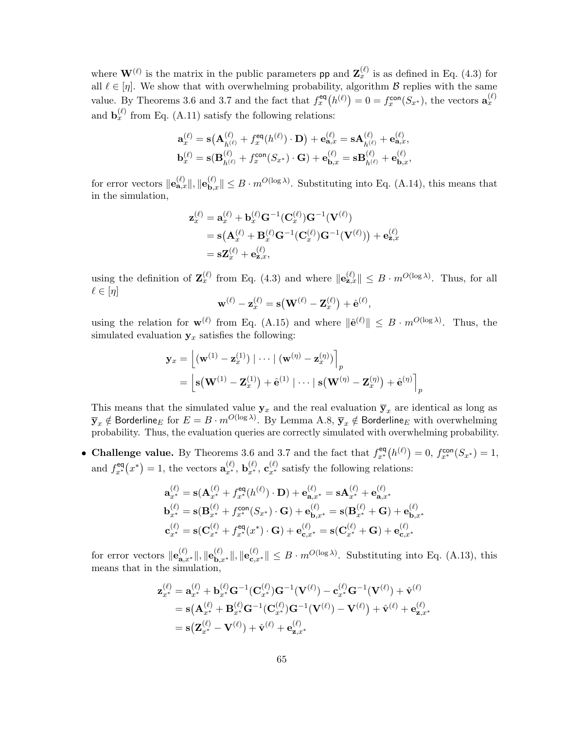where $\mathbf{W}^{(\ell)}$ is the matrix in the public parameters $\mathsf{pp}$ and $\mathbf{Z}_x^{(\ell)}$ is as defined in Eq. (4.3) for all $\ell \in [\eta]$. We show that with overwhelming probability, algorithm $\mathcal{B}$ replies with the same value. By Theorems 3.6 and 3.7 and the fact that $f_x^{\mathsf{eq}}(h^{(\ell)}) = 0 = f_x^{\mathsf{con}}(S_{x^*})$, the vectors $\mathbf{a}_x^{(\ell)}$ and $\mathbf{b}_x^{(\ell)}$ from Eq. (A.11) satisfy the following relations:

$$
\begin{aligned}
\mathbf{a}_x^{(\ell)} &= \mathbf{s}\big(\mathbf{A}_{h^{(\ell)}}^{(\ell)} + f_x^{\mathsf{eq}}(h^{(\ell)}) \cdot \mathbf{D}\big) + \mathbf{e}_{\mathbf{a},x}^{(\ell)} = \mathbf{s}\mathbf{A}_{h^{(\ell)}}^{(\ell)} + \mathbf{e}_{\mathbf{a},x}^{(\ell)}, \\
\mathbf{b}_x^{(\ell)} &= \mathbf{s}(\mathbf{B}_{h^{(\ell)}}^{(\ell)} + f_x^{\mathsf{con}}(S_{x^*}) \cdot \mathbf{G}) + \mathbf{e}_{\mathbf{b},x}^{(\ell)} = \mathbf{s}\mathbf{B}_{h^{(\ell)}}^{(\ell)} + \mathbf{e}_{\mathbf{b},x}^{(\ell)},
\end{aligned}
$$

for error vectors $\|\mathbf{e}_{\mathbf{a},x}^{(\ell)}\|, \|\mathbf{e}_{\mathbf{b},x}^{(\ell)}\| \leq B \cdot m^{O(\log \lambda)}$. Substituting into Eq. (A.14), this means that in the simulation,

$$
\begin{aligned}
\mathbf{z}_x^{(\ell)} &= \mathbf{a}_x^{(\ell)} + \mathbf{b}_x^{(\ell)} \mathbf{G}^{-1}(\mathbf{C}_x^{(\ell)}) \mathbf{G}^{-1}(\mathbf{V}^{(\ell)}) \\
&= \mathbf{s}\big(\mathbf{A}_x^{(\ell)} + \mathbf{B}_x^{(\ell)} \mathbf{G}^{-1}(\mathbf{C}_x^{(\ell)}) \mathbf{G}^{-1}(\mathbf{V}^{(\ell)})\big) + \mathbf{e}_{\mathbf{z},x}^{(\ell)} \\
&= \mathbf{s}\mathbf{Z}_x^{(\ell)} + \mathbf{e}_{\mathbf{z},x}^{(\ell)},
\end{aligned}
$$

using the definition of $\mathbf{Z}_x^{(\ell)}$ from Eq. (4.3) and where $\|\mathbf{e}_{\mathbf{z},x}^{(\ell)}\| \leq B \cdot m^{O(\log \lambda)}$. Thus, for all $\ell \in [\eta]$

$$
\mathbf{w}^{(\ell)} - \mathbf{z}_x^{(\ell)} = \mathbf{s}\big(\mathbf{W}^{(\ell)} - \mathbf{Z}_x^{(\ell)}\big) + \hat{\mathbf{e}}^{(\ell)},
$$

using the relation for $\mathbf{w}^{(\ell)}$ from Eq. (A.15) and where $\|\hat{\mathbf{e}}^{(\ell)}\| \leq B \cdot m^{O(\log \lambda)}$. Thus, the simulated evaluation $\mathbf{y}_x$ satisfies the following:

$$
\begin{aligned}
\mathbf{y}_x &= \Big\lfloor (\mathbf{w}^{(1)} - \mathbf{z}_x^{(1)}) \mid \cdots \mid (\mathbf{w}^{(\eta)} - \mathbf{z}_x^{(\eta)}) \Big\rceil_p \\
&= \Big\lfloor \mathbf{s}\big(\mathbf{W}^{(1)} - \mathbf{Z}_x^{(1)}\big) + \hat{\mathbf{e}}^{(1)} \mid \cdots \mid \mathbf{s}\big(\mathbf{W}^{(\eta)} - \mathbf{Z}_x^{(\eta)}\big) + \hat{\mathbf{e}}^{(\eta)} \Big\rceil_p
\end{aligned}
$$

This means that the simulated value $\mathbf{y}_x$ and the real evaluation $\overline{\mathbf{y}}_x$ are identical as long as $\overline{\mathbf{y}}_x \notin \mathsf{Borderline}_E$ for $E = B \cdot m^{O(\log \lambda)}$. By Lemma A.8, $\overline{\mathbf{y}}_x \notin \mathsf{Borderline}_E$ with overwhelming probability. Thus, the evaluation queries are correctly simulated with overwhelming probability.

- **Challenge value.** By Theorems 3.6 and 3.7 and the fact that $f_{x^*}^{\mathsf{eq}}(h^{(\ell)}) = 0$, $f_{x^*}^{\mathsf{con}}(S_{x^*}) = 1$, and $f_{x^*}^{\mathsf{eq}}(x^*) = 1$, the vectors $\mathbf{a}_{x^*}^{(\ell)}$, $\mathbf{b}_{x^*}^{(\ell)}$, $\mathbf{c}_{x^*}^{(\ell)}$ satisfy the following relations:

$$
\begin{aligned}
\mathbf{a}_{x^*}^{(\ell)} &= \mathbf{s}(\mathbf{A}_{x^*}^{(\ell)} + f_{x^*}^{\mathsf{eq}}(h^{(\ell)}) \cdot \mathbf{D}) + \mathbf{e}_{\mathbf{a},x^*}^{(\ell)} = \mathbf{s}\mathbf{A}_{x^*}^{(\ell)} + \mathbf{e}_{\mathbf{a},x^*}^{(\ell)} \\
\mathbf{b}_{x^*}^{(\ell)} &= \mathbf{s}(\mathbf{B}_{x^*}^{(\ell)} + f_{x^*}^{\mathsf{con}}(S_{x^*}) \cdot \mathbf{G}) + \mathbf{e}_{\mathbf{b},x^*}^{(\ell)} = \mathbf{s}(\mathbf{B}_{x^*}^{(\ell)} + \mathbf{G}) + \mathbf{e}_{\mathbf{b},x^*}^{(\ell)} \\
\mathbf{c}_{x^*}^{(\ell)} &= \mathbf{s}(\mathbf{C}_{x^*}^{(\ell)} + f_{x^*}^{\mathsf{eq}}(x^*) \cdot \mathbf{G}) + \mathbf{e}_{\mathbf{c},x^*}^{(\ell)} = \mathbf{s}(\mathbf{C}_{x^*}^{(\ell)} + \mathbf{G}) + \mathbf{e}_{\mathbf{c},x^*}^{(\ell)}
\end{aligned}
$$

for error vectors $\|\mathbf{e}_{\mathbf{a},x^*}^{(\ell)}\|, \|\mathbf{e}_{\mathbf{b},x^*}^{(\ell)}\|, \|\mathbf{e}_{\mathbf{c},x^*}^{(\ell)}\| \leq B \cdot m^{O(\log \lambda)}$. Substituting into Eq. (A.13), this means that in the simulation,

$$
\begin{aligned}
\mathbf{z}_{x^*}^{(\ell)} &= \mathbf{a}_{x^*}^{(\ell)} + \mathbf{b}_{x^*}^{(\ell)} \mathbf{G}^{-1}(\mathbf{C}_{x^*}^{(\ell)}) \mathbf{G}^{-1}(\mathbf{V}^{(\ell)}) - \mathbf{c}_{x^*}^{(\ell)} \mathbf{G}^{-1}(\mathbf{V}^{(\ell)}) + \hat{\mathbf{v}}^{(\ell)} \\
&= \mathbf{s}\big(\mathbf{A}_{x^*}^{(\ell)} + \mathbf{B}_{x^*}^{(\ell)} \mathbf{G}^{-1}(\mathbf{C}_{x^*}^{(\ell)}) \mathbf{G}^{-1}(\mathbf{V}^{(\ell)}) - \mathbf{V}^{(\ell)}\big) + \hat{\mathbf{v}}^{(\ell)} + \mathbf{e}_{\mathbf{z},x^*}^{(\ell)} \\
&= \mathbf{s}\big(\mathbf{Z}_{x^*}^{(\ell)} - \mathbf{V}^{(\ell)}\big) + \hat{\mathbf{v}}^{(\ell)} + \mathbf{e}_{\mathbf{z},x^*}^{(\ell)}
\end{aligned}
$$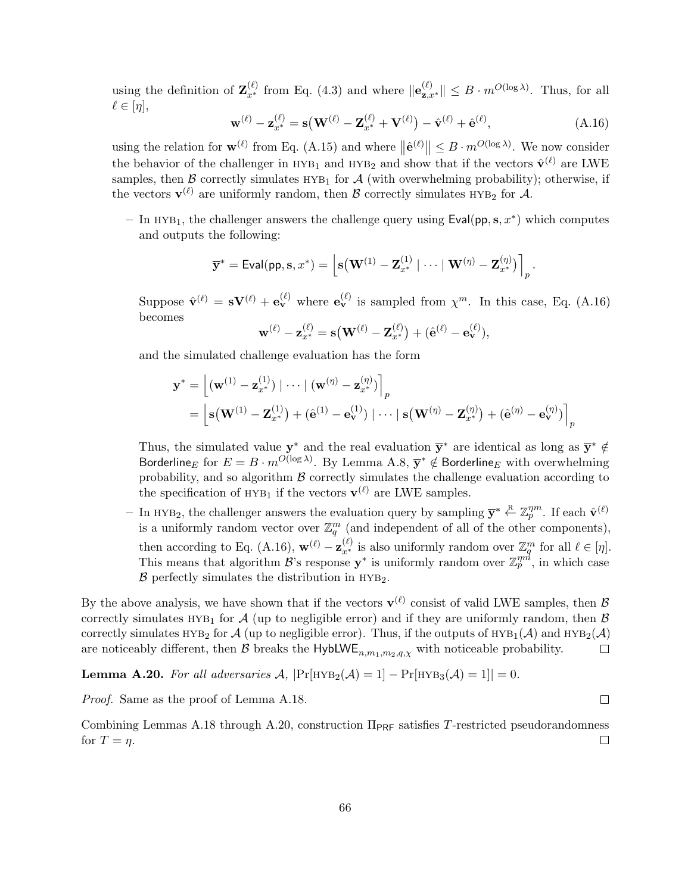using the definition of $\mathbf{Z}_{x^*}^{(\ell)}$ from Eq. (4.3) and where $\|\mathbf{e}_{\mathbf{z},x^*}^{(\ell)}\| \le B \cdot m^{O(\log \lambda)}$. Thus, for all $\ell \in [\eta]$,

$$\mathbf{w}^{(\ell)} - \mathbf{z}_{x^*}^{(\ell)} = \mathbf{s}\big(\mathbf{W}^{(\ell)} - \mathbf{Z}_{x^*}^{(\ell)} + \mathbf{V}^{(\ell)}\big) - \hat{\mathbf{v}}^{(\ell)} + \hat{\mathbf{e}}^{(\ell)}, \tag{A.16}$$

using the relation for $\mathbf{w}^{(\ell)}$ from Eq. (A.15) and where $\big\|\hat{\mathbf{e}}^{(\ell)}\big\| \le B \cdot m^{O(\log \lambda)}$. We now consider the behavior of the challenger in $\textsc{hyb}_1$ and $\textsc{hyb}_2$ and show that if the vectors $\hat{\mathbf{v}}^{(\ell)}$ are LWE samples, then $\mathcal{B}$ correctly simulates $\textsc{hyb}_1$ for $\mathcal{A}$ (with overwhelming probability); otherwise, if the vectors $\mathbf{v}^{(\ell)}$ are uniformly random, then $\mathcal{B}$ correctly simulates $\textsc{hyb}_2$ for $\mathcal{A}$.

- In $\textsc{hyb}_1$, the challenger answers the challenge query using $\mathsf{Eval}(\mathsf{pp}, \mathbf{s}, x^*)$ which computes and outputs the following:

$$\overline{\mathbf{y}}^* = \mathsf{Eval}(\mathsf{pp}, \mathbf{s}, x^*) = \Big\lfloor \mathbf{s}\big(\mathbf{W}^{(1)} - \mathbf{Z}_{x^*}^{(1)} \mid \cdots \mid \mathbf{W}^{(\eta)} - \mathbf{Z}_{x^*}^{(\eta)}\big) \Big\rceil_p .$$

  Suppose $\hat{\mathbf{v}}^{(\ell)} = \mathbf{s}\mathbf{V}^{(\ell)} + \mathbf{e}_{\mathbf{v}}^{(\ell)}$ where $\mathbf{e}_{\mathbf{v}}^{(\ell)}$ is sampled from $\chi^m$. In this case, Eq. (A.16) becomes

$$\mathbf{w}^{(\ell)} - \mathbf{z}_{x^*}^{(\ell)} = \mathbf{s}\big(\mathbf{W}^{(\ell)} - \mathbf{Z}_{x^*}^{(\ell)}\big) + (\hat{\mathbf{e}}^{(\ell)} - \mathbf{e}_{\mathbf{v}}^{(\ell)}),$$

  and the simulated challenge evaluation has the form

$$\begin{aligned}
\mathbf{y}^* &= \Big\lfloor (\mathbf{w}^{(1)} - \mathbf{z}_{x^*}^{(1)}) \mid \cdots \mid (\mathbf{w}^{(\eta)} - \mathbf{z}_{x^*}^{(\eta)}) \Big\rceil_p \\
&= \Big\lfloor \mathbf{s}\big(\mathbf{W}^{(1)} - \mathbf{Z}_{x^*}^{(1)}\big) + (\hat{\mathbf{e}}^{(1)} - \mathbf{e}_{\mathbf{v}}^{(1)}) \mid \cdots \mid \mathbf{s}\big(\mathbf{W}^{(\eta)} - \mathbf{Z}_{x^*}^{(\eta)}\big) + (\hat{\mathbf{e}}^{(\eta)} - \mathbf{e}_{\mathbf{v}}^{(\eta)}) \Big\rceil_p
\end{aligned}$$

  Thus, the simulated value $\mathbf{y}^*$ and the real evaluation $\overline{\mathbf{y}}^*$ are identical as long as $\overline{\mathbf{y}}^* \notin \mathsf{Borderline}_E$ for $E = B \cdot m^{O(\log \lambda)}$. By Lemma A.8, $\overline{\mathbf{y}}^* \notin \mathsf{Borderline}_E$ with overwhelming probability, and so algorithm $\mathcal{B}$ correctly simulates the challenge evaluation according to the specification of $\textsc{hyb}_1$ if the vectors $\mathbf{v}^{(\ell)}$ are LWE samples.

- In $\textsc{hyb}_2$, the challenger answers the evaluation query by sampling $\overline{\mathbf{y}}^* \xleftarrow{\text{R}} \mathbb{Z}_p^{\eta m}$. If each $\hat{\mathbf{v}}^{(\ell)}$ is a uniformly random vector over $\mathbb{Z}_q^m$ (and independent of all of the other components), then according to Eq. (A.16), $\mathbf{w}^{(\ell)} - \mathbf{z}_{x^*}^{(\ell)}$ is also uniformly random over $\mathbb{Z}_q^m$ for all $\ell \in [\eta]$. This means that algorithm $\mathcal{B}$'s response $\mathbf{y}^*$ is uniformly random over $\mathbb{Z}_p^{\eta m}$, in which case $\mathcal{B}$ perfectly simulates the distribution in $\textsc{hyb}_2$.

By the above analysis, we have shown that if the vectors $\mathbf{v}^{(\ell)}$ consist of valid LWE samples, then $\mathcal{B}$ correctly simulates $\textsc{hyb}_1$ for $\mathcal{A}$ (up to negligible error) and if they are uniformly random, then $\mathcal{B}$ correctly simulates $\textsc{hyb}_2$ for $\mathcal{A}$ (up to negligible error). Thus, if the outputs of $\textsc{hyb}_1(\mathcal{A})$ and $\textsc{hyb}_2(\mathcal{A})$ are noticeably different, then $\mathcal{B}$ breaks the $\mathsf{HybLWE}_{n,m_1,m_2,q,\chi}$ with noticeable probability. □

**Lemma A.20.** *For all adversaries $\mathcal{A}$, $|\Pr[\textsc{hyb}_2(\mathcal{A}) = 1] - \Pr[\textsc{hyb}_3(\mathcal{A}) = 1]| = 0$.*

*Proof.* Same as the proof of Lemma A.18. □

Combining Lemmas A.18 through A.20, construction $\Pi_{\mathsf{PRF}}$ satisfies $T$-restricted pseudorandomness for $T = \eta$. □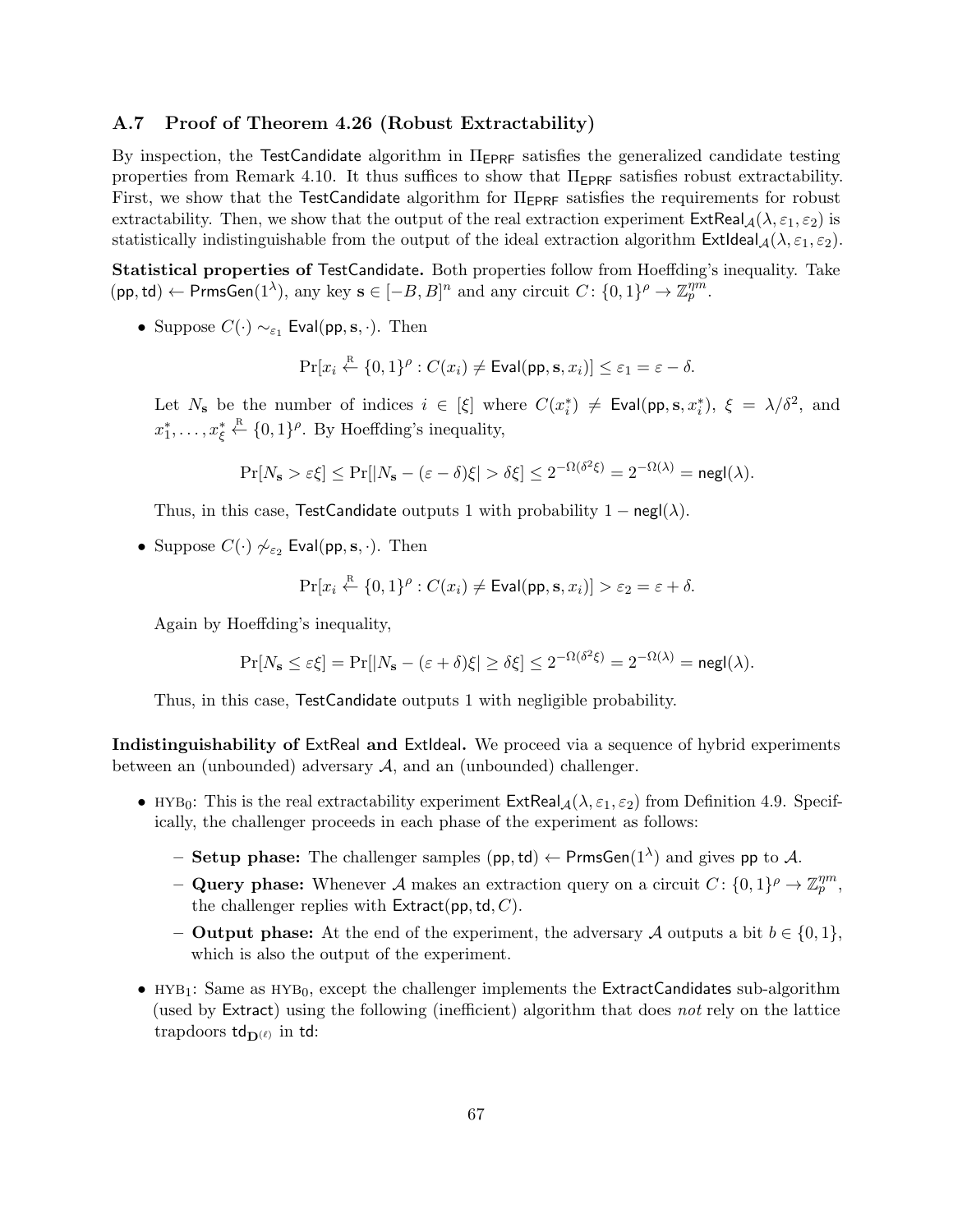### A.7 Proof of Theorem 4.26 (Robust Extractability)

By inspection, the TestCandidate algorithm in $\Pi_{\mathsf{EPRF}}$ satisfies the generalized candidate testing properties from Remark 4.10. It thus suffices to show that $\Pi_{\mathsf{EPRF}}$ satisfies robust extractability. First, we show that the TestCandidate algorithm for $\Pi_{\mathsf{EPRF}}$ satisfies the requirements for robust extractability. Then, we show that the output of the real extraction experiment $\mathsf{ExtReal}_{\mathcal{A}}(\lambda, \varepsilon_1, \varepsilon_2)$ is statistically indistinguishable from the output of the ideal extraction algorithm $\mathsf{ExtIdeal}_{\mathcal{A}}(\lambda, \varepsilon_1, \varepsilon_2)$.

**Statistical properties of TestCandidate.** Both properties follow from Hoeffding's inequality. Take $(\mathsf{pp}, \mathsf{td}) \leftarrow \mathsf{PrmsGen}(1^\lambda)$, any key $\mathbf{s} \in [-B, B]^n$ and any circuit $C \colon \{0,1\}^\rho \to \mathbb{Z}_p^{\eta m}$.

- Suppose $C(\cdot) \sim_{\varepsilon_1} \mathsf{Eval}(\mathsf{pp}, \mathbf{s}, \cdot)$. Then

$$\Pr[x_i \xleftarrow{\text{R}} \{0,1\}^\rho : C(x_i) \neq \mathsf{Eval}(\mathsf{pp}, \mathbf{s}, x_i)] \leq \varepsilon_1 = \varepsilon - \delta.$$

  Let $N_{\mathbf{s}}$ be the number of indices $i \in [\xi]$ where $C(x_i^*) \neq \mathsf{Eval}(\mathsf{pp}, \mathbf{s}, x_i^*)$, $\xi = \lambda/\delta^2$, and $x_1^*, \ldots, x_\xi^* \xleftarrow{\text{R}} \{0,1\}^\rho$. By Hoeffding's inequality,

$$\Pr[N_{\mathbf{s}} > \varepsilon\xi] \leq \Pr[|N_{\mathbf{s}} - (\varepsilon - \delta)\xi| > \delta\xi] \leq 2^{-\Omega(\delta^2\xi)} = 2^{-\Omega(\lambda)} = \mathsf{negl}(\lambda).$$

  Thus, in this case, TestCandidate outputs 1 with probability $1 - \mathsf{negl}(\lambda)$.

- Suppose $C(\cdot) \not\sim_{\varepsilon_2} \mathsf{Eval}(\mathsf{pp}, \mathbf{s}, \cdot)$. Then

$$\Pr[x_i \xleftarrow{\text{R}} \{0,1\}^\rho : C(x_i) \neq \mathsf{Eval}(\mathsf{pp}, \mathbf{s}, x_i)] > \varepsilon_2 = \varepsilon + \delta.$$

  Again by Hoeffding's inequality,

$$\Pr[N_{\mathbf{s}} \leq \varepsilon\xi] = \Pr[|N_{\mathbf{s}} - (\varepsilon + \delta)\xi| \geq \delta\xi] \leq 2^{-\Omega(\delta^2\xi)} = 2^{-\Omega(\lambda)} = \mathsf{negl}(\lambda).$$

  Thus, in this case, TestCandidate outputs 1 with negligible probability.

**Indistinguishability of ExtReal and ExtIdeal.** We proceed via a sequence of hybrid experiments between an (unbounded) adversary $\mathcal{A}$, and an (unbounded) challenger.

- $\text{HYB}_0$: This is the real extractability experiment $\mathsf{ExtReal}_{\mathcal{A}}(\lambda, \varepsilon_1, \varepsilon_2)$ from Definition 4.9. Specifically, the challenger proceeds in each phase of the experiment as follows:
  - **Setup phase:** The challenger samples $(\mathsf{pp}, \mathsf{td}) \leftarrow \mathsf{PrmsGen}(1^\lambda)$ and gives $\mathsf{pp}$ to $\mathcal{A}$.
  - **Query phase:** Whenever $\mathcal{A}$ makes an extraction query on a circuit $C \colon \{0,1\}^\rho \to \mathbb{Z}_p^{\eta m}$, the challenger replies with $\mathsf{Extract}(\mathsf{pp}, \mathsf{td}, C)$.
  - **Output phase:** At the end of the experiment, the adversary $\mathcal{A}$ outputs a bit $b \in \{0,1\}$, which is also the output of the experiment.
- $\text{HYB}_1$: Same as $\text{HYB}_0$, except the challenger implements the ExtractCandidates sub-algorithm (used by Extract) using the following (inefficient) algorithm that does *not* rely on the lattice trapdoors $\mathsf{td}_{\mathbf{D}^{(\ell)}}$ in $\mathsf{td}$: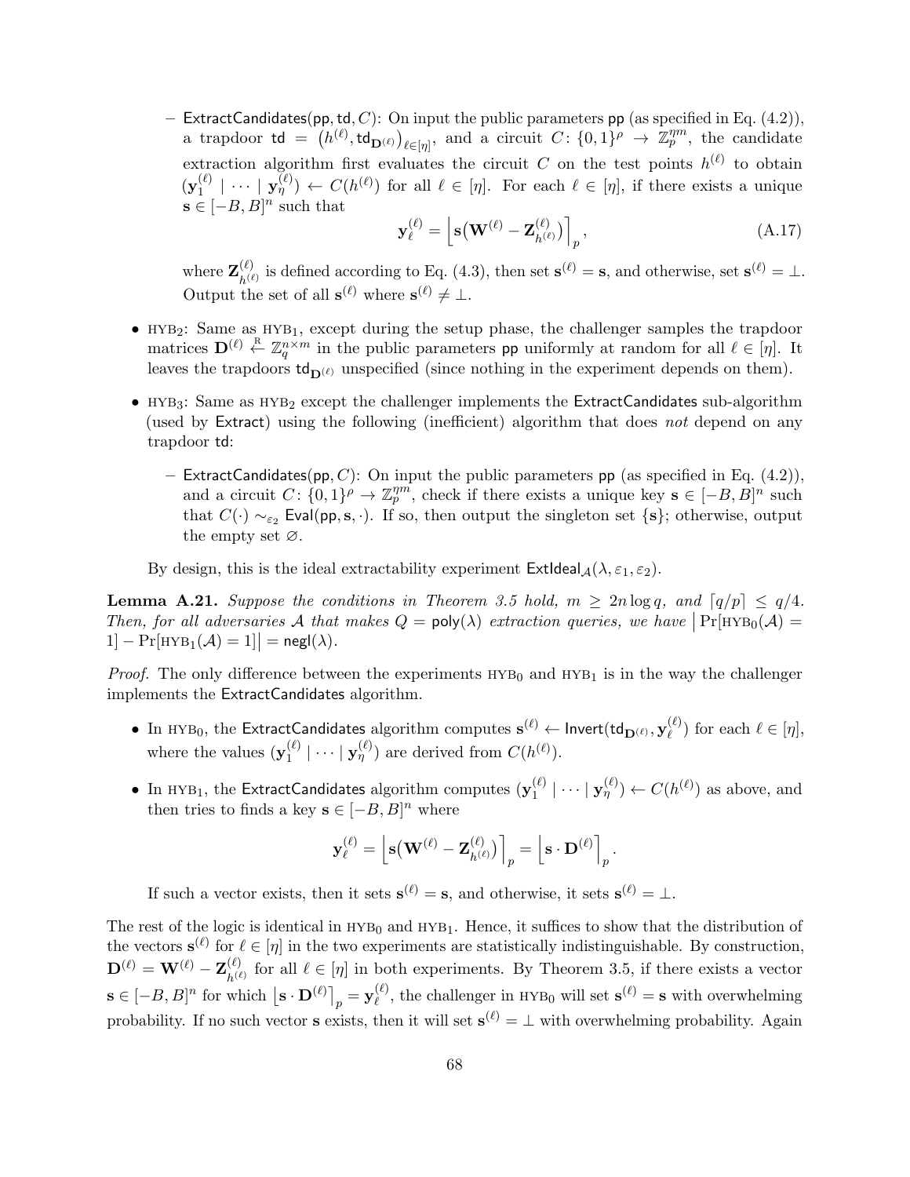- ExtractCandidates(pp, td, $C$): On input the public parameters pp (as specified in Eq. (4.2)), a trapdoor $\mathsf{td} = \left(h^{(\ell)}, \mathsf{td}_{\mathbf{D}^{(\ell)}}\right)_{\ell \in [\eta]}$, and a circuit $C \colon \{0,1\}^\rho \to \mathbb{Z}_p^{\eta m}$, the candidate extraction algorithm first evaluates the circuit $C$ on the test points $h^{(\ell)}$ to obtain $(\mathbf{y}_1^{(\ell)} \mid \cdots \mid \mathbf{y}_\eta^{(\ell)}) \leftarrow C(h^{(\ell)})$ for all $\ell \in [\eta]$. For each $\ell \in [\eta]$, if there exists a unique $\mathbf{s} \in [-B, B]^n$ such that

$$\mathbf{y}_\ell^{(\ell)} = \left\lfloor \mathbf{s}\big(\mathbf{W}^{(\ell)} - \mathbf{Z}_{h^{(\ell)}}^{(\ell)}\big) \right\rceil_p, \tag{A.17}$$

where $\mathbf{Z}_{h^{(\ell)}}^{(\ell)}$ is defined according to Eq. (4.3), then set $\mathbf{s}^{(\ell)} = \mathbf{s}$, and otherwise, set $\mathbf{s}^{(\ell)} = \perp$. Output the set of all $\mathbf{s}^{(\ell)}$ where $\mathbf{s}^{(\ell)} \neq \perp$.

- HYB$_2$: Same as HYB$_1$, except during the setup phase, the challenger samples the trapdoor matrices $\mathbf{D}^{(\ell)} \xleftarrow{\text{R}} \mathbb{Z}_q^{n \times m}$ in the public parameters pp uniformly at random for all $\ell \in [\eta]$. It leaves the trapdoors $\mathsf{td}_{\mathbf{D}^{(\ell)}}$ unspecified (since nothing in the experiment depends on them).

- HYB$_3$: Same as HYB$_2$ except the challenger implements the ExtractCandidates sub-algorithm (used by Extract) using the following (inefficient) algorithm that does *not* depend on any trapdoor td:

  - ExtractCandidates(pp, $C$): On input the public parameters pp (as specified in Eq. (4.2)), and a circuit $C \colon \{0,1\}^\rho \to \mathbb{Z}_p^{\eta m}$, check if there exists a unique key $\mathbf{s} \in [-B, B]^n$ such that $C(\cdot) \sim_{\varepsilon_2} \mathsf{Eval}(\mathsf{pp}, \mathbf{s}, \cdot)$. If so, then output the singleton set $\{\mathbf{s}\}$; otherwise, output the empty set $\varnothing$.

  By design, this is the ideal extractability experiment $\mathsf{ExtIdeal}_{\mathcal{A}}(\lambda, \varepsilon_1, \varepsilon_2)$.

**Lemma A.21.** *Suppose the conditions in Theorem 3.5 hold, $m \geq 2n \log q$, and $\lceil q/p \rceil \leq q/4$. Then, for all adversaries $\mathcal{A}$ that makes $Q = \mathsf{poly}(\lambda)$ extraction queries, we have $\big| \Pr[\text{HYB}_0(\mathcal{A}) = 1] - \Pr[\text{HYB}_1(\mathcal{A}) = 1] \big| = \mathsf{negl}(\lambda)$.*

*Proof.* The only difference between the experiments HYB$_0$ and HYB$_1$ is in the way the challenger implements the ExtractCandidates algorithm.

- In HYB$_0$, the ExtractCandidates algorithm computes $\mathbf{s}^{(\ell)} \leftarrow \mathsf{Invert}(\mathsf{td}_{\mathbf{D}^{(\ell)}}, \mathbf{y}_\ell^{(\ell)})$ for each $\ell \in [\eta]$, where the values $(\mathbf{y}_1^{(\ell)} \mid \cdots \mid \mathbf{y}_\eta^{(\ell)})$ are derived from $C(h^{(\ell)})$.

- In HYB$_1$, the ExtractCandidates algorithm computes $(\mathbf{y}_1^{(\ell)} \mid \cdots \mid \mathbf{y}_\eta^{(\ell)}) \leftarrow C(h^{(\ell)})$ as above, and then tries to finds a key $\mathbf{s} \in [-B, B]^n$ where

$$\mathbf{y}_\ell^{(\ell)} = \left\lfloor \mathbf{s}\big(\mathbf{W}^{(\ell)} - \mathbf{Z}_{h^{(\ell)}}^{(\ell)}\big) \right\rceil_p = \left\lfloor \mathbf{s} \cdot \mathbf{D}^{(\ell)} \right\rceil_p.$$

  If such a vector exists, then it sets $\mathbf{s}^{(\ell)} = \mathbf{s}$, and otherwise, it sets $\mathbf{s}^{(\ell)} = \perp$.

The rest of the logic is identical in HYB$_0$ and HYB$_1$. Hence, it suffices to show that the distribution of the vectors $\mathbf{s}^{(\ell)}$ for $\ell \in [\eta]$ in the two experiments are statistically indistinguishable. By construction, $\mathbf{D}^{(\ell)} = \mathbf{W}^{(\ell)} - \mathbf{Z}_{h^{(\ell)}}^{(\ell)}$ for all $\ell \in [\eta]$ in both experiments. By Theorem 3.5, if there exists a vector $\mathbf{s} \in [-B, B]^n$ for which $\left\lfloor \mathbf{s} \cdot \mathbf{D}^{(\ell)} \right\rceil_p = \mathbf{y}_\ell^{(\ell)}$, the challenger in HYB$_0$ will set $\mathbf{s}^{(\ell)} = \mathbf{s}$ with overwhelming probability. If no such vector $\mathbf{s}$ exists, then it will set $\mathbf{s}^{(\ell)} = \perp$ with overwhelming probability. Again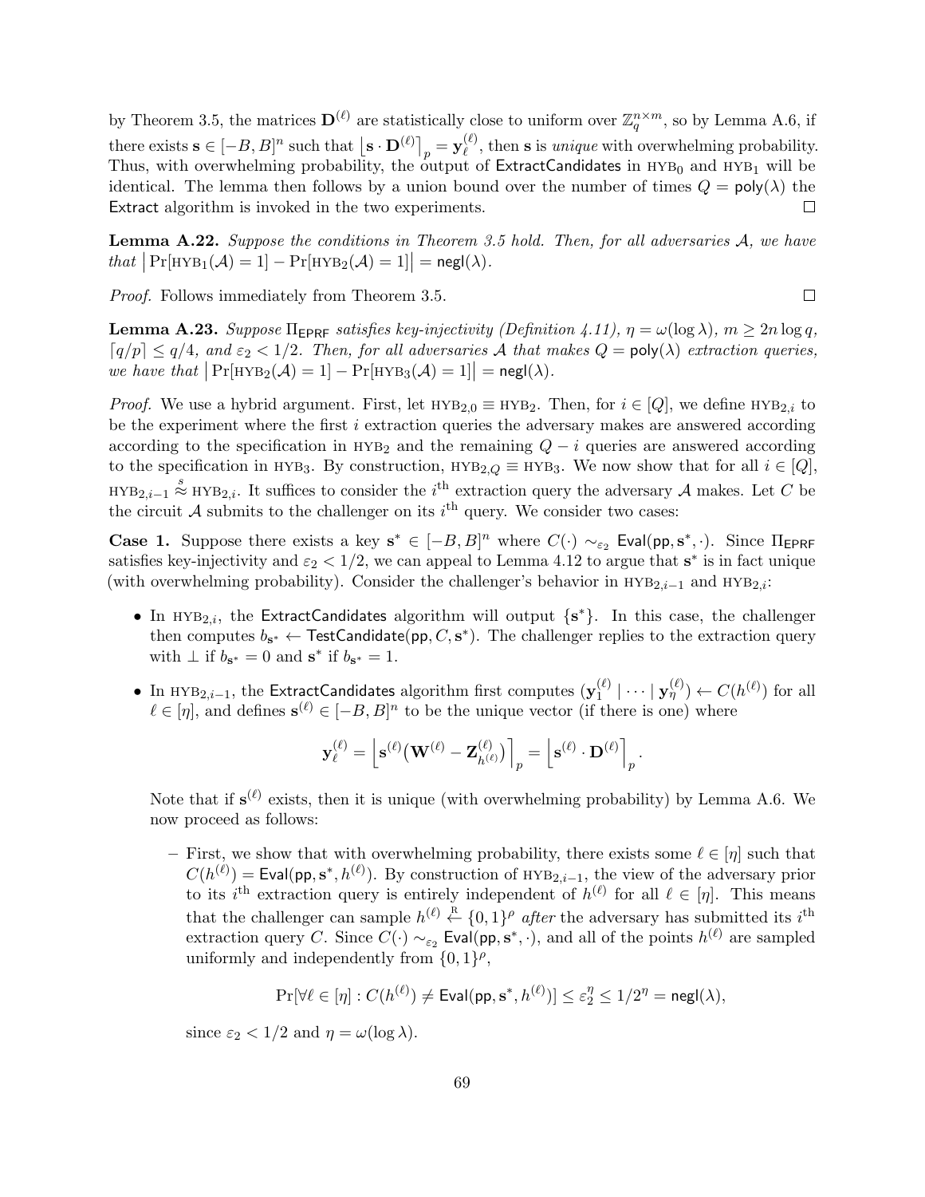by Theorem 3.5, the matrices $\mathbf{D}^{(\ell)}$ are statistically close to uniform over $\mathbb{Z}_q^{n \times m}$, so by Lemma A.6, if there exists $\mathbf{s} \in [-B, B]^n$ such that $\lfloor \mathbf{s} \cdot \mathbf{D}^{(\ell)} \rceil_p = \mathbf{y}_\ell^{(\ell)}$, then $\mathbf{s}$ is *unique* with overwhelming probability. Thus, with overwhelming probability, the output of $\mathsf{ExtractCandidates}$ in $\text{HYB}_0$ and $\text{HYB}_1$ will be identical. The lemma then follows by a union bound over the number of times $Q = \mathsf{poly}(\lambda)$ the $\mathsf{Extract}$ algorithm is invoked in the two experiments. □

**Lemma A.22.** *Suppose the conditions in Theorem 3.5 hold. Then, for all adversaries $\mathcal{A}$, we have that* $\left|\Pr[\text{HYB}_1(\mathcal{A}) = 1] - \Pr[\text{HYB}_2(\mathcal{A}) = 1]\right| = \mathsf{negl}(\lambda)$.

*Proof.* Follows immediately from Theorem 3.5. □

**Lemma A.23.** *Suppose $\Pi_{\mathsf{EPRF}}$ satisfies key-injectivity (Definition 4.11), $\eta = \omega(\log \lambda)$, $m \geq 2n \log q$, $\lceil q/p \rceil \leq q/4$, and $\varepsilon_2 < 1/2$. Then, for all adversaries $\mathcal{A}$ that makes $Q = \mathsf{poly}(\lambda)$ extraction queries, we have that* $\left|\Pr[\text{HYB}_2(\mathcal{A}) = 1] - \Pr[\text{HYB}_3(\mathcal{A}) = 1]\right| = \mathsf{negl}(\lambda)$.

*Proof.* We use a hybrid argument. First, let $\text{HYB}_{2,0} \equiv \text{HYB}_2$. Then, for $i \in [Q]$, we define $\text{HYB}_{2,i}$ to be the experiment where the first $i$ extraction queries the adversary makes are answered according according to the specification in $\text{HYB}_2$ and the remaining $Q - i$ queries are answered according to the specification in $\text{HYB}_3$. By construction, $\text{HYB}_{2,Q} \equiv \text{HYB}_3$. We now show that for all $i \in [Q]$, $\text{HYB}_{2,i-1} \overset{s}{\approx} \text{HYB}_{2,i}$. It suffices to consider the $i^{\text{th}}$ extraction query the adversary $\mathcal{A}$ makes. Let $C$ be the circuit $\mathcal{A}$ submits to the challenger on its $i^{\text{th}}$ query. We consider two cases:

**Case 1.** Suppose there exists a key $\mathbf{s}^* \in [-B, B]^n$ where $C(\cdot) \sim_{\varepsilon_2} \mathsf{Eval}(\mathsf{pp}, \mathbf{s}^*, \cdot)$. Since $\Pi_{\mathsf{EPRF}}$ satisfies key-injectivity and $\varepsilon_2 < 1/2$, we can appeal to Lemma 4.12 to argue that $\mathbf{s}^*$ is in fact unique (with overwhelming probability). Consider the challenger's behavior in $\text{HYB}_{2,i-1}$ and $\text{HYB}_{2,i}$:

- In $\text{HYB}_{2,i}$, the $\mathsf{ExtractCandidates}$ algorithm will output $\{\mathbf{s}^*\}$. In this case, the challenger then computes $b_{\mathbf{s}^*} \leftarrow \mathsf{TestCandidate}(\mathsf{pp}, C, \mathbf{s}^*)$. The challenger replies to the extraction query with $\perp$ if $b_{\mathbf{s}^*} = 0$ and $\mathbf{s}^*$ if $b_{\mathbf{s}^*} = 1$.
- In $\text{HYB}_{2,i-1}$, the $\mathsf{ExtractCandidates}$ algorithm first computes $(\mathbf{y}_1^{(\ell)} \mid \cdots \mid \mathbf{y}_\eta^{(\ell)}) \leftarrow C(h^{(\ell)})$ for all $\ell \in [\eta]$, and defines $\mathbf{s}^{(\ell)} \in [-B, B]^n$ to be the unique vector (if there is one) where

$$\mathbf{y}_\ell^{(\ell)} = \left\lfloor \mathbf{s}^{(\ell)} \big(\mathbf{W}^{(\ell)} - \mathbf{Z}_{h^{(\ell)}}^{(\ell)}\big) \right\rceil_p = \left\lfloor \mathbf{s}^{(\ell)} \cdot \mathbf{D}^{(\ell)} \right\rceil_p.$$

  Note that if $\mathbf{s}^{(\ell)}$ exists, then it is unique (with overwhelming probability) by Lemma A.6. We now proceed as follows:

  – First, we show that with overwhelming probability, there exists some $\ell \in [\eta]$ such that $C(h^{(\ell)}) = \mathsf{Eval}(\mathsf{pp}, \mathbf{s}^*, h^{(\ell)})$. By construction of $\text{HYB}_{2,i-1}$, the view of the adversary prior to its $i^{\text{th}}$ extraction query is entirely independent of $h^{(\ell)}$ for all $\ell \in [\eta]$. This means that the challenger can sample $h^{(\ell)} \xleftarrow{\text{R}} \{0,1\}^\rho$ *after* the adversary has submitted its $i^{\text{th}}$ extraction query $C$. Since $C(\cdot) \sim_{\varepsilon_2} \mathsf{Eval}(\mathsf{pp}, \mathbf{s}^*, \cdot)$, and all of the points $h^{(\ell)}$ are sampled uniformly and independently from $\{0,1\}^\rho$,

$$\Pr[\forall \ell \in [\eta] : C(h^{(\ell)}) \neq \mathsf{Eval}(\mathsf{pp}, \mathbf{s}^*, h^{(\ell)})] \leq \varepsilon_2^\eta \leq 1/2^\eta = \mathsf{negl}(\lambda),$$

  since $\varepsilon_2 < 1/2$ and $\eta = \omega(\log \lambda)$.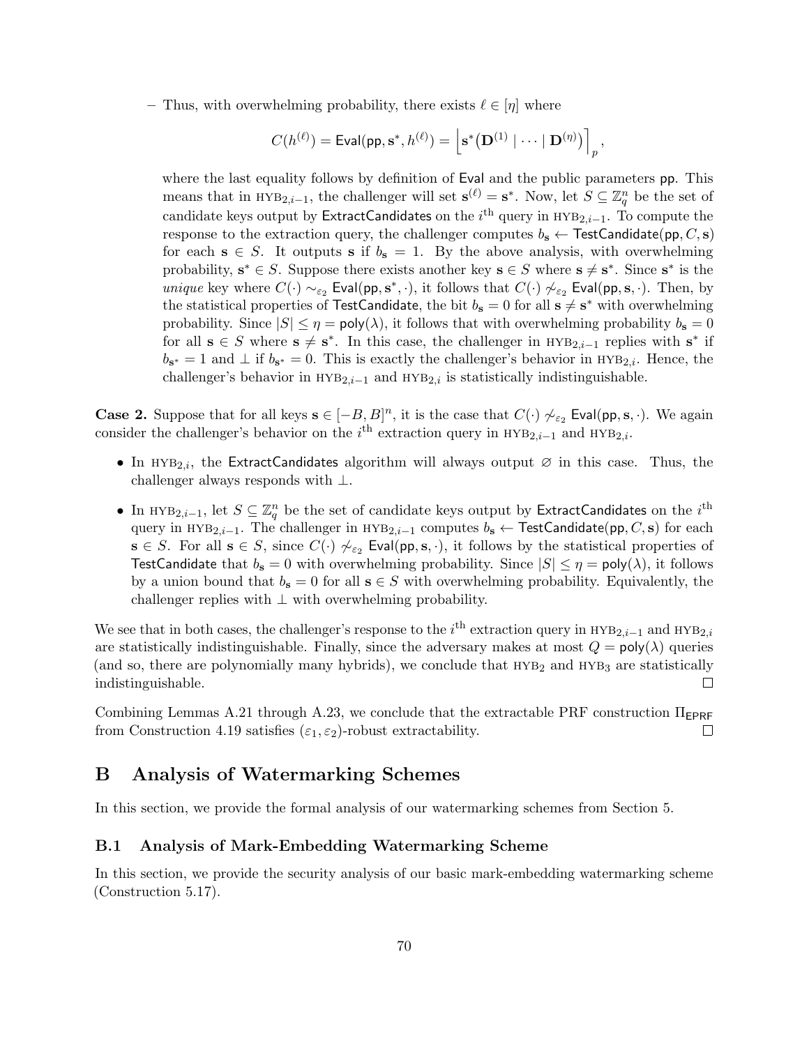– Thus, with overwhelming probability, there exists $\ell \in [\eta]$ where

$$C(h^{(\ell)}) = \mathsf{Eval}(\mathsf{pp}, \mathbf{s}^*, h^{(\ell)}) = \left\lfloor \mathbf{s}^* \big( \mathbf{D}^{(1)} \mid \cdots \mid \mathbf{D}^{(\eta)} \big) \right\rceil_p,$$

where the last equality follows by definition of $\mathsf{Eval}$ and the public parameters $\mathsf{pp}$. This means that in $\text{HYB}_{2,i-1}$, the challenger will set $\mathbf{s}^{(\ell)} = \mathbf{s}^*$. Now, let $S \subseteq \mathbb{Z}_q^n$ be the set of candidate keys output by $\mathsf{ExtractCandidates}$ on the $i^{\text{th}}$ query in $\text{HYB}_{2,i-1}$. To compute the response to the extraction query, the challenger computes $b_{\mathbf{s}} \leftarrow \mathsf{TestCandidate}(\mathsf{pp}, C, \mathbf{s})$ for each $\mathbf{s} \in S$. It outputs $\mathbf{s}$ if $b_{\mathbf{s}} = 1$. By the above analysis, with overwhelming probability, $\mathbf{s}^* \in S$. Suppose there exists another key $\mathbf{s} \in S$ where $\mathbf{s} \neq \mathbf{s}^*$. Since $\mathbf{s}^*$ is the *unique* key where $C(\cdot) \sim_{\varepsilon_2} \mathsf{Eval}(\mathsf{pp}, \mathbf{s}^*, \cdot)$, it follows that $C(\cdot) \not\sim_{\varepsilon_2} \mathsf{Eval}(\mathsf{pp}, \mathbf{s}, \cdot)$. Then, by the statistical properties of $\mathsf{TestCandidate}$, the bit $b_{\mathbf{s}} = 0$ for all $\mathbf{s} \neq \mathbf{s}^*$ with overwhelming probability. Since $|S| \leq \eta = \mathsf{poly}(\lambda)$, it follows that with overwhelming probability $b_{\mathbf{s}} = 0$ for all $\mathbf{s} \in S$ where $\mathbf{s} \neq \mathbf{s}^*$. In this case, the challenger in $\text{HYB}_{2,i-1}$ replies with $\mathbf{s}^*$ if $b_{\mathbf{s}^*} = 1$ and $\perp$ if $b_{\mathbf{s}^*} = 0$. This is exactly the challenger's behavior in $\text{HYB}_{2,i}$. Hence, the challenger's behavior in $\text{HYB}_{2,i-1}$ and $\text{HYB}_{2,i}$ is statistically indistinguishable.

**Case 2.** Suppose that for all keys $\mathbf{s} \in [-B, B]^n$, it is the case that $C(\cdot) \not\sim_{\varepsilon_2} \mathsf{Eval}(\mathsf{pp}, \mathbf{s}, \cdot)$. We again consider the challenger's behavior on the $i^{\text{th}}$ extraction query in $\text{HYB}_{2,i-1}$ and $\text{HYB}_{2,i}$.

- In $\text{HYB}_{2,i}$, the $\mathsf{ExtractCandidates}$ algorithm will always output $\varnothing$ in this case. Thus, the challenger always responds with $\perp$.
- In $\text{HYB}_{2,i-1}$, let $S \subseteq \mathbb{Z}_q^n$ be the set of candidate keys output by $\mathsf{ExtractCandidates}$ on the $i^{\text{th}}$ query in $\text{HYB}_{2,i-1}$. The challenger in $\text{HYB}_{2,i-1}$ computes $b_{\mathbf{s}} \leftarrow \mathsf{TestCandidate}(\mathsf{pp}, C, \mathbf{s})$ for each $\mathbf{s} \in S$. For all $\mathbf{s} \in S$, since $C(\cdot) \not\sim_{\varepsilon_2} \mathsf{Eval}(\mathsf{pp}, \mathbf{s}, \cdot)$, it follows by the statistical properties of $\mathsf{TestCandidate}$ that $b_{\mathbf{s}} = 0$ with overwhelming probability. Since $|S| \leq \eta = \mathsf{poly}(\lambda)$, it follows by a union bound that $b_{\mathbf{s}} = 0$ for all $\mathbf{s} \in S$ with overwhelming probability. Equivalently, the challenger replies with $\perp$ with overwhelming probability.

We see that in both cases, the challenger's response to the $i^{\text{th}}$ extraction query in $\text{HYB}_{2,i-1}$ and $\text{HYB}_{2,i}$ are statistically indistinguishable. Finally, since the adversary makes at most $Q = \mathsf{poly}(\lambda)$ queries (and so, there are polynomially many hybrids), we conclude that $\text{HYB}_2$ and $\text{HYB}_3$ are statistically indistinguishable. □

Combining Lemmas A.21 through A.23, we conclude that the extractable PRF construction $\Pi_{\mathsf{EPRF}}$ from Construction 4.19 satisfies $(\varepsilon_1, \varepsilon_2)$-robust extractability. □

# B Analysis of Watermarking Schemes

In this section, we provide the formal analysis of our watermarking schemes from Section 5.

## B.1 Analysis of Mark-Embedding Watermarking Scheme

In this section, we provide the security analysis of our basic mark-embedding watermarking scheme (Construction 5.17).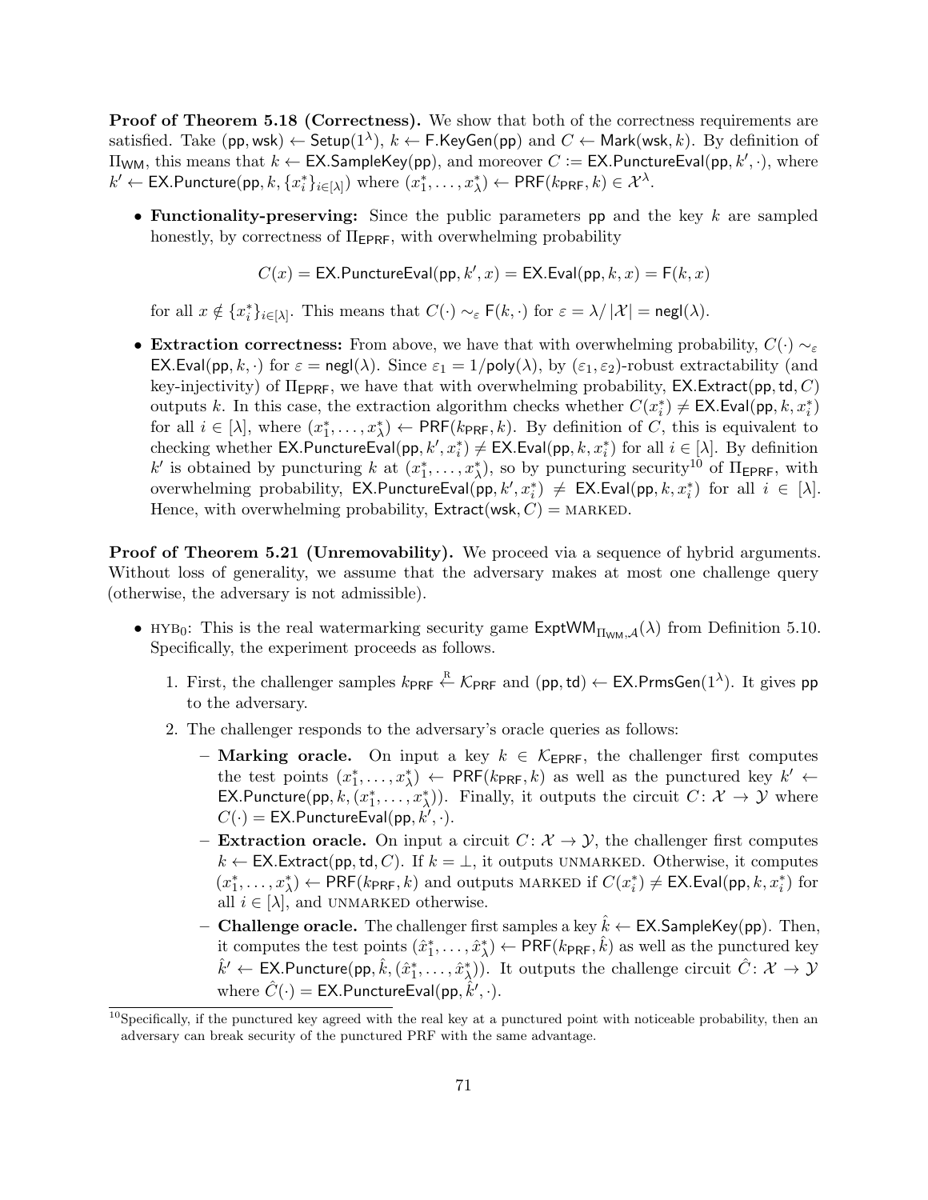**Proof of Theorem 5.18 (Correctness).** We show that both of the correctness requirements are satisfied. Take $(\mathsf{pp}, \mathsf{wsk}) \leftarrow \mathsf{Setup}(1^\lambda)$, $k \leftarrow \mathsf{F.KeyGen}(\mathsf{pp})$ and $C \leftarrow \mathsf{Mark}(\mathsf{wsk}, k)$. By definition of $\Pi_{\mathsf{WM}}$, this means that $k \leftarrow \mathsf{EX.SampleKey}(\mathsf{pp})$, and moreover $C := \mathsf{EX.PunctureEval}(\mathsf{pp}, k', \cdot)$, where $k' \leftarrow \mathsf{EX.Puncture}(\mathsf{pp}, k, \{x_i^*\}_{i \in [\lambda]})$ where $(x_1^*, \ldots, x_\lambda^*) \leftarrow \mathsf{PRF}(k_{\mathsf{PRF}}, k) \in \mathcal{X}^\lambda$.

- **Functionality-preserving:** Since the public parameters $\mathsf{pp}$ and the key $k$ are sampled honestly, by correctness of $\Pi_{\mathsf{EPRF}}$, with overwhelming probability

$$C(x) = \mathsf{EX.PunctureEval}(\mathsf{pp}, k', x) = \mathsf{EX.Eval}(\mathsf{pp}, k, x) = \mathsf{F}(k, x)$$

  for all $x \notin \{x_i^*\}_{i \in [\lambda]}$. This means that $C(\cdot) \sim_\varepsilon \mathsf{F}(k, \cdot)$ for $\varepsilon = \lambda / |\mathcal{X}| = \mathsf{negl}(\lambda)$.

- **Extraction correctness:** From above, we have that with overwhelming probability, $C(\cdot) \sim_\varepsilon \mathsf{EX.Eval}(\mathsf{pp}, k, \cdot)$ for $\varepsilon = \mathsf{negl}(\lambda)$. Since $\varepsilon_1 = 1/\mathsf{poly}(\lambda)$, by $(\varepsilon_1, \varepsilon_2)$-robust extractability (and key-injectivity) of $\Pi_{\mathsf{EPRF}}$, we have that with overwhelming probability, $\mathsf{EX.Extract}(\mathsf{pp}, \mathsf{td}, C)$ outputs $k$. In this case, the extraction algorithm checks whether $C(x_i^*) \neq \mathsf{EX.Eval}(\mathsf{pp}, k, x_i^*)$ for all $i \in [\lambda]$, where $(x_1^*, \ldots, x_\lambda^*) \leftarrow \mathsf{PRF}(k_{\mathsf{PRF}}, k)$. By definition of $C$, this is equivalent to checking whether $\mathsf{EX.PunctureEval}(\mathsf{pp}, k', x_i^*) \neq \mathsf{EX.Eval}(\mathsf{pp}, k, x_i^*)$ for all $i \in [\lambda]$. By definition $k'$ is obtained by puncturing $k$ at $(x_1^*, \ldots, x_\lambda^*)$, so by puncturing security[10] of $\Pi_{\mathsf{EPRF}}$, with overwhelming probability, $\mathsf{EX.PunctureEval}(\mathsf{pp}, k', x_i^*) \neq \mathsf{EX.Eval}(\mathsf{pp}, k, x_i^*)$ for all $i \in [\lambda]$. Hence, with overwhelming probability, $\mathsf{Extract}(\mathsf{wsk}, C) = \text{MARKED}$.

**Proof of Theorem 5.21 (Unremovability).** We proceed via a sequence of hybrid arguments. Without loss of generality, we assume that the adversary makes at most one challenge query (otherwise, the adversary is not admissible).

- $\text{HYB}_0$: This is the real watermarking security game $\mathsf{ExptWM}_{\Pi_{\mathsf{WM}}, \mathcal{A}}(\lambda)$ from Definition 5.10. Specifically, the experiment proceeds as follows.
  1. First, the challenger samples $k_{\mathsf{PRF}} \xleftarrow{\text{R}} \mathcal{K}_{\mathsf{PRF}}$ and $(\mathsf{pp}, \mathsf{td}) \leftarrow \mathsf{EX.PrmsGen}(1^\lambda)$. It gives $\mathsf{pp}$ to the adversary.
  2. The challenger responds to the adversary's oracle queries as follows:
     - **Marking oracle.** On input a key $k \in \mathcal{K}_{\mathsf{EPRF}}$, the challenger first computes the test points $(x_1^*, \ldots, x_\lambda^*) \leftarrow \mathsf{PRF}(k_{\mathsf{PRF}}, k)$ as well as the punctured key $k' \leftarrow \mathsf{EX.Puncture}(\mathsf{pp}, k, (x_1^*, \ldots, x_\lambda^*))$. Finally, it outputs the circuit $C \colon \mathcal{X} \to \mathcal{Y}$ where $C(\cdot) = \mathsf{EX.PunctureEval}(\mathsf{pp}, k', \cdot)$.
     - **Extraction oracle.** On input a circuit $C \colon \mathcal{X} \to \mathcal{Y}$, the challenger first computes $k \leftarrow \mathsf{EX.Extract}(\mathsf{pp}, \mathsf{td}, C)$. If $k = \perp$, it outputs UNMARKED. Otherwise, it computes $(x_1^*, \ldots, x_\lambda^*) \leftarrow \mathsf{PRF}(k_{\mathsf{PRF}}, k)$ and outputs MARKED if $C(x_i^*) \neq \mathsf{EX.Eval}(\mathsf{pp}, k, x_i^*)$ for all $i \in [\lambda]$, and UNMARKED otherwise.
     - **Challenge oracle.** The challenger first samples a key $\hat{k} \leftarrow \mathsf{EX.SampleKey}(\mathsf{pp})$. Then, it computes the test points $(\hat{x}_1^*, \ldots, \hat{x}_\lambda^*) \leftarrow \mathsf{PRF}(k_{\mathsf{PRF}}, \hat{k})$ as well as the punctured key $\hat{k}' \leftarrow \mathsf{EX.Puncture}(\mathsf{pp}, \hat{k}, (\hat{x}_1^*, \ldots, \hat{x}_\lambda^*))$. It outputs the challenge circuit $\hat{C} \colon \mathcal{X} \to \mathcal{Y}$ where $\hat{C}(\cdot) = \mathsf{EX.PunctureEval}(\mathsf{pp}, \hat{k}', \cdot)$.

[10] Specifically, if the punctured key agreed with the real key at a punctured point with noticeable probability, then an adversary can break security of the punctured PRF with the same advantage.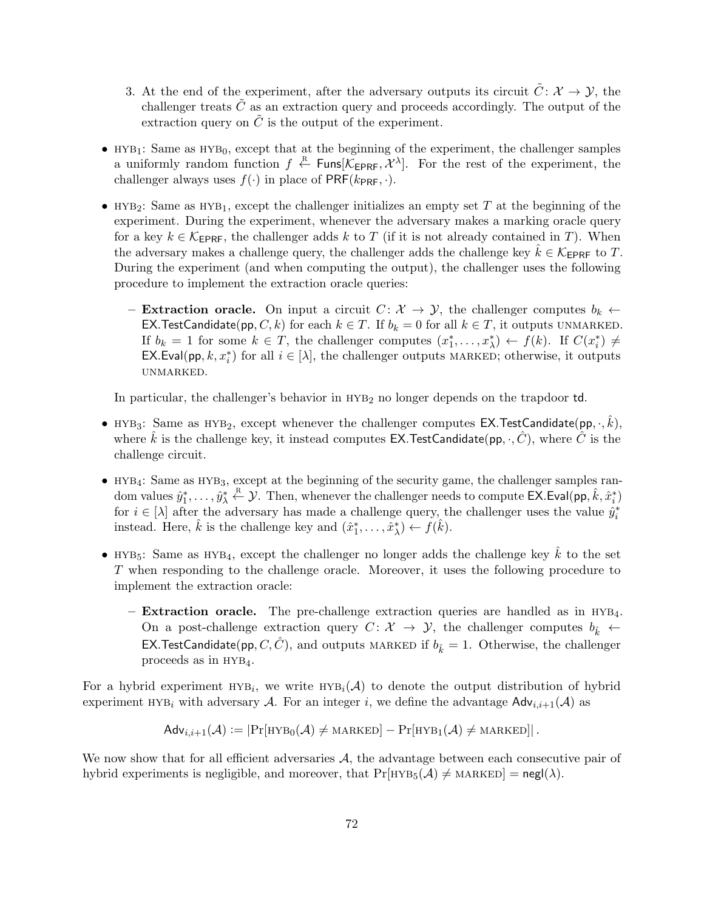3. At the end of the experiment, after the adversary outputs its circuit $\tilde{C} \colon \mathcal{X} \to \mathcal{Y}$, the challenger treats $\tilde{C}$ as an extraction query and proceeds accordingly. The output of the extraction query on $\tilde{C}$ is the output of the experiment.

- $\text{HYB}_1$: Same as $\text{HYB}_0$, except that at the beginning of the experiment, the challenger samples a uniformly random function $f \xleftarrow{\text{R}} \mathsf{Funs}[\mathcal{K}_{\mathsf{EPRF}}, \mathcal{X}^\lambda]$. For the rest of the experiment, the challenger always uses $f(\cdot)$ in place of $\mathsf{PRF}(k_{\mathsf{PRF}}, \cdot)$.

- $\text{HYB}_2$: Same as $\text{HYB}_1$, except the challenger initializes an empty set $T$ at the beginning of the experiment. During the experiment, whenever the adversary makes a marking oracle query for a key $k \in \mathcal{K}_{\mathsf{EPRF}}$, the challenger adds $k$ to $T$ (if it is not already contained in $T$). When the adversary makes a challenge query, the challenger adds the challenge key $\hat{k} \in \mathcal{K}_{\mathsf{EPRF}}$ to $T$. During the experiment (and when computing the output), the challenger uses the following procedure to implement the extraction oracle queries:

  - **Extraction oracle.** On input a circuit $C \colon \mathcal{X} \to \mathcal{Y}$, the challenger computes $b_k \leftarrow \mathsf{EX.TestCandidate}(\mathsf{pp}, C, k)$ for each $k \in T$. If $b_k = 0$ for all $k \in T$, it outputs UNMARKED. If $b_k = 1$ for some $k \in T$, the challenger computes $(x_1^*, \ldots, x_\lambda^*) \leftarrow f(k)$. If $C(x_i^*) \neq \mathsf{EX.Eval}(\mathsf{pp}, k, x_i^*)$ for all $i \in [\lambda]$, the challenger outputs MARKED; otherwise, it outputs UNMARKED.

  In particular, the challenger's behavior in $\text{HYB}_2$ no longer depends on the trapdoor $\mathsf{td}$.

- $\text{HYB}_3$: Same as $\text{HYB}_2$, except whenever the challenger computes $\mathsf{EX.TestCandidate}(\mathsf{pp}, \cdot, \hat{k})$, where $\hat{k}$ is the challenge key, it instead computes $\mathsf{EX.TestCandidate}(\mathsf{pp}, \cdot, \hat{C})$, where $\hat{C}$ is the challenge circuit.

- $\text{HYB}_4$: Same as $\text{HYB}_3$, except at the beginning of the security game, the challenger samples random values $\hat{y}_1^*, \ldots, \hat{y}_\lambda^* \xleftarrow{\text{R}} \mathcal{Y}$. Then, whenever the challenger needs to compute $\mathsf{EX.Eval}(\mathsf{pp}, \hat{k}, \hat{x}_i^*)$ for $i \in [\lambda]$ after the adversary has made a challenge query, the challenger uses the value $\hat{y}_i^*$ instead. Here, $\hat{k}$ is the challenge key and $(\hat{x}_1^*, \ldots, \hat{x}_\lambda^*) \leftarrow f(\hat{k})$.

- $\text{HYB}_5$: Same as $\text{HYB}_4$, except the challenger no longer adds the challenge key $\hat{k}$ to the set $T$ when responding to the challenge oracle. Moreover, it uses the following procedure to implement the extraction oracle:

  - **Extraction oracle.** The pre-challenge extraction queries are handled as in $\text{HYB}_4$. On a post-challenge extraction query $C \colon \mathcal{X} \to \mathcal{Y}$, the challenger computes $b_{\hat{k}} \leftarrow \mathsf{EX.TestCandidate}(\mathsf{pp}, C, \hat{C})$, and outputs MARKED if $b_{\hat{k}} = 1$. Otherwise, the challenger proceeds as in $\text{HYB}_4$.

For a hybrid experiment $\text{HYB}_i$, we write $\text{HYB}_i(\mathcal{A})$ to denote the output distribution of hybrid experiment $\text{HYB}_i$ with adversary $\mathcal{A}$. For an integer $i$, we define the advantage $\mathsf{Adv}_{i,i+1}(\mathcal{A})$ as

$$\mathsf{Adv}_{i,i+1}(\mathcal{A}) := \left| \Pr[\text{HYB}_0(\mathcal{A}) \neq \text{MARKED}] - \Pr[\text{HYB}_1(\mathcal{A}) \neq \text{MARKED}] \right|.$$

We now show that for all efficient adversaries $\mathcal{A}$, the advantage between each consecutive pair of hybrid experiments is negligible, and moreover, that $\Pr[\text{HYB}_5(\mathcal{A}) \neq \text{MARKED}] = \mathsf{negl}(\lambda)$.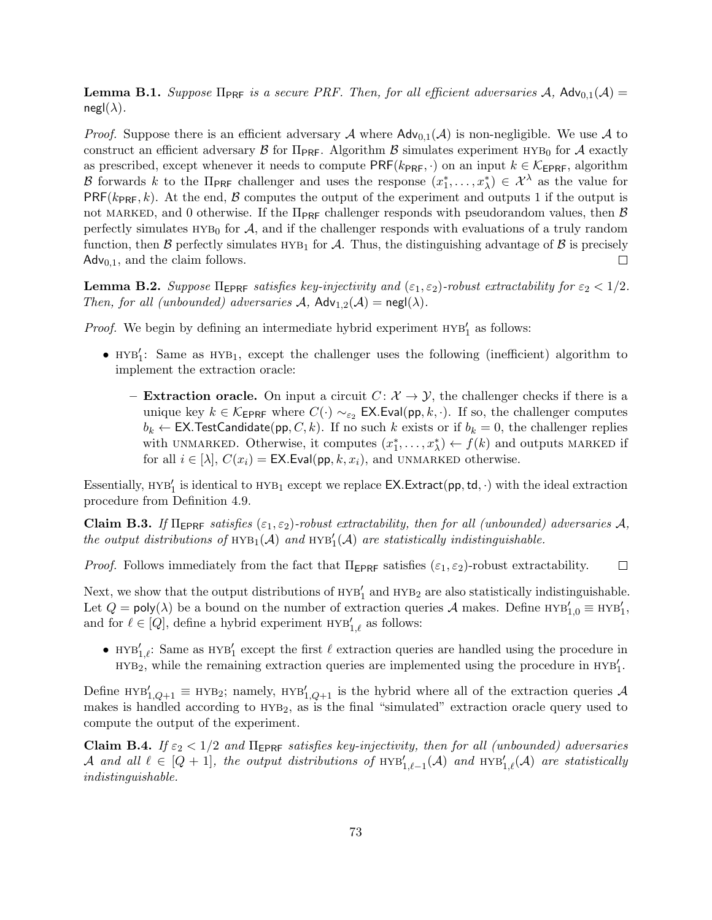**Lemma B.1.** *Suppose $\Pi_{\mathsf{PRF}}$ is a secure PRF. Then, for all efficient adversaries $\mathcal{A}$, $\mathsf{Adv}_{0,1}(\mathcal{A}) = \mathsf{negl}(\lambda)$.*

*Proof.* Suppose there is an efficient adversary $\mathcal{A}$ where $\mathsf{Adv}_{0,1}(\mathcal{A})$ is non-negligible. We use $\mathcal{A}$ to construct an efficient adversary $\mathcal{B}$ for $\Pi_{\mathsf{PRF}}$. Algorithm $\mathcal{B}$ simulates experiment $\textsc{hyb}_0$ for $\mathcal{A}$ exactly as prescribed, except whenever it needs to compute $\mathsf{PRF}(k_{\mathsf{PRF}}, \cdot)$ on an input $k \in \mathcal{K}_{\mathsf{EPRF}}$, algorithm $\mathcal{B}$ forwards $k$ to the $\Pi_{\mathsf{PRF}}$ challenger and uses the response $(x_1^*, \ldots, x_\lambda^*) \in \mathcal{X}^\lambda$ as the value for $\mathsf{PRF}(k_{\mathsf{PRF}}, k)$. At the end, $\mathcal{B}$ computes the output of the experiment and outputs 1 if the output is not MARKED, and 0 otherwise. If the $\Pi_{\mathsf{PRF}}$ challenger responds with pseudorandom values, then $\mathcal{B}$ perfectly simulates $\textsc{hyb}_0$ for $\mathcal{A}$, and if the challenger responds with evaluations of a truly random function, then $\mathcal{B}$ perfectly simulates $\textsc{hyb}_1$ for $\mathcal{A}$. Thus, the distinguishing advantage of $\mathcal{B}$ is precisely $\mathsf{Adv}_{0,1}$, and the claim follows. $\square$

**Lemma B.2.** *Suppose $\Pi_{\mathsf{EPRF}}$ satisfies key-injectivity and $(\varepsilon_1, \varepsilon_2)$-robust extractability for $\varepsilon_2 < 1/2$. Then, for all (unbounded) adversaries $\mathcal{A}$, $\mathsf{Adv}_{1,2}(\mathcal{A}) = \mathsf{negl}(\lambda)$.*

*Proof.* We begin by defining an intermediate hybrid experiment $\textsc{hyb}_1'$ as follows:

- $\textsc{hyb}_1'$: Same as $\textsc{hyb}_1$, except the challenger uses the following (inefficient) algorithm to implement the extraction oracle:
  - **Extraction oracle.** On input a circuit $C \colon \mathcal{X} \to \mathcal{Y}$, the challenger checks if there is a unique key $k \in \mathcal{K}_{\mathsf{EPRF}}$ where $C(\cdot) \sim_{\varepsilon_2} \mathsf{EX.Eval}(\mathsf{pp}, k, \cdot)$. If so, the challenger computes $b_k \leftarrow \mathsf{EX.TestCandidate}(\mathsf{pp}, C, k)$. If no such $k$ exists or if $b_k = 0$, the challenger replies with UNMARKED. Otherwise, it computes $(x_1^*, \ldots, x_\lambda^*) \leftarrow f(k)$ and outputs MARKED if for all $i \in [\lambda]$, $C(x_i) = \mathsf{EX.Eval}(\mathsf{pp}, k, x_i)$, and UNMARKED otherwise.

Essentially, $\textsc{hyb}_1'$ is identical to $\textsc{hyb}_1$ except we replace $\mathsf{EX.Extract}(\mathsf{pp}, \mathsf{td}, \cdot)$ with the ideal extraction procedure from Definition 4.9.

**Claim B.3.** *If $\Pi_{\mathsf{EPRF}}$ satisfies $(\varepsilon_1, \varepsilon_2)$-robust extractability, then for all (unbounded) adversaries $\mathcal{A}$, the output distributions of $\textsc{hyb}_1(\mathcal{A})$ and $\textsc{hyb}_1'(\mathcal{A})$ are statistically indistinguishable.*

*Proof.* Follows immediately from the fact that $\Pi_{\mathsf{EPRF}}$ satisfies $(\varepsilon_1, \varepsilon_2)$-robust extractability. $\square$

Next, we show that the output distributions of $\textsc{hyb}_1'$ and $\textsc{hyb}_2$ are also statistically indistinguishable. Let $Q = \mathsf{poly}(\lambda)$ be a bound on the number of extraction queries $\mathcal{A}$ makes. Define $\textsc{hyb}_{1,0}' \equiv \textsc{hyb}_1'$, and for $\ell \in [Q]$, define a hybrid experiment $\textsc{hyb}_{1,\ell}'$ as follows:

- $\textsc{hyb}_{1,\ell}'$: Same as $\textsc{hyb}_1'$ except the first $\ell$ extraction queries are handled using the procedure in $\textsc{hyb}_2$, while the remaining extraction queries are implemented using the procedure in $\textsc{hyb}_1'$.

Define $\textsc{hyb}_{1,Q+1}' \equiv \textsc{hyb}_2$; namely, $\textsc{hyb}_{1,Q+1}'$ is the hybrid where all of the extraction queries $\mathcal{A}$ makes is handled according to $\textsc{hyb}_2$, as is the final "simulated" extraction oracle query used to compute the output of the experiment.

**Claim B.4.** *If $\varepsilon_2 < 1/2$ and $\Pi_{\mathsf{EPRF}}$ satisfies key-injectivity, then for all (unbounded) adversaries $\mathcal{A}$ and all $\ell \in [Q+1]$, the output distributions of $\textsc{hyb}_{1,\ell-1}'(\mathcal{A})$ and $\textsc{hyb}_{1,\ell}'(\mathcal{A})$ are statistically indistinguishable.*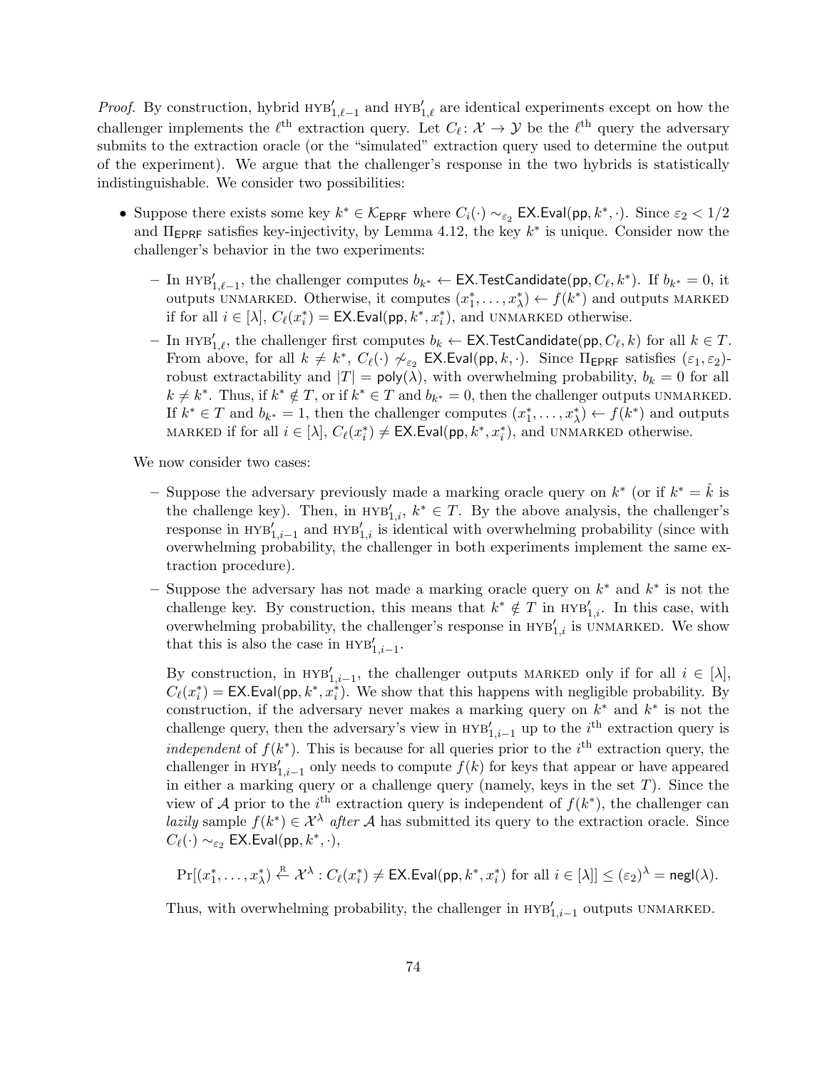*Proof.* By construction, hybrid $\text{HYB}'_{1,\ell-1}$ and $\text{HYB}'_{1,\ell}$ are identical experiments except on how the challenger implements the $\ell^{\text{th}}$ extraction query. Let $C_\ell \colon \mathcal{X} \to \mathcal{Y}$ be the $\ell^{\text{th}}$ query the adversary submits to the extraction oracle (or the "simulated" extraction query used to determine the output of the experiment). We argue that the challenger's response in the two hybrids is statistically indistinguishable. We consider two possibilities:

- Suppose there exists some key $k^* \in \mathcal{K}_{\mathsf{EPRF}}$ where $C_i(\cdot) \sim_{\varepsilon_2} \mathsf{EX.Eval}(\mathsf{pp}, k^*, \cdot)$. Since $\varepsilon_2 < 1/2$ and $\Pi_{\mathsf{EPRF}}$ satisfies key-injectivity, by Lemma 4.12, the key $k^*$ is unique. Consider now the challenger's behavior in the two experiments:
  - In $\text{HYB}'_{1,\ell-1}$, the challenger computes $b_{k^*} \leftarrow \mathsf{EX.TestCandidate}(\mathsf{pp}, C_\ell, k^*)$. If $b_{k^*} = 0$, it outputs UNMARKED. Otherwise, it computes $(x_1^*, \ldots, x_\lambda^*) \leftarrow f(k^*)$ and outputs MARKED if for all $i \in [\lambda]$, $C_\ell(x_i^*) = \mathsf{EX.Eval}(\mathsf{pp}, k^*, x_i^*)$, and UNMARKED otherwise.
  - In $\text{HYB}'_{1,\ell}$, the challenger first computes $b_k \leftarrow \mathsf{EX.TestCandidate}(\mathsf{pp}, C_\ell, k)$ for all $k \in T$. From above, for all $k \neq k^*$, $C_\ell(\cdot) \not\sim_{\varepsilon_2} \mathsf{EX.Eval}(\mathsf{pp}, k, \cdot)$. Since $\Pi_{\mathsf{EPRF}}$ satisfies $(\varepsilon_1, \varepsilon_2)$-robust extractability and $|T| = \mathsf{poly}(\lambda)$, with overwhelming probability, $b_k = 0$ for all $k \neq k^*$. Thus, if $k^* \notin T$, or if $k^* \in T$ and $b_{k^*} = 0$, then the challenger outputs UNMARKED. If $k^* \in T$ and $b_{k^*} = 1$, then the challenger computes $(x_1^*, \ldots, x_\lambda^*) \leftarrow f(k^*)$ and outputs MARKED if for all $i \in [\lambda]$, $C_\ell(x_i^*) \neq \mathsf{EX.Eval}(\mathsf{pp}, k^*, x_i^*)$, and UNMARKED otherwise.

  We now consider two cases:
  - Suppose the adversary previously made a marking oracle query on $k^*$ (or if $k^* = \hat{k}$ is the challenge key). Then, in $\text{HYB}'_{1,i}$, $k^* \in T$. By the above analysis, the challenger's response in $\text{HYB}'_{1,i-1}$ and $\text{HYB}'_{1,i}$ is identical with overwhelming probability (since with overwhelming probability, the challenger in both experiments implement the same extraction procedure).
  - Suppose the adversary has not made a marking oracle query on $k^*$ and $k^*$ is not the challenge key. By construction, this means that $k^* \notin T$ in $\text{HYB}'_{1,i}$. In this case, with overwhelming probability, the challenger's response in $\text{HYB}'_{1,i}$ is UNMARKED. We show that this is also the case in $\text{HYB}'_{1,i-1}$.

    By construction, in $\text{HYB}'_{1,i-1}$, the challenger outputs MARKED only if for all $i \in [\lambda]$, $C_\ell(x_i^*) = \mathsf{EX.Eval}(\mathsf{pp}, k^*, x_i^*)$. We show that this happens with negligible probability. By construction, if the adversary never makes a marking query on $k^*$ and $k^*$ is not the challenge query, then the adversary's view in $\text{HYB}'_{1,i-1}$ up to the $i^{\text{th}}$ extraction query is *independent* of $f(k^*)$. This is because for all queries prior to the $i^{\text{th}}$ extraction query, the challenger in $\text{HYB}'_{1,i-1}$ only needs to compute $f(k)$ for keys that appear or have appeared in either a marking query or a challenge query (namely, keys in the set $T$). Since the view of $\mathcal{A}$ prior to the $i^{\text{th}}$ extraction query is independent of $f(k^*)$, the challenger can *lazily* sample $f(k^*) \in \mathcal{X}^\lambda$ *after* $\mathcal{A}$ has submitted its query to the extraction oracle. Since $C_\ell(\cdot) \sim_{\varepsilon_2} \mathsf{EX.Eval}(\mathsf{pp}, k^*, \cdot)$,

    $$\Pr[(x_1^*, \ldots, x_\lambda^*) \xleftarrow{\text{R}} \mathcal{X}^\lambda : C_\ell(x_i^*) \neq \mathsf{EX.Eval}(\mathsf{pp}, k^*, x_i^*) \text{ for all } i \in [\lambda]] \leq (\varepsilon_2)^\lambda = \mathsf{negl}(\lambda).$$

    Thus, with overwhelming probability, the challenger in $\text{HYB}'_{1,i-1}$ outputs UNMARKED.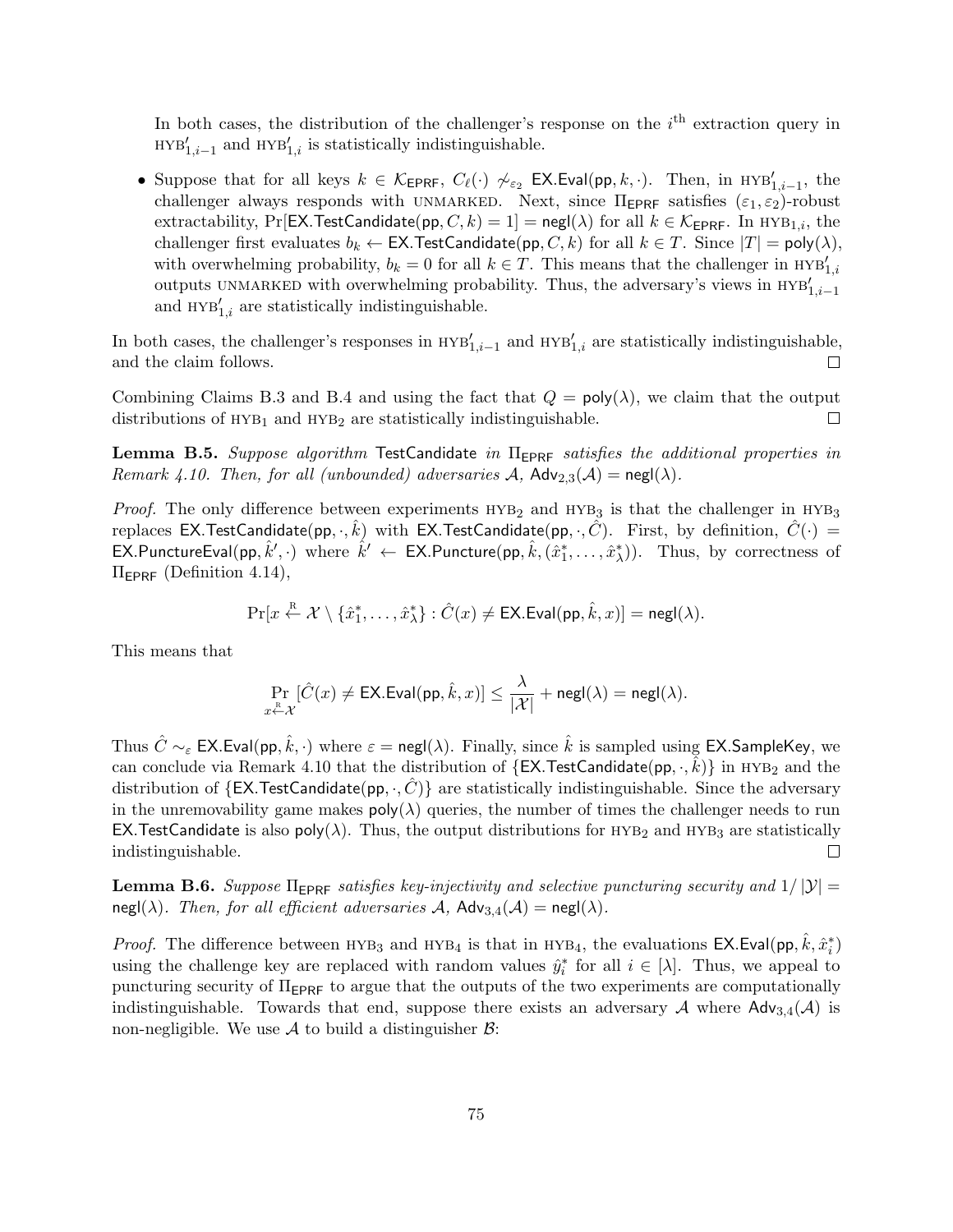In both cases, the distribution of the challenger's response on the $i^{\text{th}}$ extraction query in $\text{HYB}'_{1,i-1}$ and $\text{HYB}'_{1,i}$ is statistically indistinguishable.

- Suppose that for all keys $k \in \mathcal{K}_{\mathsf{EPRF}}$, $C_\ell(\cdot) \not\sim_{\varepsilon_2} \mathsf{EX.Eval}(\mathsf{pp}, k, \cdot)$. Then, in $\text{HYB}'_{1,i-1}$, the challenger always responds with UNMARKED. Next, since $\Pi_{\mathsf{EPRF}}$ satisfies $(\varepsilon_1, \varepsilon_2)$-robust extractability, $\Pr[\mathsf{EX.TestCandidate}(\mathsf{pp}, C, k) = 1] = \mathsf{negl}(\lambda)$ for all $k \in \mathcal{K}_{\mathsf{EPRF}}$. In $\text{HYB}_{1,i}$, the challenger first evaluates $b_k \leftarrow \mathsf{EX.TestCandidate}(\mathsf{pp}, C, k)$ for all $k \in T$. Since $|T| = \mathsf{poly}(\lambda)$, with overwhelming probability, $b_k = 0$ for all $k \in T$. This means that the challenger in $\text{HYB}'_{1,i}$ outputs UNMARKED with overwhelming probability. Thus, the adversary's views in $\text{HYB}'_{1,i-1}$ and $\text{HYB}'_{1,i}$ are statistically indistinguishable.

In both cases, the challenger's responses in $\text{HYB}'_{1,i-1}$ and $\text{HYB}'_{1,i}$ are statistically indistinguishable, and the claim follows. $\square$

Combining Claims B.3 and B.4 and using the fact that $Q = \mathsf{poly}(\lambda)$, we claim that the output distributions of $\text{HYB}_1$ and $\text{HYB}_2$ are statistically indistinguishable. $\square$

**Lemma B.5.** *Suppose algorithm* $\mathsf{TestCandidate}$ *in* $\Pi_{\mathsf{EPRF}}$ *satisfies the additional properties in Remark 4.10. Then, for all (unbounded) adversaries* $\mathcal{A}$, $\mathsf{Adv}_{2,3}(\mathcal{A}) = \mathsf{negl}(\lambda)$.

*Proof.* The only difference between experiments $\text{HYB}_2$ and $\text{HYB}_3$ is that the challenger in $\text{HYB}_3$ replaces $\mathsf{EX.TestCandidate}(\mathsf{pp}, \cdot, \hat{k})$ with $\mathsf{EX.TestCandidate}(\mathsf{pp}, \cdot, \hat{C})$. First, by definition, $\hat{C}(\cdot) = \mathsf{EX.PunctureEval}(\mathsf{pp}, \hat{k}', \cdot)$ where $\hat{k}' \leftarrow \mathsf{EX.Puncture}(\mathsf{pp}, \hat{k}, (\hat{x}_1^*, \ldots, \hat{x}_\lambda^*))$. Thus, by correctness of $\Pi_{\mathsf{EPRF}}$ (Definition 4.14),

$$\Pr[x \xleftarrow{\text{R}} \mathcal{X} \setminus \{\hat{x}_1^*, \ldots, \hat{x}_\lambda^*\} : \hat{C}(x) \neq \mathsf{EX.Eval}(\mathsf{pp}, \hat{k}, x)] = \mathsf{negl}(\lambda).$$

This means that

$$\Pr_{x \xleftarrow{\text{R}} \mathcal{X}}[\hat{C}(x) \neq \mathsf{EX.Eval}(\mathsf{pp}, \hat{k}, x)] \leq \frac{\lambda}{|\mathcal{X}|} + \mathsf{negl}(\lambda) = \mathsf{negl}(\lambda).$$

Thus $\hat{C} \sim_\varepsilon \mathsf{EX.Eval}(\mathsf{pp}, \hat{k}, \cdot)$ where $\varepsilon = \mathsf{negl}(\lambda)$. Finally, since $\hat{k}$ is sampled using $\mathsf{EX.SampleKey}$, we can conclude via Remark 4.10 that the distribution of $\{\mathsf{EX.TestCandidate}(\mathsf{pp}, \cdot, \hat{k})\}$ in $\text{HYB}_2$ and the distribution of $\{\mathsf{EX.TestCandidate}(\mathsf{pp}, \cdot, \hat{C})\}$ are statistically indistinguishable. Since the adversary in the unremovability game makes $\mathsf{poly}(\lambda)$ queries, the number of times the challenger needs to run $\mathsf{EX.TestCandidate}$ is also $\mathsf{poly}(\lambda)$. Thus, the output distributions for $\text{HYB}_2$ and $\text{HYB}_3$ are statistically indistinguishable. $\square$

**Lemma B.6.** *Suppose* $\Pi_{\mathsf{EPRF}}$ *satisfies key-injectivity and selective puncturing security and* $1/|\mathcal{Y}| = \mathsf{negl}(\lambda)$. *Then, for all efficient adversaries* $\mathcal{A}$, $\mathsf{Adv}_{3,4}(\mathcal{A}) = \mathsf{negl}(\lambda)$.

*Proof.* The difference between $\text{HYB}_3$ and $\text{HYB}_4$ is that in $\text{HYB}_4$, the evaluations $\mathsf{EX.Eval}(\mathsf{pp}, \hat{k}, \hat{x}_i^*)$ using the challenge key are replaced with random values $\hat{y}_i^*$ for all $i \in [\lambda]$. Thus, we appeal to puncturing security of $\Pi_{\mathsf{EPRF}}$ to argue that the outputs of the two experiments are computationally indistinguishable. Towards that end, suppose there exists an adversary $\mathcal{A}$ where $\mathsf{Adv}_{3,4}(\mathcal{A})$ is non-negligible. We use $\mathcal{A}$ to build a distinguisher $\mathcal{B}$: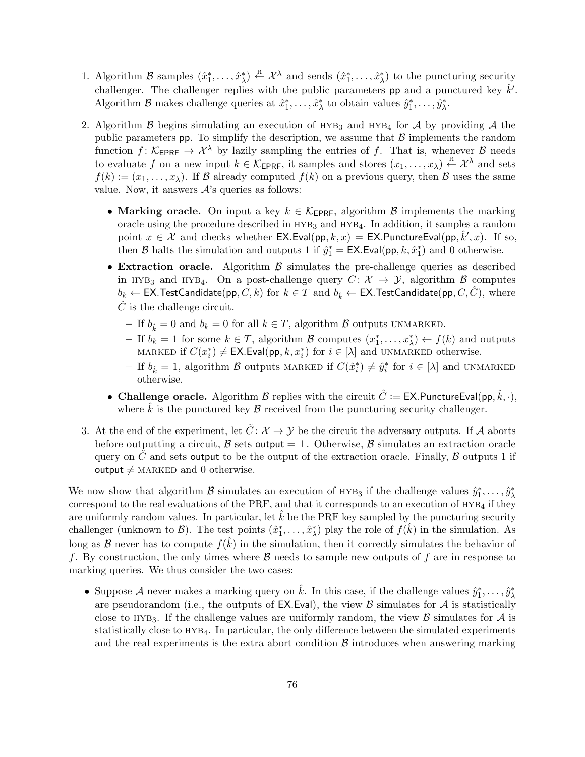1. Algorithm $\mathcal{B}$ samples $(\hat{x}_1^*, \ldots, \hat{x}_\lambda^*) \xleftarrow{\text{R}} \mathcal{X}^\lambda$ and sends $(\hat{x}_1^*, \ldots, \hat{x}_\lambda^*)$ to the puncturing security challenger. The challenger replies with the public parameters $\mathsf{pp}$ and a punctured key $\hat{k}'$. Algorithm $\mathcal{B}$ makes challenge queries at $\hat{x}_1^*, \ldots, \hat{x}_\lambda^*$ to obtain values $\hat{y}_1^*, \ldots, \hat{y}_\lambda^*$.

2. Algorithm $\mathcal{B}$ begins simulating an execution of $\text{HYB}_3$ and $\text{HYB}_4$ for $\mathcal{A}$ by providing $\mathcal{A}$ the public parameters $\mathsf{pp}$. To simplify the description, we assume that $\mathcal{B}$ implements the random function $f \colon \mathcal{K}_{\mathsf{EPRF}} \to \mathcal{X}^\lambda$ by lazily sampling the entries of $f$. That is, whenever $\mathcal{B}$ needs to evaluate $f$ on a new input $k \in \mathcal{K}_{\mathsf{EPRF}}$, it samples and stores $(x_1, \ldots, x_\lambda) \xleftarrow{\text{R}} \mathcal{X}^\lambda$ and sets $f(k) := (x_1, \ldots, x_\lambda)$. If $\mathcal{B}$ already computed $f(k)$ on a previous query, then $\mathcal{B}$ uses the same value. Now, it answers $\mathcal{A}$'s queries as follows:

   - **Marking oracle.** On input a key $k \in \mathcal{K}_{\mathsf{EPRF}}$, algorithm $\mathcal{B}$ implements the marking oracle using the procedure described in $\text{HYB}_3$ and $\text{HYB}_4$. In addition, it samples a random point $x \in \mathcal{X}$ and checks whether $\mathsf{EX.Eval}(\mathsf{pp}, k, x) = \mathsf{EX.PunctureEval}(\mathsf{pp}, \hat{k}', x)$. If so, then $\mathcal{B}$ halts the simulation and outputs 1 if $\hat{y}_1^* = \mathsf{EX.Eval}(\mathsf{pp}, k, \hat{x}_1^*)$ and 0 otherwise.
   - **Extraction oracle.** Algorithm $\mathcal{B}$ simulates the pre-challenge queries as described in $\text{HYB}_3$ and $\text{HYB}_4$. On a post-challenge query $C \colon \mathcal{X} \to \mathcal{Y}$, algorithm $\mathcal{B}$ computes $b_k \leftarrow \mathsf{EX.TestCandidate}(\mathsf{pp}, C, k)$ for $k \in T$ and $b_{\hat{k}} \leftarrow \mathsf{EX.TestCandidate}(\mathsf{pp}, C, \hat{C})$, where $\hat{C}$ is the challenge circuit.
     - If $b_{\hat{k}} = 0$ and $b_k = 0$ for all $k \in T$, algorithm $\mathcal{B}$ outputs UNMARKED.
     - If $b_k = 1$ for some $k \in T$, algorithm $\mathcal{B}$ computes $(x_1^*, \ldots, x_\lambda^*) \leftarrow f(k)$ and outputs MARKED if $C(x_i^*) \neq \mathsf{EX.Eval}(\mathsf{pp}, k, x_i^*)$ for $i \in [\lambda]$ and UNMARKED otherwise.
     - If $b_{\hat{k}} = 1$, algorithm $\mathcal{B}$ outputs MARKED if $C(\hat{x}_i^*) \neq \hat{y}_i^*$ for $i \in [\lambda]$ and UNMARKED otherwise.
   - **Challenge oracle.** Algorithm $\mathcal{B}$ replies with the circuit $\hat{C} := \mathsf{EX.PunctureEval}(\mathsf{pp}, \hat{k}, \cdot)$, where $\hat{k}$ is the punctured key $\mathcal{B}$ received from the puncturing security challenger.

3. At the end of the experiment, let $\tilde{C} \colon \mathcal{X} \to \mathcal{Y}$ be the circuit the adversary outputs. If $\mathcal{A}$ aborts before outputting a circuit, $\mathcal{B}$ sets $\mathsf{output} = \perp$. Otherwise, $\mathcal{B}$ simulates an extraction oracle query on $\tilde{C}$ and sets $\mathsf{output}$ to be the output of the extraction oracle. Finally, $\mathcal{B}$ outputs 1 if $\mathsf{output} \neq$ MARKED and 0 otherwise.

We now show that algorithm $\mathcal{B}$ simulates an execution of $\text{HYB}_3$ if the challenge values $\hat{y}_1^*, \ldots, \hat{y}_\lambda^*$ correspond to the real evaluations of the PRF, and that it corresponds to an execution of $\text{HYB}_4$ if they are uniformly random values. In particular, let $\hat{k}$ be the PRF key sampled by the puncturing security challenger (unknown to $\mathcal{B}$). The test points $(\hat{x}_1^*, \ldots, \hat{x}_\lambda^*)$ play the role of $f(\hat{k})$ in the simulation. As long as $\mathcal{B}$ never has to compute $f(\hat{k})$ in the simulation, then it correctly simulates the behavior of $f$. By construction, the only times where $\mathcal{B}$ needs to sample new outputs of $f$ are in response to marking queries. We thus consider the two cases:

- Suppose $\mathcal{A}$ never makes a marking query on $\hat{k}$. In this case, if the challenge values $\hat{y}_1^*, \ldots, \hat{y}_\lambda^*$ are pseudorandom (i.e., the outputs of $\mathsf{EX.Eval}$), the view $\mathcal{B}$ simulates for $\mathcal{A}$ is statistically close to $\text{HYB}_3$. If the challenge values are uniformly random, the view $\mathcal{B}$ simulates for $\mathcal{A}$ is statistically close to $\text{HYB}_4$. In particular, the only difference between the simulated experiments and the real experiments is the extra abort condition $\mathcal{B}$ introduces when answering marking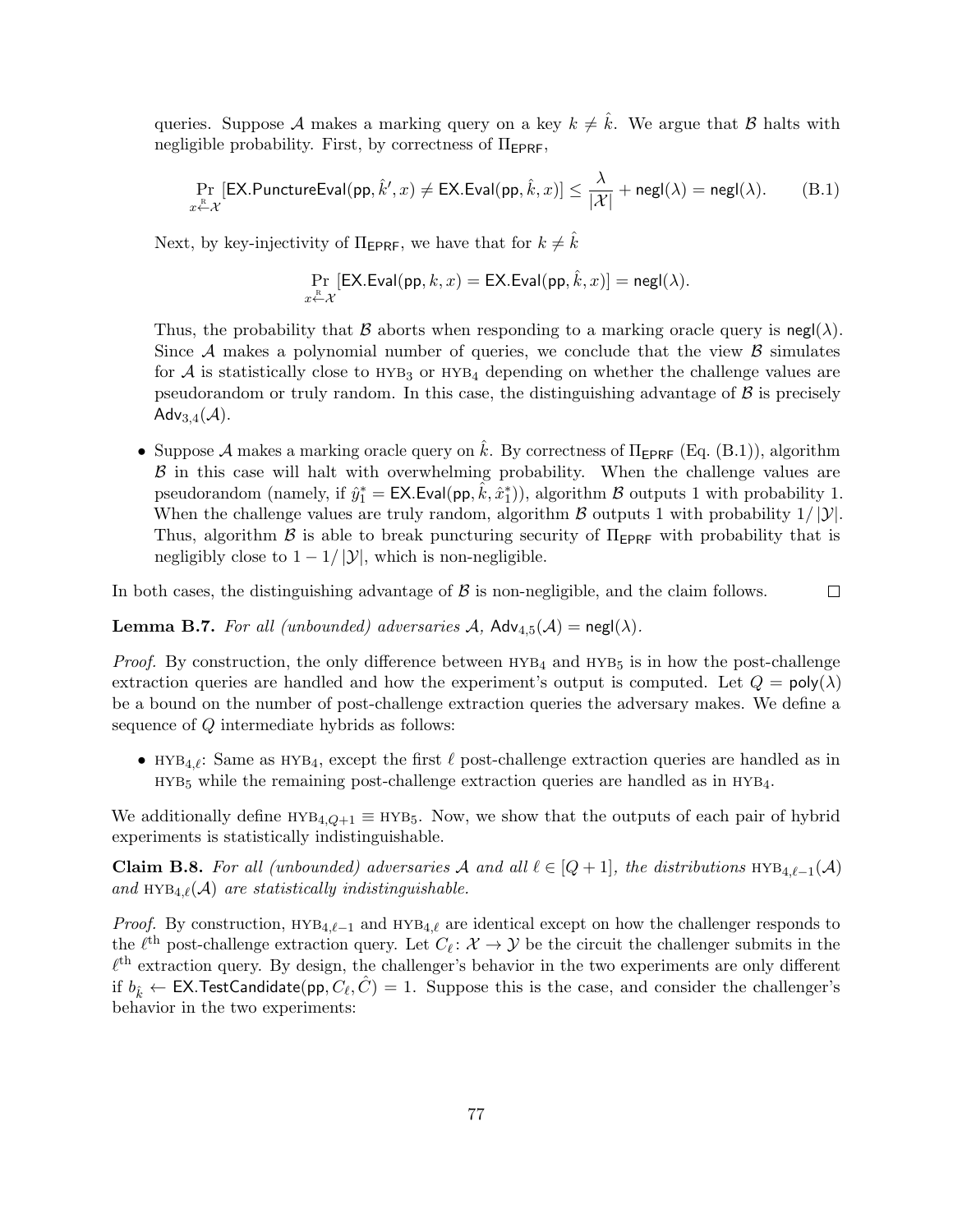queries. Suppose $\mathcal{A}$ makes a marking query on a key $k \neq \hat{k}$. We argue that $\mathcal{B}$ halts with negligible probability. First, by correctness of $\Pi_{\mathsf{EPRF}}$,

$$\Pr_{x \xleftarrow{\text{R}} \mathcal{X}} [\mathsf{EX.PunctureEval}(\mathsf{pp}, \hat{k}', x) \neq \mathsf{EX.Eval}(\mathsf{pp}, \hat{k}, x)] \leq \frac{\lambda}{|\mathcal{X}|} + \mathsf{negl}(\lambda) = \mathsf{negl}(\lambda). \tag{B.1}$$

Next, by key-injectivity of $\Pi_{\mathsf{EPRF}}$, we have that for $k \neq \hat{k}$

$$\Pr_{x \xleftarrow{\text{R}} \mathcal{X}} [\mathsf{EX.Eval}(\mathsf{pp}, k, x) = \mathsf{EX.Eval}(\mathsf{pp}, \hat{k}, x)] = \mathsf{negl}(\lambda).$$

Thus, the probability that $\mathcal{B}$ aborts when responding to a marking oracle query is $\mathsf{negl}(\lambda)$. Since $\mathcal{A}$ makes a polynomial number of queries, we conclude that the view $\mathcal{B}$ simulates for $\mathcal{A}$ is statistically close to $\text{HYB}_3$ or $\text{HYB}_4$ depending on whether the challenge values are pseudorandom or truly random. In this case, the distinguishing advantage of $\mathcal{B}$ is precisely $\mathsf{Adv}_{3,4}(\mathcal{A})$.

- Suppose $\mathcal{A}$ makes a marking oracle query on $\hat{k}$. By correctness of $\Pi_{\mathsf{EPRF}}$ (Eq. (B.1)), algorithm $\mathcal{B}$ in this case will halt with overwhelming probability. When the challenge values are pseudorandom (namely, if $\hat{y}_1^* = \mathsf{EX.Eval}(\mathsf{pp}, \hat{k}, \hat{x}_1^*)$), algorithm $\mathcal{B}$ outputs 1 with probability 1. When the challenge values are truly random, algorithm $\mathcal{B}$ outputs 1 with probability $1/|\mathcal{Y}|$. Thus, algorithm $\mathcal{B}$ is able to break puncturing security of $\Pi_{\mathsf{EPRF}}$ with probability that is negligibly close to $1 - 1/|\mathcal{Y}|$, which is non-negligible.

In both cases, the distinguishing advantage of $\mathcal{B}$ is non-negligible, and the claim follows. □

**Lemma B.7.** *For all (unbounded) adversaries $\mathcal{A}$, $\mathsf{Adv}_{4,5}(\mathcal{A}) = \mathsf{negl}(\lambda)$.*

*Proof.* By construction, the only difference between $\text{HYB}_4$ and $\text{HYB}_5$ is in how the post-challenge extraction queries are handled and how the experiment's output is computed. Let $Q = \mathsf{poly}(\lambda)$ be a bound on the number of post-challenge extraction queries the adversary makes. We define a sequence of $Q$ intermediate hybrids as follows:

- $\text{HYB}_{4,\ell}$: Same as $\text{HYB}_4$, except the first $\ell$ post-challenge extraction queries are handled as in $\text{HYB}_5$ while the remaining post-challenge extraction queries are handled as in $\text{HYB}_4$.

We additionally define $\text{HYB}_{4,Q+1} \equiv \text{HYB}_5$. Now, we show that the outputs of each pair of hybrid experiments is statistically indistinguishable.

**Claim B.8.** *For all (unbounded) adversaries $\mathcal{A}$ and all $\ell \in [Q+1]$, the distributions $\text{HYB}_{4,\ell-1}(\mathcal{A})$ and $\text{HYB}_{4,\ell}(\mathcal{A})$ are statistically indistinguishable.*

*Proof.* By construction, $\text{HYB}_{4,\ell-1}$ and $\text{HYB}_{4,\ell}$ are identical except on how the challenger responds to the $\ell^{\text{th}}$ post-challenge extraction query. Let $C_\ell \colon \mathcal{X} \to \mathcal{Y}$ be the circuit the challenger submits in the $\ell^{\text{th}}$ extraction query. By design, the challenger's behavior in the two experiments are only different if $b_{\hat{k}} \leftarrow \mathsf{EX.TestCandidate}(\mathsf{pp}, C_\ell, \hat{C}) = 1$. Suppose this is the case, and consider the challenger's behavior in the two experiments: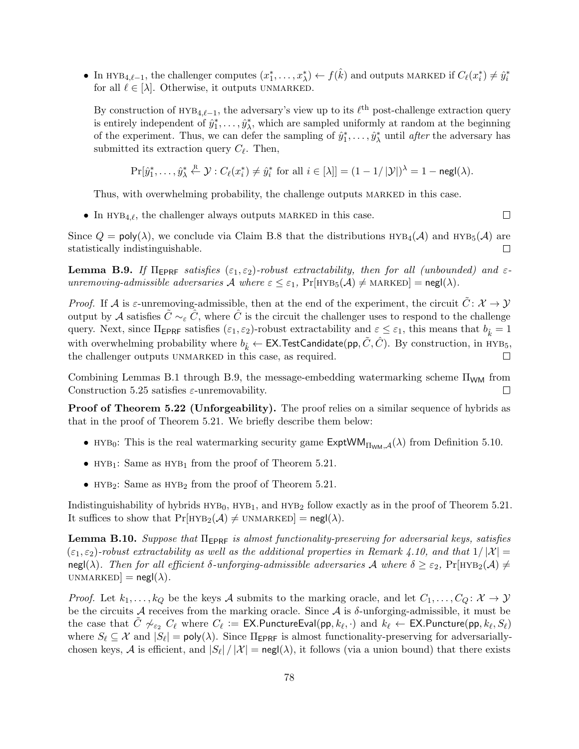- In $\text{HYB}_{4,\ell-1}$, the challenger computes $(x_1^*, \ldots, x_\lambda^*) \leftarrow f(\hat{k})$ and outputs MARKED if $C_\ell(x_i^*) \neq \hat{y}_i^*$ for all $\ell \in [\lambda]$. Otherwise, it outputs UNMARKED.

  By construction of $\text{HYB}_{4,\ell-1}$, the adversary's view up to its $\ell^{\text{th}}$ post-challenge extraction query is entirely independent of $\hat{y}_1^*, \ldots, \hat{y}_\lambda^*$, which are sampled uniformly at random at the beginning of the experiment. Thus, we can defer the sampling of $\hat{y}_1^*, \ldots, \hat{y}_\lambda^*$ until *after* the adversary has submitted its extraction query $C_\ell$. Then,

  $$\Pr[\hat{y}_1^*, \ldots, \hat{y}_\lambda^* \xleftarrow{\text{R}} \mathcal{Y} : C_\ell(x_i^*) \neq \hat{y}_i^* \text{ for all } i \in [\lambda]] = (1 - 1/|\mathcal{Y}|)^\lambda = 1 - \mathsf{negl}(\lambda).$$

  Thus, with overwhelming probability, the challenge outputs MARKED in this case.

- In $\text{HYB}_{4,\ell}$, the challenger always outputs MARKED in this case. □

Since $Q = \mathsf{poly}(\lambda)$, we conclude via Claim B.8 that the distributions $\text{HYB}_4(\mathcal{A})$ and $\text{HYB}_5(\mathcal{A})$ are statistically indistinguishable. □

**Lemma B.9.** *If $\Pi_{\mathsf{EPRF}}$ satisfies $(\varepsilon_1, \varepsilon_2)$-robust extractability, then for all (unbounded) and $\varepsilon$-unremoving-admissible adversaries $\mathcal{A}$ where $\varepsilon \leq \varepsilon_1$, $\Pr[\text{HYB}_5(\mathcal{A}) \neq \text{MARKED}] = \mathsf{negl}(\lambda)$.*

*Proof.* If $\mathcal{A}$ is $\varepsilon$-unremoving-admissible, then at the end of the experiment, the circuit $\tilde{C} : \mathcal{X} \to \mathcal{Y}$ output by $\mathcal{A}$ satisfies $\tilde{C} \sim_\varepsilon \hat{C}$, where $\hat{C}$ is the circuit the challenger uses to respond to the challenge query. Next, since $\Pi_{\mathsf{EPRF}}$ satisfies $(\varepsilon_1, \varepsilon_2)$-robust extractability and $\varepsilon \leq \varepsilon_1$, this means that $b_{\hat{k}} = 1$ with overwhelming probability where $b_{\hat{k}} \leftarrow \mathsf{EX.TestCandidate}(\mathsf{pp}, \tilde{C}, \hat{C})$. By construction, in $\text{HYB}_5$, the challenger outputs UNMARKED in this case, as required. □

Combining Lemmas B.1 through B.9, the message-embedding watermarking scheme $\Pi_{\mathsf{WM}}$ from Construction 5.25 satisfies $\varepsilon$-unremovability. □

**Proof of Theorem 5.22 (Unforgeability).** The proof relies on a similar sequence of hybrids as that in the proof of Theorem 5.21. We briefly describe them below:

- $\text{HYB}_0$: This is the real watermarking security game $\mathsf{ExptWM}_{\Pi_{\mathsf{WM}}, \mathcal{A}}(\lambda)$ from Definition 5.10.
- $\text{HYB}_1$: Same as $\text{HYB}_1$ from the proof of Theorem 5.21.
- $\text{HYB}_2$: Same as $\text{HYB}_2$ from the proof of Theorem 5.21.

Indistinguishability of hybrids $\text{HYB}_0$, $\text{HYB}_1$, and $\text{HYB}_2$ follow exactly as in the proof of Theorem 5.21. It suffices to show that $\Pr[\text{HYB}_2(\mathcal{A}) \neq \text{UNMARKED}] = \mathsf{negl}(\lambda)$.

**Lemma B.10.** *Suppose that $\Pi_{\mathsf{EPRF}}$ is almost functionality-preserving for adversarial keys, satisfies $(\varepsilon_1, \varepsilon_2)$-robust extractability as well as the additional properties in Remark 4.10, and that $1/|\mathcal{X}| = \mathsf{negl}(\lambda)$. Then for all efficient $\delta$-unforging-admissible adversaries $\mathcal{A}$ where $\delta \geq \varepsilon_2$, $\Pr[\text{HYB}_2(\mathcal{A}) \neq \text{UNMARKED}] = \mathsf{negl}(\lambda)$.*

*Proof.* Let $k_1, \ldots, k_Q$ be the keys $\mathcal{A}$ submits to the marking oracle, and let $C_1, \ldots, C_Q : \mathcal{X} \to \mathcal{Y}$ be the circuits $\mathcal{A}$ receives from the marking oracle. Since $\mathcal{A}$ is $\delta$-unforging-admissible, it must be the case that $\tilde{C} \not\sim_{\varepsilon_2} C_\ell$ where $C_\ell := \mathsf{EX.PunctureEval}(\mathsf{pp}, k_\ell, \cdot)$ and $k_\ell \leftarrow \mathsf{EX.Puncture}(\mathsf{pp}, k_\ell, S_\ell)$ where $S_\ell \subseteq \mathcal{X}$ and $|S_\ell| = \mathsf{poly}(\lambda)$. Since $\Pi_{\mathsf{EPRF}}$ is almost functionality-preserving for adversarially-chosen keys, $\mathcal{A}$ is efficient, and $|S_\ell| / |\mathcal{X}| = \mathsf{negl}(\lambda)$, it follows (via a union bound) that there exists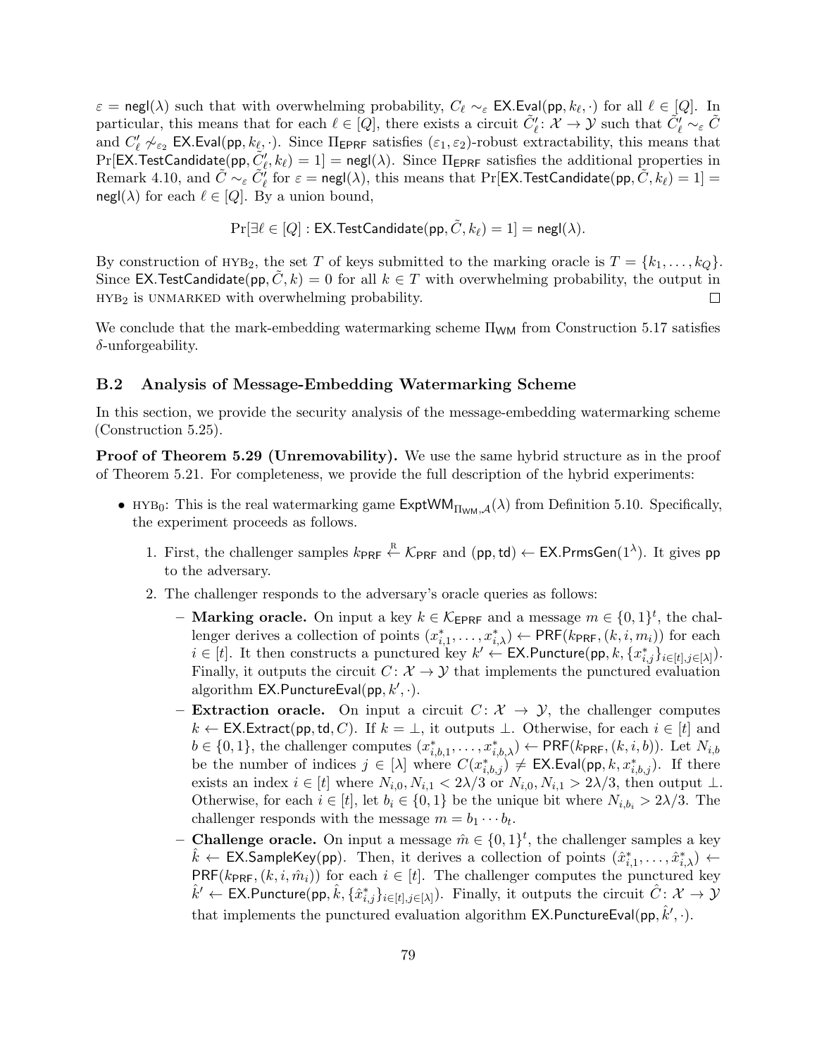$\varepsilon = \mathsf{negl}(\lambda)$ such that with overwhelming probability, $C_\ell \sim_\varepsilon \mathsf{EX.Eval}(\mathsf{pp}, k_\ell, \cdot)$ for all $\ell \in [Q]$. In particular, this means that for each $\ell \in [Q]$, there exists a circuit $\tilde{C}'_\ell \colon \mathcal{X} \to \mathcal{Y}$ such that $\tilde{C}'_\ell \sim_\varepsilon \tilde{C}$ and $C'_\ell \not\sim_{\varepsilon_2} \mathsf{EX.Eval}(\mathsf{pp}, k_\ell, \cdot)$. Since $\Pi_{\mathsf{EPRF}}$ satisfies $(\varepsilon_1, \varepsilon_2)$-robust extractability, this means that $\Pr[\mathsf{EX.TestCandidate}(\mathsf{pp}, \tilde{C}'_\ell, k_\ell) = 1] = \mathsf{negl}(\lambda)$. Since $\Pi_{\mathsf{EPRF}}$ satisfies the additional properties in Remark 4.10, and $\tilde{C} \sim_\varepsilon \tilde{C}'_\ell$ for $\varepsilon = \mathsf{negl}(\lambda)$, this means that $\Pr[\mathsf{EX.TestCandidate}(\mathsf{pp}, \tilde{C}, k_\ell) = 1] = \mathsf{negl}(\lambda)$ for each $\ell \in [Q]$. By a union bound,

$$\Pr[\exists \ell \in [Q] : \mathsf{EX.TestCandidate}(\mathsf{pp}, \tilde{C}, k_\ell) = 1] = \mathsf{negl}(\lambda).$$

By construction of $\text{HYB}_2$, the set $T$ of keys submitted to the marking oracle is $T = \{k_1, \ldots, k_Q\}$. Since $\mathsf{EX.TestCandidate}(\mathsf{pp}, \tilde{C}, k) = 0$ for all $k \in T$ with overwhelming probability, the output in $\text{HYB}_2$ is UNMARKED with overwhelming probability. ☐

We conclude that the mark-embedding watermarking scheme $\Pi_{\mathsf{WM}}$ from Construction 5.17 satisfies $\delta$-unforgeability.

### B.2 Analysis of Message-Embedding Watermarking Scheme

In this section, we provide the security analysis of the message-embedding watermarking scheme (Construction 5.25).

**Proof of Theorem 5.29 (Unremovability).** We use the same hybrid structure as in the proof of Theorem 5.21. For completeness, we provide the full description of the hybrid experiments:

- $\text{HYB}_0$: This is the real watermarking game $\mathsf{ExptWM}_{\Pi_{\mathsf{WM}},\mathcal{A}}(\lambda)$ from Definition 5.10. Specifically, the experiment proceeds as follows.
  1. First, the challenger samples $k_{\mathsf{PRF}} \xleftarrow{\text{R}} \mathcal{K}_{\mathsf{PRF}}$ and $(\mathsf{pp}, \mathsf{td}) \leftarrow \mathsf{EX.PrmsGen}(1^\lambda)$. It gives $\mathsf{pp}$ to the adversary.
  2. The challenger responds to the adversary's oracle queries as follows:
     - **Marking oracle.** On input a key $k \in \mathcal{K}_{\mathsf{EPRF}}$ and a message $m \in \{0,1\}^t$, the challenger derives a collection of points $(x^*_{i,1}, \ldots, x^*_{i,\lambda}) \leftarrow \mathsf{PRF}(k_{\mathsf{PRF}}, (k, i, m_i))$ for each $i \in [t]$. It then constructs a punctured key $k' \leftarrow \mathsf{EX.Puncture}(\mathsf{pp}, k, \{x^*_{i,j}\}_{i \in [t], j \in [\lambda]})$. Finally, it outputs the circuit $C \colon \mathcal{X} \to \mathcal{Y}$ that implements the punctured evaluation algorithm $\mathsf{EX.PunctureEval}(\mathsf{pp}, k', \cdot)$.
     - **Extraction oracle.** On input a circuit $C \colon \mathcal{X} \to \mathcal{Y}$, the challenger computes $k \leftarrow \mathsf{EX.Extract}(\mathsf{pp}, \mathsf{td}, C)$. If $k = \perp$, it outputs $\perp$. Otherwise, for each $i \in [t]$ and $b \in \{0,1\}$, the challenger computes $(x^*_{i,b,1}, \ldots, x^*_{i,b,\lambda}) \leftarrow \mathsf{PRF}(k_{\mathsf{PRF}}, (k, i, b))$. Let $N_{i,b}$ be the number of indices $j \in [\lambda]$ where $C(x^*_{i,b,j}) \neq \mathsf{EX.Eval}(\mathsf{pp}, k, x^*_{i,b,j})$. If there exists an index $i \in [t]$ where $N_{i,0}, N_{i,1} < 2\lambda/3$ or $N_{i,0}, N_{i,1} > 2\lambda/3$, then output $\perp$. Otherwise, for each $i \in [t]$, let $b_i \in \{0,1\}$ be the unique bit where $N_{i,b_i} > 2\lambda/3$. The challenger responds with the message $m = b_1 \cdots b_t$.
     - **Challenge oracle.** On input a message $\hat{m} \in \{0,1\}^t$, the challenger samples a key $\hat{k} \leftarrow \mathsf{EX.SampleKey}(\mathsf{pp})$. Then, it derives a collection of points $(\hat{x}^*_{i,1}, \ldots, \hat{x}^*_{i,\lambda}) \leftarrow \mathsf{PRF}(k_{\mathsf{PRF}}, (k, i, \hat{m}_i))$ for each $i \in [t]$. The challenger computes the punctured key $\hat{k}' \leftarrow \mathsf{EX.Puncture}(\mathsf{pp}, \hat{k}, \{\hat{x}^*_{i,j}\}_{i \in [t], j \in [\lambda]})$. Finally, it outputs the circuit $\hat{C} \colon \mathcal{X} \to \mathcal{Y}$ that implements the punctured evaluation algorithm $\mathsf{EX.PunctureEval}(\mathsf{pp}, \hat{k}', \cdot)$.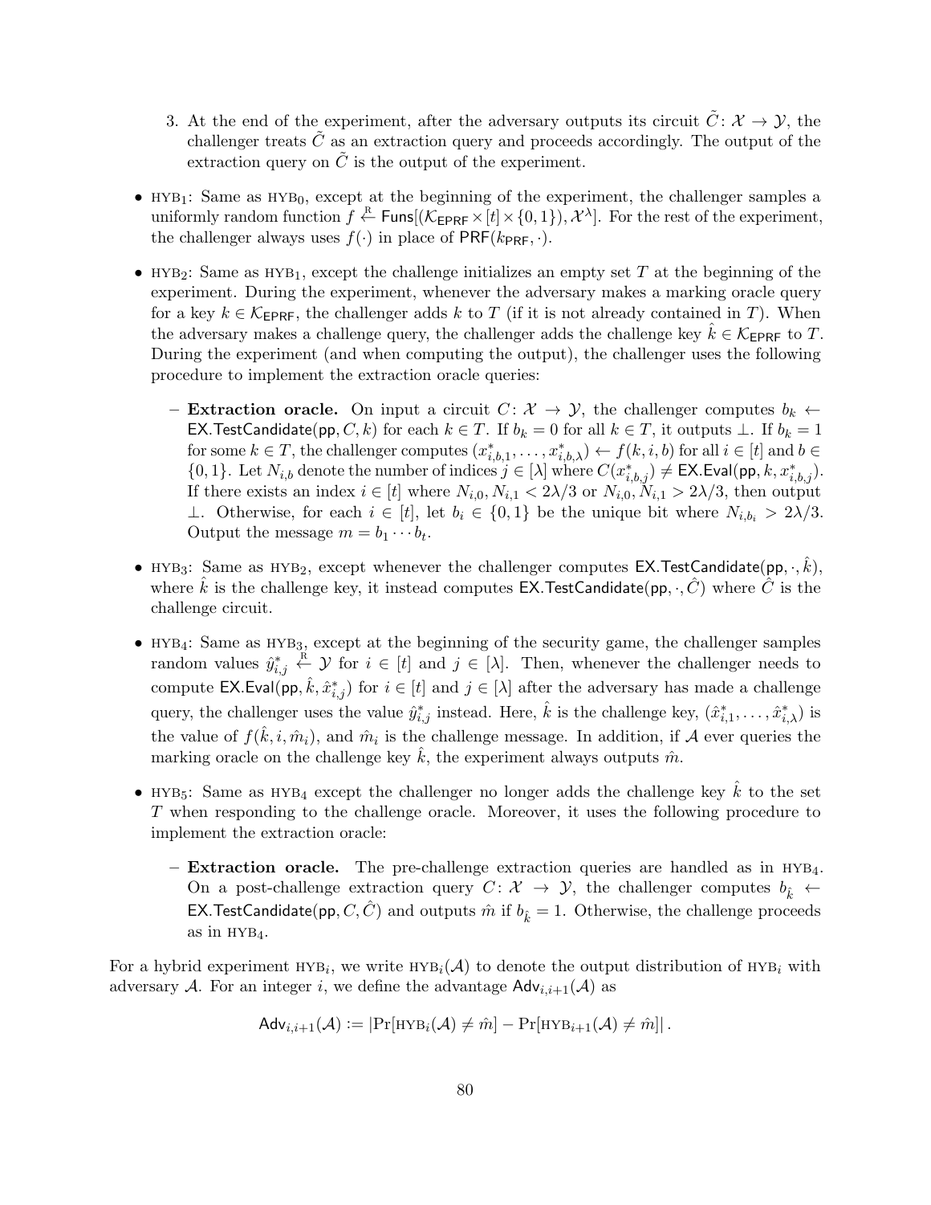3. At the end of the experiment, after the adversary outputs its circuit $\tilde{C} \colon \mathcal{X} \to \mathcal{Y}$, the challenger treats $\tilde{C}$ as an extraction query and proceeds accordingly. The output of the extraction query on $\tilde{C}$ is the output of the experiment.

- $\text{HYB}_1$: Same as $\text{HYB}_0$, except at the beginning of the experiment, the challenger samples a uniformly random function $f \xleftarrow{\text{R}} \mathsf{Funs}[(\mathcal{K}_{\mathsf{EPRF}} \times [t] \times \{0,1\}), \mathcal{X}^\lambda]$. For the rest of the experiment, the challenger always uses $f(\cdot)$ in place of $\mathsf{PRF}(k_{\mathsf{PRF}}, \cdot)$.

- $\text{HYB}_2$: Same as $\text{HYB}_1$, except the challenge initializes an empty set $T$ at the beginning of the experiment. During the experiment, whenever the adversary makes a marking oracle query for a key $k \in \mathcal{K}_{\mathsf{EPRF}}$, the challenger adds $k$ to $T$ (if it is not already contained in $T$). When the adversary makes a challenge query, the challenger adds the challenge key $\hat{k} \in \mathcal{K}_{\mathsf{EPRF}}$ to $T$. During the experiment (and when computing the output), the challenger uses the following procedure to implement the extraction oracle queries:

  - **Extraction oracle.** On input a circuit $C \colon \mathcal{X} \to \mathcal{Y}$, the challenger computes $b_k \leftarrow \mathsf{EX.TestCandidate}(\mathsf{pp}, C, k)$ for each $k \in T$. If $b_k = 0$ for all $k \in T$, it outputs $\bot$. If $b_k = 1$ for some $k \in T$, the challenger computes $(x^*_{i,b,1}, \ldots, x^*_{i,b,\lambda}) \leftarrow f(k, i, b)$ for all $i \in [t]$ and $b \in \{0,1\}$. Let $N_{i,b}$ denote the number of indices $j \in [\lambda]$ where $C(x^*_{i,b,j}) \neq \mathsf{EX.Eval}(\mathsf{pp}, k, x^*_{i,b,j})$. If there exists an index $i \in [t]$ where $N_{i,0}, N_{i,1} < 2\lambda/3$ or $N_{i,0}, N_{i,1} > 2\lambda/3$, then output $\bot$. Otherwise, for each $i \in [t]$, let $b_i \in \{0,1\}$ be the unique bit where $N_{i,b_i} > 2\lambda/3$. Output the message $m = b_1 \cdots b_t$.

- $\text{HYB}_3$: Same as $\text{HYB}_2$, except whenever the challenger computes $\mathsf{EX.TestCandidate}(\mathsf{pp}, \cdot, \hat{k})$, where $\hat{k}$ is the challenge key, it instead computes $\mathsf{EX.TestCandidate}(\mathsf{pp}, \cdot, \hat{C})$ where $\hat{C}$ is the challenge circuit.

- $\text{HYB}_4$: Same as $\text{HYB}_3$, except at the beginning of the security game, the challenger samples random values $\hat{y}^*_{i,j} \xleftarrow{\text{R}} \mathcal{Y}$ for $i \in [t]$ and $j \in [\lambda]$. Then, whenever the challenger needs to compute $\mathsf{EX.Eval}(\mathsf{pp}, \hat{k}, \hat{x}^*_{i,j})$ for $i \in [t]$ and $j \in [\lambda]$ after the adversary has made a challenge query, the challenger uses the value $\hat{y}^*_{i,j}$ instead. Here, $\hat{k}$ is the challenge key, $(\hat{x}^*_{i,1}, \ldots, \hat{x}^*_{i,\lambda})$ is the value of $f(\hat{k}, i, \hat{m}_i)$, and $\hat{m}_i$ is the challenge message. In addition, if $\mathcal{A}$ ever queries the marking oracle on the challenge key $\hat{k}$, the experiment always outputs $\hat{m}$.

- $\text{HYB}_5$: Same as $\text{HYB}_4$ except the challenger no longer adds the challenge key $\hat{k}$ to the set $T$ when responding to the challenge oracle. Moreover, it uses the following procedure to implement the extraction oracle:

  - **Extraction oracle.** The pre-challenge extraction queries are handled as in $\text{HYB}_4$. On a post-challenge extraction query $C \colon \mathcal{X} \to \mathcal{Y}$, the challenger computes $b_{\hat{k}} \leftarrow \mathsf{EX.TestCandidate}(\mathsf{pp}, C, \hat{C})$ and outputs $\hat{m}$ if $b_{\hat{k}} = 1$. Otherwise, the challenge proceeds as in $\text{HYB}_4$.

For a hybrid experiment $\text{HYB}_i$, we write $\text{HYB}_i(\mathcal{A})$ to denote the output distribution of $\text{HYB}_i$ with adversary $\mathcal{A}$. For an integer $i$, we define the advantage $\mathsf{Adv}_{i,i+1}(\mathcal{A})$ as

$$\mathsf{Adv}_{i,i+1}(\mathcal{A}) := \left|\Pr[\text{HYB}_i(\mathcal{A}) \neq \hat{m}] - \Pr[\text{HYB}_{i+1}(\mathcal{A}) \neq \hat{m}]\right|.$$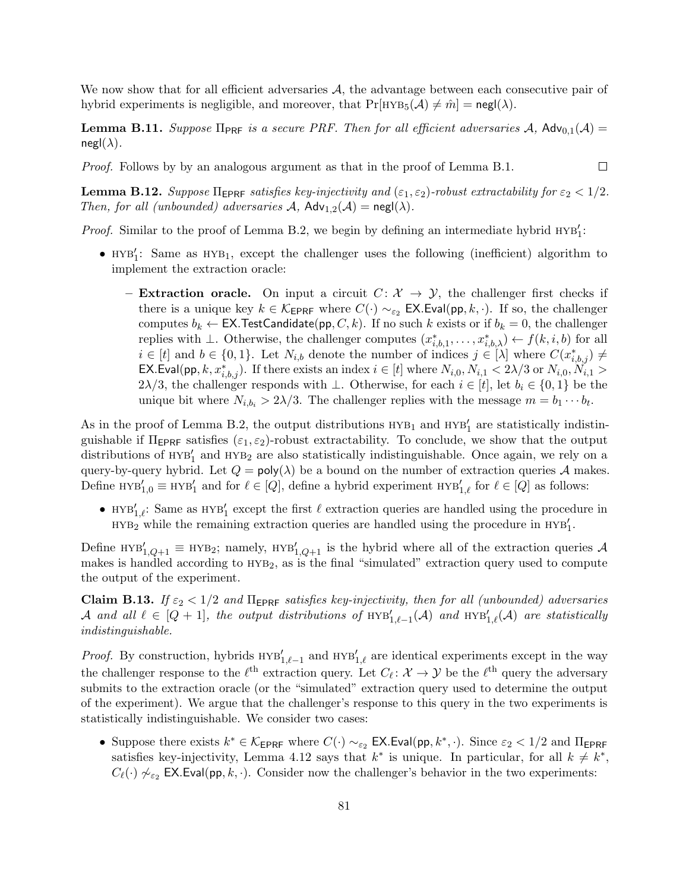We now show that for all efficient adversaries $\mathcal{A}$, the advantage between each consecutive pair of hybrid experiments is negligible, and moreover, that $\Pr[\text{HYB}_5(\mathcal{A}) \neq \hat{m}] = \mathsf{negl}(\lambda)$.

**Lemma B.11.** *Suppose $\Pi_{\mathsf{PRF}}$ is a secure PRF. Then for all efficient adversaries $\mathcal{A}$, $\mathsf{Adv}_{0,1}(\mathcal{A}) = \mathsf{negl}(\lambda)$.*

*Proof.* Follows by by an analogous argument as that in the proof of Lemma B.1. □

**Lemma B.12.** *Suppose $\Pi_{\mathsf{EPRF}}$ satisfies key-injectivity and $(\varepsilon_1, \varepsilon_2)$-robust extractability for $\varepsilon_2 < 1/2$. Then, for all (unbounded) adversaries $\mathcal{A}$, $\mathsf{Adv}_{1,2}(\mathcal{A}) = \mathsf{negl}(\lambda)$.*

*Proof.* Similar to the proof of Lemma B.2, we begin by defining an intermediate hybrid $\text{HYB}_1'$:

- $\text{HYB}_1'$: Same as $\text{HYB}_1$, except the challenger uses the following (inefficient) algorithm to implement the extraction oracle:
  - **Extraction oracle.** On input a circuit $C \colon \mathcal{X} \to \mathcal{Y}$, the challenger first checks if there is a unique key $k \in \mathcal{K}_{\mathsf{EPRF}}$ where $C(\cdot) \sim_{\varepsilon_2} \mathsf{EX.Eval}(\mathsf{pp}, k, \cdot)$. If so, the challenger computes $b_k \leftarrow \mathsf{EX.TestCandidate}(\mathsf{pp}, C, k)$. If no such $k$ exists or if $b_k = 0$, the challenger replies with $\perp$. Otherwise, the challenger computes $(x^*_{i,b,1}, \ldots, x^*_{i,b,\lambda}) \leftarrow f(k, i, b)$ for all $i \in [t]$ and $b \in \{0,1\}$. Let $N_{i,b}$ denote the number of indices $j \in [\lambda]$ where $C(x^*_{i,b,j}) \neq \mathsf{EX.Eval}(\mathsf{pp}, k, x^*_{i,b,j})$. If there exists an index $i \in [t]$ where $N_{i,0}, N_{i,1} < 2\lambda/3$ or $N_{i,0}, N_{i,1} > 2\lambda/3$, the challenger responds with $\perp$. Otherwise, for each $i \in [t]$, let $b_i \in \{0,1\}$ be the unique bit where $N_{i,b_i} > 2\lambda/3$. The challenger replies with the message $m = b_1 \cdots b_t$.

As in the proof of Lemma B.2, the output distributions $\text{HYB}_1$ and $\text{HYB}_1'$ are statistically indistinguishable if $\Pi_{\mathsf{EPRF}}$ satisfies $(\varepsilon_1, \varepsilon_2)$-robust extractability. To conclude, we show that the output distributions of $\text{HYB}_1'$ and $\text{HYB}_2$ are also statistically indistinguishable. Once again, we rely on a query-by-query hybrid. Let $Q = \mathsf{poly}(\lambda)$ be a bound on the number of extraction queries $\mathcal{A}$ makes. Define $\text{HYB}_{1,0}' \equiv \text{HYB}_1'$ and for $\ell \in [Q]$, define a hybrid experiment $\text{HYB}_{1,\ell}'$ for $\ell \in [Q]$ as follows:

- $\text{HYB}_{1,\ell}'$: Same as $\text{HYB}_1'$ except the first $\ell$ extraction queries are handled using the procedure in $\text{HYB}_2$ while the remaining extraction queries are handled using the procedure in $\text{HYB}_1'$.

Define $\text{HYB}_{1,Q+1}' \equiv \text{HYB}_2$; namely, $\text{HYB}_{1,Q+1}'$ is the hybrid where all of the extraction queries $\mathcal{A}$ makes is handled according to $\text{HYB}_2$, as is the final "simulated" extraction query used to compute the output of the experiment.

**Claim B.13.** *If $\varepsilon_2 < 1/2$ and $\Pi_{\mathsf{EPRF}}$ satisfies key-injectivity, then for all (unbounded) adversaries $\mathcal{A}$ and all $\ell \in [Q+1]$, the output distributions of $\text{HYB}_{1,\ell-1}'(\mathcal{A})$ and $\text{HYB}_{1,\ell}'(\mathcal{A})$ are statistically indistinguishable.*

*Proof.* By construction, hybrids $\text{HYB}_{1,\ell-1}'$ and $\text{HYB}_{1,\ell}'$ are identical experiments except in the way the challenger response to the $\ell^{\text{th}}$ extraction query. Let $C_\ell \colon \mathcal{X} \to \mathcal{Y}$ be the $\ell^{\text{th}}$ query the adversary submits to the extraction oracle (or the "simulated" extraction query used to determine the output of the experiment). We argue that the challenger's response to this query in the two experiments is statistically indistinguishable. We consider two cases:

- Suppose there exists $k^* \in \mathcal{K}_{\mathsf{EPRF}}$ where $C(\cdot) \sim_{\varepsilon_2} \mathsf{EX.Eval}(\mathsf{pp}, k^*, \cdot)$. Since $\varepsilon_2 < 1/2$ and $\Pi_{\mathsf{EPRF}}$ satisfies key-injectivity, Lemma 4.12 says that $k^*$ is unique. In particular, for all $k \neq k^*$, $C_\ell(\cdot) \not\sim_{\varepsilon_2} \mathsf{EX.Eval}(\mathsf{pp}, k, \cdot)$. Consider now the challenger's behavior in the two experiments: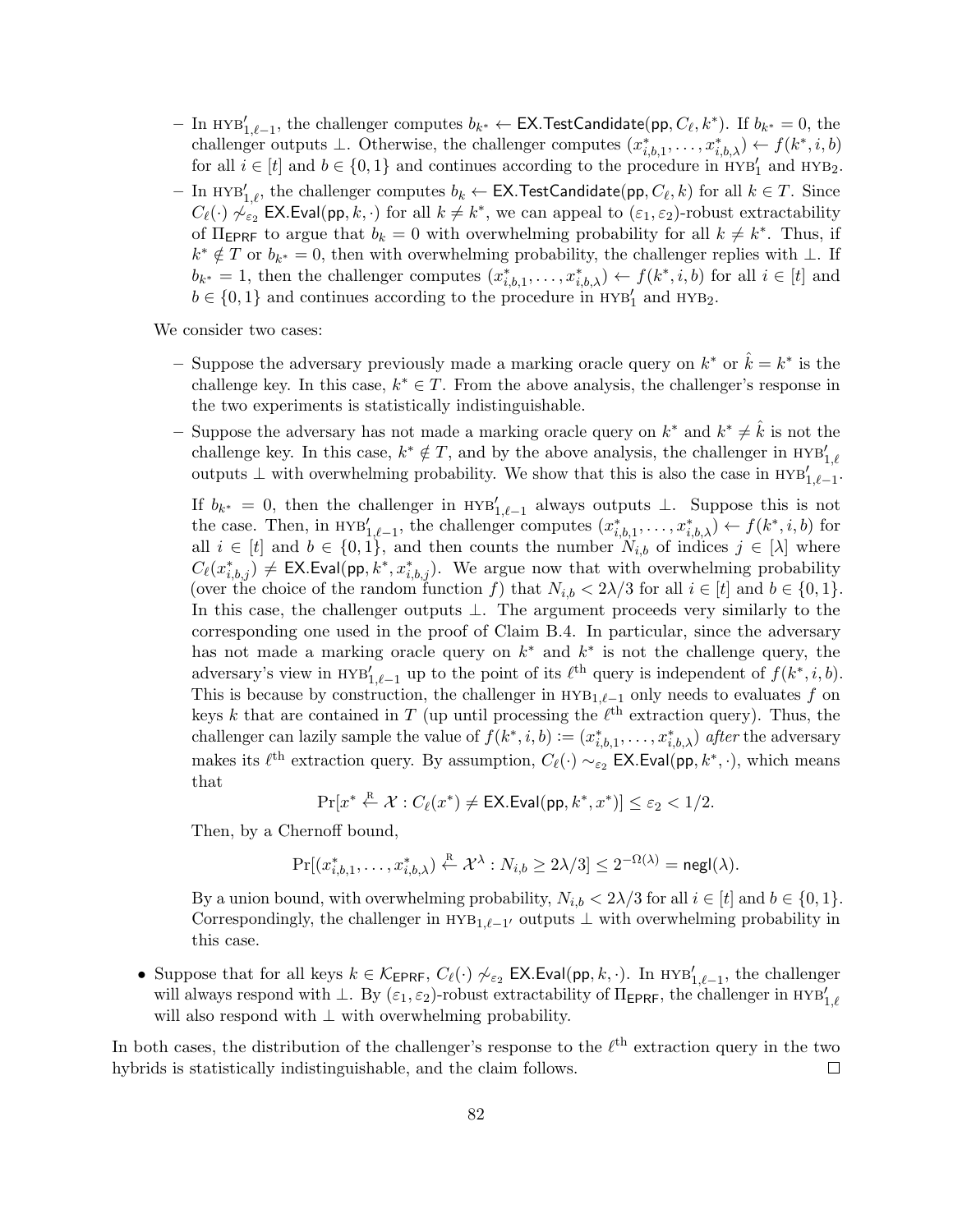- In $\text{HYB}'_{1,\ell-1}$, the challenger computes $b_{k^*} \leftarrow \mathsf{EX.TestCandidate}(\mathsf{pp}, C_\ell, k^*)$. If $b_{k^*} = 0$, the challenger outputs $\perp$. Otherwise, the challenger computes $(x^*_{i,b,1}, \ldots, x^*_{i,b,\lambda}) \leftarrow f(k^*, i, b)$ for all $i \in [t]$ and $b \in \{0,1\}$ and continues according to the procedure in $\text{HYB}'_1$ and $\text{HYB}_2$.
  - In $\text{HYB}'_{1,\ell}$, the challenger computes $b_k \leftarrow \mathsf{EX.TestCandidate}(\mathsf{pp}, C_\ell, k)$ for all $k \in T$. Since $C_\ell(\cdot) \not\sim_{\varepsilon_2} \mathsf{EX.Eval}(\mathsf{pp}, k, \cdot)$ for all $k \neq k^*$, we can appeal to $(\varepsilon_1, \varepsilon_2)$-robust extractability of $\Pi_{\mathsf{EPRF}}$ to argue that $b_k = 0$ with overwhelming probability for all $k \neq k^*$. Thus, if $k^* \notin T$ or $b_{k^*} = 0$, then with overwhelming probability, the challenger replies with $\perp$. If $b_{k^*} = 1$, then the challenger computes $(x^*_{i,b,1}, \ldots, x^*_{i,b,\lambda}) \leftarrow f(k^*, i, b)$ for all $i \in [t]$ and $b \in \{0,1\}$ and continues according to the procedure in $\text{HYB}'_1$ and $\text{HYB}_2$.

  We consider two cases:

  - Suppose the adversary previously made a marking oracle query on $k^*$ or $\hat{k} = k^*$ is the challenge key. In this case, $k^* \in T$. From the above analysis, the challenger's response in the two experiments is statistically indistinguishable.
  - Suppose the adversary has not made a marking oracle query on $k^*$ and $k^* \neq \hat{k}$ is not the challenge key. In this case, $k^* \notin T$, and by the above analysis, the challenger in $\text{HYB}'_{1,\ell}$ outputs $\perp$ with overwhelming probability. We show that this is also the case in $\text{HYB}'_{1,\ell-1}$.

    If $b_{k^*} = 0$, then the challenger in $\text{HYB}'_{1,\ell-1}$ always outputs $\perp$. Suppose this is not the case. Then, in $\text{HYB}'_{1,\ell-1}$, the challenger computes $(x^*_{i,b,1}, \ldots, x^*_{i,b,\lambda}) \leftarrow f(k^*, i, b)$ for all $i \in [t]$ and $b \in \{0,1\}$, and then counts the number $N_{i,b}$ of indices $j \in [\lambda]$ where $C_\ell(x^*_{i,b,j}) \neq \mathsf{EX.Eval}(\mathsf{pp}, k^*, x^*_{i,b,j})$. We argue now that with overwhelming probability (over the choice of the random function $f$) that $N_{i,b} < 2\lambda/3$ for all $i \in [t]$ and $b \in \{0,1\}$. In this case, the challenger outputs $\perp$. The argument proceeds very similarly to the corresponding one used in the proof of Claim B.4. In particular, since the adversary has not made a marking oracle query on $k^*$ and $k^*$ is not the challenge query, the adversary's view in $\text{HYB}'_{1,\ell-1}$ up to the point of its $\ell^{\text{th}}$ query is independent of $f(k^*, i, b)$. This is because by construction, the challenger in $\text{HYB}_{1,\ell-1}$ only needs to evaluates $f$ on keys $k$ that are contained in $T$ (up until processing the $\ell^{\text{th}}$ extraction query). Thus, the challenger can lazily sample the value of $f(k^*, i, b) := (x^*_{i,b,1}, \ldots, x^*_{i,b,\lambda})$ *after* the adversary makes its $\ell^{\text{th}}$ extraction query. By assumption, $C_\ell(\cdot) \sim_{\varepsilon_2} \mathsf{EX.Eval}(\mathsf{pp}, k^*, \cdot)$, which means that

    $$\Pr[x^* \xleftarrow{\text{R}} \mathcal{X} : C_\ell(x^*) \neq \mathsf{EX.Eval}(\mathsf{pp}, k^*, x^*)] \leq \varepsilon_2 < 1/2.$$

    Then, by a Chernoff bound,

    $$\Pr[(x^*_{i,b,1}, \ldots, x^*_{i,b,\lambda}) \xleftarrow{\text{R}} \mathcal{X}^\lambda : N_{i,b} \geq 2\lambda/3] \leq 2^{-\Omega(\lambda)} = \mathsf{negl}(\lambda).$$

    By a union bound, with overwhelming probability, $N_{i,b} < 2\lambda/3$ for all $i \in [t]$ and $b \in \{0,1\}$. Correspondingly, the challenger in $\text{HYB}_{1,\ell-1'}$ outputs $\perp$ with overwhelming probability in this case.

- Suppose that for all keys $k \in \mathcal{K}_{\mathsf{EPRF}}$, $C_\ell(\cdot) \not\sim_{\varepsilon_2} \mathsf{EX.Eval}(\mathsf{pp}, k, \cdot)$. In $\text{HYB}'_{1,\ell-1}$, the challenger will always respond with $\perp$. By $(\varepsilon_1, \varepsilon_2)$-robust extractability of $\Pi_{\mathsf{EPRF}}$, the challenger in $\text{HYB}'_{1,\ell}$ will also respond with $\perp$ with overwhelming probability.

In both cases, the distribution of the challenger's response to the $\ell^{\text{th}}$ extraction query in the two hybrids is statistically indistinguishable, and the claim follows. $\square$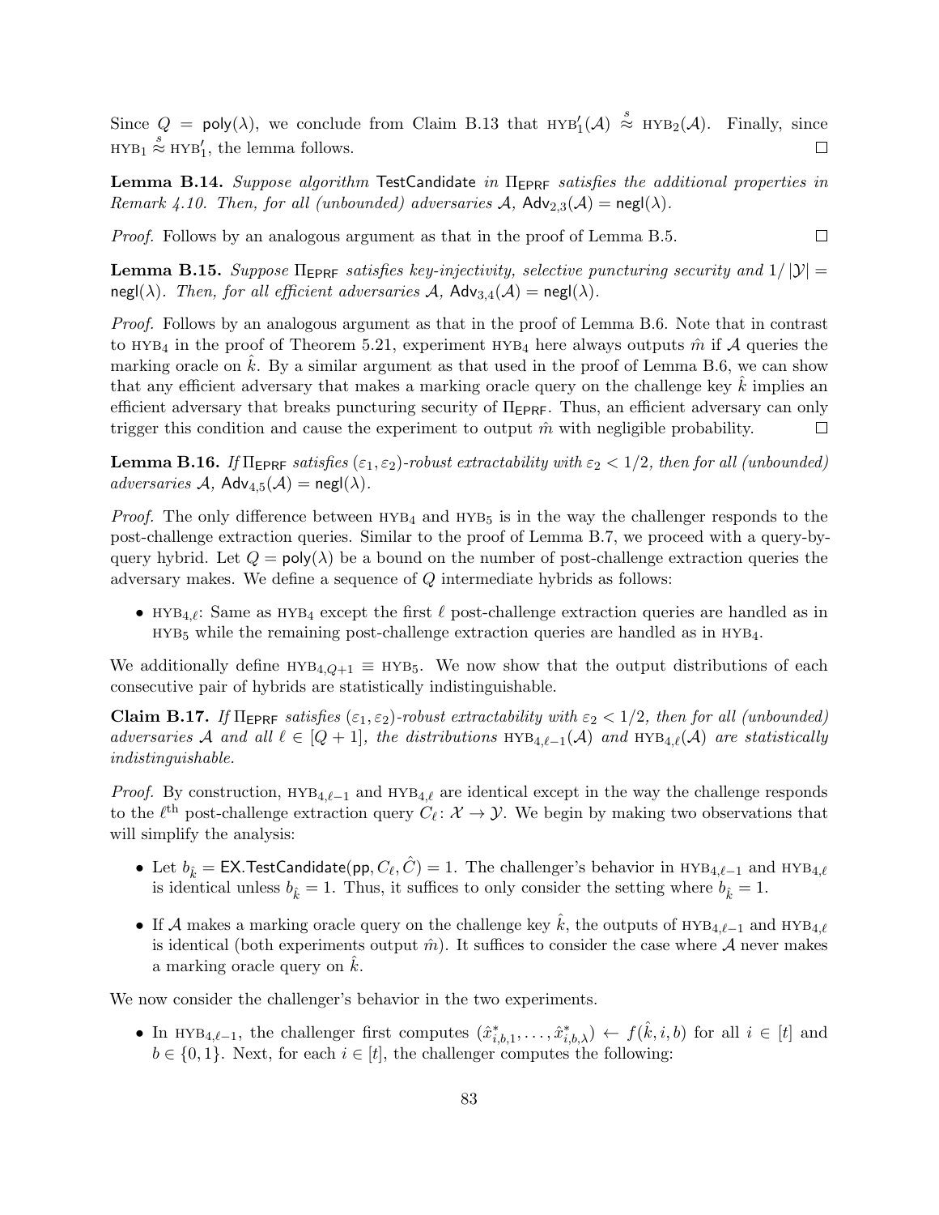Since $Q = \mathsf{poly}(\lambda)$, we conclude from Claim B.13 that $\text{HYB}_1'(\mathcal{A}) \overset{s}{\approx} \text{HYB}_2(\mathcal{A})$. Finally, since $\text{HYB}_1 \overset{s}{\approx} \text{HYB}_1'$, the lemma follows. □

**Lemma B.14.** *Suppose algorithm* $\mathsf{TestCandidate}$ *in* $\Pi_{\mathsf{EPRF}}$ *satisfies the additional properties in Remark 4.10. Then, for all (unbounded) adversaries* $\mathcal{A}$, $\mathsf{Adv}_{2,3}(\mathcal{A}) = \mathsf{negl}(\lambda)$.

*Proof.* Follows by an analogous argument as that in the proof of Lemma B.5. □

**Lemma B.15.** *Suppose* $\Pi_{\mathsf{EPRF}}$ *satisfies key-injectivity, selective puncturing security and* $1/|\mathcal{Y}| = \mathsf{negl}(\lambda)$. *Then, for all efficient adversaries* $\mathcal{A}$, $\mathsf{Adv}_{3,4}(\mathcal{A}) = \mathsf{negl}(\lambda)$.

*Proof.* Follows by an analogous argument as that in the proof of Lemma B.6. Note that in contrast to $\text{HYB}_4$ in the proof of Theorem 5.21, experiment $\text{HYB}_4$ here always outputs $\hat{m}$ if $\mathcal{A}$ queries the marking oracle on $\hat{k}$. By a similar argument as that used in the proof of Lemma B.6, we can show that any efficient adversary that makes a marking oracle query on the challenge key $\hat{k}$ implies an efficient adversary that breaks puncturing security of $\Pi_{\mathsf{EPRF}}$. Thus, an efficient adversary can only trigger this condition and cause the experiment to output $\hat{m}$ with negligible probability. □

**Lemma B.16.** *If* $\Pi_{\mathsf{EPRF}}$ *satisfies* $(\varepsilon_1, \varepsilon_2)$*-robust extractability with* $\varepsilon_2 < 1/2$, *then for all (unbounded) adversaries* $\mathcal{A}$, $\mathsf{Adv}_{4,5}(\mathcal{A}) = \mathsf{negl}(\lambda)$.

*Proof.* The only difference between $\text{HYB}_4$ and $\text{HYB}_5$ is in the way the challenger responds to the post-challenge extraction queries. Similar to the proof of Lemma B.7, we proceed with a query-by-query hybrid. Let $Q = \mathsf{poly}(\lambda)$ be a bound on the number of post-challenge extraction queries the adversary makes. We define a sequence of $Q$ intermediate hybrids as follows:

- $\text{HYB}_{4,\ell}$: Same as $\text{HYB}_4$ except the first $\ell$ post-challenge extraction queries are handled as in $\text{HYB}_5$ while the remaining post-challenge extraction queries are handled as in $\text{HYB}_4$.

We additionally define $\text{HYB}_{4,Q+1} \equiv \text{HYB}_5$. We now show that the output distributions of each consecutive pair of hybrids are statistically indistinguishable.

**Claim B.17.** *If* $\Pi_{\mathsf{EPRF}}$ *satisfies* $(\varepsilon_1, \varepsilon_2)$*-robust extractability with* $\varepsilon_2 < 1/2$, *then for all (unbounded) adversaries* $\mathcal{A}$ *and all* $\ell \in [Q+1]$, *the distributions* $\text{HYB}_{4,\ell-1}(\mathcal{A})$ *and* $\text{HYB}_{4,\ell}(\mathcal{A})$ *are statistically indistinguishable.*

*Proof.* By construction, $\text{HYB}_{4,\ell-1}$ and $\text{HYB}_{4,\ell}$ are identical except in the way the challenge responds to the $\ell^{\text{th}}$ post-challenge extraction query $C_\ell \colon \mathcal{X} \to \mathcal{Y}$. We begin by making two observations that will simplify the analysis:

- Let $b_{\hat{k}} = \mathsf{EX.TestCandidate}(\mathsf{pp}, C_\ell, \hat{C}) = 1$. The challenger's behavior in $\text{HYB}_{4,\ell-1}$ and $\text{HYB}_{4,\ell}$ is identical unless $b_{\hat{k}} = 1$. Thus, it suffices to only consider the setting where $b_{\hat{k}} = 1$.
- If $\mathcal{A}$ makes a marking oracle query on the challenge key $\hat{k}$, the outputs of $\text{HYB}_{4,\ell-1}$ and $\text{HYB}_{4,\ell}$ is identical (both experiments output $\hat{m}$). It suffices to consider the case where $\mathcal{A}$ never makes a marking oracle query on $\hat{k}$.

We now consider the challenger's behavior in the two experiments.

- In $\text{HYB}_{4,\ell-1}$, the challenger first computes $(\hat{x}^*_{i,b,1}, \ldots, \hat{x}^*_{i,b,\lambda}) \leftarrow f(\hat{k}, i, b)$ for all $i \in [t]$ and $b \in \{0,1\}$. Next, for each $i \in [t]$, the challenger computes the following: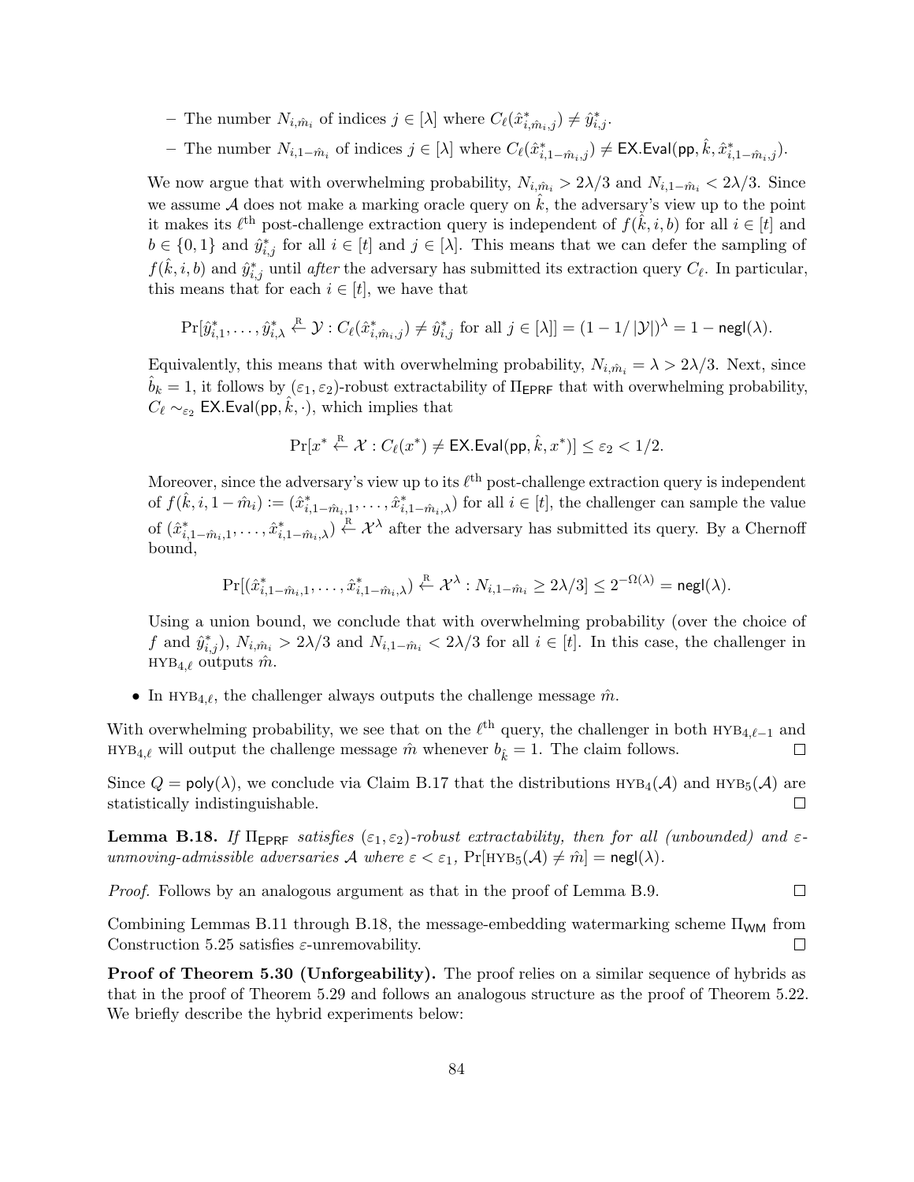- The number $N_{i,\hat{m}_i}$ of indices $j \in [\lambda]$ where $C_\ell(\hat{x}^*_{i,\hat{m}_i,j}) \neq \hat{y}^*_{i,j}$.
  - The number $N_{i,1-\hat{m}_i}$ of indices $j \in [\lambda]$ where $C_\ell(\hat{x}^*_{i,1-\hat{m}_i,j}) \neq \mathsf{EX.Eval}(\mathsf{pp}, \hat{k}, \hat{x}^*_{i,1-\hat{m}_i,j})$.

  We now argue that with overwhelming probability, $N_{i,\hat{m}_i} > 2\lambda/3$ and $N_{i,1-\hat{m}_i} < 2\lambda/3$. Since we assume $\mathcal{A}$ does not make a marking oracle query on $\hat{k}$, the adversary's view up to the point it makes its $\ell^{\text{th}}$ post-challenge extraction query is independent of $f(\hat{k}, i, b)$ for all $i \in [t]$ and $b \in \{0,1\}$ and $\hat{y}^*_{i,j}$ for all $i \in [t]$ and $j \in [\lambda]$. This means that we can defer the sampling of $f(\hat{k}, i, b)$ and $\hat{y}^*_{i,j}$ until *after* the adversary has submitted its extraction query $C_\ell$. In particular, this means that for each $i \in [t]$, we have that

  $$\Pr[\hat{y}^*_{i,1}, \ldots, \hat{y}^*_{i,\lambda} \xleftarrow{\text{R}} \mathcal{Y} : C_\ell(\hat{x}^*_{i,\hat{m}_i,j}) \neq \hat{y}^*_{i,j} \text{ for all } j \in [\lambda]] = (1 - 1/|\mathcal{Y}|)^\lambda = 1 - \mathsf{negl}(\lambda).$$

  Equivalently, this means that with overwhelming probability, $N_{i,\hat{m}_i} = \lambda > 2\lambda/3$. Next, since $\hat{b}_k = 1$, it follows by $(\varepsilon_1, \varepsilon_2)$-robust extractability of $\Pi_{\mathsf{EPRF}}$ that with overwhelming probability, $C_\ell \sim_{\varepsilon_2} \mathsf{EX.Eval}(\mathsf{pp}, \hat{k}, \cdot)$, which implies that

  $$\Pr[x^* \xleftarrow{\text{R}} \mathcal{X} : C_\ell(x^*) \neq \mathsf{EX.Eval}(\mathsf{pp}, \hat{k}, x^*)] \leq \varepsilon_2 < 1/2.$$

  Moreover, since the adversary's view up to its $\ell^{\text{th}}$ post-challenge extraction query is independent of $f(\hat{k}, i, 1-\hat{m}_i) := (\hat{x}^*_{i,1-\hat{m}_i,1}, \ldots, \hat{x}^*_{i,1-\hat{m}_i,\lambda})$ for all $i \in [t]$, the challenger can sample the value of $(\hat{x}^*_{i,1-\hat{m}_i,1}, \ldots, \hat{x}^*_{i,1-\hat{m}_i,\lambda}) \xleftarrow{\text{R}} \mathcal{X}^\lambda$ after the adversary has submitted its query. By a Chernoff bound,

  $$\Pr[(\hat{x}^*_{i,1-\hat{m}_i,1}, \ldots, \hat{x}^*_{i,1-\hat{m}_i,\lambda}) \xleftarrow{\text{R}} \mathcal{X}^\lambda : N_{i,1-\hat{m}_i} \geq 2\lambda/3] \leq 2^{-\Omega(\lambda)} = \mathsf{negl}(\lambda).$$

  Using a union bound, we conclude that with overwhelming probability (over the choice of $f$ and $\hat{y}^*_{i,j}$), $N_{i,\hat{m}_i} > 2\lambda/3$ and $N_{i,1-\hat{m}_i} < 2\lambda/3$ for all $i \in [t]$. In this case, the challenger in $\text{HYB}_{4,\ell}$ outputs $\hat{m}$.

- In $\text{HYB}_{4,\ell}$, the challenger always outputs the challenge message $\hat{m}$.

With overwhelming probability, we see that on the $\ell^{\text{th}}$ query, the challenger in both $\text{HYB}_{4,\ell-1}$ and $\text{HYB}_{4,\ell}$ will output the challenge message $\hat{m}$ whenever $b_{\hat{k}} = 1$. The claim follows. □

Since $Q = \mathsf{poly}(\lambda)$, we conclude via Claim B.17 that the distributions $\text{HYB}_4(\mathcal{A})$ and $\text{HYB}_5(\mathcal{A})$ are statistically indistinguishable. □

**Lemma B.18.** *If $\Pi_{\mathsf{EPRF}}$ satisfies $(\varepsilon_1, \varepsilon_2)$-robust extractability, then for all (unbounded) and $\varepsilon$-unmoving-admissible adversaries $\mathcal{A}$ where $\varepsilon < \varepsilon_1$, $\Pr[\text{HYB}_5(\mathcal{A}) \neq \hat{m}] = \mathsf{negl}(\lambda)$.*

*Proof.* Follows by an analogous argument as that in the proof of Lemma B.9. □

Combining Lemmas B.11 through B.18, the message-embedding watermarking scheme $\Pi_{\mathsf{WM}}$ from Construction 5.25 satisfies $\varepsilon$-unremovability. □

**Proof of Theorem 5.30 (Unforgeability).** The proof relies on a similar sequence of hybrids as that in the proof of Theorem 5.29 and follows an analogous structure as the proof of Theorem 5.22. We briefly describe the hybrid experiments below: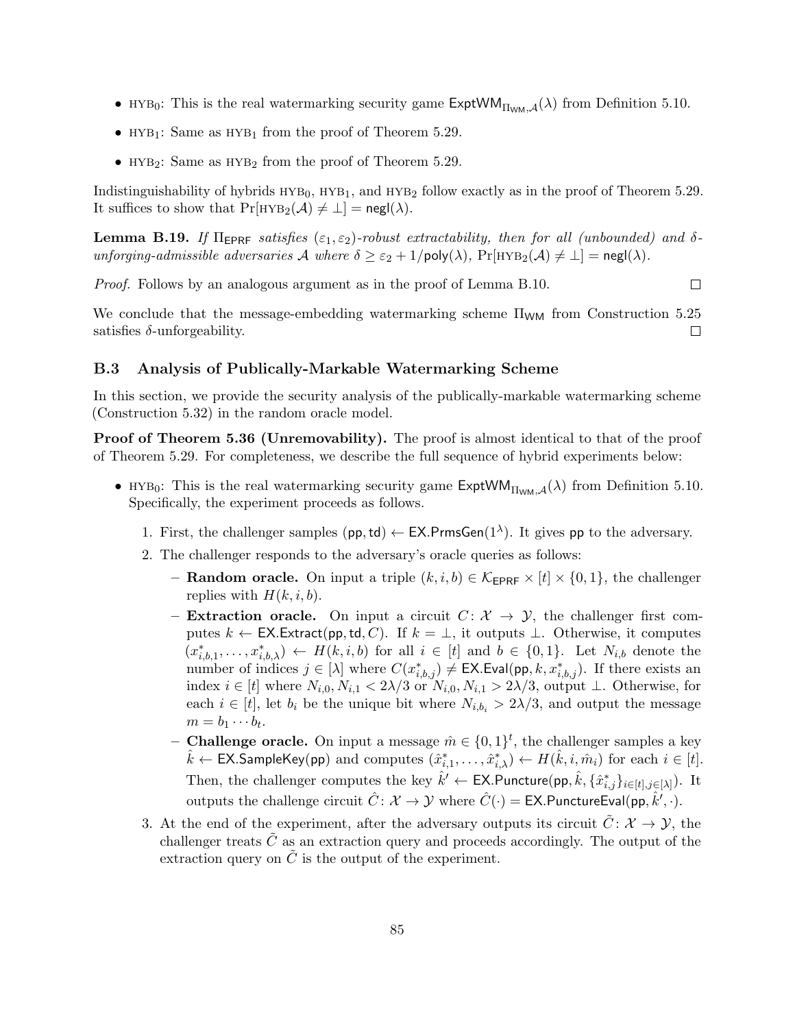- $\text{HYB}_0$: This is the real watermarking security game $\mathsf{ExptWM}_{\Pi_{\mathsf{WM}},\mathcal{A}}(\lambda)$ from Definition 5.10.
- $\text{HYB}_1$: Same as $\text{HYB}_1$ from the proof of Theorem 5.29.
- $\text{HYB}_2$: Same as $\text{HYB}_2$ from the proof of Theorem 5.29.

Indistinguishability of hybrids $\text{HYB}_0$, $\text{HYB}_1$, and $\text{HYB}_2$ follow exactly as in the proof of Theorem 5.29. It suffices to show that $\Pr[\text{HYB}_2(\mathcal{A}) \neq \perp] = \mathsf{negl}(\lambda)$.

**Lemma B.19.** *If $\Pi_{\mathsf{EPRF}}$ satisfies $(\varepsilon_1, \varepsilon_2)$-robust extractability, then for all (unbounded) and $\delta$-unforging-admissible adversaries $\mathcal{A}$ where $\delta \geq \varepsilon_2 + 1/\mathsf{poly}(\lambda)$, $\Pr[\text{HYB}_2(\mathcal{A}) \neq \perp] = \mathsf{negl}(\lambda)$.*

*Proof.* Follows by an analogous argument as in the proof of Lemma B.10. □

We conclude that the message-embedding watermarking scheme $\Pi_{\mathsf{WM}}$ from Construction 5.25 satisfies $\delta$-unforgeability. □

### B.3 Analysis of Publically-Markable Watermarking Scheme

In this section, we provide the security analysis of the publically-markable watermarking scheme (Construction 5.32) in the random oracle model.

**Proof of Theorem 5.36 (Unremovability).** The proof is almost identical to that of the proof of Theorem 5.29. For completeness, we describe the full sequence of hybrid experiments below:

- $\text{HYB}_0$: This is the real watermarking security game $\mathsf{ExptWM}_{\Pi_{\mathsf{WM}},\mathcal{A}}(\lambda)$ from Definition 5.10. Specifically, the experiment proceeds as follows.
  1. First, the challenger samples $(\mathsf{pp}, \mathsf{td}) \leftarrow \mathsf{EX.PrmsGen}(1^\lambda)$. It gives $\mathsf{pp}$ to the adversary.
  2. The challenger responds to the adversary's oracle queries as follows:
     - **Random oracle.** On input a triple $(k, i, b) \in \mathcal{K}_{\mathsf{EPRF}} \times [t] \times \{0,1\}$, the challenger replies with $H(k, i, b)$.
     - **Extraction oracle.** On input a circuit $C \colon \mathcal{X} \to \mathcal{Y}$, the challenger first computes $k \leftarrow \mathsf{EX.Extract}(\mathsf{pp}, \mathsf{td}, C)$. If $k = \perp$, it outputs $\perp$. Otherwise, it computes $(x^*_{i,b,1}, \ldots, x^*_{i,b,\lambda}) \leftarrow H(k, i, b)$ for all $i \in [t]$ and $b \in \{0,1\}$. Let $N_{i,b}$ denote the number of indices $j \in [\lambda]$ where $C(x^*_{i,b,j}) \neq \mathsf{EX.Eval}(\mathsf{pp}, k, x^*_{i,b,j})$. If there exists an index $i \in [t]$ where $N_{i,0}, N_{i,1} < 2\lambda/3$ or $N_{i,0}, N_{i,1} > 2\lambda/3$, output $\perp$. Otherwise, for each $i \in [t]$, let $b_i$ be the unique bit where $N_{i,b_i} > 2\lambda/3$, and output the message $m = b_1 \cdots b_t$.
     - **Challenge oracle.** On input a message $\hat{m} \in \{0,1\}^t$, the challenger samples a key $\hat{k} \leftarrow \mathsf{EX.SampleKey}(\mathsf{pp})$ and computes $(\hat{x}^*_{i,1}, \ldots, \hat{x}^*_{i,\lambda}) \leftarrow H(\hat{k}, i, \hat{m}_i)$ for each $i \in [t]$. Then, the challenger computes the key $\hat{k}' \leftarrow \mathsf{EX.Puncture}(\mathsf{pp}, \hat{k}, \{\hat{x}^*_{i,j}\}_{i \in [t], j \in [\lambda]})$. It outputs the challenge circuit $\hat{C} \colon \mathcal{X} \to \mathcal{Y}$ where $\hat{C}(\cdot) = \mathsf{EX.PunctureEval}(\mathsf{pp}, \hat{k}', \cdot)$.
  3. At the end of the experiment, after the adversary outputs its circuit $\tilde{C} \colon \mathcal{X} \to \mathcal{Y}$, the challenger treats $\tilde{C}$ as an extraction query and proceeds accordingly. The output of the extraction query on $\tilde{C}$ is the output of the experiment.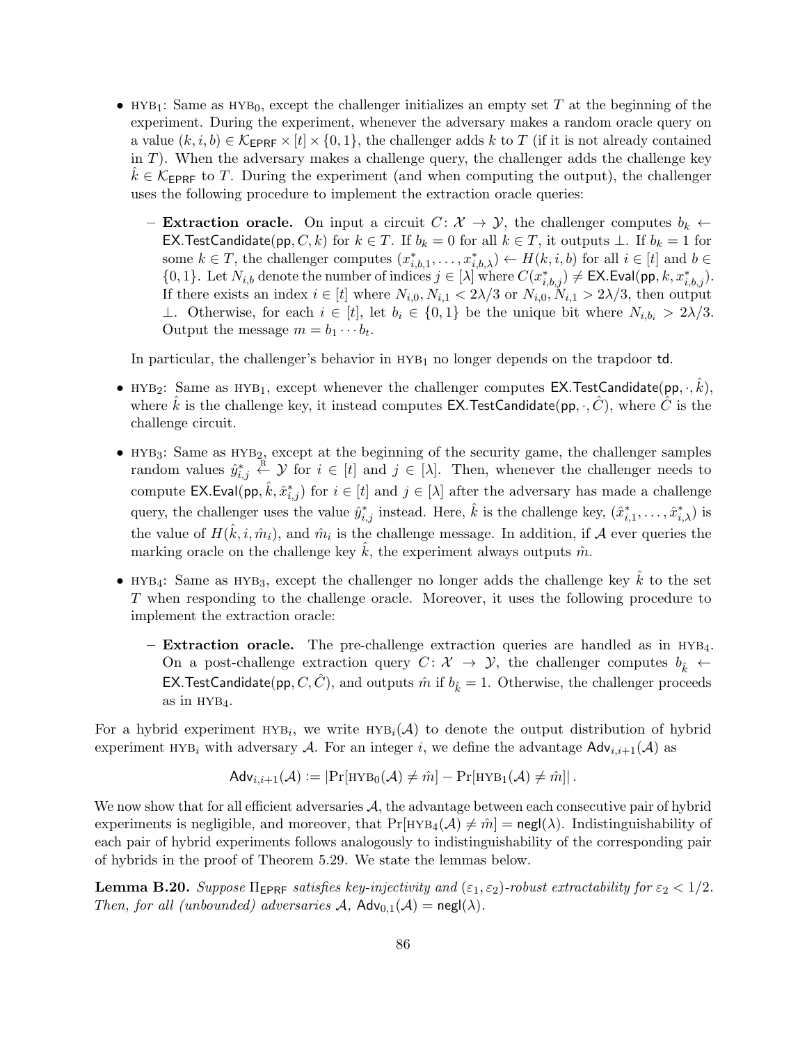- $\text{HYB}_1$: Same as $\text{HYB}_0$, except the challenger initializes an empty set $T$ at the beginning of the experiment. During the experiment, whenever the adversary makes a random oracle query on a value $(k, i, b) \in \mathcal{K}_{\mathsf{EPRF}} \times [t] \times \{0,1\}$, the challenger adds $k$ to $T$ (if it is not already contained in $T$). When the adversary makes a challenge query, the challenger adds the challenge key $\hat{k} \in \mathcal{K}_{\mathsf{EPRF}}$ to $T$. During the experiment (and when computing the output), the challenger uses the following procedure to implement the extraction oracle queries:

  - **Extraction oracle.** On input a circuit $C \colon \mathcal{X} \to \mathcal{Y}$, the challenger computes $b_k \leftarrow \mathsf{EX.TestCandidate}(\mathsf{pp}, C, k)$ for $k \in T$. If $b_k = 0$ for all $k \in T$, it outputs $\perp$. If $b_k = 1$ for some $k \in T$, the challenger computes $(x^*_{i,b,1}, \ldots, x^*_{i,b,\lambda}) \leftarrow H(k, i, b)$ for all $i \in [t]$ and $b \in \{0,1\}$. Let $N_{i,b}$ denote the number of indices $j \in [\lambda]$ where $C(x^*_{i,b,j}) \neq \mathsf{EX.Eval}(\mathsf{pp}, k, x^*_{i,b,j})$. If there exists an index $i \in [t]$ where $N_{i,0}, N_{i,1} < 2\lambda/3$ or $N_{i,0}, N_{i,1} > 2\lambda/3$, then output $\perp$. Otherwise, for each $i \in [t]$, let $b_i \in \{0,1\}$ be the unique bit where $N_{i,b_i} > 2\lambda/3$. Output the message $m = b_1 \cdots b_t$.

  In particular, the challenger's behavior in $\text{HYB}_1$ no longer depends on the trapdoor $\mathsf{td}$.

- $\text{HYB}_2$: Same as $\text{HYB}_1$, except whenever the challenger computes $\mathsf{EX.TestCandidate}(\mathsf{pp}, \cdot, \hat{k})$, where $\hat{k}$ is the challenge key, it instead computes $\mathsf{EX.TestCandidate}(\mathsf{pp}, \cdot, \hat{C})$, where $\hat{C}$ is the challenge circuit.

- $\text{HYB}_3$: Same as $\text{HYB}_2$, except at the beginning of the security game, the challenger samples random values $\hat{y}^*_{i,j} \xleftarrow{\text{R}} \mathcal{Y}$ for $i \in [t]$ and $j \in [\lambda]$. Then, whenever the challenger needs to compute $\mathsf{EX.Eval}(\mathsf{pp}, \hat{k}, \hat{x}^*_{i,j})$ for $i \in [t]$ and $j \in [\lambda]$ after the adversary has made a challenge query, the challenger uses the value $\hat{y}^*_{i,j}$ instead. Here, $\hat{k}$ is the challenge key, $(\hat{x}^*_{i,1}, \ldots, \hat{x}^*_{i,\lambda})$ is the value of $H(\hat{k}, i, \hat{m}_i)$, and $\hat{m}_i$ is the challenge message. In addition, if $\mathcal{A}$ ever queries the marking oracle on the challenge key $\hat{k}$, the experiment always outputs $\hat{m}$.

- $\text{HYB}_4$: Same as $\text{HYB}_3$, except the challenger no longer adds the challenge key $\hat{k}$ to the set $T$ when responding to the challenge oracle. Moreover, it uses the following procedure to implement the extraction oracle:

  - **Extraction oracle.** The pre-challenge extraction queries are handled as in $\text{HYB}_4$. On a post-challenge extraction query $C \colon \mathcal{X} \to \mathcal{Y}$, the challenger computes $b_{\hat{k}} \leftarrow \mathsf{EX.TestCandidate}(\mathsf{pp}, C, \hat{C})$, and outputs $\hat{m}$ if $b_{\hat{k}} = 1$. Otherwise, the challenger proceeds as in $\text{HYB}_4$.

For a hybrid experiment $\text{HYB}_i$, we write $\text{HYB}_i(\mathcal{A})$ to denote the output distribution of hybrid experiment $\text{HYB}_i$ with adversary $\mathcal{A}$. For an integer $i$, we define the advantage $\mathsf{Adv}_{i,i+1}(\mathcal{A})$ as

$$\mathsf{Adv}_{i,i+1}(\mathcal{A}) := \left|\Pr[\text{HYB}_0(\mathcal{A}) \neq \hat{m}] - \Pr[\text{HYB}_1(\mathcal{A}) \neq \hat{m}]\right|.$$

We now show that for all efficient adversaries $\mathcal{A}$, the advantage between each consecutive pair of hybrid experiments is negligible, and moreover, that $\Pr[\text{HYB}_4(\mathcal{A}) \neq \hat{m}] = \mathsf{negl}(\lambda)$. Indistinguishability of each pair of hybrid experiments follows analogously to indistinguishability of the corresponding pair of hybrids in the proof of Theorem 5.29. We state the lemmas below.

**Lemma B.20.** *Suppose $\Pi_{\mathsf{EPRF}}$ satisfies key-injectivity and $(\varepsilon_1, \varepsilon_2)$-robust extractability for $\varepsilon_2 < 1/2$. Then, for all (unbounded) adversaries $\mathcal{A}$, $\mathsf{Adv}_{0,1}(\mathcal{A}) = \mathsf{negl}(\lambda)$.*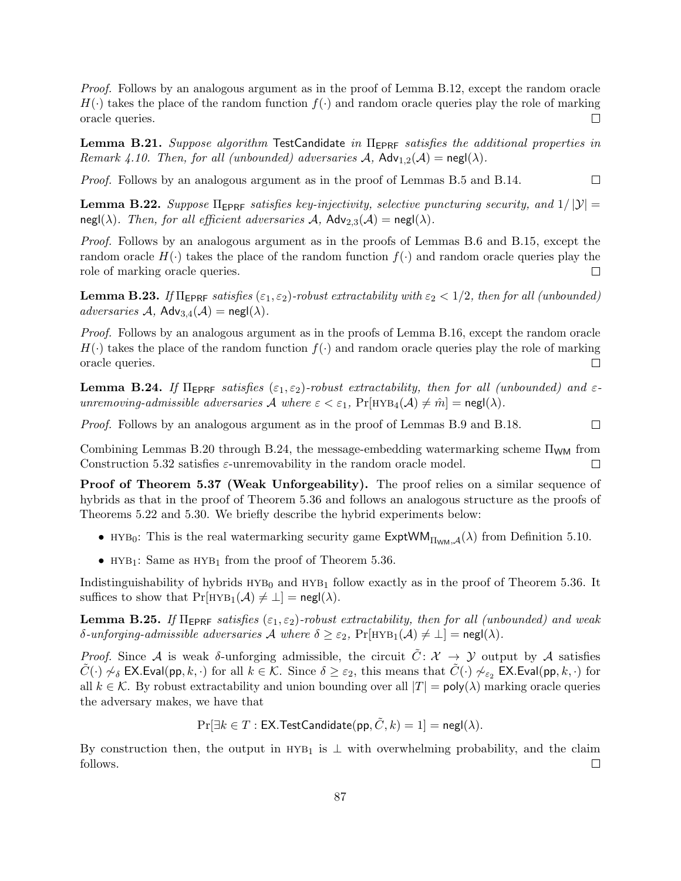*Proof.* Follows by an analogous argument as in the proof of Lemma B.12, except the random oracle $H(\cdot)$ takes the place of the random function $f(\cdot)$ and random oracle queries play the role of marking oracle queries. $\square$

**Lemma B.21.** *Suppose algorithm* TestCandidate *in* $\Pi_{\mathsf{EPRF}}$ *satisfies the additional properties in Remark 4.10. Then, for all (unbounded) adversaries* $\mathcal{A}$, $\mathsf{Adv}_{1,2}(\mathcal{A}) = \mathsf{negl}(\lambda)$.

*Proof.* Follows by an analogous argument as in the proof of Lemmas B.5 and B.14. $\square$

**Lemma B.22.** *Suppose* $\Pi_{\mathsf{EPRF}}$ *satisfies key-injectivity, selective puncturing security, and* $1/|\mathcal{Y}| = \mathsf{negl}(\lambda)$. *Then, for all efficient adversaries* $\mathcal{A}$, $\mathsf{Adv}_{2,3}(\mathcal{A}) = \mathsf{negl}(\lambda)$.

*Proof.* Follows by an analogous argument as in the proofs of Lemmas B.6 and B.15, except the random oracle $H(\cdot)$ takes the place of the random function $f(\cdot)$ and random oracle queries play the role of marking oracle queries. $\square$

**Lemma B.23.** *If* $\Pi_{\mathsf{EPRF}}$ *satisfies* $(\varepsilon_1, \varepsilon_2)$*-robust extractability with* $\varepsilon_2 < 1/2$*, then for all (unbounded) adversaries* $\mathcal{A}$, $\mathsf{Adv}_{3,4}(\mathcal{A}) = \mathsf{negl}(\lambda)$.

*Proof.* Follows by an analogous argument as in the proofs of Lemma B.16, except the random oracle $H(\cdot)$ takes the place of the random function $f(\cdot)$ and random oracle queries play the role of marking oracle queries. $\square$

**Lemma B.24.** *If* $\Pi_{\mathsf{EPRF}}$ *satisfies* $(\varepsilon_1, \varepsilon_2)$*-robust extractability, then for all (unbounded) and* $\varepsilon$*-unremoving-admissible adversaries* $\mathcal{A}$ *where* $\varepsilon < \varepsilon_1$, $\Pr[\text{HYB}_4(\mathcal{A}) \neq \hat{m}] = \mathsf{negl}(\lambda)$.

*Proof.* Follows by an analogous argument as in the proof of Lemmas B.9 and B.18. $\square$

Combining Lemmas B.20 through B.24, the message-embedding watermarking scheme $\Pi_{\mathsf{WM}}$ from Construction 5.32 satisfies $\varepsilon$-unremovability in the random oracle model. $\square$

**Proof of Theorem 5.37 (Weak Unforgeability).** The proof relies on a similar sequence of hybrids as that in the proof of Theorem 5.36 and follows an analogous structure as the proofs of Theorems 5.22 and 5.30. We briefly describe the hybrid experiments below:

- $\text{HYB}_0$: This is the real watermarking security game $\mathsf{ExptWM}_{\Pi_{\mathsf{WM}},\mathcal{A}}(\lambda)$ from Definition 5.10.
- $\text{HYB}_1$: Same as $\text{HYB}_1$ from the proof of Theorem 5.36.

Indistinguishability of hybrids $\text{HYB}_0$ and $\text{HYB}_1$ follow exactly as in the proof of Theorem 5.36. It suffices to show that $\Pr[\text{HYB}_1(\mathcal{A}) \neq \perp] = \mathsf{negl}(\lambda)$.

**Lemma B.25.** *If* $\Pi_{\mathsf{EPRF}}$ *satisfies* $(\varepsilon_1, \varepsilon_2)$*-robust extractability, then for all (unbounded) and weak* $\delta$*-unforging-admissible adversaries* $\mathcal{A}$ *where* $\delta \geq \varepsilon_2$, $\Pr[\text{HYB}_1(\mathcal{A}) \neq \perp] = \mathsf{negl}(\lambda)$.

*Proof.* Since $\mathcal{A}$ is weak $\delta$-unforging admissible, the circuit $\tilde{C} \colon \mathcal{X} \to \mathcal{Y}$ output by $\mathcal{A}$ satisfies $\tilde{C}(\cdot) \not\sim_\delta \mathsf{EX.Eval}(\mathsf{pp}, k, \cdot)$ for all $k \in \mathcal{K}$. Since $\delta \geq \varepsilon_2$, this means that $\tilde{C}(\cdot) \not\sim_{\varepsilon_2} \mathsf{EX.Eval}(\mathsf{pp}, k, \cdot)$ for all $k \in \mathcal{K}$. By robust extractability and union bounding over all $|T| = \mathsf{poly}(\lambda)$ marking oracle queries the adversary makes, we have that

$$\Pr[\exists k \in T : \mathsf{EX.TestCandidate}(\mathsf{pp}, \tilde{C}, k) = 1] = \mathsf{negl}(\lambda).$$

By construction then, the output in $\text{HYB}_1$ is $\perp$ with overwhelming probability, and the claim follows. $\square$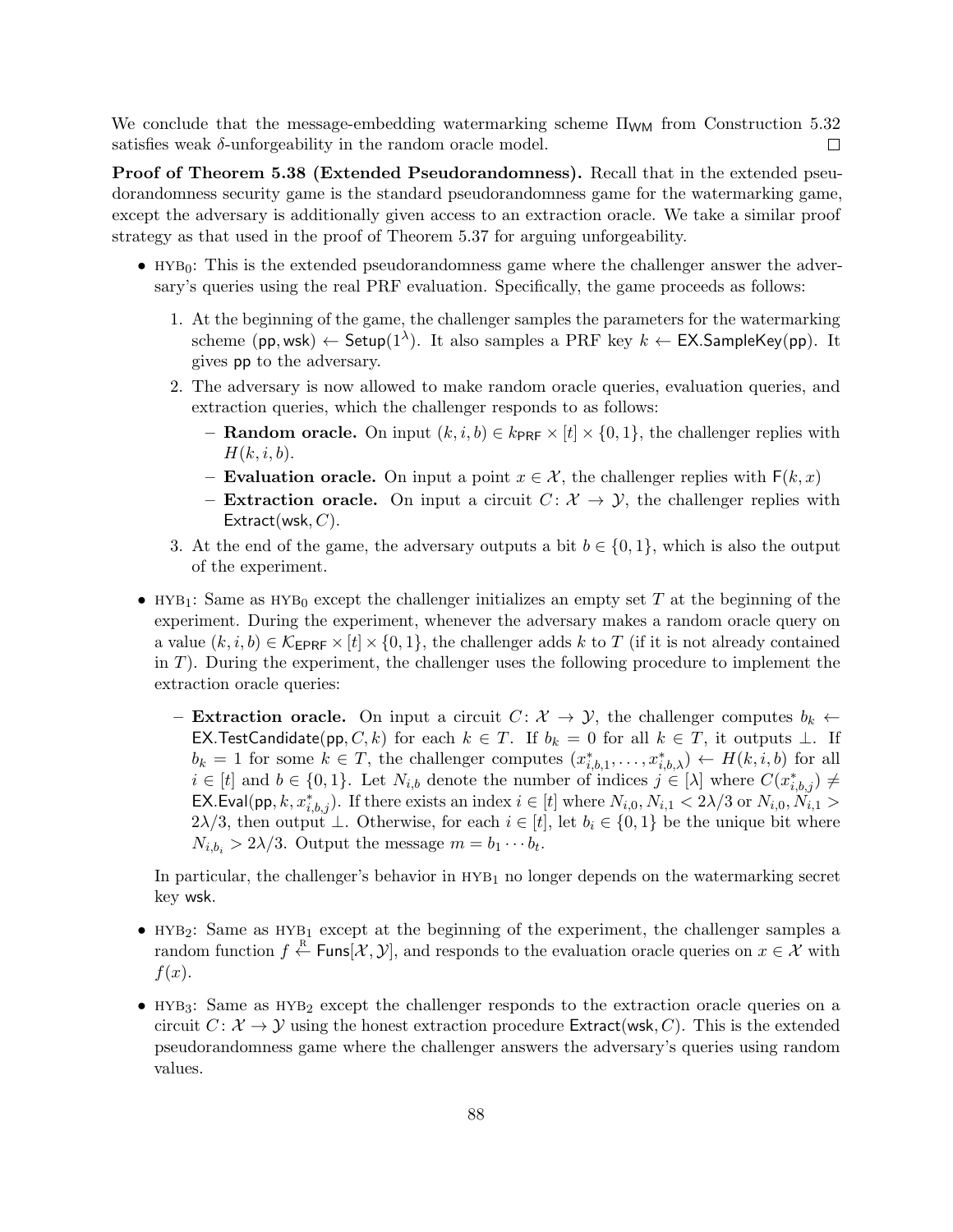We conclude that the message-embedding watermarking scheme $\Pi_{\mathsf{WM}}$ from Construction 5.32 satisfies weak $\delta$-unforgeability in the random oracle model. $\square$

**Proof of Theorem 5.38 (Extended Pseudorandomness).** Recall that in the extended pseudorandomness security game is the standard pseudorandomness game for the watermarking game, except the adversary is additionally given access to an extraction oracle. We take a similar proof strategy as that used in the proof of Theorem 5.37 for arguing unforgeability.

- $\text{HYB}_0$: This is the extended pseudorandomness game where the challenger answer the adversary's queries using the real PRF evaluation. Specifically, the game proceeds as follows:
  1. At the beginning of the game, the challenger samples the parameters for the watermarking scheme $(\mathsf{pp}, \mathsf{wsk}) \leftarrow \mathsf{Setup}(1^\lambda)$. It also samples a PRF key $k \leftarrow \mathsf{EX.SampleKey}(\mathsf{pp})$. It gives $\mathsf{pp}$ to the adversary.
  2. The adversary is now allowed to make random oracle queries, evaluation queries, and extraction queries, which the challenger responds to as follows:
     - **Random oracle.** On input $(k, i, b) \in k_{\mathsf{PRF}} \times [t] \times \{0,1\}$, the challenger replies with $H(k, i, b)$.
     - **Evaluation oracle.** On input a point $x \in \mathcal{X}$, the challenger replies with $\mathsf{F}(k, x)$
     - **Extraction oracle.** On input a circuit $C \colon \mathcal{X} \to \mathcal{Y}$, the challenger replies with $\mathsf{Extract}(\mathsf{wsk}, C)$.
  3. At the end of the game, the adversary outputs a bit $b \in \{0,1\}$, which is also the output of the experiment.
- $\text{HYB}_1$: Same as $\text{HYB}_0$ except the challenger initializes an empty set $T$ at the beginning of the experiment. During the experiment, whenever the adversary makes a random oracle query on a value $(k, i, b) \in \mathcal{K}_{\mathsf{EPRF}} \times [t] \times \{0,1\}$, the challenger adds $k$ to $T$ (if it is not already contained in $T$). During the experiment, the challenger uses the following procedure to implement the extraction oracle queries:
  - **Extraction oracle.** On input a circuit $C \colon \mathcal{X} \to \mathcal{Y}$, the challenger computes $b_k \leftarrow \mathsf{EX.TestCandidate}(\mathsf{pp}, C, k)$ for each $k \in T$. If $b_k = 0$ for all $k \in T$, it outputs $\perp$. If $b_k = 1$ for some $k \in T$, the challenger computes $(x^*_{i,b,1}, \ldots, x^*_{i,b,\lambda}) \leftarrow H(k, i, b)$ for all $i \in [t]$ and $b \in \{0,1\}$. Let $N_{i,b}$ denote the number of indices $j \in [\lambda]$ where $C(x^*_{i,b,j}) \neq \mathsf{EX.Eval}(\mathsf{pp}, k, x^*_{i,b,j})$. If there exists an index $i \in [t]$ where $N_{i,0}, N_{i,1} < 2\lambda/3$ or $N_{i,0}, N_{i,1} > 2\lambda/3$, then output $\perp$. Otherwise, for each $i \in [t]$, let $b_i \in \{0,1\}$ be the unique bit where $N_{i,b_i} > 2\lambda/3$. Output the message $m = b_1 \cdots b_t$.

  In particular, the challenger's behavior in $\text{HYB}_1$ no longer depends on the watermarking secret key $\mathsf{wsk}$.
- $\text{HYB}_2$: Same as $\text{HYB}_1$ except at the beginning of the experiment, the challenger samples a random function $f \xleftarrow{\text{R}} \mathsf{Funs}[\mathcal{X}, \mathcal{Y}]$, and responds to the evaluation oracle queries on $x \in \mathcal{X}$ with $f(x)$.
- $\text{HYB}_3$: Same as $\text{HYB}_2$ except the challenger responds to the extraction oracle queries on a circuit $C \colon \mathcal{X} \to \mathcal{Y}$ using the honest extraction procedure $\mathsf{Extract}(\mathsf{wsk}, C)$. This is the extended pseudorandomness game where the challenger answers the adversary's queries using random values.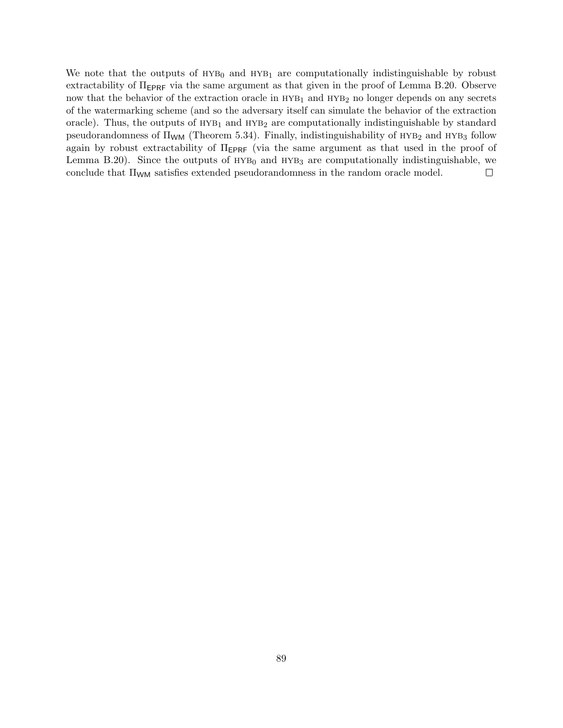We note that the outputs of $\text{HYB}_0$ and $\text{HYB}_1$ are computationally indistinguishable by robust extractability of $\Pi_{\mathsf{EPRF}}$ via the same argument as that given in the proof of Lemma B.20. Observe now that the behavior of the extraction oracle in $\text{HYB}_1$ and $\text{HYB}_2$ no longer depends on any secrets of the watermarking scheme (and so the adversary itself can simulate the behavior of the extraction oracle). Thus, the outputs of $\text{HYB}_1$ and $\text{HYB}_2$ are computationally indistinguishable by standard pseudorandomness of $\Pi_{\mathsf{WM}}$ (Theorem 5.34). Finally, indistinguishability of $\text{HYB}_2$ and $\text{HYB}_3$ follow again by robust extractability of $\Pi_{\mathsf{EPRF}}$ (via the same argument as that used in the proof of Lemma B.20). Since the outputs of $\text{HYB}_0$ and $\text{HYB}_3$ are computationally indistinguishable, we conclude that $\Pi_{\mathsf{WM}}$ satisfies extended pseudorandomness in the random oracle model. $\square$